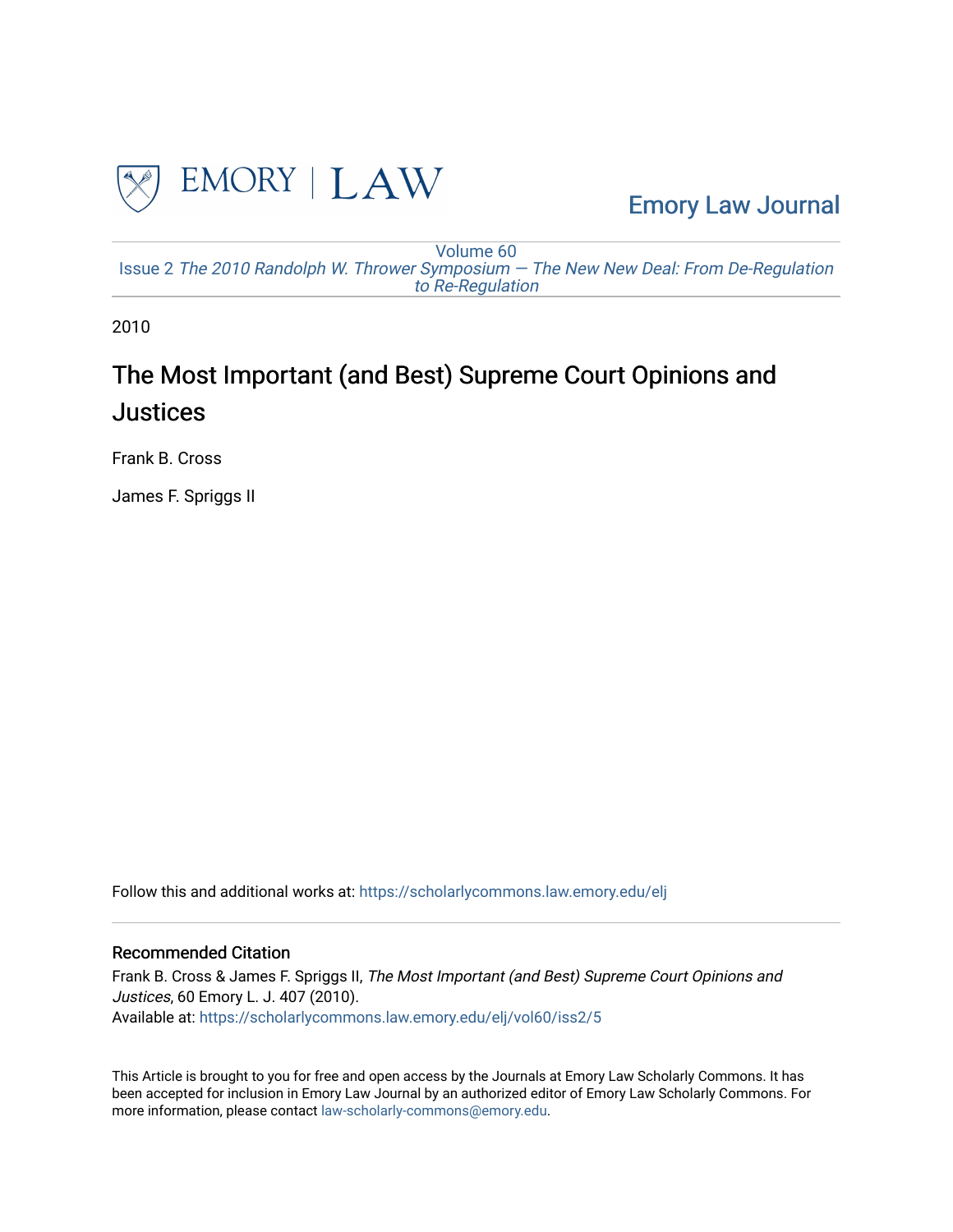Emory Law Journal

Volume 60
Issue 2 *The 2010 Randolph W. Thrower Symposium — The New New Deal: From De-Regulation to Re-Regulation*

2010

# The Most Important (and Best) Supreme Court Opinions and Justices

Frank B. Cross

James F. Spriggs II

Follow this and additional works at: https://scholarlycommons.law.emory.edu/elj

## Recommended Citation

Frank B. Cross & James F. Spriggs II, *The Most Important (and Best) Supreme Court Opinions and Justices*, 60 Emory L. J. 407 (2010).
Available at: https://scholarlycommons.law.emory.edu/elj/vol60/iss2/5

This Article is brought to you for free and open access by the Journals at Emory Law Scholarly Commons. It has been accepted for inclusion in Emory Law Journal by an authorized editor of Emory Law Scholarly Commons. For more information, please contact law-scholarly-commons@emory.edu.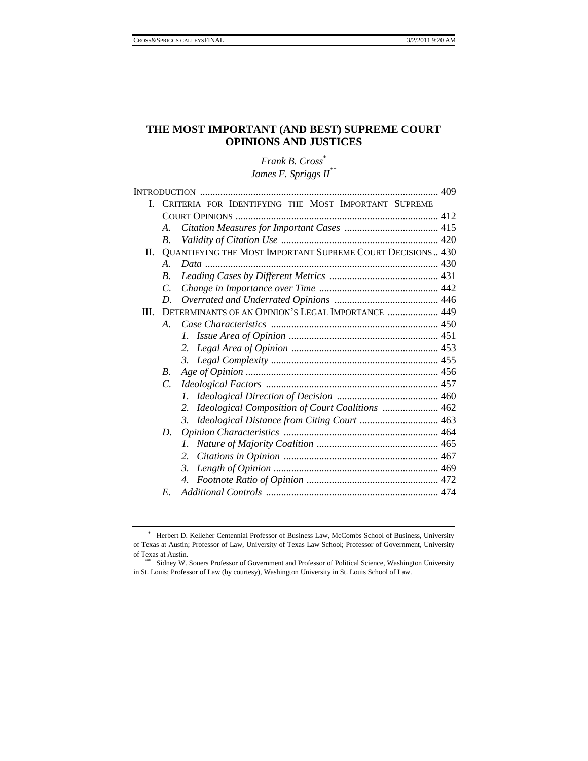# THE MOST IMPORTANT (AND BEST) SUPREME COURT OPINIONS AND JUSTICES

*Frank B. Cross*[*]

*James F. Spriggs II*[**]

INTRODUCTION ........................................................................................ 409

I. CRITERIA FOR IDENTIFYING THE MOST IMPORTANT SUPREME COURT OPINIONS ........................................................................................ 412

- A. *Citation Measures for Important Cases* ........................................ 415
- B. *Validity of Citation Use* ........................................................... 420

II. QUANTIFYING THE MOST IMPORTANT SUPREME COURT DECISIONS .. 430

- A. *Data* ........................................................................................ 430
- B. *Leading Cases by Different Metrics* .......................................... 431
- C. *Change in Importance over Time* .............................................. 442
- D. *Overrated and Underrated Opinions* ......................................... 446

III. DETERMINANTS OF AN OPINION'S LEGAL IMPORTANCE .................... 449

- A. *Case Characteristics* ................................................................. 450
  1. *Issue Area of Opinion* ........................................................... 451
  2. *Legal Area of Opinion* .......................................................... 453
  3. *Legal Complexity* ................................................................. 455
- B. *Age of Opinion* ......................................................................... 456
- C. *Ideological Factors* .................................................................. 457
  1. *Ideological Direction of Decision* ........................................ 460
  2. *Ideological Composition of Court Coalitions* ...................... 462
  3. *Ideological Distance from Citing Court* ............................... 463
- D. *Opinion Characteristics* ............................................................ 464
  1. *Nature of Majority Coalition* ................................................ 465
  2. *Citations in Opinion* ............................................................ 467
  3. *Length of Opinion* ................................................................ 469
  4. *Footnote Ratio of Opinion* .................................................... 472
- E. *Additional Controls* .................................................................. 474

---

[*] Herbert D. Kelleher Centennial Professor of Business Law, McCombs School of Business, University of Texas at Austin; Professor of Law, University of Texas Law School; Professor of Government, University of Texas at Austin.

[**] Sidney W. Souers Professor of Government and Professor of Political Science, Washington University in St. Louis; Professor of Law (by courtesy), Washington University in St. Louis School of Law.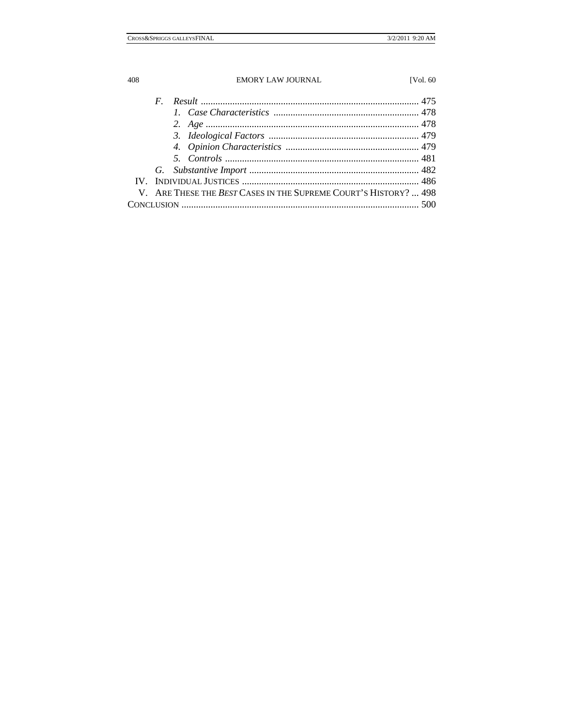- *F. Result* ......................................................................................... 475
  - *1. Case Characteristics* ............................................................ 478
  - *2. Age* ........................................................................................ 478
  - *3. Ideological Factors* .............................................................. 479
  - *4. Opinion Characteristics* ....................................................... 479
  - *5. Controls* ................................................................................ 481
- *G. Substantive Import* ...................................................................... 482

IV. INDIVIDUAL JUSTICES ......................................................................... 486

V. ARE THESE THE *BEST* CASES IN THE SUPREME COURT'S HISTORY? ... 498

CONCLUSION ................................................................................................. 500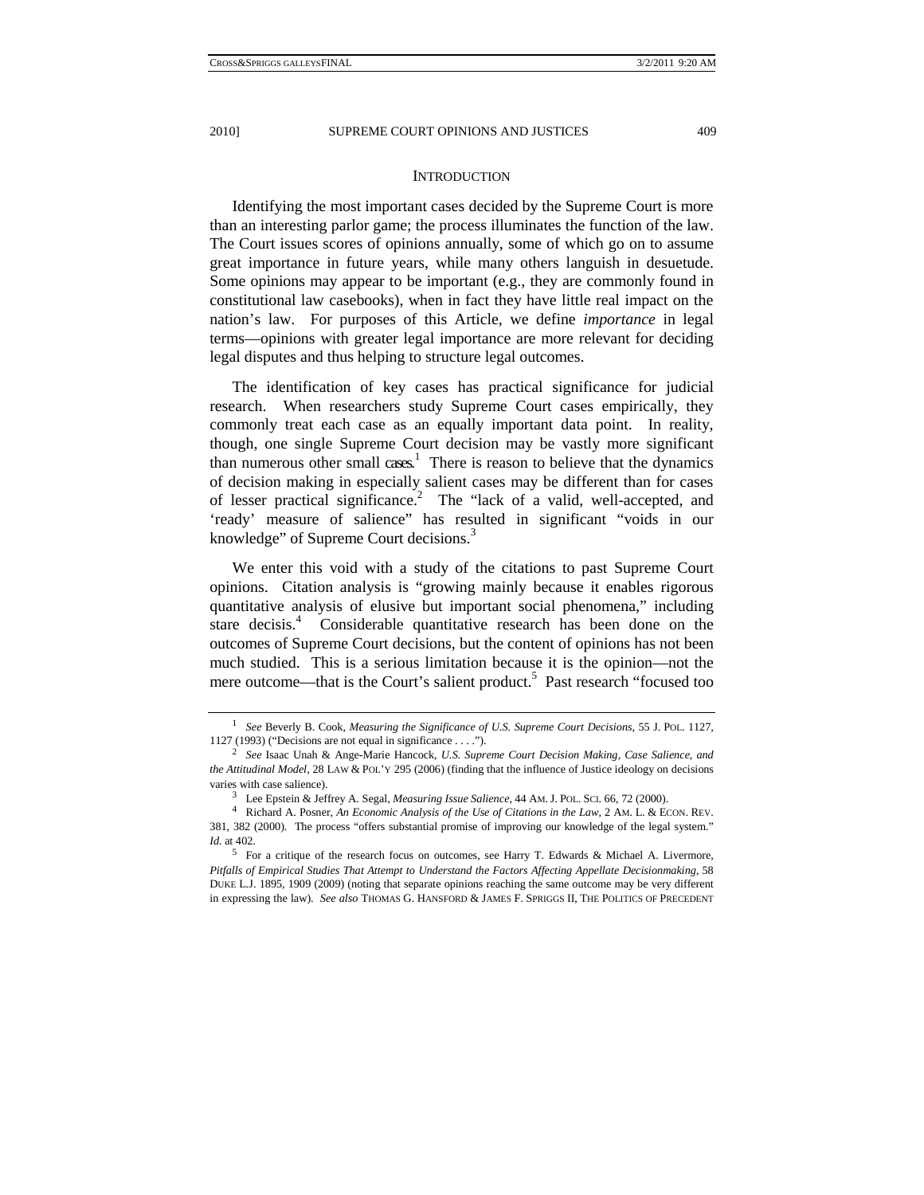## INTRODUCTION

Identifying the most important cases decided by the Supreme Court is more than an interesting parlor game; the process illuminates the function of the law. The Court issues scores of opinions annually, some of which go on to assume great importance in future years, while many others languish in desuetude. Some opinions may appear to be important (e.g., they are commonly found in constitutional law casebooks), when in fact they have little real impact on the nation's law. For purposes of this Article, we define *importance* in legal terms—opinions with greater legal importance are more relevant for deciding legal disputes and thus helping to structure legal outcomes.

The identification of key cases has practical significance for judicial research. When researchers study Supreme Court cases empirically, they commonly treat each case as an equally important data point. In reality, though, one single Supreme Court decision may be vastly more significant than numerous other small cases.[1] There is reason to believe that the dynamics of decision making in especially salient cases may be different than for cases of lesser practical significance.[2] The "lack of a valid, well-accepted, and 'ready' measure of salience" has resulted in significant "voids in our knowledge" of Supreme Court decisions.[3]

We enter this void with a study of the citations to past Supreme Court opinions. Citation analysis is "growing mainly because it enables rigorous quantitative analysis of elusive but important social phenomena," including stare decisis.[4] Considerable quantitative research has been done on the outcomes of Supreme Court decisions, but the content of opinions has not been much studied. This is a serious limitation because it is the opinion—not the mere outcome—that is the Court's salient product.[5] Past research "focused too

---

[1] *See* Beverly B. Cook, *Measuring the Significance of U.S. Supreme Court Decisions*, 55 J. POL. 1127, 1127 (1993) ("Decisions are not equal in significance . . . .").

[2] *See* Isaac Unah & Ange-Marie Hancock, *U.S. Supreme Court Decision Making, Case Salience, and the Attitudinal Model*, 28 LAW & POL'Y 295 (2006) (finding that the influence of Justice ideology on decisions varies with case salience).

[3] Lee Epstein & Jeffrey A. Segal, *Measuring Issue Salience*, 44 AM. J. POL. SCI. 66, 72 (2000).

[4] Richard A. Posner, *An Economic Analysis of the Use of Citations in the Law*, 2 AM. L. & ECON. REV. 381, 382 (2000). The process "offers substantial promise of improving our knowledge of the legal system." *Id.* at 402.

[5] For a critique of the research focus on outcomes, see Harry T. Edwards & Michael A. Livermore, *Pitfalls of Empirical Studies That Attempt to Understand the Factors Affecting Appellate Decisionmaking*, 58 DUKE L.J. 1895, 1909 (2009) (noting that separate opinions reaching the same outcome may be very different in expressing the law). *See also* THOMAS G. HANSFORD & JAMES F. SPRIGGS II, THE POLITICS OF PRECEDENT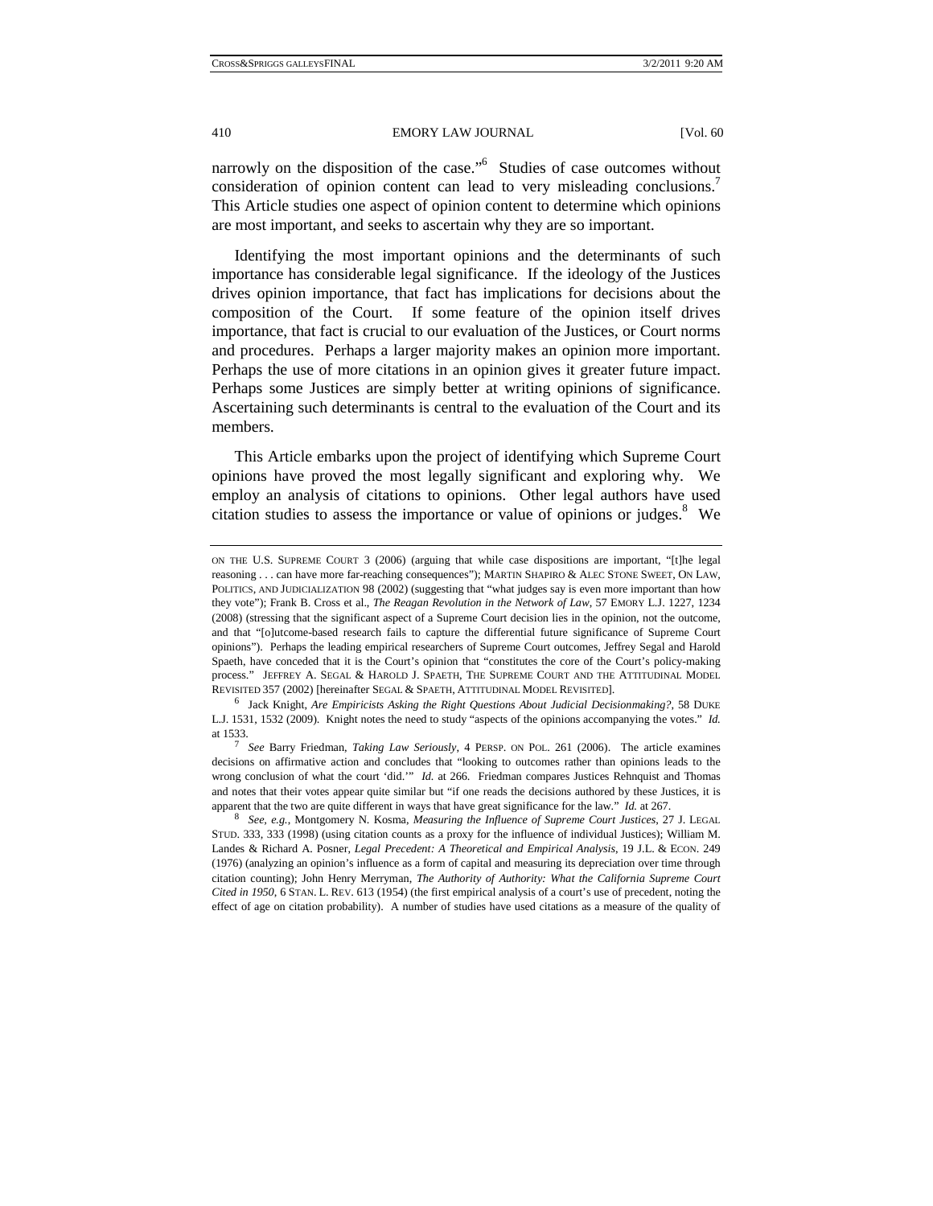narrowly on the disposition of the case."[6] Studies of case outcomes without consideration of opinion content can lead to very misleading conclusions.[7] This Article studies one aspect of opinion content to determine which opinions are most important, and seeks to ascertain why they are so important.

Identifying the most important opinions and the determinants of such importance has considerable legal significance. If the ideology of the Justices drives opinion importance, that fact has implications for decisions about the composition of the Court. If some feature of the opinion itself drives importance, that fact is crucial to our evaluation of the Justices, or Court norms and procedures. Perhaps a larger majority makes an opinion more important. Perhaps the use of more citations in an opinion gives it greater future impact. Perhaps some Justices are simply better at writing opinions of significance. Ascertaining such determinants is central to the evaluation of the Court and its members.

This Article embarks upon the project of identifying which Supreme Court opinions have proved the most legally significant and exploring why. We employ an analysis of citations to opinions. Other legal authors have used citation studies to assess the importance or value of opinions or judges.[8] We

---

ON THE U.S. SUPREME COURT 3 (2006) (arguing that while case dispositions are important, "[t]he legal reasoning . . . can have more far-reaching consequences"); MARTIN SHAPIRO & ALEC STONE SWEET, ON LAW, POLITICS, AND JUDICIALIZATION 98 (2002) (suggesting that "what judges say is even more important than how they vote"); Frank B. Cross et al., *The Reagan Revolution in the Network of Law*, 57 EMORY L.J. 1227, 1234 (2008) (stressing that the significant aspect of a Supreme Court decision lies in the opinion, not the outcome, and that "[o]utcome-based research fails to capture the differential future significance of Supreme Court opinions"). Perhaps the leading empirical researchers of Supreme Court outcomes, Jeffrey Segal and Harold Spaeth, have conceded that it is the Court's opinion that "constitutes the core of the Court's policy-making process." JEFFREY A. SEGAL & HAROLD J. SPAETH, THE SUPREME COURT AND THE ATTITUDINAL MODEL REVISITED 357 (2002) [hereinafter SEGAL & SPAETH, ATTITUDINAL MODEL REVISITED].

[6] Jack Knight, *Are Empiricists Asking the Right Questions About Judicial Decisionmaking?*, 58 DUKE L.J. 1531, 1532 (2009). Knight notes the need to study "aspects of the opinions accompanying the votes." *Id.* at 1533.

[7] *See* Barry Friedman, *Taking Law Seriously*, 4 PERSP. ON POL. 261 (2006). The article examines decisions on affirmative action and concludes that "looking to outcomes rather than opinions leads to the wrong conclusion of what the court 'did.'" *Id.* at 266. Friedman compares Justices Rehnquist and Thomas and notes that their votes appear quite similar but "if one reads the decisions authored by these Justices, it is apparent that the two are quite different in ways that have great significance for the law." *Id.* at 267.

[8] *See, e.g.*, Montgomery N. Kosma, *Measuring the Influence of Supreme Court Justices*, 27 J. LEGAL STUD. 333, 333 (1998) (using citation counts as a proxy for the influence of individual Justices); William M. Landes & Richard A. Posner, *Legal Precedent: A Theoretical and Empirical Analysis*, 19 J.L. & ECON. 249 (1976) (analyzing an opinion's influence as a form of capital and measuring its depreciation over time through citation counting); John Henry Merryman, *The Authority of Authority: What the California Supreme Court Cited in 1950*, 6 STAN. L. REV. 613 (1954) (the first empirical analysis of a court's use of precedent, noting the effect of age on citation probability). A number of studies have used citations as a measure of the quality of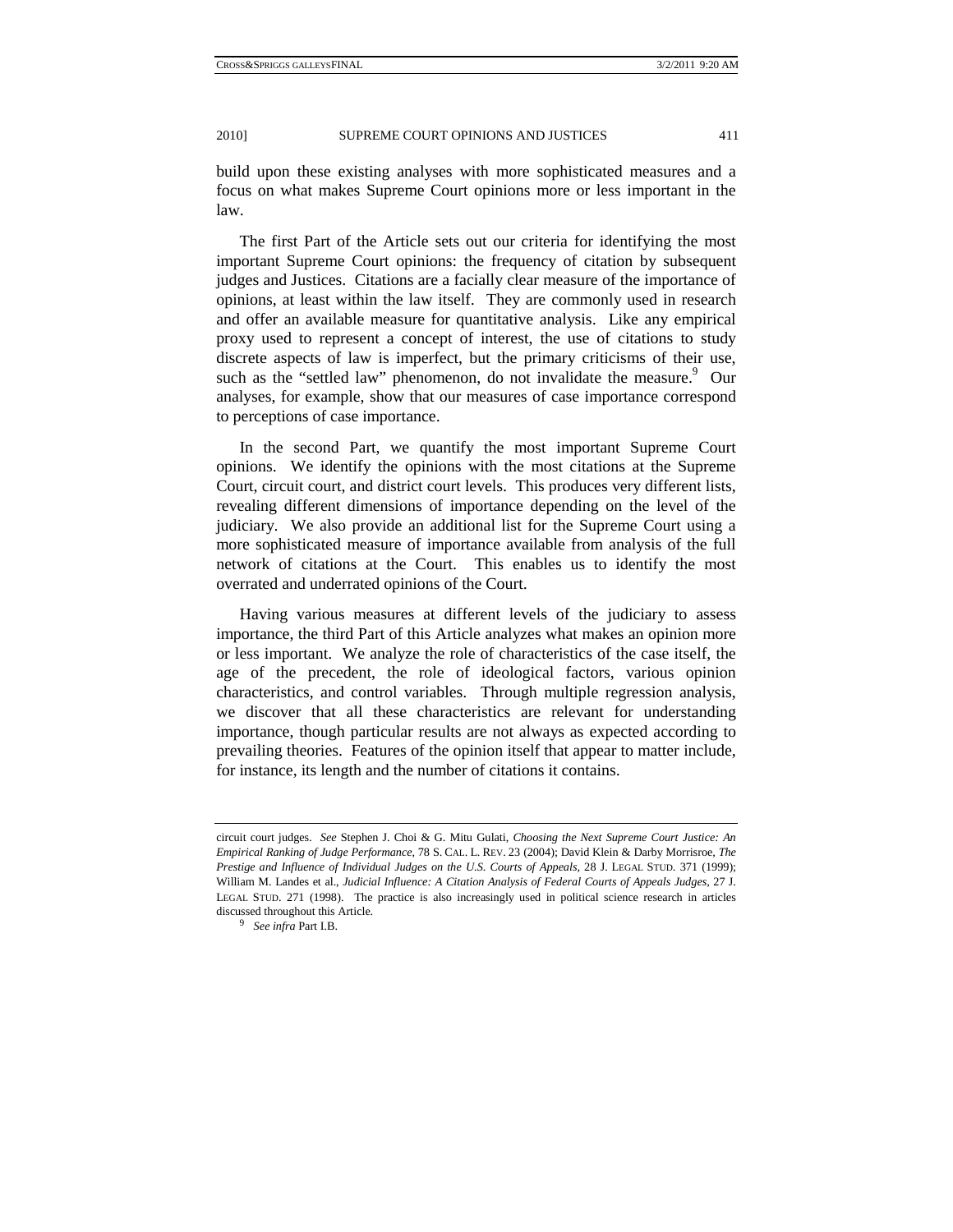build upon these existing analyses with more sophisticated measures and a focus on what makes Supreme Court opinions more or less important in the law.

The first Part of the Article sets out our criteria for identifying the most important Supreme Court opinions: the frequency of citation by subsequent judges and Justices. Citations are a facially clear measure of the importance of opinions, at least within the law itself. They are commonly used in research and offer an available measure for quantitative analysis. Like any empirical proxy used to represent a concept of interest, the use of citations to study discrete aspects of law is imperfect, but the primary criticisms of their use, such as the "settled law" phenomenon, do not invalidate the measure.[9] Our analyses, for example, show that our measures of case importance correspond to perceptions of case importance.

In the second Part, we quantify the most important Supreme Court opinions. We identify the opinions with the most citations at the Supreme Court, circuit court, and district court levels. This produces very different lists, revealing different dimensions of importance depending on the level of the judiciary. We also provide an additional list for the Supreme Court using a more sophisticated measure of importance available from analysis of the full network of citations at the Court. This enables us to identify the most overrated and underrated opinions of the Court.

Having various measures at different levels of the judiciary to assess importance, the third Part of this Article analyzes what makes an opinion more or less important. We analyze the role of characteristics of the case itself, the age of the precedent, the role of ideological factors, various opinion characteristics, and control variables. Through multiple regression analysis, we discover that all these characteristics are relevant for understanding importance, though particular results are not always as expected according to prevailing theories. Features of the opinion itself that appear to matter include, for instance, its length and the number of citations it contains.

---

circuit court judges. *See* Stephen J. Choi & G. Mitu Gulati, *Choosing the Next Supreme Court Justice: An Empirical Ranking of Judge Performance*, 78 S. CAL. L. REV. 23 (2004); David Klein & Darby Morrisroe, *The Prestige and Influence of Individual Judges on the U.S. Courts of Appeals*, 28 J. LEGAL STUD. 371 (1999); William M. Landes et al., *Judicial Influence: A Citation Analysis of Federal Courts of Appeals Judges*, 27 J. LEGAL STUD. 271 (1998). The practice is also increasingly used in political science research in articles discussed throughout this Article.

[9] *See infra* Part I.B.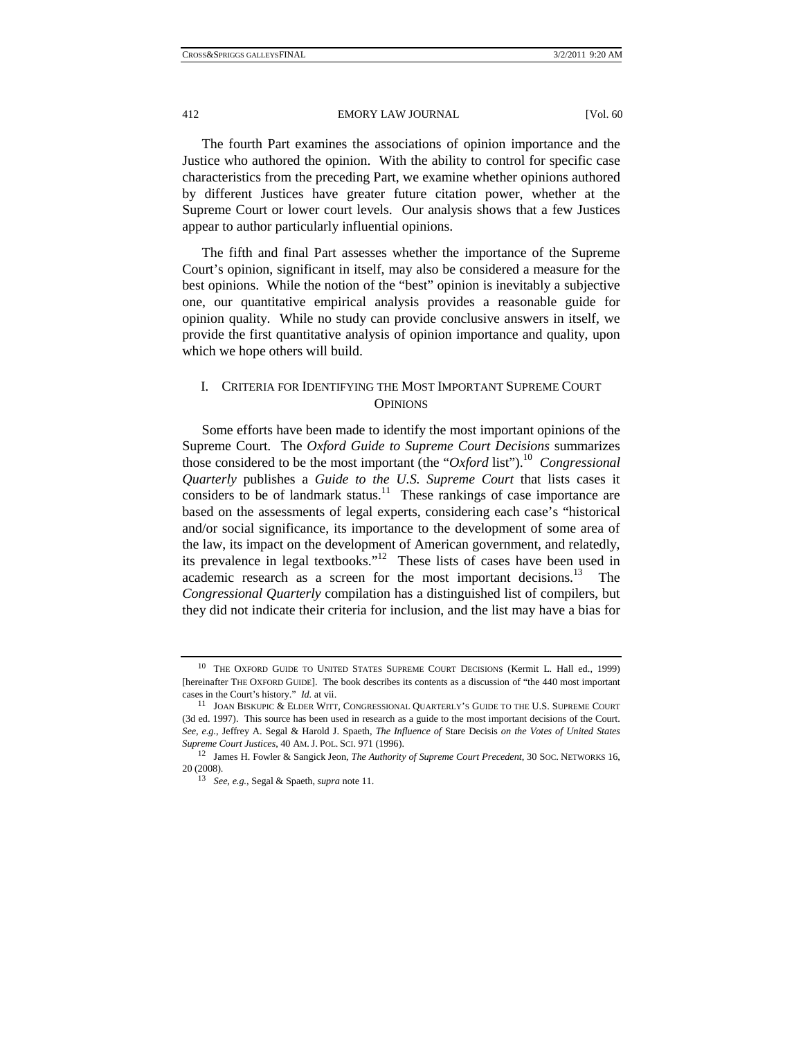The fourth Part examines the associations of opinion importance and the Justice who authored the opinion. With the ability to control for specific case characteristics from the preceding Part, we examine whether opinions authored by different Justices have greater future citation power, whether at the Supreme Court or lower court levels. Our analysis shows that a few Justices appear to author particularly influential opinions.

The fifth and final Part assesses whether the importance of the Supreme Court's opinion, significant in itself, may also be considered a measure for the best opinions. While the notion of the "best" opinion is inevitably a subjective one, our quantitative empirical analysis provides a reasonable guide for opinion quality. While no study can provide conclusive answers in itself, we provide the first quantitative analysis of opinion importance and quality, upon which we hope others will build.

## I. CRITERIA FOR IDENTIFYING THE MOST IMPORTANT SUPREME COURT OPINIONS

Some efforts have been made to identify the most important opinions of the Supreme Court. The *Oxford Guide to Supreme Court Decisions* summarizes those considered to be the most important (the "*Oxford* list").[10] *Congressional Quarterly* publishes a *Guide to the U.S. Supreme Court* that lists cases it considers to be of landmark status.[11] These rankings of case importance are based on the assessments of legal experts, considering each case's "historical and/or social significance, its importance to the development of some area of the law, its impact on the development of American government, and relatedly, its prevalence in legal textbooks."[12] These lists of cases have been used in academic research as a screen for the most important decisions.[13] The *Congressional Quarterly* compilation has a distinguished list of compilers, but they did not indicate their criteria for inclusion, and the list may have a bias for

---

[10] THE OXFORD GUIDE TO UNITED STATES SUPREME COURT DECISIONS (Kermit L. Hall ed., 1999) [hereinafter THE OXFORD GUIDE]. The book describes its contents as a discussion of "the 440 most important cases in the Court's history." *Id.* at vii.

[11] JOAN BISKUPIC & ELDER WITT, CONGRESSIONAL QUARTERLY'S GUIDE TO THE U.S. SUPREME COURT (3d ed. 1997). This source has been used in research as a guide to the most important decisions of the Court. *See, e.g.*, Jeffrey A. Segal & Harold J. Spaeth, *The Influence of* Stare Decisis *on the Votes of United States Supreme Court Justices*, 40 AM. J. POL. SCI. 971 (1996).

[12] James H. Fowler & Sangick Jeon, *The Authority of Supreme Court Precedent*, 30 SOC. NETWORKS 16, 20 (2008).

[13] *See, e.g.*, Segal & Spaeth, *supra* note 11.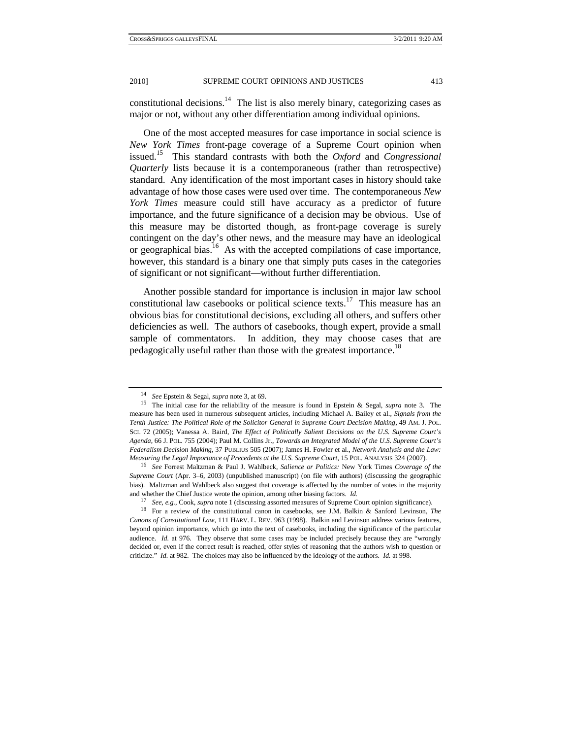constitutional decisions.[14] The list is also merely binary, categorizing cases as major or not, without any other differentiation among individual opinions.

One of the most accepted measures for case importance in social science is *New York Times* front-page coverage of a Supreme Court opinion when issued.[15] This standard contrasts with both the *Oxford* and *Congressional Quarterly* lists because it is a contemporaneous (rather than retrospective) standard. Any identification of the most important cases in history should take advantage of how those cases were used over time. The contemporaneous *New York Times* measure could still have accuracy as a predictor of future importance, and the future significance of a decision may be obvious. Use of this measure may be distorted though, as front-page coverage is surely contingent on the day's other news, and the measure may have an ideological or geographical bias.[16] As with the accepted compilations of case importance, however, this standard is a binary one that simply puts cases in the categories of significant or not significant—without further differentiation.

Another possible standard for importance is inclusion in major law school constitutional law casebooks or political science texts.[17] This measure has an obvious bias for constitutional decisions, excluding all others, and suffers other deficiencies as well. The authors of casebooks, though expert, provide a small sample of commentators. In addition, they may choose cases that are pedagogically useful rather than those with the greatest importance.[18]

---

[14] *See* Epstein & Segal, *supra* note 3, at 69.

[15] The initial case for the reliability of the measure is found in Epstein & Segal, *supra* note 3. The measure has been used in numerous subsequent articles, including Michael A. Bailey et al., *Signals from the Tenth Justice: The Political Role of the Solicitor General in Supreme Court Decision Making*, 49 AM. J. POL. SCI. 72 (2005); Vanessa A. Baird, *The Effect of Politically Salient Decisions on the U.S. Supreme Court's Agenda*, 66 J. POL. 755 (2004); Paul M. Collins Jr., *Towards an Integrated Model of the U.S. Supreme Court's Federalism Decision Making*, 37 PUBLIUS 505 (2007); James H. Fowler et al., *Network Analysis and the Law: Measuring the Legal Importance of Precedents at the U.S. Supreme Court*, 15 POL. ANALYSIS 324 (2007).

[16] *See* Forrest Maltzman & Paul J. Wahlbeck, *Salience or Politics:* New York Times *Coverage of the Supreme Court* (Apr. 3–6, 2003) (unpublished manuscript) (on file with authors) (discussing the geographic bias). Maltzman and Wahlbeck also suggest that coverage is affected by the number of votes in the majority and whether the Chief Justice wrote the opinion, among other biasing factors. *Id.*

[17] *See, e.g.*, Cook, *supra* note 1 (discussing assorted measures of Supreme Court opinion significance).

[18] For a review of the constitutional canon in casebooks, see J.M. Balkin & Sanford Levinson, *The Canons of Constitutional Law*, 111 HARV. L. REV. 963 (1998). Balkin and Levinson address various features, beyond opinion importance, which go into the text of casebooks, including the significance of the particular audience. *Id.* at 976. They observe that some cases may be included precisely because they are "wrongly decided or, even if the correct result is reached, offer styles of reasoning that the authors wish to question or criticize." *Id.* at 982. The choices may also be influenced by the ideology of the authors. *Id.* at 998.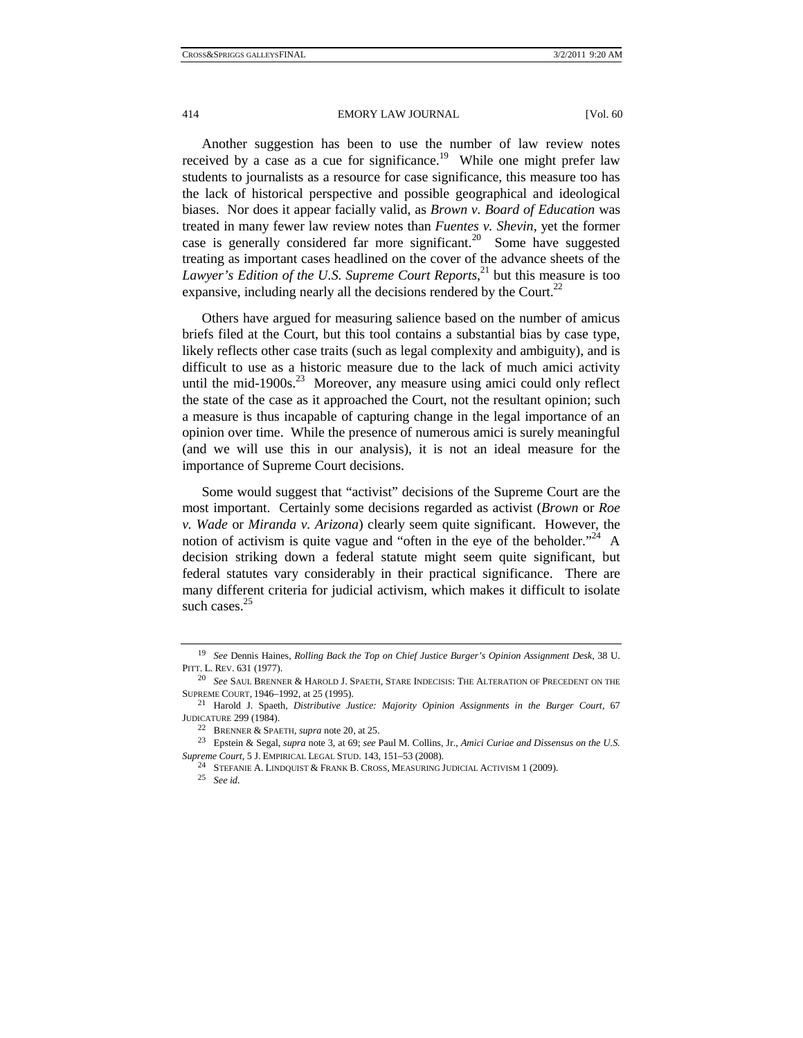Another suggestion has been to use the number of law review notes received by a case as a cue for significance.[19] While one might prefer law students to journalists as a resource for case significance, this measure too has the lack of historical perspective and possible geographical and ideological biases. Nor does it appear facially valid, as *Brown v. Board of Education* was treated in many fewer law review notes than *Fuentes v. Shevin*, yet the former case is generally considered far more significant.[20] Some have suggested treating as important cases headlined on the cover of the advance sheets of the *Lawyer's Edition of the U.S. Supreme Court Reports*,[21] but this measure is too expansive, including nearly all the decisions rendered by the Court.[22]

Others have argued for measuring salience based on the number of amicus briefs filed at the Court, but this tool contains a substantial bias by case type, likely reflects other case traits (such as legal complexity and ambiguity), and is difficult to use as a historic measure due to the lack of much amici activity until the mid-1900s.[23] Moreover, any measure using amici could only reflect the state of the case as it approached the Court, not the resultant opinion; such a measure is thus incapable of capturing change in the legal importance of an opinion over time. While the presence of numerous amici is surely meaningful (and we will use this in our analysis), it is not an ideal measure for the importance of Supreme Court decisions.

Some would suggest that "activist" decisions of the Supreme Court are the most important. Certainly some decisions regarded as activist (*Brown* or *Roe v. Wade* or *Miranda v. Arizona*) clearly seem quite significant. However, the notion of activism is quite vague and "often in the eye of the beholder."[24] A decision striking down a federal statute might seem quite significant, but federal statutes vary considerably in their practical significance. There are many different criteria for judicial activism, which makes it difficult to isolate such cases.[25]

---

[19] *See* Dennis Haines, *Rolling Back the Top on Chief Justice Burger's Opinion Assignment Desk*, 38 U. PITT. L. REV. 631 (1977).

[20] *See* SAUL BRENNER & HAROLD J. SPAETH, STARE INDECISIS: THE ALTERATION OF PRECEDENT ON THE SUPREME COURT, 1946–1992, at 25 (1995).

[21] Harold J. Spaeth, *Distributive Justice: Majority Opinion Assignments in the Burger Court*, 67 JUDICATURE 299 (1984).

[22] BRENNER & SPAETH, *supra* note 20, at 25.

[23] Epstein & Segal, *supra* note 3, at 69; *see* Paul M. Collins, Jr., *Amici Curiae and Dissensus on the U.S. Supreme Court*, 5 J. EMPIRICAL LEGAL STUD. 143, 151–53 (2008).

[24] STEFANIE A. LINDQUIST & FRANK B. CROSS, MEASURING JUDICIAL ACTIVISM 1 (2009).

[25] *See id.*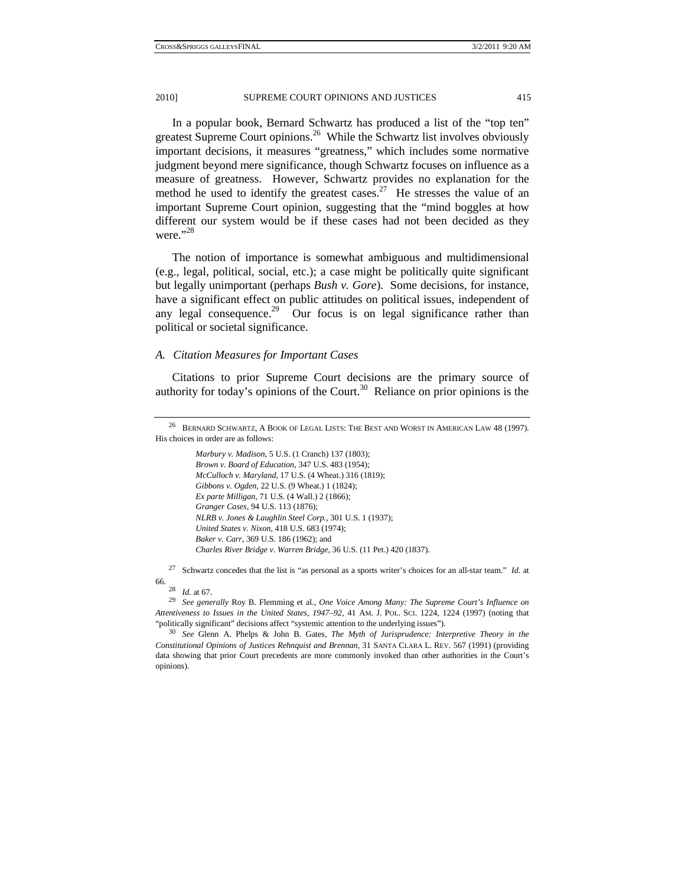In a popular book, Bernard Schwartz has produced a list of the "top ten" greatest Supreme Court opinions.[26] While the Schwartz list involves obviously important decisions, it measures "greatness," which includes some normative judgment beyond mere significance, though Schwartz focuses on influence as a measure of greatness. However, Schwartz provides no explanation for the method he used to identify the greatest cases.[27] He stresses the value of an important Supreme Court opinion, suggesting that the "mind boggles at how different our system would be if these cases had not been decided as they were."[28]

The notion of importance is somewhat ambiguous and multidimensional (e.g., legal, political, social, etc.); a case might be politically quite significant but legally unimportant (perhaps *Bush v. Gore*). Some decisions, for instance, have a significant effect on public attitudes on political issues, independent of any legal consequence.[29] Our focus is on legal significance rather than political or societal significance.

### *A. Citation Measures for Important Cases*

Citations to prior Supreme Court decisions are the primary source of authority for today's opinions of the Court.[30] Reliance on prior opinions is the

---

[26] BERNARD SCHWARTZ, A BOOK OF LEGAL LISTS: THE BEST AND WORST IN AMERICAN LAW 48 (1997). His choices in order are as follows:

> *Marbury v. Madison*, 5 U.S. (1 Cranch) 137 (1803);
> *Brown v. Board of Education*, 347 U.S. 483 (1954);
> *McCulloch v. Maryland*, 17 U.S. (4 Wheat.) 316 (1819);
> *Gibbons v. Ogden*, 22 U.S. (9 Wheat.) 1 (1824);
> *Ex parte Milligan*, 71 U.S. (4 Wall.) 2 (1866);
> *Granger Cases*, 94 U.S. 113 (1876);
> *NLRB v. Jones & Laughlin Steel Corp.*, 301 U.S. 1 (1937);
> *United States v. Nixon*, 418 U.S. 683 (1974);
> *Baker v. Carr*, 369 U.S. 186 (1962); and
> *Charles River Bridge v. Warren Bridge*, 36 U.S. (11 Pet.) 420 (1837).

[27] Schwartz concedes that the list is "as personal as a sports writer's choices for an all-star team." *Id*. at 66.

[28] *Id*. at 67.

[29] *See generally* Roy B. Flemming et al., *One Voice Among Many: The Supreme Court's Influence on Attentiveness to Issues in the United States, 1947–92*, 41 AM. J. POL. SCI. 1224, 1224 (1997) (noting that "politically significant" decisions affect "systemic attention to the underlying issues").

[30] *See* Glenn A. Phelps & John B. Gates, *The Myth of Jurisprudence: Interpretive Theory in the Constitutional Opinions of Justices Rehnquist and Brennan*, 31 SANTA CLARA L. REV. 567 (1991) (providing data showing that prior Court precedents are more commonly invoked than other authorities in the Court's opinions).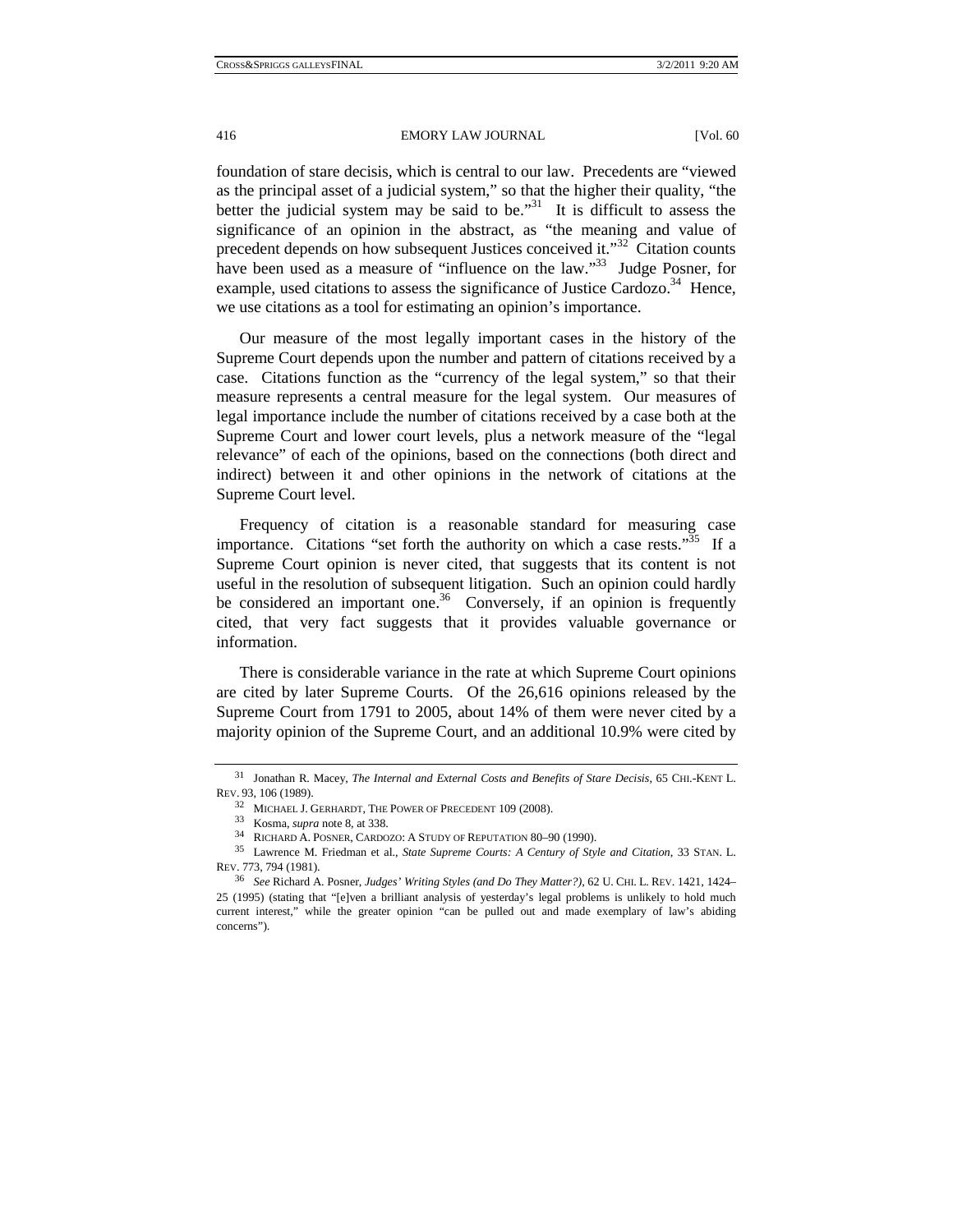foundation of stare decisis, which is central to our law. Precedents are "viewed as the principal asset of a judicial system," so that the higher their quality, "the better the judicial system may be said to be."[31] It is difficult to assess the significance of an opinion in the abstract, as "the meaning and value of precedent depends on how subsequent Justices conceived it."[32] Citation counts have been used as a measure of "influence on the law."[33] Judge Posner, for example, used citations to assess the significance of Justice Cardozo.[34] Hence, we use citations as a tool for estimating an opinion's importance.

Our measure of the most legally important cases in the history of the Supreme Court depends upon the number and pattern of citations received by a case. Citations function as the "currency of the legal system," so that their measure represents a central measure for the legal system. Our measures of legal importance include the number of citations received by a case both at the Supreme Court and lower court levels, plus a network measure of the "legal relevance" of each of the opinions, based on the connections (both direct and indirect) between it and other opinions in the network of citations at the Supreme Court level.

Frequency of citation is a reasonable standard for measuring case importance. Citations "set forth the authority on which a case rests."[35] If a Supreme Court opinion is never cited, that suggests that its content is not useful in the resolution of subsequent litigation. Such an opinion could hardly be considered an important one.[36] Conversely, if an opinion is frequently cited, that very fact suggests that it provides valuable governance or information.

There is considerable variance in the rate at which Supreme Court opinions are cited by later Supreme Courts. Of the 26,616 opinions released by the Supreme Court from 1791 to 2005, about 14% of them were never cited by a majority opinion of the Supreme Court, and an additional 10.9% were cited by

---

[31] Jonathan R. Macey, *The Internal and External Costs and Benefits of Stare Decisis*, 65 CHI.-KENT L. REV. 93, 106 (1989).

[32] MICHAEL J. GERHARDT, THE POWER OF PRECEDENT 109 (2008).

[33] Kosma, *supra* note 8, at 338.

[34] RICHARD A. POSNER, CARDOZO: A STUDY OF REPUTATION 80–90 (1990).

[35] Lawrence M. Friedman et al., *State Supreme Courts: A Century of Style and Citation*, 33 STAN. L. REV. 773, 794 (1981).

[36] *See* Richard A. Posner, *Judges' Writing Styles (and Do They Matter?)*, 62 U. CHI. L. REV. 1421, 1424–25 (1995) (stating that "[e]ven a brilliant analysis of yesterday's legal problems is unlikely to hold much current interest," while the greater opinion "can be pulled out and made exemplary of law's abiding concerns").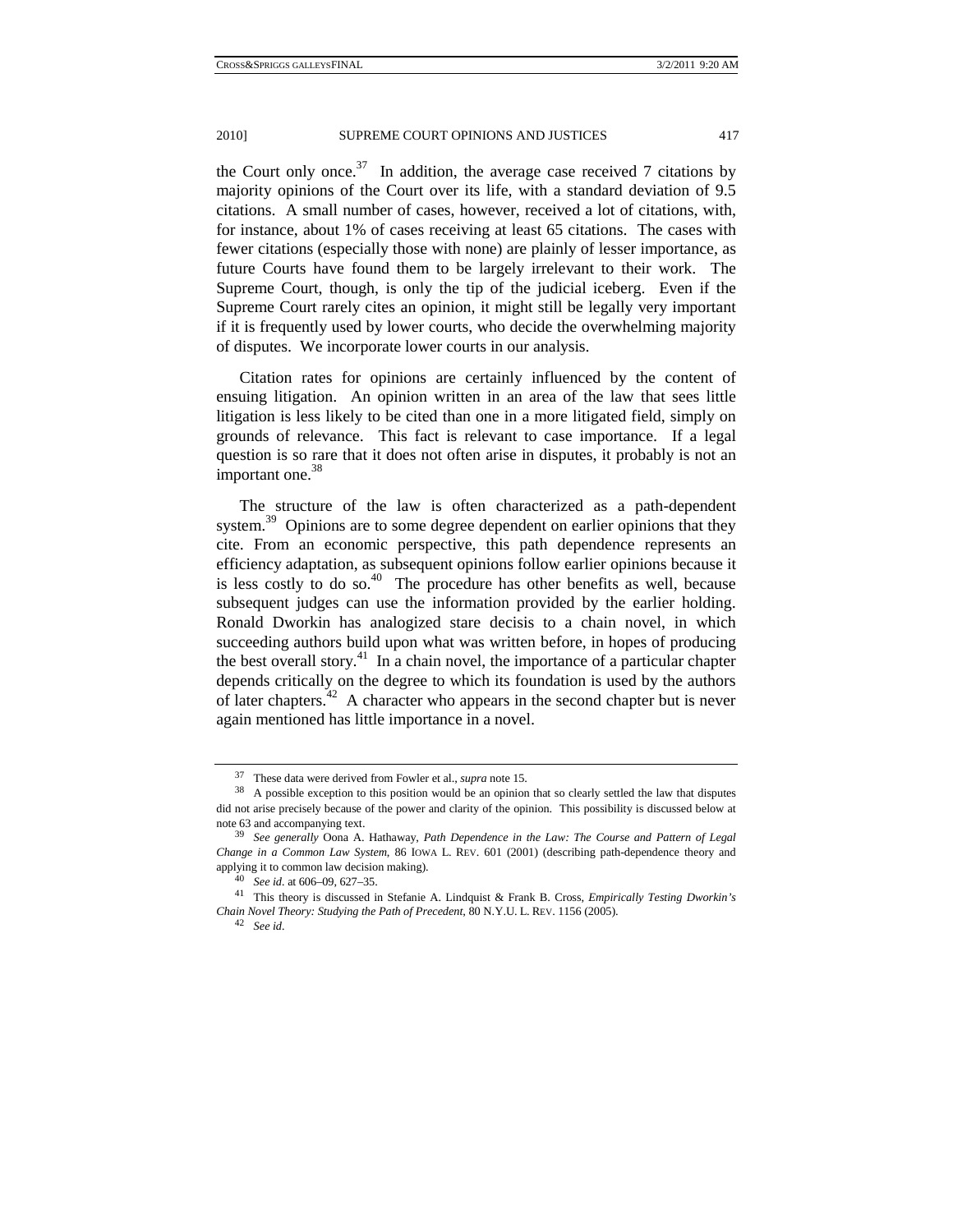the Court only once.[37] In addition, the average case received 7 citations by majority opinions of the Court over its life, with a standard deviation of 9.5 citations. A small number of cases, however, received a lot of citations, with, for instance, about 1% of cases receiving at least 65 citations. The cases with fewer citations (especially those with none) are plainly of lesser importance, as future Courts have found them to be largely irrelevant to their work. The Supreme Court, though, is only the tip of the judicial iceberg. Even if the Supreme Court rarely cites an opinion, it might still be legally very important if it is frequently used by lower courts, who decide the overwhelming majority of disputes. We incorporate lower courts in our analysis.

Citation rates for opinions are certainly influenced by the content of ensuing litigation. An opinion written in an area of the law that sees little litigation is less likely to be cited than one in a more litigated field, simply on grounds of relevance. This fact is relevant to case importance. If a legal question is so rare that it does not often arise in disputes, it probably is not an important one.[38]

The structure of the law is often characterized as a path-dependent system.[39] Opinions are to some degree dependent on earlier opinions that they cite. From an economic perspective, this path dependence represents an efficiency adaptation, as subsequent opinions follow earlier opinions because it is less costly to do so.[40] The procedure has other benefits as well, because subsequent judges can use the information provided by the earlier holding. Ronald Dworkin has analogized stare decisis to a chain novel, in which succeeding authors build upon what was written before, in hopes of producing the best overall story.[41] In a chain novel, the importance of a particular chapter depends critically on the degree to which its foundation is used by the authors of later chapters.[42] A character who appears in the second chapter but is never again mentioned has little importance in a novel.

---

[37] These data were derived from Fowler et al., *supra* note 15.

[38] A possible exception to this position would be an opinion that so clearly settled the law that disputes did not arise precisely because of the power and clarity of the opinion. This possibility is discussed below at note 63 and accompanying text.

[39] *See generally* Oona A. Hathaway, *Path Dependence in the Law: The Course and Pattern of Legal Change in a Common Law System*, 86 IOWA L. REV. 601 (2001) (describing path-dependence theory and applying it to common law decision making).

[40] *See id.* at 606–09, 627–35.

[41] This theory is discussed in Stefanie A. Lindquist & Frank B. Cross, *Empirically Testing Dworkin's Chain Novel Theory: Studying the Path of Precedent*, 80 N.Y.U. L. REV. 1156 (2005).

[42] *See id.*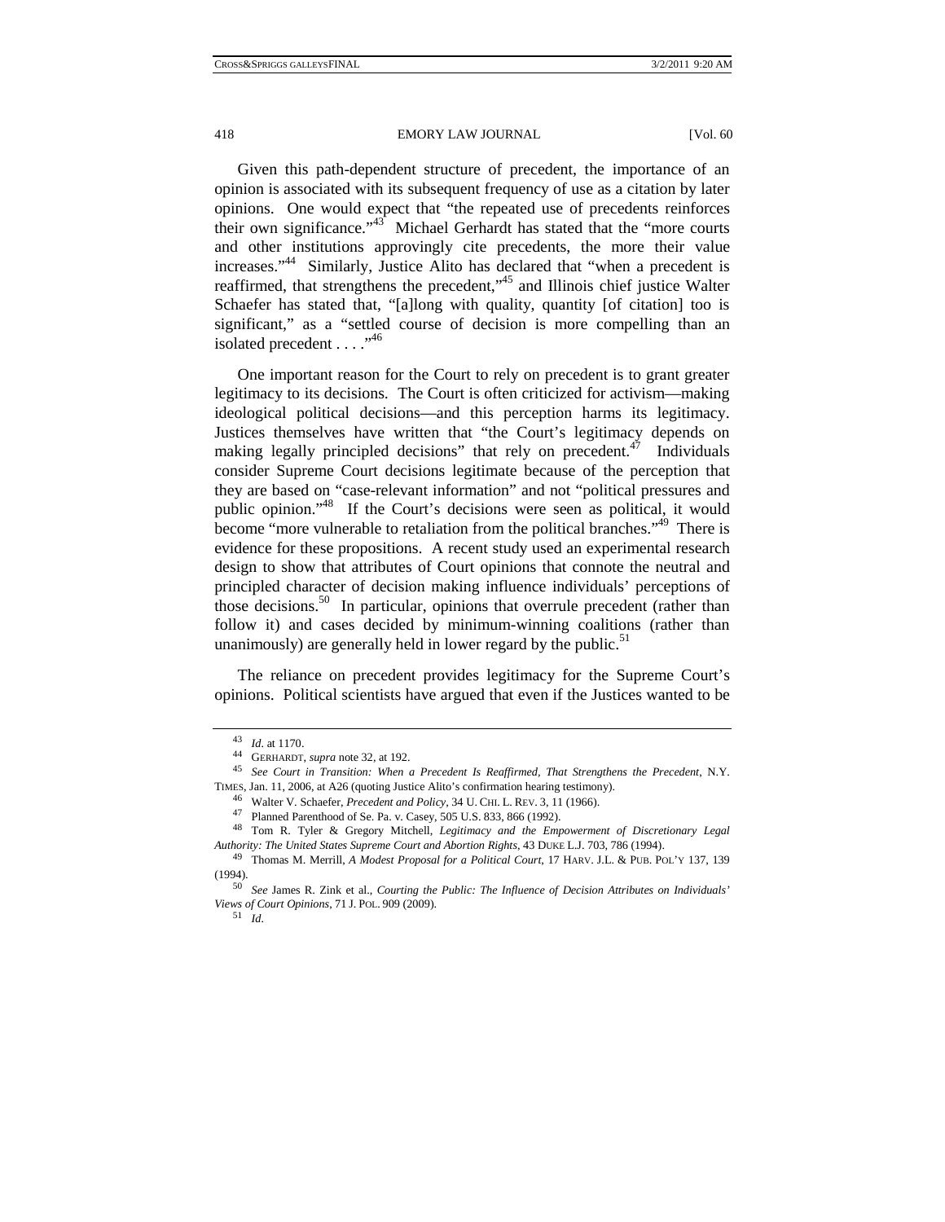Given this path-dependent structure of precedent, the importance of an opinion is associated with its subsequent frequency of use as a citation by later opinions. One would expect that "the repeated use of precedents reinforces their own significance."[43] Michael Gerhardt has stated that the "more courts and other institutions approvingly cite precedents, the more their value increases."[44] Similarly, Justice Alito has declared that "when a precedent is reaffirmed, that strengthens the precedent,"[45] and Illinois chief justice Walter Schaefer has stated that, "[a]long with quality, quantity [of citation] too is significant," as a "settled course of decision is more compelling than an isolated precedent . . . ."[46]

One important reason for the Court to rely on precedent is to grant greater legitimacy to its decisions. The Court is often criticized for activism—making ideological political decisions—and this perception harms its legitimacy. Justices themselves have written that "the Court's legitimacy depends on making legally principled decisions" that rely on precedent.[47] Individuals consider Supreme Court decisions legitimate because of the perception that they are based on "case-relevant information" and not "political pressures and public opinion."[48] If the Court's decisions were seen as political, it would become "more vulnerable to retaliation from the political branches."[49] There is evidence for these propositions. A recent study used an experimental research design to show that attributes of Court opinions that connote the neutral and principled character of decision making influence individuals' perceptions of those decisions.[50] In particular, opinions that overrule precedent (rather than follow it) and cases decided by minimum-winning coalitions (rather than unanimously) are generally held in lower regard by the public.[51]

The reliance on precedent provides legitimacy for the Supreme Court's opinions. Political scientists have argued that even if the Justices wanted to be

---

[43] *Id.* at 1170.

[44] GERHARDT, *supra* note 32, at 192.

[45] *See Court in Transition: When a Precedent Is Reaffirmed, That Strengthens the Precedent*, N.Y. TIMES, Jan. 11, 2006, at A26 (quoting Justice Alito's confirmation hearing testimony).

[46] Walter V. Schaefer, *Precedent and Policy*, 34 U. CHI. L. REV. 3, 11 (1966).

[47] Planned Parenthood of Se. Pa. v. Casey, 505 U.S. 833, 866 (1992).

[48] Tom R. Tyler & Gregory Mitchell, *Legitimacy and the Empowerment of Discretionary Legal Authority: The United States Supreme Court and Abortion Rights*, 43 DUKE L.J. 703, 786 (1994).

[49] Thomas M. Merrill, *A Modest Proposal for a Political Court*, 17 HARV. J.L. & PUB. POL'Y 137, 139 (1994).

[50] *See* James R. Zink et al., *Courting the Public: The Influence of Decision Attributes on Individuals' Views of Court Opinions*, 71 J. POL. 909 (2009).

[51] *Id.*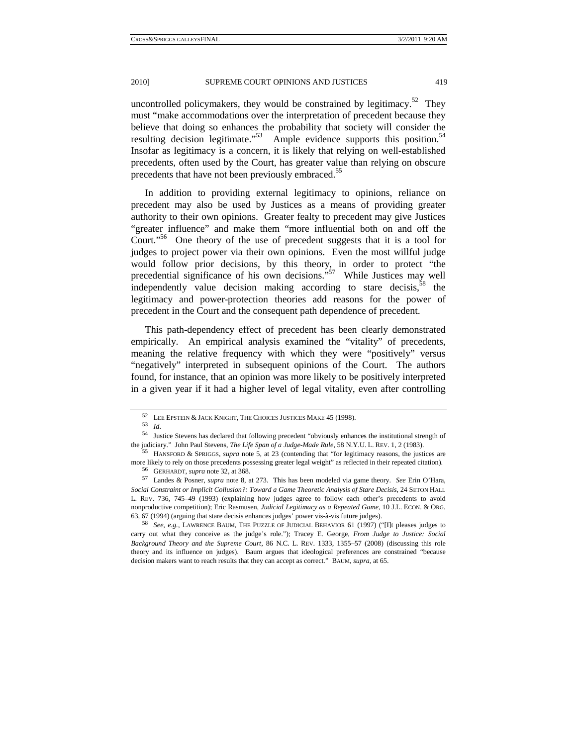uncontrolled policymakers, they would be constrained by legitimacy.[52] They must "make accommodations over the interpretation of precedent because they believe that doing so enhances the probability that society will consider the resulting decision legitimate."[53] Ample evidence supports this position.[54] Insofar as legitimacy is a concern, it is likely that relying on well-established precedents, often used by the Court, has greater value than relying on obscure precedents that have not been previously embraced.[55]

In addition to providing external legitimacy to opinions, reliance on precedent may also be used by Justices as a means of providing greater authority to their own opinions. Greater fealty to precedent may give Justices "greater influence" and make them "more influential both on and off the Court."[56] One theory of the use of precedent suggests that it is a tool for judges to project power via their own opinions. Even the most willful judge would follow prior decisions, by this theory, in order to protect "the precedential significance of his own decisions."[57] While Justices may well independently value decision making according to stare decisis,[58] the legitimacy and power-protection theories add reasons for the power of precedent in the Court and the consequent path dependence of precedent.

This path-dependency effect of precedent has been clearly demonstrated empirically. An empirical analysis examined the "vitality" of precedents, meaning the relative frequency with which they were "positively" versus "negatively" interpreted in subsequent opinions of the Court. The authors found, for instance, that an opinion was more likely to be positively interpreted in a given year if it had a higher level of legal vitality, even after controlling

---

52 LEE EPSTEIN & JACK KNIGHT, THE CHOICES JUSTICES MAKE 45 (1998).

53 *Id*.

54 Justice Stevens has declared that following precedent "obviously enhances the institutional strength of the judiciary." John Paul Stevens, *The Life Span of a Judge-Made Rule*, 58 N.Y.U. L. REV. 1, 2 (1983).

55 HANSFORD & SPRIGGS, *supra* note 5, at 23 (contending that "for legitimacy reasons, the justices are more likely to rely on those precedents possessing greater legal weight" as reflected in their repeated citation).

56 GERHARDT, *supra* note 32, at 368.

57 Landes & Posner, *supra* note 8, at 273. This has been modeled via game theory. *See* Erin O'Hara, *Social Constraint or Implicit Collusion?: Toward a Game Theoretic Analysis of Stare Decisis*, 24 SETON HALL L. REV. 736, 745–49 (1993) (explaining how judges agree to follow each other's precedents to avoid nonproductive competition); Eric Rasmusen, *Judicial Legitimacy as a Repeated Game*, 10 J.L. ECON. & ORG. 63, 67 (1994) (arguing that stare decisis enhances judges' power vis-à-vis future judges).

58 *See, e.g.*, LAWRENCE BAUM, THE PUZZLE OF JUDICIAL BEHAVIOR 61 (1997) ("[I]t pleases judges to carry out what they conceive as the judge's role."); Tracey E. George, *From Judge to Justice: Social Background Theory and the Supreme Court*, 86 N.C. L. REV. 1333, 1355–57 (2008) (discussing this role theory and its influence on judges). Baum argues that ideological preferences are constrained "because decision makers want to reach results that they can accept as correct." BAUM, *supra*, at 65.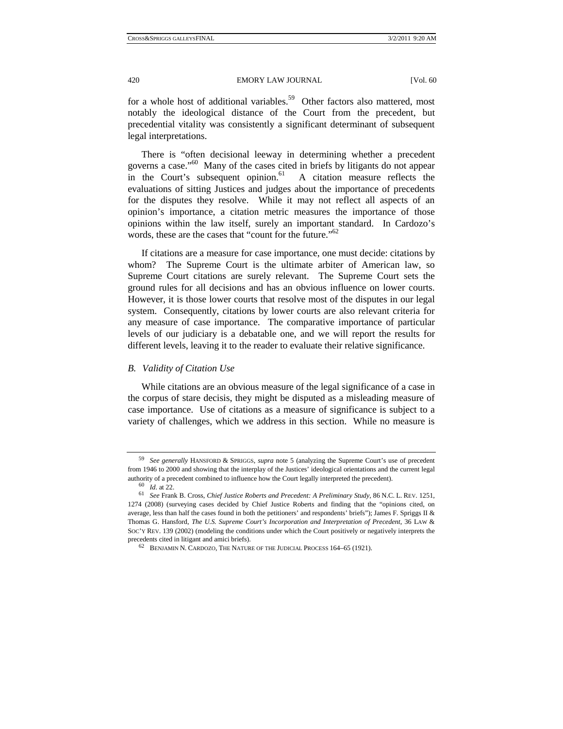for a whole host of additional variables.[59] Other factors also mattered, most notably the ideological distance of the Court from the precedent, but precedential vitality was consistently a significant determinant of subsequent legal interpretations.

There is "often decisional leeway in determining whether a precedent governs a case."[60] Many of the cases cited in briefs by litigants do not appear in the Court's subsequent opinion.[61] A citation measure reflects the evaluations of sitting Justices and judges about the importance of precedents for the disputes they resolve. While it may not reflect all aspects of an opinion's importance, a citation metric measures the importance of those opinions within the law itself, surely an important standard. In Cardozo's words, these are the cases that "count for the future."[62]

If citations are a measure for case importance, one must decide: citations by whom? The Supreme Court is the ultimate arbiter of American law, so Supreme Court citations are surely relevant. The Supreme Court sets the ground rules for all decisions and has an obvious influence on lower courts. However, it is those lower courts that resolve most of the disputes in our legal system. Consequently, citations by lower courts are also relevant criteria for any measure of case importance. The comparative importance of particular levels of our judiciary is a debatable one, and we will report the results for different levels, leaving it to the reader to evaluate their relative significance.

### *B. Validity of Citation Use*

While citations are an obvious measure of the legal significance of a case in the corpus of stare decisis, they might be disputed as a misleading measure of case importance. Use of citations as a measure of significance is subject to a variety of challenges, which we address in this section. While no measure is

---

[59] *See generally* HANSFORD & SPRIGGS, *supra* note 5 (analyzing the Supreme Court's use of precedent from 1946 to 2000 and showing that the interplay of the Justices' ideological orientations and the current legal authority of a precedent combined to influence how the Court legally interpreted the precedent).

[60] *Id*. at 22.

[61] *See* Frank B. Cross, *Chief Justice Roberts and Precedent: A Preliminary Study*, 86 N.C. L. REV. 1251, 1274 (2008) (surveying cases decided by Chief Justice Roberts and finding that the "opinions cited, on average, less than half the cases found in both the petitioners' and respondents' briefs"); James F. Spriggs II & Thomas G. Hansford, *The U.S. Supreme Court's Incorporation and Interpretation of Precedent*, 36 LAW & SOC'Y REV. 139 (2002) (modeling the conditions under which the Court positively or negatively interprets the precedents cited in litigant and amici briefs).

[62] BENJAMIN N. CARDOZO, THE NATURE OF THE JUDICIAL PROCESS 164–65 (1921).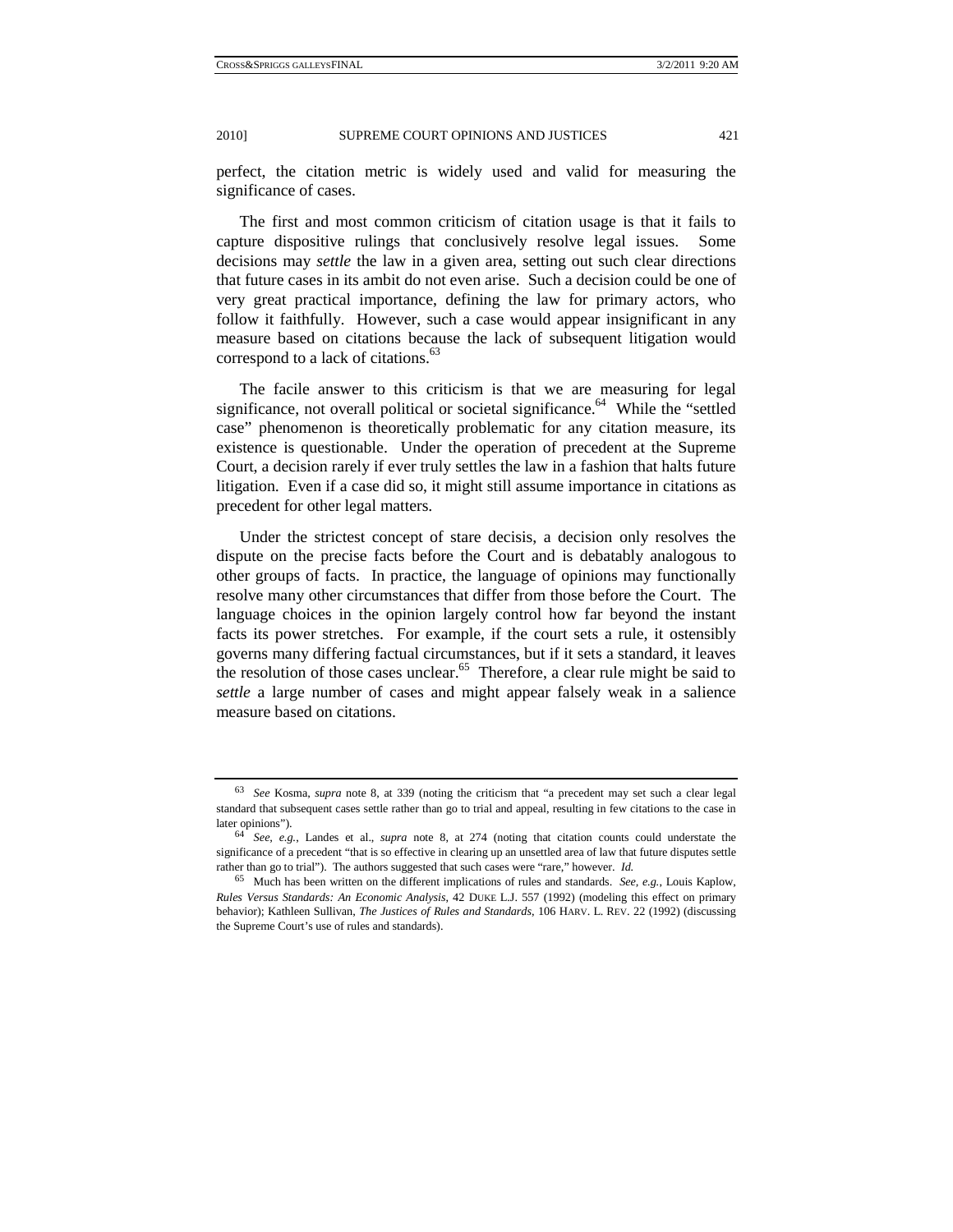perfect, the citation metric is widely used and valid for measuring the significance of cases.

The first and most common criticism of citation usage is that it fails to capture dispositive rulings that conclusively resolve legal issues. Some decisions may *settle* the law in a given area, setting out such clear directions that future cases in its ambit do not even arise. Such a decision could be one of very great practical importance, defining the law for primary actors, who follow it faithfully. However, such a case would appear insignificant in any measure based on citations because the lack of subsequent litigation would correspond to a lack of citations.[63]

The facile answer to this criticism is that we are measuring for legal significance, not overall political or societal significance.[64] While the "settled case" phenomenon is theoretically problematic for any citation measure, its existence is questionable. Under the operation of precedent at the Supreme Court, a decision rarely if ever truly settles the law in a fashion that halts future litigation. Even if a case did so, it might still assume importance in citations as precedent for other legal matters.

Under the strictest concept of stare decisis, a decision only resolves the dispute on the precise facts before the Court and is debatably analogous to other groups of facts. In practice, the language of opinions may functionally resolve many other circumstances that differ from those before the Court. The language choices in the opinion largely control how far beyond the instant facts its power stretches. For example, if the court sets a rule, it ostensibly governs many differing factual circumstances, but if it sets a standard, it leaves the resolution of those cases unclear.[65] Therefore, a clear rule might be said to *settle* a large number of cases and might appear falsely weak in a salience measure based on citations.

---

[63] *See* Kosma, *supra* note 8, at 339 (noting the criticism that "a precedent may set such a clear legal standard that subsequent cases settle rather than go to trial and appeal, resulting in few citations to the case in later opinions").

[64] *See, e.g.*, Landes et al., *supra* note 8, at 274 (noting that citation counts could understate the significance of a precedent "that is so effective in clearing up an unsettled area of law that future disputes settle rather than go to trial"). The authors suggested that such cases were "rare," however. *Id.*

[65] Much has been written on the different implications of rules and standards. *See, e.g.*, Louis Kaplow, *Rules Versus Standards: An Economic Analysis*, 42 DUKE L.J. 557 (1992) (modeling this effect on primary behavior); Kathleen Sullivan, *The Justices of Rules and Standards*, 106 HARV. L. REV. 22 (1992) (discussing the Supreme Court's use of rules and standards).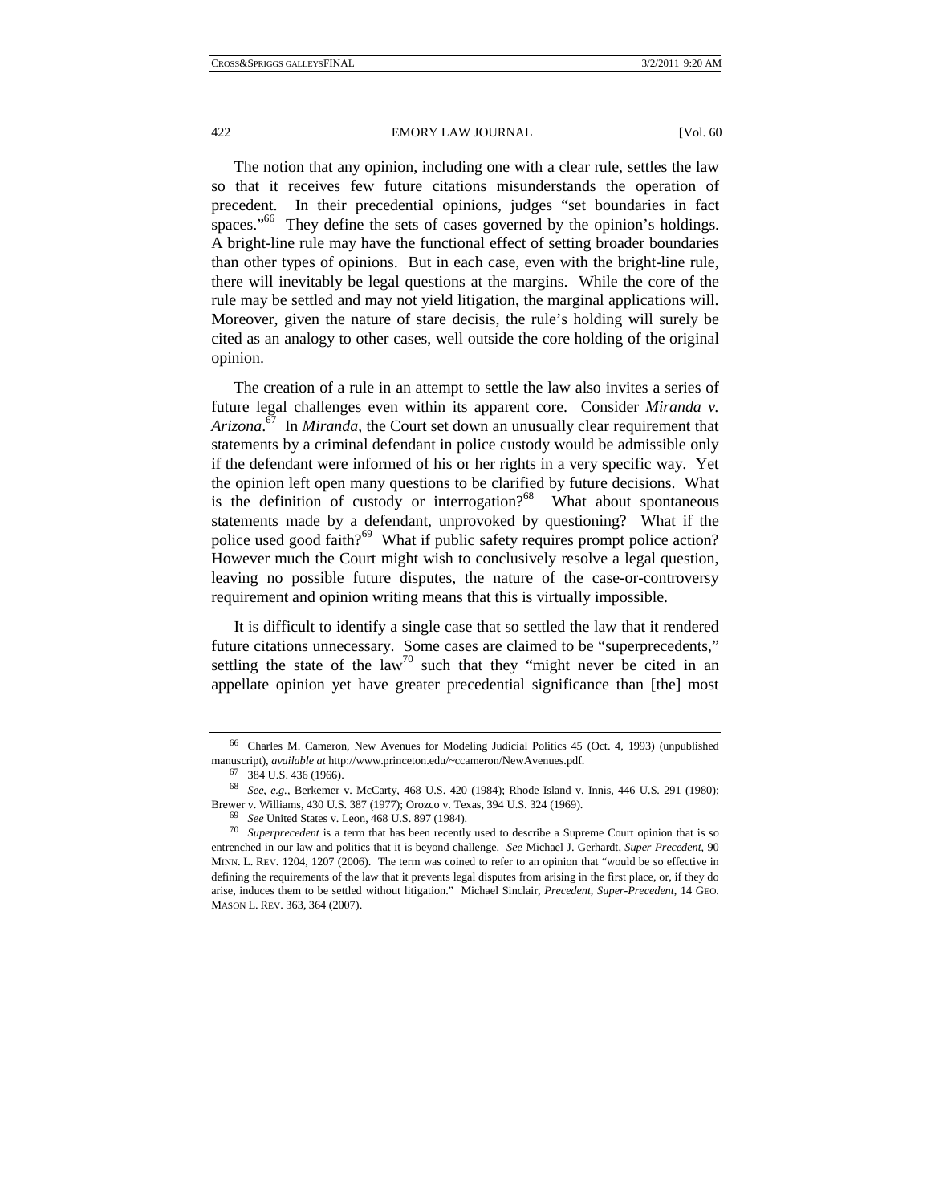The notion that any opinion, including one with a clear rule, settles the law so that it receives few future citations misunderstands the operation of precedent. In their precedential opinions, judges "set boundaries in fact spaces."[66] They define the sets of cases governed by the opinion's holdings. A bright-line rule may have the functional effect of setting broader boundaries than other types of opinions. But in each case, even with the bright-line rule, there will inevitably be legal questions at the margins. While the core of the rule may be settled and may not yield litigation, the marginal applications will. Moreover, given the nature of stare decisis, the rule's holding will surely be cited as an analogy to other cases, well outside the core holding of the original opinion.

The creation of a rule in an attempt to settle the law also invites a series of future legal challenges even within its apparent core. Consider *Miranda v. Arizona*.[67] In *Miranda*, the Court set down an unusually clear requirement that statements by a criminal defendant in police custody would be admissible only if the defendant were informed of his or her rights in a very specific way. Yet the opinion left open many questions to be clarified by future decisions. What is the definition of custody or interrogation?[68] What about spontaneous statements made by a defendant, unprovoked by questioning? What if the police used good faith?[69] What if public safety requires prompt police action? However much the Court might wish to conclusively resolve a legal question, leaving no possible future disputes, the nature of the case-or-controversy requirement and opinion writing means that this is virtually impossible.

It is difficult to identify a single case that so settled the law that it rendered future citations unnecessary. Some cases are claimed to be "superprecedents," settling the state of the law[70] such that they "might never be cited in an appellate opinion yet have greater precedential significance than [the] most

---

66 Charles M. Cameron, New Avenues for Modeling Judicial Politics 45 (Oct. 4, 1993) (unpublished manuscript), *available at* http://www.princeton.edu/~ccameron/NewAvenues.pdf.

67 384 U.S. 436 (1966).

68 *See, e.g.*, Berkemer v. McCarty, 468 U.S. 420 (1984); Rhode Island v. Innis, 446 U.S. 291 (1980); Brewer v. Williams, 430 U.S. 387 (1977); Orozco v. Texas, 394 U.S. 324 (1969).

69 *See* United States v. Leon, 468 U.S. 897 (1984).

70 *Superprecedent* is a term that has been recently used to describe a Supreme Court opinion that is so entrenched in our law and politics that it is beyond challenge. *See* Michael J. Gerhardt, *Super Precedent*, 90 MINN. L. REV. 1204, 1207 (2006). The term was coined to refer to an opinion that "would be so effective in defining the requirements of the law that it prevents legal disputes from arising in the first place, or, if they do arise, induces them to be settled without litigation." Michael Sinclair, *Precedent, Super-Precedent*, 14 GEO. MASON L. REV. 363, 364 (2007).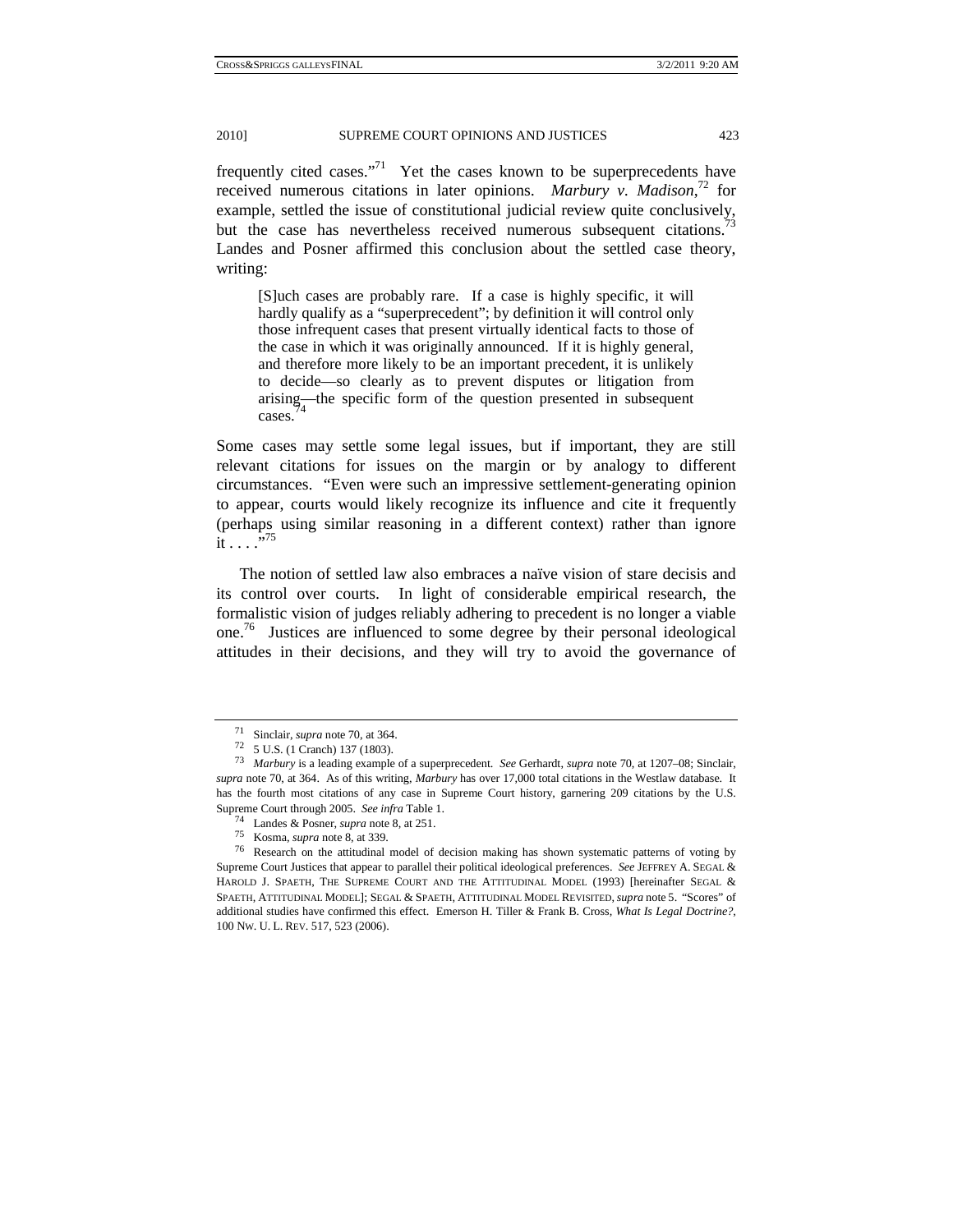frequently cited cases."[71] Yet the cases known to be superprecedents have received numerous citations in later opinions. *Marbury v. Madison*,[72] for example, settled the issue of constitutional judicial review quite conclusively, but the case has nevertheless received numerous subsequent citations.[73] Landes and Posner affirmed this conclusion about the settled case theory, writing:

> [S]uch cases are probably rare. If a case is highly specific, it will hardly qualify as a "superprecedent"; by definition it will control only those infrequent cases that present virtually identical facts to those of the case in which it was originally announced. If it is highly general, and therefore more likely to be an important precedent, it is unlikely to decide—so clearly as to prevent disputes or litigation from arising—the specific form of the question presented in subsequent cases.[74]

Some cases may settle some legal issues, but if important, they are still relevant citations for issues on the margin or by analogy to different circumstances. "Even were such an impressive settlement-generating opinion to appear, courts would likely recognize its influence and cite it frequently (perhaps using similar reasoning in a different context) rather than ignore it . . . ."[75]

The notion of settled law also embraces a naïve vision of stare decisis and its control over courts. In light of considerable empirical research, the formalistic vision of judges reliably adhering to precedent is no longer a viable one.[76] Justices are influenced to some degree by their personal ideological attitudes in their decisions, and they will try to avoid the governance of

---

71 Sinclair, *supra* note 70, at 364.

72 5 U.S. (1 Cranch) 137 (1803).

73 *Marbury* is a leading example of a superprecedent. *See* Gerhardt, *supra* note 70, at 1207–08; Sinclair, *supra* note 70, at 364. As of this writing, *Marbury* has over 17,000 total citations in the Westlaw database. It has the fourth most citations of any case in Supreme Court history, garnering 209 citations by the U.S. Supreme Court through 2005. *See infra* Table 1.

74 Landes & Posner, *supra* note 8, at 251.

75 Kosma, *supra* note 8, at 339.

76 Research on the attitudinal model of decision making has shown systematic patterns of voting by Supreme Court Justices that appear to parallel their political ideological preferences. *See* JEFFREY A. SEGAL & HAROLD J. SPAETH, THE SUPREME COURT AND THE ATTITUDINAL MODEL (1993) [hereinafter SEGAL & SPAETH, ATTITUDINAL MODEL]; SEGAL & SPAETH, ATTITUDINAL MODEL REVISITED, *supra* note 5. "Scores" of additional studies have confirmed this effect. Emerson H. Tiller & Frank B. Cross, *What Is Legal Doctrine?*, 100 NW. U. L. REV. 517, 523 (2006).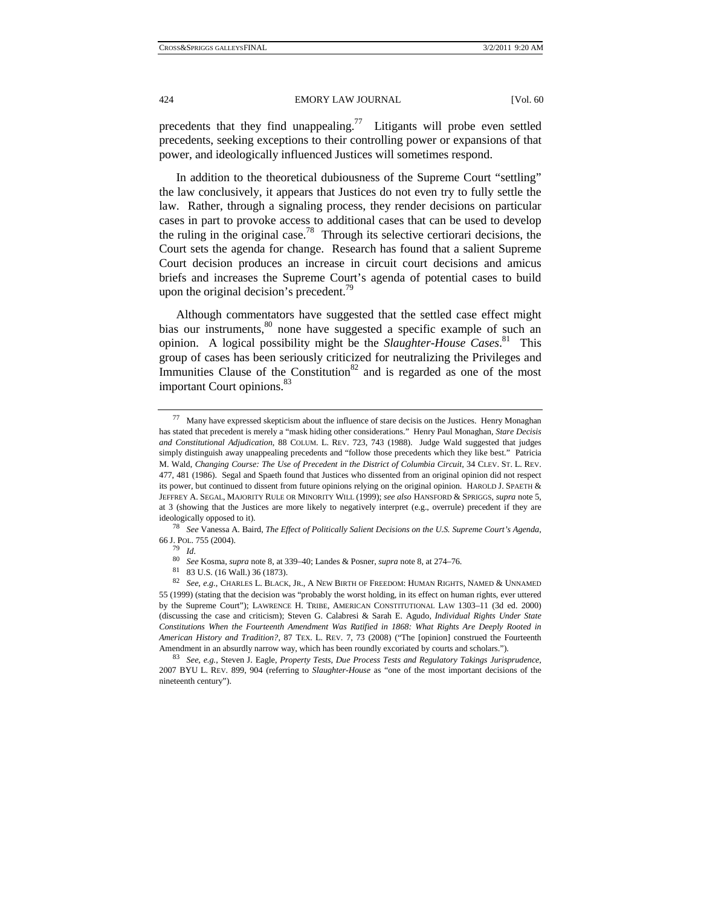precedents that they find unappealing.[77] Litigants will probe even settled precedents, seeking exceptions to their controlling power or expansions of that power, and ideologically influenced Justices will sometimes respond.

In addition to the theoretical dubiousness of the Supreme Court "settling" the law conclusively, it appears that Justices do not even try to fully settle the law. Rather, through a signaling process, they render decisions on particular cases in part to provoke access to additional cases that can be used to develop the ruling in the original case.[78] Through its selective certiorari decisions, the Court sets the agenda for change. Research has found that a salient Supreme Court decision produces an increase in circuit court decisions and amicus briefs and increases the Supreme Court's agenda of potential cases to build upon the original decision's precedent.[79]

Although commentators have suggested that the settled case effect might bias our instruments,[80] none have suggested a specific example of such an opinion. A logical possibility might be the *Slaughter-House Cases*.[81] This group of cases has been seriously criticized for neutralizing the Privileges and Immunities Clause of the Constitution[82] and is regarded as one of the most important Court opinions.[83]

---

77 Many have expressed skepticism about the influence of stare decisis on the Justices. Henry Monaghan has stated that precedent is merely a "mask hiding other considerations." Henry Paul Monaghan, *Stare Decisis and Constitutional Adjudication*, 88 COLUM. L. REV. 723, 743 (1988). Judge Wald suggested that judges simply distinguish away unappealing precedents and "follow those precedents which they like best." Patricia M. Wald, *Changing Course: The Use of Precedent in the District of Columbia Circuit*, 34 CLEV. ST. L. REV. 477, 481 (1986). Segal and Spaeth found that Justices who dissented from an original opinion did not respect its power, but continued to dissent from future opinions relying on the original opinion. HAROLD J. SPAETH & JEFFREY A. SEGAL, MAJORITY RULE OR MINORITY WILL (1999); *see also* HANSFORD & SPRIGGS, *supra* note 5, at 3 (showing that the Justices are more likely to negatively interpret (e.g., overrule) precedent if they are ideologically opposed to it).

78 *See* Vanessa A. Baird, *The Effect of Politically Salient Decisions on the U.S. Supreme Court's Agenda*, 66 J. POL. 755 (2004).

79 *Id.*

80 *See* Kosma, *supra* note 8, at 339–40; Landes & Posner, *supra* note 8, at 274–76.

81 83 U.S. (16 Wall.) 36 (1873).

82 *See, e.g.*, CHARLES L. BLACK, JR., A NEW BIRTH OF FREEDOM: HUMAN RIGHTS, NAMED & UNNAMED 55 (1999) (stating that the decision was "probably the worst holding, in its effect on human rights, ever uttered by the Supreme Court"); LAWRENCE H. TRIBE, AMERICAN CONSTITUTIONAL LAW 1303–11 (3d ed. 2000) (discussing the case and criticism); Steven G. Calabresi & Sarah E. Agudo, *Individual Rights Under State Constitutions When the Fourteenth Amendment Was Ratified in 1868: What Rights Are Deeply Rooted in American History and Tradition?*, 87 TEX. L. REV. 7, 73 (2008) ("The [opinion] construed the Fourteenth Amendment in an absurdly narrow way, which has been roundly excoriated by courts and scholars.").

83 *See, e.g.*, Steven J. Eagle, *Property Tests, Due Process Tests and Regulatory Takings Jurisprudence*, 2007 BYU L. REV. 899, 904 (referring to *Slaughter-House* as "one of the most important decisions of the nineteenth century").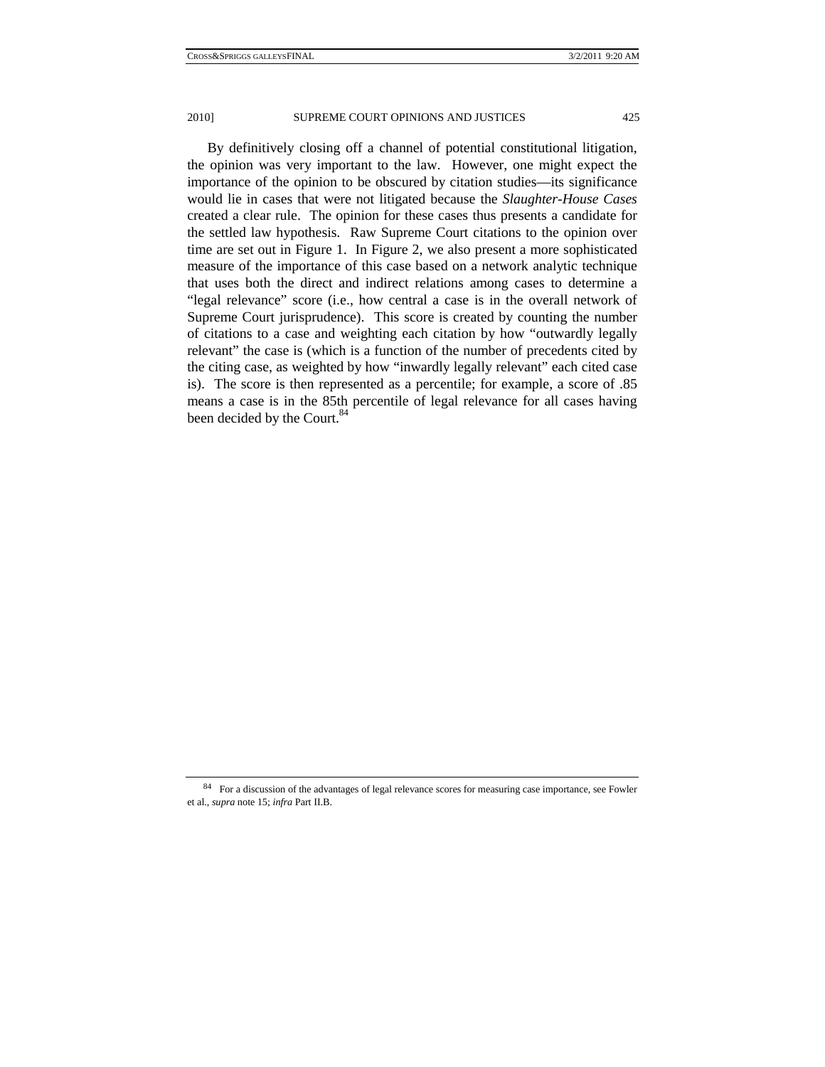By definitively closing off a channel of potential constitutional litigation, the opinion was very important to the law. However, one might expect the importance of the opinion to be obscured by citation studies—its significance would lie in cases that were not litigated because the *Slaughter-House Cases* created a clear rule. The opinion for these cases thus presents a candidate for the settled law hypothesis. Raw Supreme Court citations to the opinion over time are set out in Figure 1. In Figure 2, we also present a more sophisticated measure of the importance of this case based on a network analytic technique that uses both the direct and indirect relations among cases to determine a "legal relevance" score (i.e., how central a case is in the overall network of Supreme Court jurisprudence). This score is created by counting the number of citations to a case and weighting each citation by how "outwardly legally relevant" the case is (which is a function of the number of precedents cited by the citing case, as weighted by how "inwardly legally relevant" each cited case is). The score is then represented as a percentile; for example, a score of .85 means a case is in the 85th percentile of legal relevance for all cases having been decided by the Court.[84]

---

[84] For a discussion of the advantages of legal relevance scores for measuring case importance, see Fowler et al., *supra* note 15; *infra* Part II.B.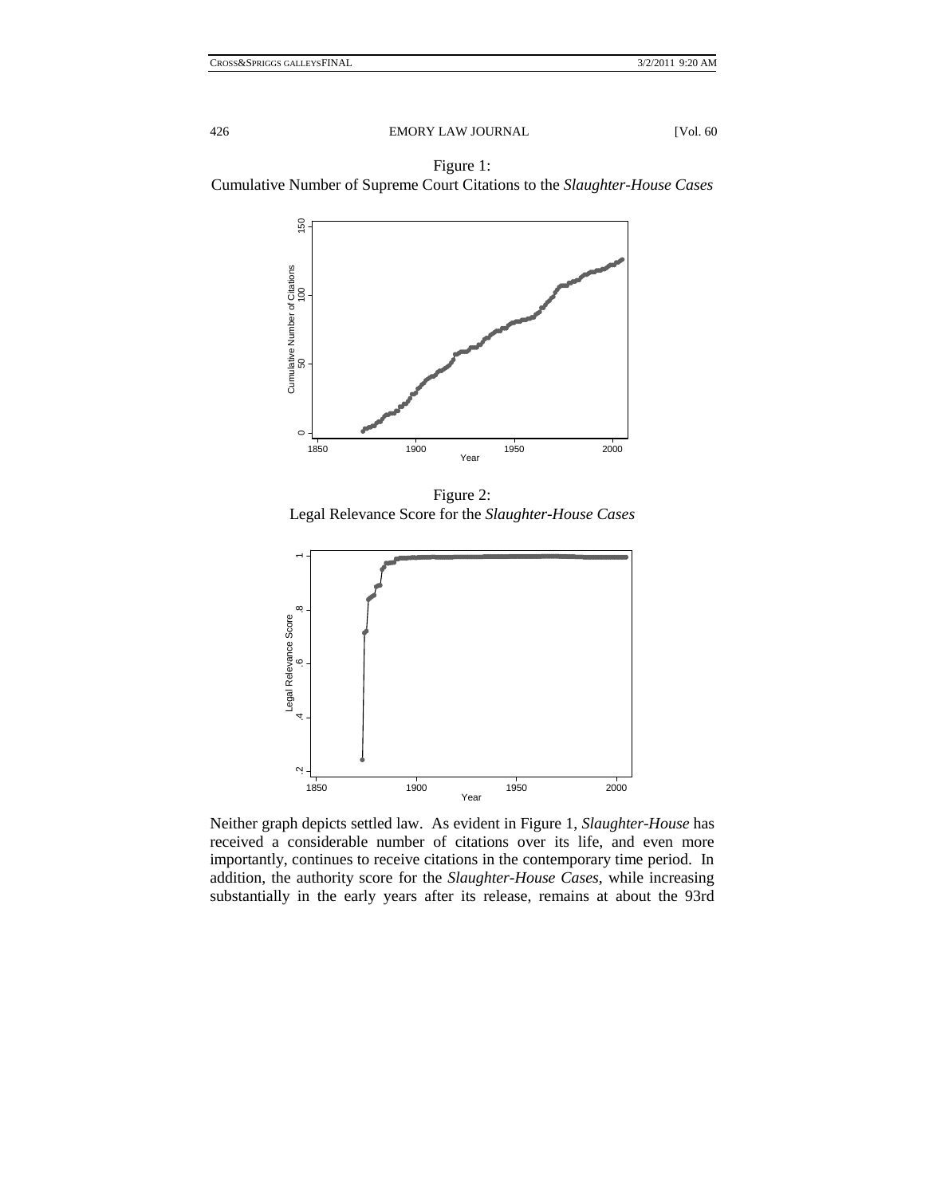Figure 1:
Cumulative Number of Supreme Court Citations to the *Slaughter-House Cases*

Figure 2:
Legal Relevance Score for the *Slaughter-House Cases*

Neither graph depicts settled law. As evident in Figure 1, *Slaughter-House* has received a considerable number of citations over its life, and even more importantly, continues to receive citations in the contemporary time period. In addition, the authority score for the *Slaughter-House Cases*, while increasing substantially in the early years after its release, remains at about the 93rd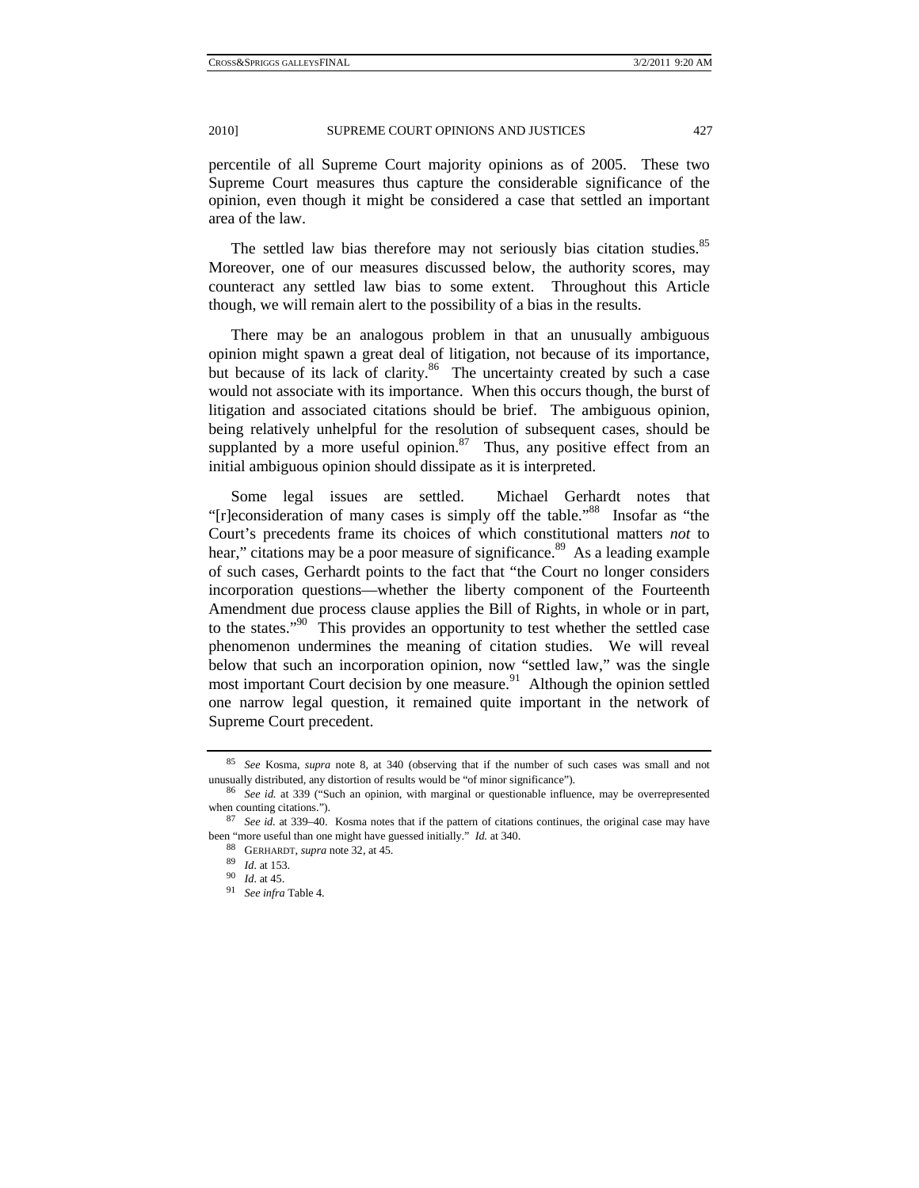percentile of all Supreme Court majority opinions as of 2005. These two Supreme Court measures thus capture the considerable significance of the opinion, even though it might be considered a case that settled an important area of the law.

The settled law bias therefore may not seriously bias citation studies.[85] Moreover, one of our measures discussed below, the authority scores, may counteract any settled law bias to some extent. Throughout this Article though, we will remain alert to the possibility of a bias in the results.

There may be an analogous problem in that an unusually ambiguous opinion might spawn a great deal of litigation, not because of its importance, but because of its lack of clarity.[86] The uncertainty created by such a case would not associate with its importance. When this occurs though, the burst of litigation and associated citations should be brief. The ambiguous opinion, being relatively unhelpful for the resolution of subsequent cases, should be supplanted by a more useful opinion.[87] Thus, any positive effect from an initial ambiguous opinion should dissipate as it is interpreted.

Some legal issues are settled. Michael Gerhardt notes that "[r]econsideration of many cases is simply off the table."[88] Insofar as "the Court's precedents frame its choices of which constitutional matters *not* to hear," citations may be a poor measure of significance.[89] As a leading example of such cases, Gerhardt points to the fact that "the Court no longer considers incorporation questions—whether the liberty component of the Fourteenth Amendment due process clause applies the Bill of Rights, in whole or in part, to the states."[90] This provides an opportunity to test whether the settled case phenomenon undermines the meaning of citation studies. We will reveal below that such an incorporation opinion, now "settled law," was the single most important Court decision by one measure.[91] Although the opinion settled one narrow legal question, it remained quite important in the network of Supreme Court precedent.

---

[85] *See* Kosma, *supra* note 8, at 340 (observing that if the number of such cases was small and not unusually distributed, any distortion of results would be "of minor significance").

[86] *See id.* at 339 ("Such an opinion, with marginal or questionable influence, may be overrepresented when counting citations.").

[87] *See id.* at 339–40. Kosma notes that if the pattern of citations continues, the original case may have been "more useful than one might have guessed initially." *Id.* at 340.

[88] GERHARDT, *supra* note 32, at 45.

[89] *Id*. at 153.

[90] *Id*. at 45.

[91] *See infra* Table 4.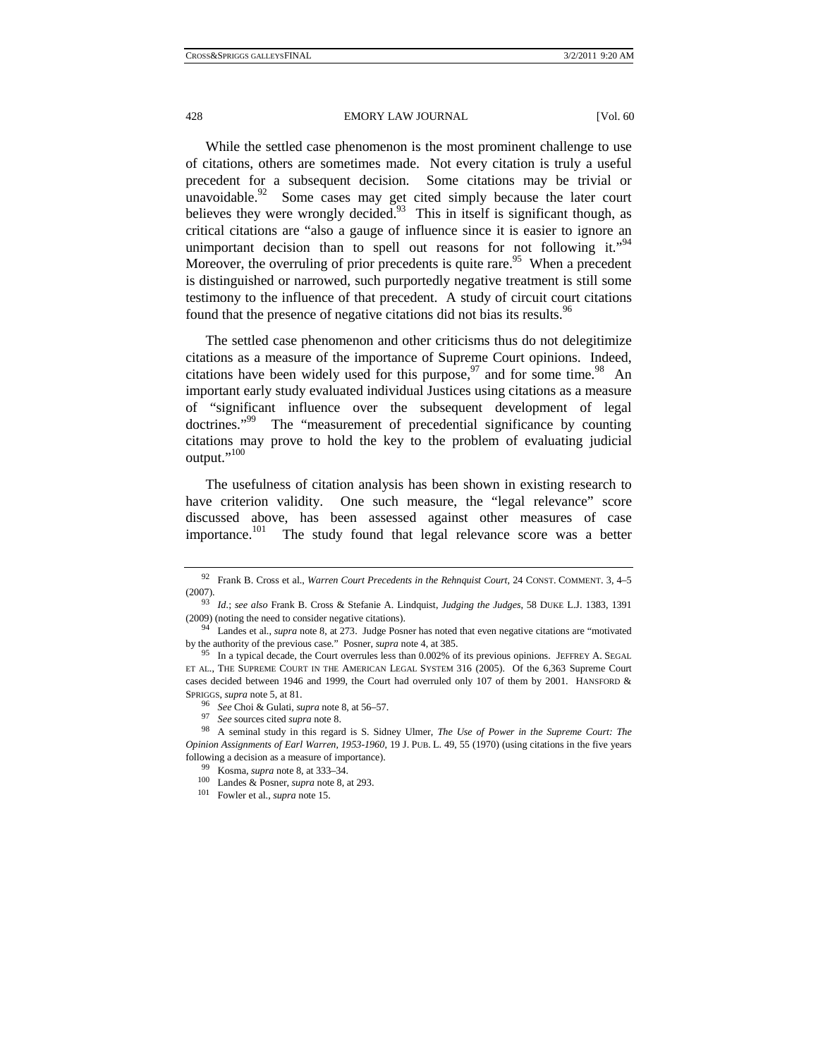While the settled case phenomenon is the most prominent challenge to use of citations, others are sometimes made. Not every citation is truly a useful precedent for a subsequent decision. Some citations may be trivial or unavoidable.[92] Some cases may get cited simply because the later court believes they were wrongly decided.[93] This in itself is significant though, as critical citations are "also a gauge of influence since it is easier to ignore an unimportant decision than to spell out reasons for not following it."[94] Moreover, the overruling of prior precedents is quite rare.[95] When a precedent is distinguished or narrowed, such purportedly negative treatment is still some testimony to the influence of that precedent. A study of circuit court citations found that the presence of negative citations did not bias its results.[96]

The settled case phenomenon and other criticisms thus do not delegitimize citations as a measure of the importance of Supreme Court opinions. Indeed, citations have been widely used for this purpose,[97] and for some time.[98] An important early study evaluated individual Justices using citations as a measure of "significant influence over the subsequent development of legal doctrines."[99] The "measurement of precedential significance by counting citations may prove to hold the key to the problem of evaluating judicial output."[100]

The usefulness of citation analysis has been shown in existing research to have criterion validity. One such measure, the "legal relevance" score discussed above, has been assessed against other measures of case importance.[101] The study found that legal relevance score was a better

---

[92] Frank B. Cross et al., *Warren Court Precedents in the Rehnquist Court*, 24 CONST. COMMENT. 3, 4–5 (2007).

[93] *Id.*; *see also* Frank B. Cross & Stefanie A. Lindquist, *Judging the Judges*, 58 DUKE L.J. 1383, 1391 (2009) (noting the need to consider negative citations).

[94] Landes et al., *supra* note 8, at 273. Judge Posner has noted that even negative citations are "motivated by the authority of the previous case." Posner, *supra* note 4, at 385.

[95] In a typical decade, the Court overrules less than 0.002% of its previous opinions. JEFFREY A. SEGAL ET AL., THE SUPREME COURT IN THE AMERICAN LEGAL SYSTEM 316 (2005). Of the 6,363 Supreme Court cases decided between 1946 and 1999, the Court had overruled only 107 of them by 2001. HANSFORD & SPRIGGS, *supra* note 5, at 81.

[96] *See* Choi & Gulati, *supra* note 8, at 56–57.

[97] *See* sources cited *supra* note 8.

[98] A seminal study in this regard is S. Sidney Ulmer, *The Use of Power in the Supreme Court: The Opinion Assignments of Earl Warren, 1953-1960*, 19 J. PUB. L. 49, 55 (1970) (using citations in the five years following a decision as a measure of importance).

[99] Kosma, *supra* note 8, at 333–34.

[100] Landes & Posner, *supra* note 8, at 293.

[101] Fowler et al., *supra* note 15.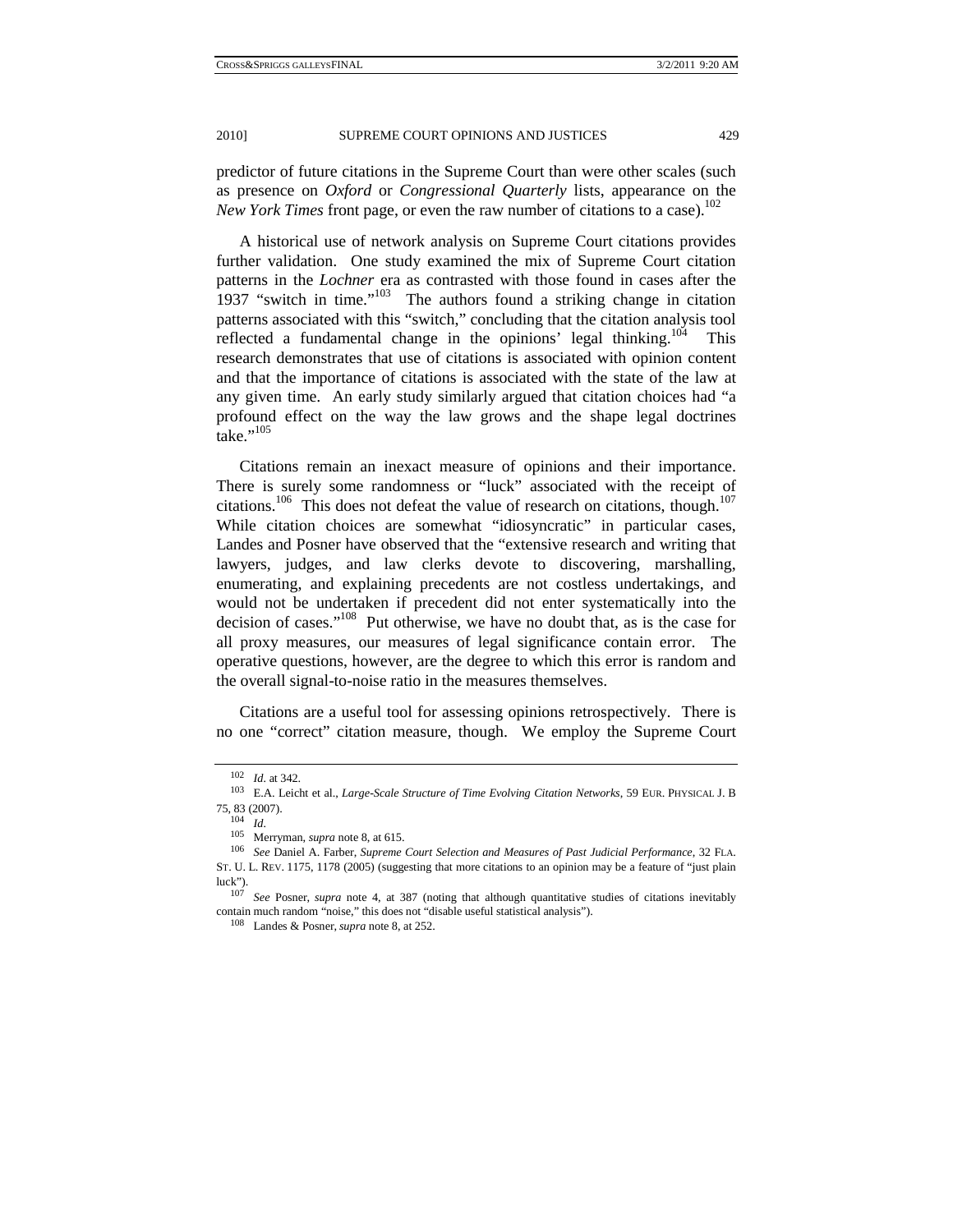predictor of future citations in the Supreme Court than were other scales (such as presence on *Oxford* or *Congressional Quarterly* lists, appearance on the *New York Times* front page, or even the raw number of citations to a case).[102]

A historical use of network analysis on Supreme Court citations provides further validation. One study examined the mix of Supreme Court citation patterns in the *Lochner* era as contrasted with those found in cases after the 1937 "switch in time."[103] The authors found a striking change in citation patterns associated with this "switch," concluding that the citation analysis tool reflected a fundamental change in the opinions' legal thinking.[104] This research demonstrates that use of citations is associated with opinion content and that the importance of citations is associated with the state of the law at any given time. An early study similarly argued that citation choices had "a profound effect on the way the law grows and the shape legal doctrines take."[105]

Citations remain an inexact measure of opinions and their importance. There is surely some randomness or "luck" associated with the receipt of citations.[106] This does not defeat the value of research on citations, though.[107] While citation choices are somewhat "idiosyncratic" in particular cases, Landes and Posner have observed that the "extensive research and writing that lawyers, judges, and law clerks devote to discovering, marshalling, enumerating, and explaining precedents are not costless undertakings, and would not be undertaken if precedent did not enter systematically into the decision of cases."[108] Put otherwise, we have no doubt that, as is the case for all proxy measures, our measures of legal significance contain error. The operative questions, however, are the degree to which this error is random and the overall signal-to-noise ratio in the measures themselves.

Citations are a useful tool for assessing opinions retrospectively. There is no one "correct" citation measure, though. We employ the Supreme Court

---

[102] *Id*. at 342.

[103] E.A. Leicht et al., *Large-Scale Structure of Time Evolving Citation Networks*, 59 EUR. PHYSICAL J. B 75, 83 (2007).

[104] *Id*.

[105] Merryman, *supra* note 8, at 615.

[106] *See* Daniel A. Farber, *Supreme Court Selection and Measures of Past Judicial Performance*, 32 FLA. ST. U. L. REV. 1175, 1178 (2005) (suggesting that more citations to an opinion may be a feature of "just plain luck").

[107] *See* Posner, *supra* note 4, at 387 (noting that although quantitative studies of citations inevitably contain much random "noise," this does not "disable useful statistical analysis").

[108] Landes & Posner, *supra* note 8, at 252.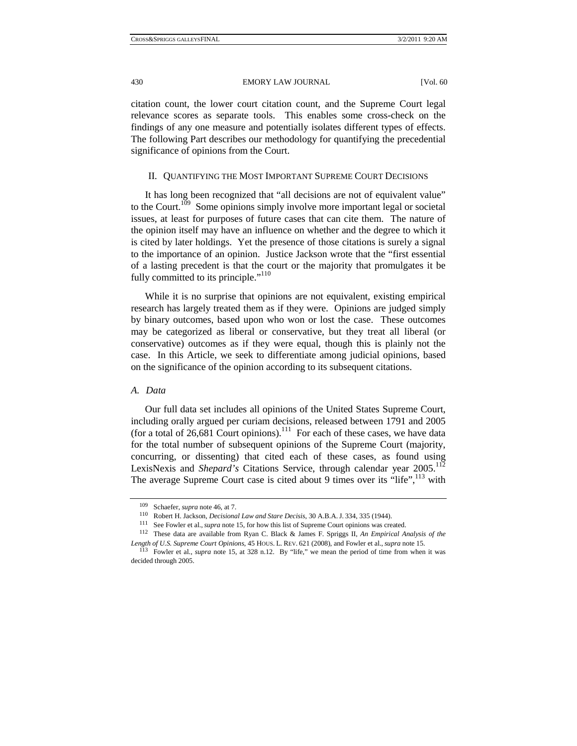citation count, the lower court citation count, and the Supreme Court legal relevance scores as separate tools. This enables some cross-check on the findings of any one measure and potentially isolates different types of effects. The following Part describes our methodology for quantifying the precedential significance of opinions from the Court.

## II. QUANTIFYING THE MOST IMPORTANT SUPREME COURT DECISIONS

It has long been recognized that "all decisions are not of equivalent value" to the Court.[109] Some opinions simply involve more important legal or societal issues, at least for purposes of future cases that can cite them. The nature of the opinion itself may have an influence on whether and the degree to which it is cited by later holdings. Yet the presence of those citations is surely a signal to the importance of an opinion. Justice Jackson wrote that the "first essential of a lasting precedent is that the court or the majority that promulgates it be fully committed to its principle."[110]

While it is no surprise that opinions are not equivalent, existing empirical research has largely treated them as if they were. Opinions are judged simply by binary outcomes, based upon who won or lost the case. These outcomes may be categorized as liberal or conservative, but they treat all liberal (or conservative) outcomes as if they were equal, though this is plainly not the case. In this Article, we seek to differentiate among judicial opinions, based on the significance of the opinion according to its subsequent citations.

### *A. Data*

Our full data set includes all opinions of the United States Supreme Court, including orally argued per curiam decisions, released between 1791 and 2005 (for a total of 26,681 Court opinions).[111] For each of these cases, we have data for the total number of subsequent opinions of the Supreme Court (majority, concurring, or dissenting) that cited each of these cases, as found using LexisNexis and *Shepard's* Citations Service, through calendar year 2005.[112] The average Supreme Court case is cited about 9 times over its "life",[113] with

---

[109] Schaefer, *supra* note 46, at 7.

[110] Robert H. Jackson, *Decisional Law and Stare Decisis*, 30 A.B.A. J. 334, 335 (1944).

[111] See Fowler et al., *supra* note 15, for how this list of Supreme Court opinions was created.

[112] These data are available from Ryan C. Black & James F. Spriggs II, *An Empirical Analysis of the Length of U.S. Supreme Court Opinions*, 45 HOUS. L. REV. 621 (2008), and Fowler et al., *supra* note 15.

[113] Fowler et al., *supra* note 15, at 328 n.12. By "life," we mean the period of time from when it was decided through 2005.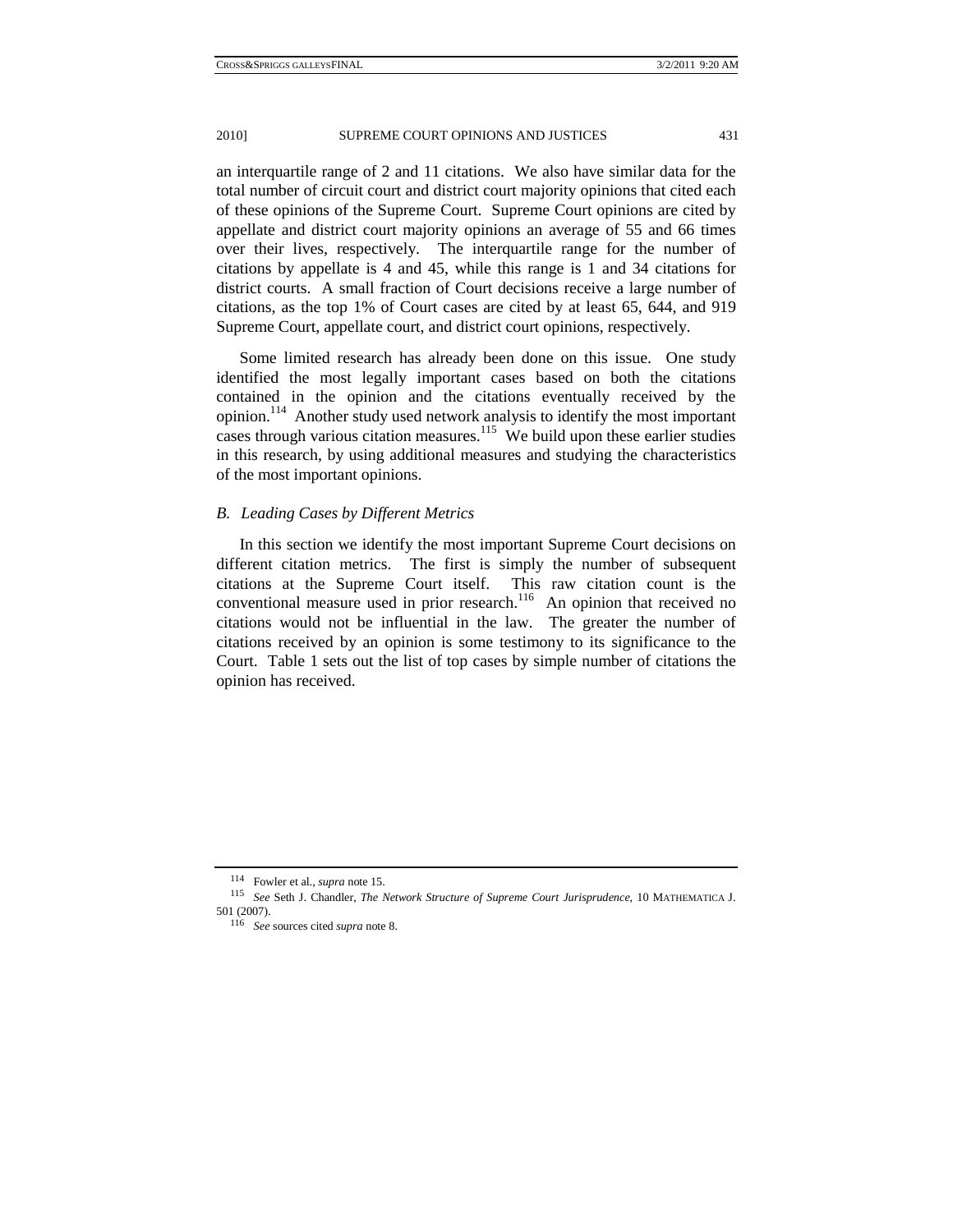an interquartile range of 2 and 11 citations. We also have similar data for the total number of circuit court and district court majority opinions that cited each of these opinions of the Supreme Court. Supreme Court opinions are cited by appellate and district court majority opinions an average of 55 and 66 times over their lives, respectively. The interquartile range for the number of citations by appellate is 4 and 45, while this range is 1 and 34 citations for district courts. A small fraction of Court decisions receive a large number of citations, as the top 1% of Court cases are cited by at least 65, 644, and 919 Supreme Court, appellate court, and district court opinions, respectively.

Some limited research has already been done on this issue. One study identified the most legally important cases based on both the citations contained in the opinion and the citations eventually received by the opinion.[114] Another study used network analysis to identify the most important cases through various citation measures.[115] We build upon these earlier studies in this research, by using additional measures and studying the characteristics of the most important opinions.

### *B. Leading Cases by Different Metrics*

In this section we identify the most important Supreme Court decisions on different citation metrics. The first is simply the number of subsequent citations at the Supreme Court itself. This raw citation count is the conventional measure used in prior research.[116] An opinion that received no citations would not be influential in the law. The greater the number of citations received by an opinion is some testimony to its significance to the Court. Table 1 sets out the list of top cases by simple number of citations the opinion has received.

---

[114] Fowler et al., *supra* note 15.

[115] *See* Seth J. Chandler, *The Network Structure of Supreme Court Jurisprudence*, 10 MATHEMATICA J. 501 (2007).

[116] *See* sources cited *supra* note 8.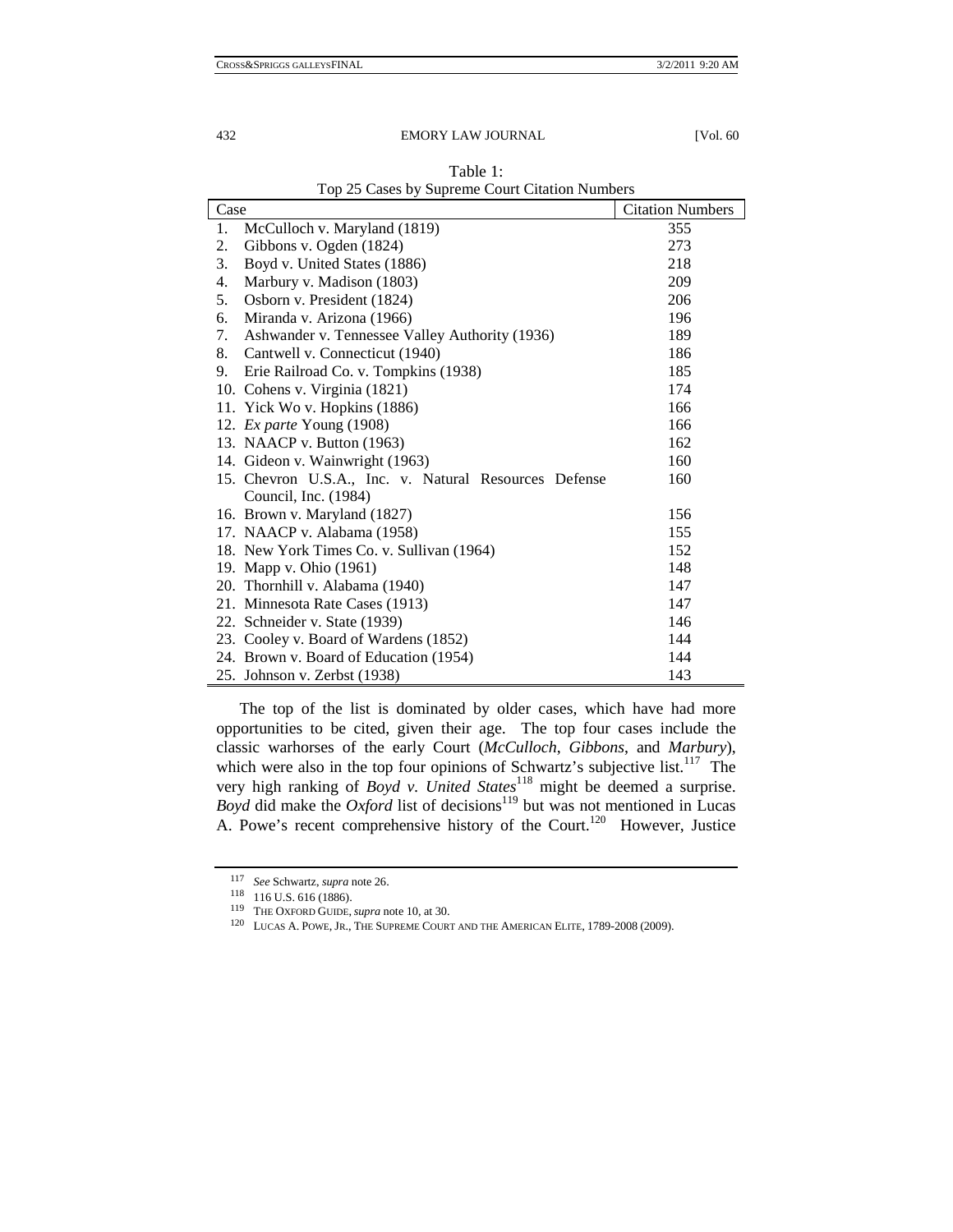Table 1:
Top 25 Cases by Supreme Court Citation Numbers

| Case | Citation Numbers |
|---|---|
| 1. McCulloch v. Maryland (1819) | 355 |
| 2. Gibbons v. Ogden (1824) | 273 |
| 3. Boyd v. United States (1886) | 218 |
| 4. Marbury v. Madison (1803) | 209 |
| 5. Osborn v. President (1824) | 206 |
| 6. Miranda v. Arizona (1966) | 196 |
| 7. Ashwander v. Tennessee Valley Authority (1936) | 189 |
| 8. Cantwell v. Connecticut (1940) | 186 |
| 9. Erie Railroad Co. v. Tompkins (1938) | 185 |
| 10. Cohens v. Virginia (1821) | 174 |
| 11. Yick Wo v. Hopkins (1886) | 166 |
| 12. *Ex parte* Young (1908) | 166 |
| 13. NAACP v. Button (1963) | 162 |
| 14. Gideon v. Wainwright (1963) | 160 |
| 15. Chevron U.S.A., Inc. v. Natural Resources Defense Council, Inc. (1984) | 160 |
| 16. Brown v. Maryland (1827) | 156 |
| 17. NAACP v. Alabama (1958) | 155 |
| 18. New York Times Co. v. Sullivan (1964) | 152 |
| 19. Mapp v. Ohio (1961) | 148 |
| 20. Thornhill v. Alabama (1940) | 147 |
| 21. Minnesota Rate Cases (1913) | 147 |
| 22. Schneider v. State (1939) | 146 |
| 23. Cooley v. Board of Wardens (1852) | 144 |
| 24. Brown v. Board of Education (1954) | 144 |
| 25. Johnson v. Zerbst (1938) | 143 |

The top of the list is dominated by older cases, which have had more opportunities to be cited, given their age. The top four cases include the classic warhorses of the early Court (*McCulloch*, *Gibbons*, and *Marbury*), which were also in the top four opinions of Schwartz's subjective list.[117] The very high ranking of *Boyd v. United States*[118] might be deemed a surprise. *Boyd* did make the *Oxford* list of decisions[119] but was not mentioned in Lucas A. Powe's recent comprehensive history of the Court.[120] However, Justice

---

[117] *See* Schwartz, *supra* note 26.

[118] 116 U.S. 616 (1886).

[119] THE OXFORD GUIDE, *supra* note 10, at 30.

[120] LUCAS A. POWE, JR., THE SUPREME COURT AND THE AMERICAN ELITE, 1789-2008 (2009).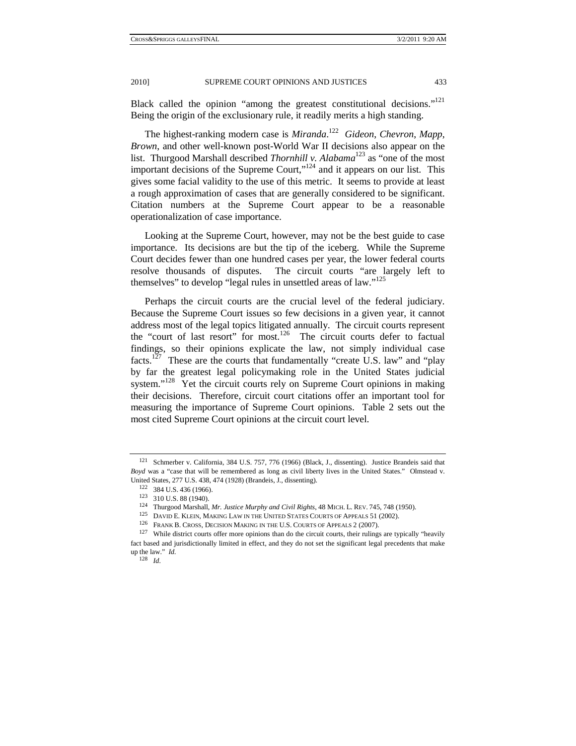Black called the opinion "among the greatest constitutional decisions."[121] Being the origin of the exclusionary rule, it readily merits a high standing.

The highest-ranking modern case is *Miranda*.[122] *Gideon*, *Chevron*, *Mapp*, *Brown*, and other well-known post-World War II decisions also appear on the list. Thurgood Marshall described *Thornhill v. Alabama*[123] as "one of the most important decisions of the Supreme Court,"[124] and it appears on our list. This gives some facial validity to the use of this metric. It seems to provide at least a rough approximation of cases that are generally considered to be significant. Citation numbers at the Supreme Court appear to be a reasonable operationalization of case importance.

Looking at the Supreme Court, however, may not be the best guide to case importance. Its decisions are but the tip of the iceberg. While the Supreme Court decides fewer than one hundred cases per year, the lower federal courts resolve thousands of disputes. The circuit courts "are largely left to themselves" to develop "legal rules in unsettled areas of law."[125]

Perhaps the circuit courts are the crucial level of the federal judiciary. Because the Supreme Court issues so few decisions in a given year, it cannot address most of the legal topics litigated annually. The circuit courts represent the "court of last resort" for most.[126] The circuit courts defer to factual findings, so their opinions explicate the law, not simply individual case facts.[127] These are the courts that fundamentally "create U.S. law" and "play by far the greatest legal policymaking role in the United States judicial system."[128] Yet the circuit courts rely on Supreme Court opinions in making their decisions. Therefore, circuit court citations offer an important tool for measuring the importance of Supreme Court opinions. Table 2 sets out the most cited Supreme Court opinions at the circuit court level.

---

[121] Schmerber v. California, 384 U.S. 757, 776 (1966) (Black, J., dissenting). Justice Brandeis said that *Boyd* was a "case that will be remembered as long as civil liberty lives in the United States." Olmstead v. United States, 277 U.S. 438, 474 (1928) (Brandeis, J., dissenting).

[122] 384 U.S. 436 (1966).

[123] 310 U.S. 88 (1940).

[124] Thurgood Marshall, *Mr. Justice Murphy and Civil Rights*, 48 MICH. L. REV. 745, 748 (1950).

[125] DAVID E. KLEIN, MAKING LAW IN THE UNITED STATES COURTS OF APPEALS 51 (2002).

[126] FRANK B. CROSS, DECISION MAKING IN THE U.S. COURTS OF APPEALS 2 (2007).

[127] While district courts offer more opinions than do the circuit courts, their rulings are typically "heavily fact based and jurisdictionally limited in effect, and they do not set the significant legal precedents that make up the law." *Id.*

[128] *Id.*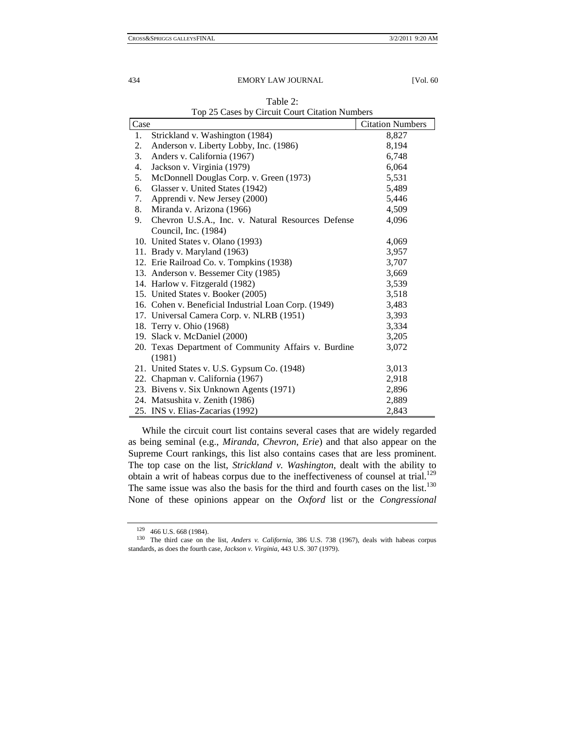Table 2:
Top 25 Cases by Circuit Court Citation Numbers

| Case | Citation Numbers |
|---|---|
| 1. Strickland v. Washington (1984) | 8,827 |
| 2. Anderson v. Liberty Lobby, Inc. (1986) | 8,194 |
| 3. Anders v. California (1967) | 6,748 |
| 4. Jackson v. Virginia (1979) | 6,064 |
| 5. McDonnell Douglas Corp. v. Green (1973) | 5,531 |
| 6. Glasser v. United States (1942) | 5,489 |
| 7. Apprendi v. New Jersey (2000) | 5,446 |
| 8. Miranda v. Arizona (1966) | 4,509 |
| 9. Chevron U.S.A., Inc. v. Natural Resources Defense Council, Inc. (1984) | 4,096 |
| 10. United States v. Olano (1993) | 4,069 |
| 11. Brady v. Maryland (1963) | 3,957 |
| 12. Erie Railroad Co. v. Tompkins (1938) | 3,707 |
| 13. Anderson v. Bessemer City (1985) | 3,669 |
| 14. Harlow v. Fitzgerald (1982) | 3,539 |
| 15. United States v. Booker (2005) | 3,518 |
| 16. Cohen v. Beneficial Industrial Loan Corp. (1949) | 3,483 |
| 17. Universal Camera Corp. v. NLRB (1951) | 3,393 |
| 18. Terry v. Ohio (1968) | 3,334 |
| 19. Slack v. McDaniel (2000) | 3,205 |
| 20. Texas Department of Community Affairs v. Burdine (1981) | 3,072 |
| 21. United States v. U.S. Gypsum Co. (1948) | 3,013 |
| 22. Chapman v. California (1967) | 2,918 |
| 23. Bivens v. Six Unknown Agents (1971) | 2,896 |
| 24. Matsushita v. Zenith (1986) | 2,889 |
| 25. INS v. Elias-Zacarias (1992) | 2,843 |

While the circuit court list contains several cases that are widely regarded as being seminal (e.g., *Miranda*, *Chevron*, *Erie*) and that also appear on the Supreme Court rankings, this list also contains cases that are less prominent. The top case on the list, *Strickland v. Washington*, dealt with the ability to obtain a writ of habeas corpus due to the ineffectiveness of counsel at trial.[129] The same issue was also the basis for the third and fourth cases on the list.[130] None of these opinions appear on the *Oxford* list or the *Congressional*

---

[129] 466 U.S. 668 (1984).

[130] The third case on the list, *Anders v. California*, 386 U.S. 738 (1967), deals with habeas corpus standards, as does the fourth case, *Jackson v. Virginia*, 443 U.S. 307 (1979).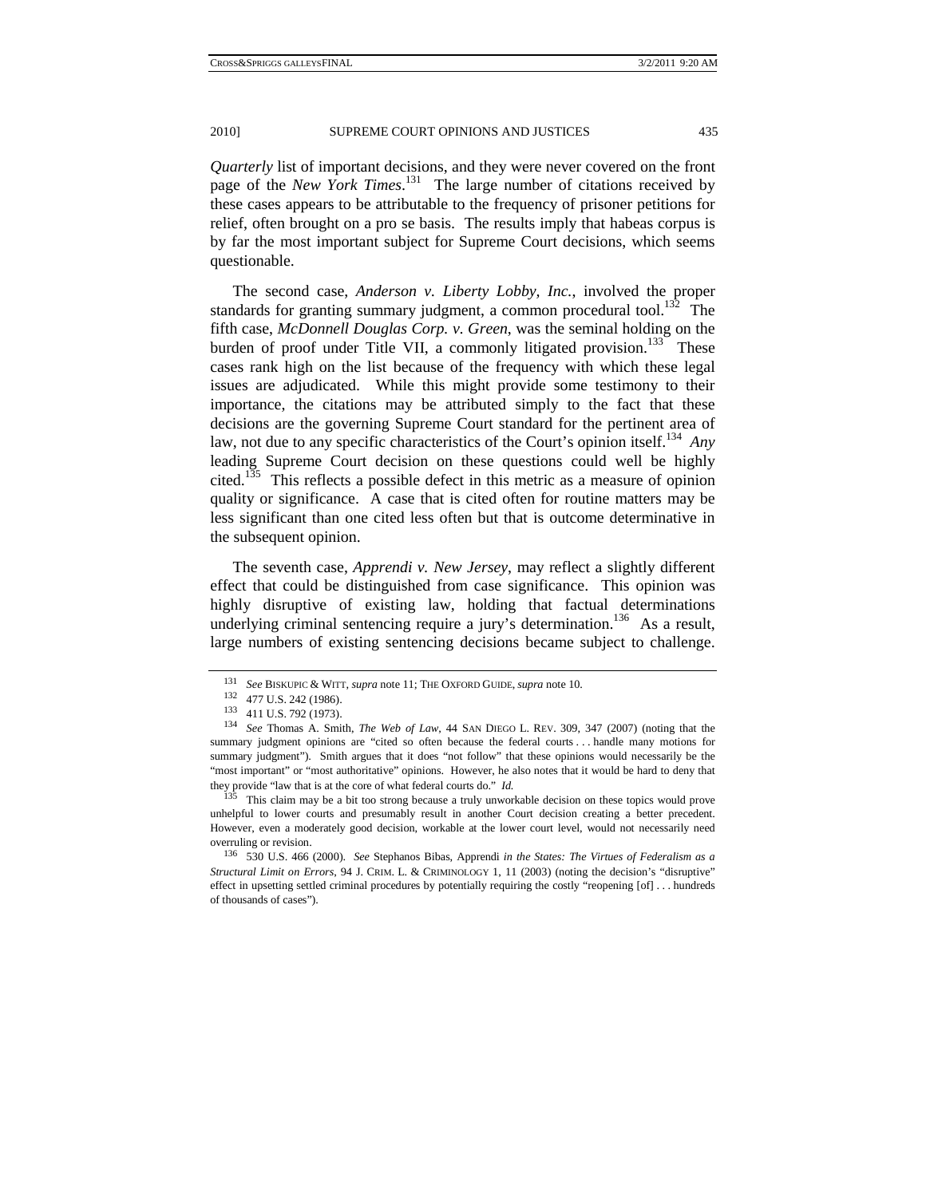*Quarterly* list of important decisions, and they were never covered on the front page of the *New York Times*.[131] The large number of citations received by these cases appears to be attributable to the frequency of prisoner petitions for relief, often brought on a pro se basis. The results imply that habeas corpus is by far the most important subject for Supreme Court decisions, which seems questionable.

The second case, *Anderson v. Liberty Lobby, Inc.*, involved the proper standards for granting summary judgment, a common procedural tool.[132] The fifth case, *McDonnell Douglas Corp. v. Green*, was the seminal holding on the burden of proof under Title VII, a commonly litigated provision.[133] These cases rank high on the list because of the frequency with which these legal issues are adjudicated. While this might provide some testimony to their importance, the citations may be attributed simply to the fact that these decisions are the governing Supreme Court standard for the pertinent area of law, not due to any specific characteristics of the Court's opinion itself.[134] *Any* leading Supreme Court decision on these questions could well be highly cited.[135] This reflects a possible defect in this metric as a measure of opinion quality or significance. A case that is cited often for routine matters may be less significant than one cited less often but that is outcome determinative in the subsequent opinion.

The seventh case, *Apprendi v. New Jersey*, may reflect a slightly different effect that could be distinguished from case significance. This opinion was highly disruptive of existing law, holding that factual determinations underlying criminal sentencing require a jury's determination.[136] As a result, large numbers of existing sentencing decisions became subject to challenge.

---

[131] *See* BISKUPIC & WITT, *supra* note 11; THE OXFORD GUIDE, *supra* note 10.

[132] 477 U.S. 242 (1986).

[133] 411 U.S. 792 (1973).

[134] *See* Thomas A. Smith, *The Web of Law*, 44 SAN DIEGO L. REV. 309, 347 (2007) (noting that the summary judgment opinions are "cited so often because the federal courts . . . handle many motions for summary judgment"). Smith argues that it does "not follow" that these opinions would necessarily be the "most important" or "most authoritative" opinions. However, he also notes that it would be hard to deny that they provide "law that is at the core of what federal courts do." *Id.*

[135] This claim may be a bit too strong because a truly unworkable decision on these topics would prove unhelpful to lower courts and presumably result in another Court decision creating a better precedent. However, even a moderately good decision, workable at the lower court level, would not necessarily need overruling or revision.

[136] 530 U.S. 466 (2000). *See* Stephanos Bibas, Apprendi *in the States: The Virtues of Federalism as a Structural Limit on Errors*, 94 J. CRIM. L. & CRIMINOLOGY 1, 11 (2003) (noting the decision's "disruptive" effect in upsetting settled criminal procedures by potentially requiring the costly "reopening [of] . . . hundreds of thousands of cases").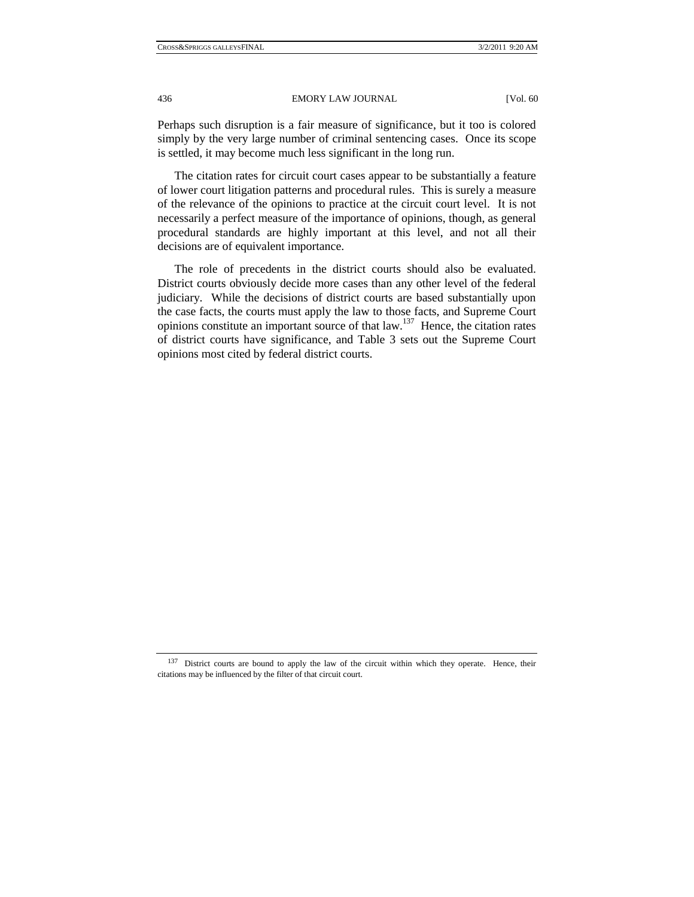Perhaps such disruption is a fair measure of significance, but it too is colored simply by the very large number of criminal sentencing cases. Once its scope is settled, it may become much less significant in the long run.

The citation rates for circuit court cases appear to be substantially a feature of lower court litigation patterns and procedural rules. This is surely a measure of the relevance of the opinions to practice at the circuit court level. It is not necessarily a perfect measure of the importance of opinions, though, as general procedural standards are highly important at this level, and not all their decisions are of equivalent importance.

The role of precedents in the district courts should also be evaluated. District courts obviously decide more cases than any other level of the federal judiciary. While the decisions of district courts are based substantially upon the case facts, the courts must apply the law to those facts, and Supreme Court opinions constitute an important source of that law.[137] Hence, the citation rates of district courts have significance, and Table 3 sets out the Supreme Court opinions most cited by federal district courts.

---

[137] District courts are bound to apply the law of the circuit within which they operate. Hence, their citations may be influenced by the filter of that circuit court.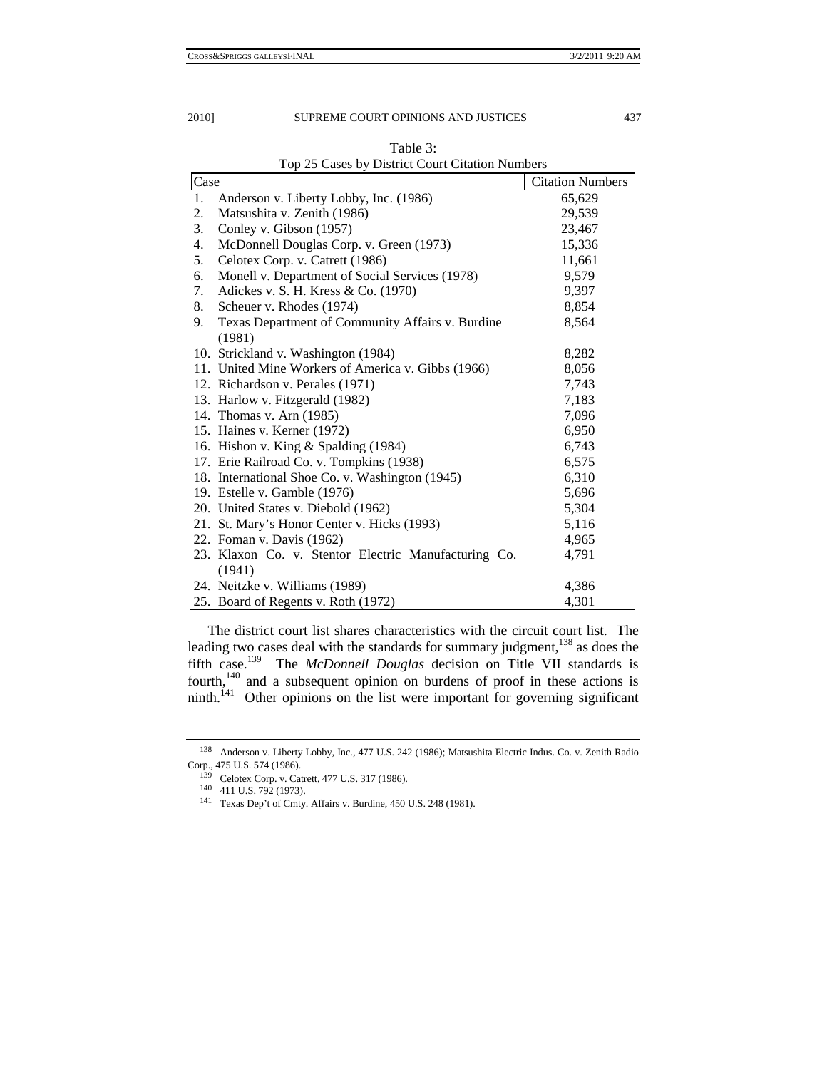Table 3:
Top 25 Cases by District Court Citation Numbers

| Case | Citation Numbers |
|---|---|
| 1. Anderson v. Liberty Lobby, Inc. (1986) | 65,629 |
| 2. Matsushita v. Zenith (1986) | 29,539 |
| 3. Conley v. Gibson (1957) | 23,467 |
| 4. McDonnell Douglas Corp. v. Green (1973) | 15,336 |
| 5. Celotex Corp. v. Catrett (1986) | 11,661 |
| 6. Monell v. Department of Social Services (1978) | 9,579 |
| 7. Adickes v. S. H. Kress & Co. (1970) | 9,397 |
| 8. Scheuer v. Rhodes (1974) | 8,854 |
| 9. Texas Department of Community Affairs v. Burdine (1981) | 8,564 |
| 10. Strickland v. Washington (1984) | 8,282 |
| 11. United Mine Workers of America v. Gibbs (1966) | 8,056 |
| 12. Richardson v. Perales (1971) | 7,743 |
| 13. Harlow v. Fitzgerald (1982) | 7,183 |
| 14. Thomas v. Arn (1985) | 7,096 |
| 15. Haines v. Kerner (1972) | 6,950 |
| 16. Hishon v. King & Spalding (1984) | 6,743 |
| 17. Erie Railroad Co. v. Tompkins (1938) | 6,575 |
| 18. International Shoe Co. v. Washington (1945) | 6,310 |
| 19. Estelle v. Gamble (1976) | 5,696 |
| 20. United States v. Diebold (1962) | 5,304 |
| 21. St. Mary's Honor Center v. Hicks (1993) | 5,116 |
| 22. Foman v. Davis (1962) | 4,965 |
| 23. Klaxon Co. v. Stentor Electric Manufacturing Co. (1941) | 4,791 |
| 24. Neitzke v. Williams (1989) | 4,386 |
| 25. Board of Regents v. Roth (1972) | 4,301 |

The district court list shares characteristics with the circuit court list. The leading two cases deal with the standards for summary judgment,[138] as does the fifth case.[139] The *McDonnell Douglas* decision on Title VII standards is fourth,[140] and a subsequent opinion on burdens of proof in these actions is ninth.[141] Other opinions on the list were important for governing significant

---

[138] Anderson v. Liberty Lobby, Inc., 477 U.S. 242 (1986); Matsushita Electric Indus. Co. v. Zenith Radio Corp., 475 U.S. 574 (1986).

[139] Celotex Corp. v. Catrett, 477 U.S. 317 (1986).

[140] 411 U.S. 792 (1973).

[141] Texas Dep't of Cmty. Affairs v. Burdine, 450 U.S. 248 (1981).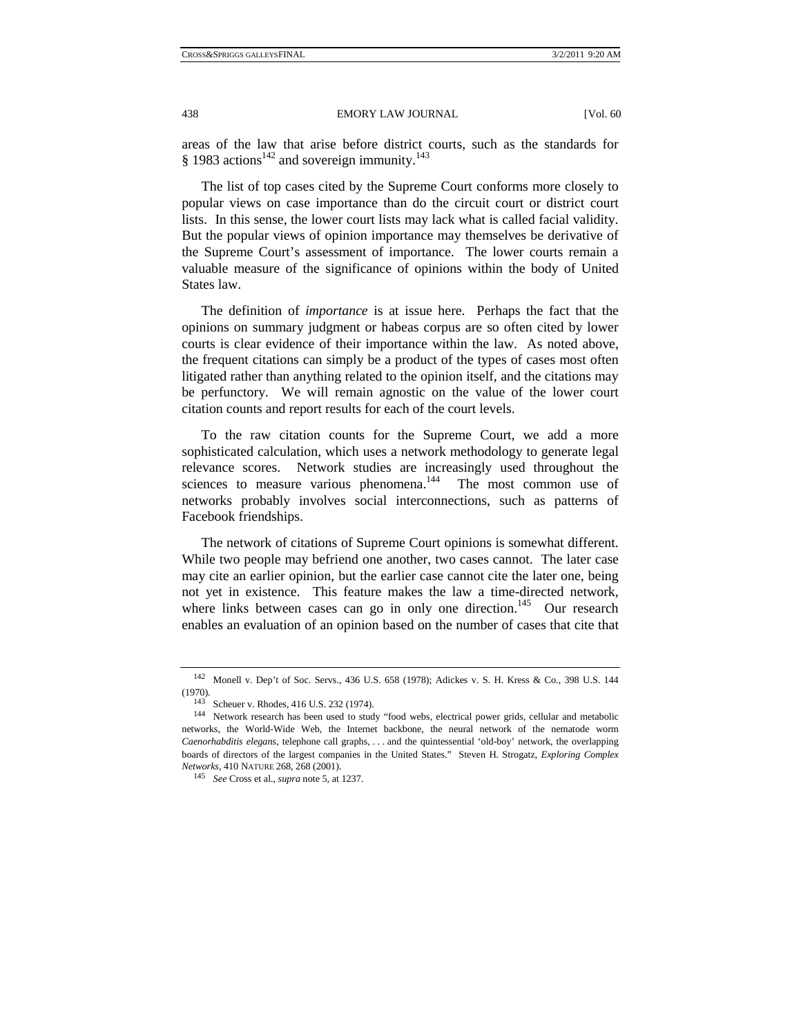areas of the law that arise before district courts, such as the standards for § 1983 actions[142] and sovereign immunity.[143]

The list of top cases cited by the Supreme Court conforms more closely to popular views on case importance than do the circuit court or district court lists. In this sense, the lower court lists may lack what is called facial validity. But the popular views of opinion importance may themselves be derivative of the Supreme Court's assessment of importance. The lower courts remain a valuable measure of the significance of opinions within the body of United States law.

The definition of *importance* is at issue here. Perhaps the fact that the opinions on summary judgment or habeas corpus are so often cited by lower courts is clear evidence of their importance within the law. As noted above, the frequent citations can simply be a product of the types of cases most often litigated rather than anything related to the opinion itself, and the citations may be perfunctory. We will remain agnostic on the value of the lower court citation counts and report results for each of the court levels.

To the raw citation counts for the Supreme Court, we add a more sophisticated calculation, which uses a network methodology to generate legal relevance scores. Network studies are increasingly used throughout the sciences to measure various phenomena.[144] The most common use of networks probably involves social interconnections, such as patterns of Facebook friendships.

The network of citations of Supreme Court opinions is somewhat different. While two people may befriend one another, two cases cannot. The later case may cite an earlier opinion, but the earlier case cannot cite the later one, being not yet in existence. This feature makes the law a time-directed network, where links between cases can go in only one direction.[145] Our research enables an evaluation of an opinion based on the number of cases that cite that

---

[142] Monell v. Dep't of Soc. Servs., 436 U.S. 658 (1978); Adickes v. S. H. Kress & Co., 398 U.S. 144 (1970).

[143] Scheuer v. Rhodes, 416 U.S. 232 (1974).

[144] Network research has been used to study "food webs, electrical power grids, cellular and metabolic networks, the World-Wide Web, the Internet backbone, the neural network of the nematode worm *Caenorhabditis elegans*, telephone call graphs, . . . and the quintessential 'old-boy' network, the overlapping boards of directors of the largest companies in the United States." Steven H. Strogatz, *Exploring Complex Networks*, 410 NATURE 268, 268 (2001).

[145] *See* Cross et al., *supra* note 5, at 1237.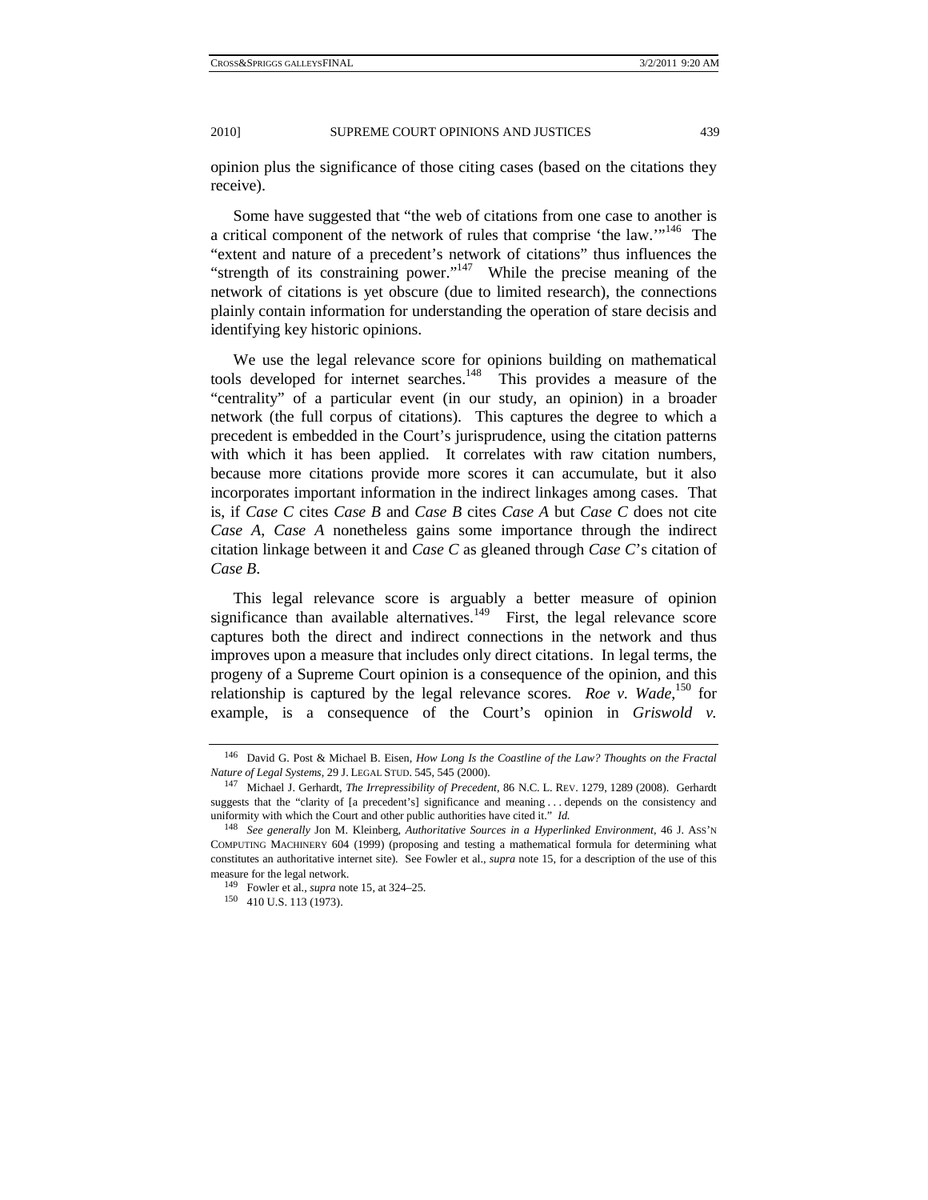opinion plus the significance of those citing cases (based on the citations they receive).

Some have suggested that "the web of citations from one case to another is a critical component of the network of rules that comprise 'the law.'"[146] The "extent and nature of a precedent's network of citations" thus influences the "strength of its constraining power."[147] While the precise meaning of the network of citations is yet obscure (due to limited research), the connections plainly contain information for understanding the operation of stare decisis and identifying key historic opinions.

We use the legal relevance score for opinions building on mathematical tools developed for internet searches.[148] This provides a measure of the "centrality" of a particular event (in our study, an opinion) in a broader network (the full corpus of citations). This captures the degree to which a precedent is embedded in the Court's jurisprudence, using the citation patterns with which it has been applied. It correlates with raw citation numbers, because more citations provide more scores it can accumulate, but it also incorporates important information in the indirect linkages among cases. That is, if *Case C* cites *Case B* and *Case B* cites *Case A* but *Case C* does not cite *Case A*, *Case A* nonetheless gains some importance through the indirect citation linkage between it and *Case C* as gleaned through *Case C*'s citation of *Case B*.

This legal relevance score is arguably a better measure of opinion significance than available alternatives.[149] First, the legal relevance score captures both the direct and indirect connections in the network and thus improves upon a measure that includes only direct citations. In legal terms, the progeny of a Supreme Court opinion is a consequence of the opinion, and this relationship is captured by the legal relevance scores. *Roe v. Wade*,[150] for example, is a consequence of the Court's opinion in *Griswold v.*

---

[146] David G. Post & Michael B. Eisen, *How Long Is the Coastline of the Law? Thoughts on the Fractal Nature of Legal Systems*, 29 J. LEGAL STUD. 545, 545 (2000).

[147] Michael J. Gerhardt, *The Irrepressibility of Precedent*, 86 N.C. L. REV. 1279, 1289 (2008). Gerhardt suggests that the "clarity of [a precedent's] significance and meaning . . . depends on the consistency and uniformity with which the Court and other public authorities have cited it." *Id.*

[148] *See generally* Jon M. Kleinberg, *Authoritative Sources in a Hyperlinked Environment*, 46 J. ASS'N COMPUTING MACHINERY 604 (1999) (proposing and testing a mathematical formula for determining what constitutes an authoritative internet site). See Fowler et al., *supra* note 15, for a description of the use of this measure for the legal network.

[149] Fowler et al., *supra* note 15, at 324–25.

[150] 410 U.S. 113 (1973).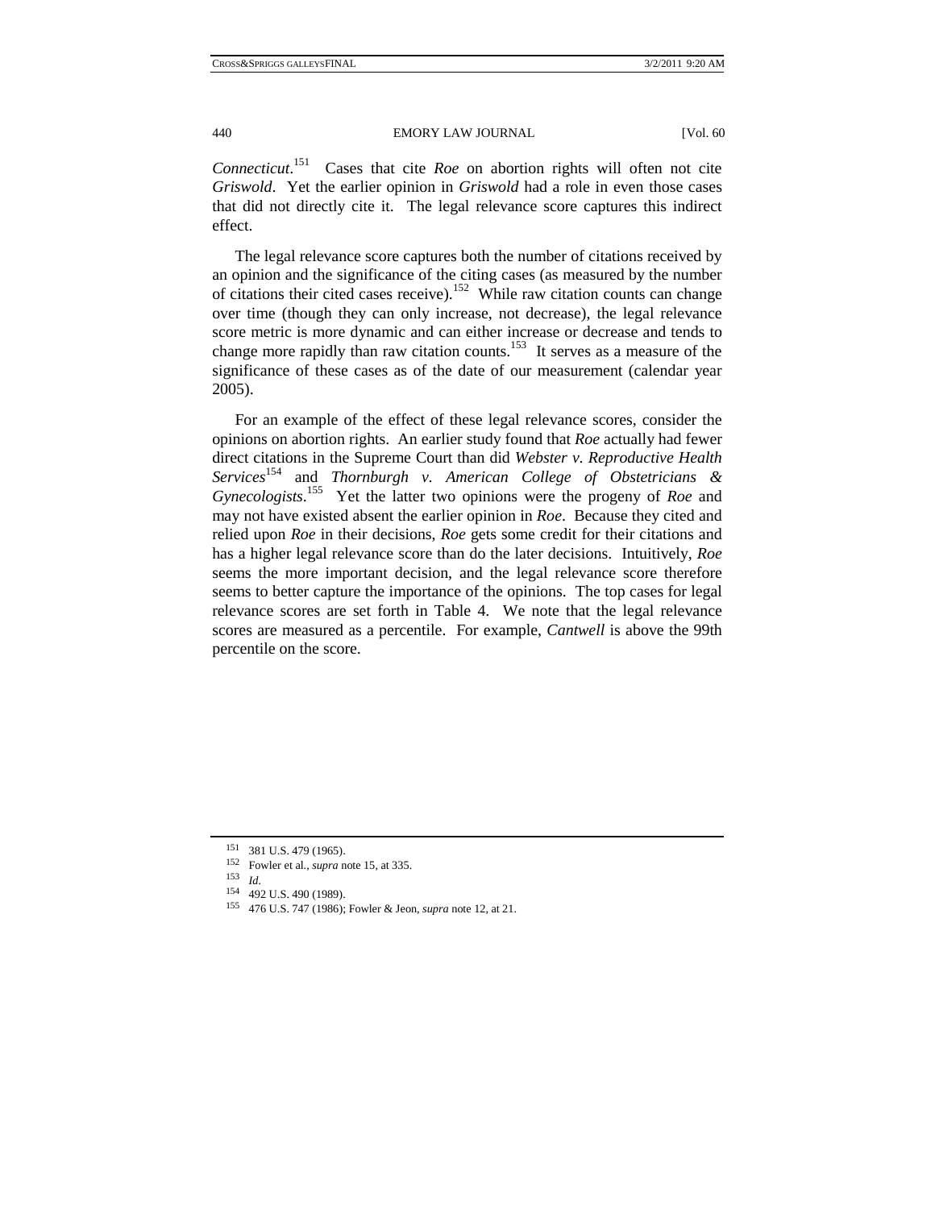*Connecticut*.[151] Cases that cite *Roe* on abortion rights will often not cite *Griswold*. Yet the earlier opinion in *Griswold* had a role in even those cases that did not directly cite it. The legal relevance score captures this indirect effect.

The legal relevance score captures both the number of citations received by an opinion and the significance of the citing cases (as measured by the number of citations their cited cases receive).[152] While raw citation counts can change over time (though they can only increase, not decrease), the legal relevance score metric is more dynamic and can either increase or decrease and tends to change more rapidly than raw citation counts.[153] It serves as a measure of the significance of these cases as of the date of our measurement (calendar year 2005).

For an example of the effect of these legal relevance scores, consider the opinions on abortion rights. An earlier study found that *Roe* actually had fewer direct citations in the Supreme Court than did *Webster v. Reproductive Health Services*[154] and *Thornburgh v. American College of Obstetricians & Gynecologists*.[155] Yet the latter two opinions were the progeny of *Roe* and may not have existed absent the earlier opinion in *Roe*. Because they cited and relied upon *Roe* in their decisions, *Roe* gets some credit for their citations and has a higher legal relevance score than do the later decisions. Intuitively, *Roe* seems the more important decision, and the legal relevance score therefore seems to better capture the importance of the opinions. The top cases for legal relevance scores are set forth in Table 4. We note that the legal relevance scores are measured as a percentile. For example, *Cantwell* is above the 99th percentile on the score.

---

[151] 381 U.S. 479 (1965).

[152] Fowler et al., *supra* note 15, at 335.

[153] *Id.*

[154] 492 U.S. 490 (1989).

[155] 476 U.S. 747 (1986); Fowler & Jeon, *supra* note 12, at 21.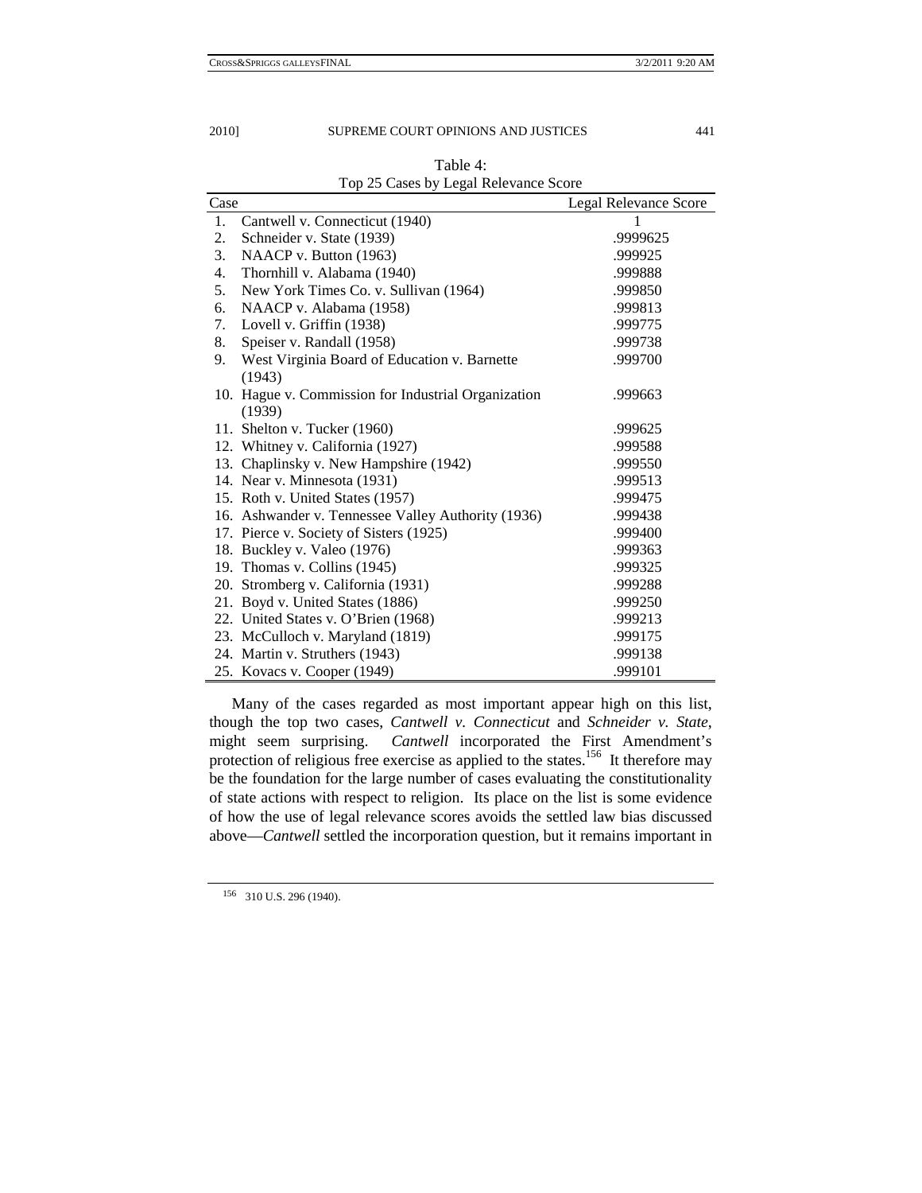Table 4:
Top 25 Cases by Legal Relevance Score

| Case | Legal Relevance Score |
|---|---|
| 1. Cantwell v. Connecticut (1940) | 1 |
| 2. Schneider v. State (1939) | .9999625 |
| 3. NAACP v. Button (1963) | .999925 |
| 4. Thornhill v. Alabama (1940) | .999888 |
| 5. New York Times Co. v. Sullivan (1964) | .999850 |
| 6. NAACP v. Alabama (1958) | .999813 |
| 7. Lovell v. Griffin (1938) | .999775 |
| 8. Speiser v. Randall (1958) | .999738 |
| 9. West Virginia Board of Education v. Barnette (1943) | .999700 |
| 10. Hague v. Commission for Industrial Organization (1939) | .999663 |
| 11. Shelton v. Tucker (1960) | .999625 |
| 12. Whitney v. California (1927) | .999588 |
| 13. Chaplinsky v. New Hampshire (1942) | .999550 |
| 14. Near v. Minnesota (1931) | .999513 |
| 15. Roth v. United States (1957) | .999475 |
| 16. Ashwander v. Tennessee Valley Authority (1936) | .999438 |
| 17. Pierce v. Society of Sisters (1925) | .999400 |
| 18. Buckley v. Valeo (1976) | .999363 |
| 19. Thomas v. Collins (1945) | .999325 |
| 20. Stromberg v. California (1931) | .999288 |
| 21. Boyd v. United States (1886) | .999250 |
| 22. United States v. O'Brien (1968) | .999213 |
| 23. McCulloch v. Maryland (1819) | .999175 |
| 24. Martin v. Struthers (1943) | .999138 |
| 25. Kovacs v. Cooper (1949) | .999101 |

Many of the cases regarded as most important appear high on this list, though the top two cases, *Cantwell v. Connecticut* and *Schneider v. State*, might seem surprising. *Cantwell* incorporated the First Amendment's protection of religious free exercise as applied to the states.[156] It therefore may be the foundation for the large number of cases evaluating the constitutionality of state actions with respect to religion. Its place on the list is some evidence of how the use of legal relevance scores avoids the settled law bias discussed above—*Cantwell* settled the incorporation question, but it remains important in

[156] 310 U.S. 296 (1940).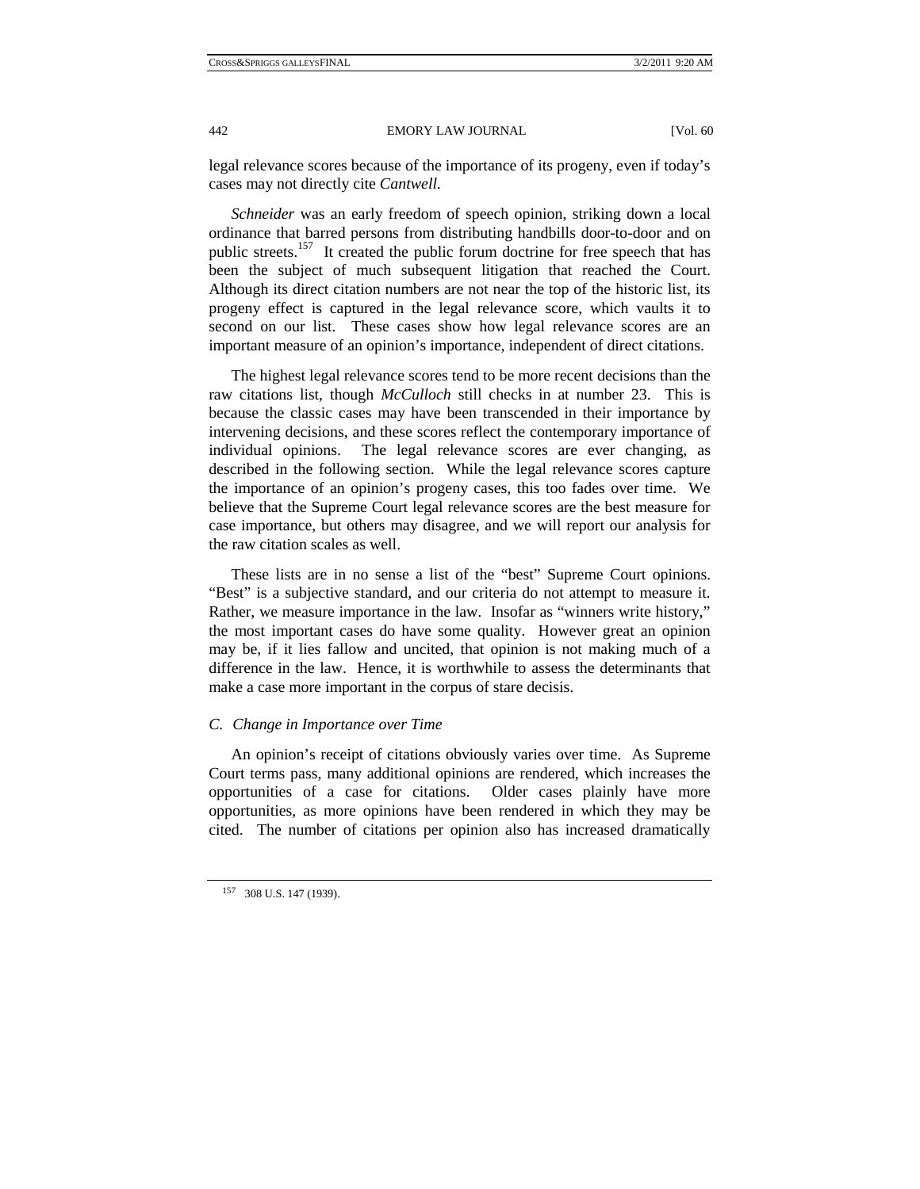legal relevance scores because of the importance of its progeny, even if today's cases may not directly cite *Cantwell*.

*Schneider* was an early freedom of speech opinion, striking down a local ordinance that barred persons from distributing handbills door-to-door and on public streets.[157] It created the public forum doctrine for free speech that has been the subject of much subsequent litigation that reached the Court. Although its direct citation numbers are not near the top of the historic list, its progeny effect is captured in the legal relevance score, which vaults it to second on our list. These cases show how legal relevance scores are an important measure of an opinion's importance, independent of direct citations.

The highest legal relevance scores tend to be more recent decisions than the raw citations list, though *McCulloch* still checks in at number 23. This is because the classic cases may have been transcended in their importance by intervening decisions, and these scores reflect the contemporary importance of individual opinions. The legal relevance scores are ever changing, as described in the following section. While the legal relevance scores capture the importance of an opinion's progeny cases, this too fades over time. We believe that the Supreme Court legal relevance scores are the best measure for case importance, but others may disagree, and we will report our analysis for the raw citation scales as well.

These lists are in no sense a list of the "best" Supreme Court opinions. "Best" is a subjective standard, and our criteria do not attempt to measure it. Rather, we measure importance in the law. Insofar as "winners write history," the most important cases do have some quality. However great an opinion may be, if it lies fallow and uncited, that opinion is not making much of a difference in the law. Hence, it is worthwhile to assess the determinants that make a case more important in the corpus of stare decisis.

### *C. Change in Importance over Time*

An opinion's receipt of citations obviously varies over time. As Supreme Court terms pass, many additional opinions are rendered, which increases the opportunities of a case for citations. Older cases plainly have more opportunities, as more opinions have been rendered in which they may be cited. The number of citations per opinion also has increased dramatically

[157] 308 U.S. 147 (1939).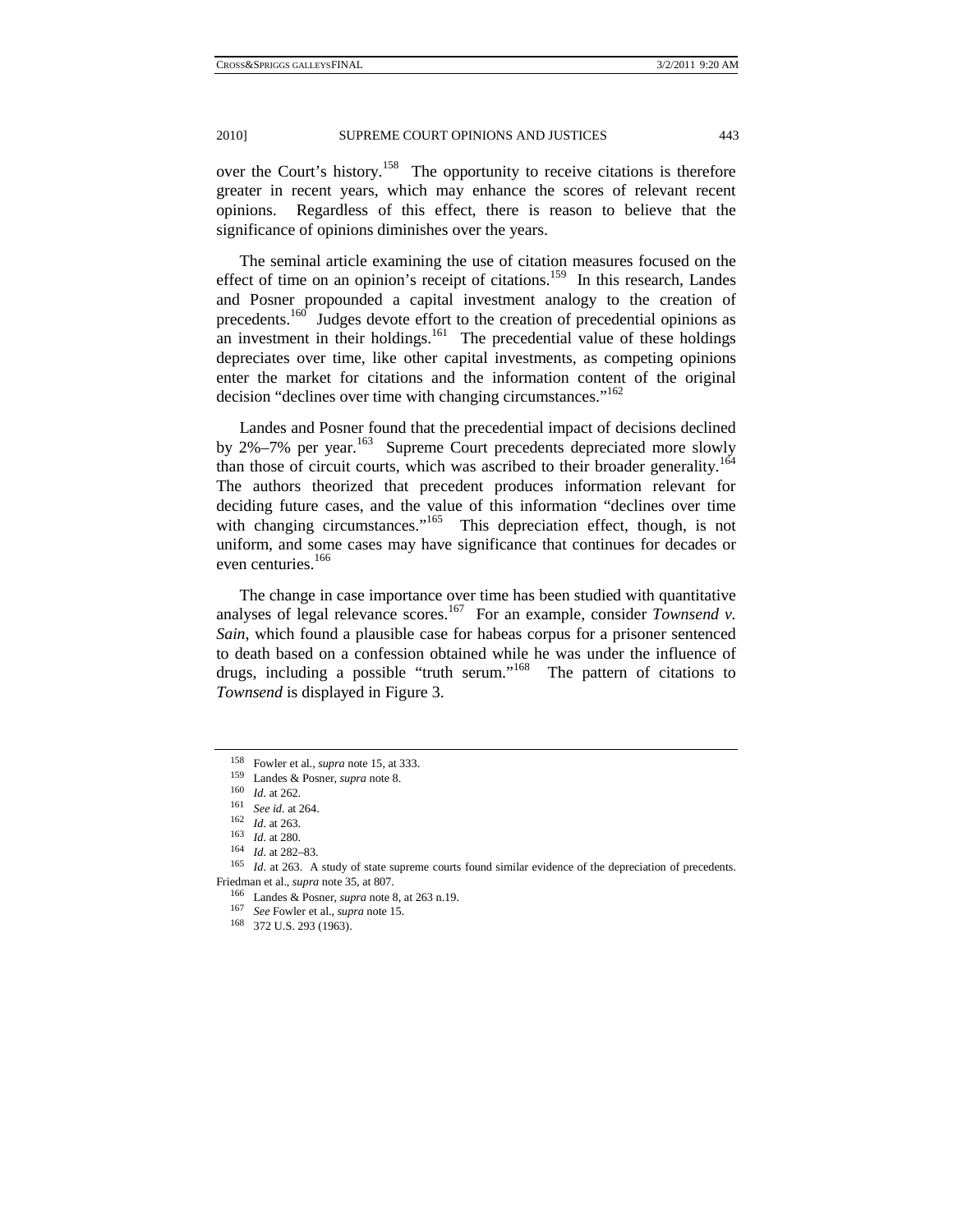over the Court's history.[158] The opportunity to receive citations is therefore greater in recent years, which may enhance the scores of relevant recent opinions. Regardless of this effect, there is reason to believe that the significance of opinions diminishes over the years.

The seminal article examining the use of citation measures focused on the effect of time on an opinion's receipt of citations.[159] In this research, Landes and Posner propounded a capital investment analogy to the creation of precedents.[160] Judges devote effort to the creation of precedential opinions as an investment in their holdings.[161] The precedential value of these holdings depreciates over time, like other capital investments, as competing opinions enter the market for citations and the information content of the original decision "declines over time with changing circumstances."[162]

Landes and Posner found that the precedential impact of decisions declined by 2%–7% per year.[163] Supreme Court precedents depreciated more slowly than those of circuit courts, which was ascribed to their broader generality.[164] The authors theorized that precedent produces information relevant for deciding future cases, and the value of this information "declines over time with changing circumstances."[165] This depreciation effect, though, is not uniform, and some cases may have significance that continues for decades or even centuries.[166]

The change in case importance over time has been studied with quantitative analyses of legal relevance scores.[167] For an example, consider *Townsend v. Sain*, which found a plausible case for habeas corpus for a prisoner sentenced to death based on a confession obtained while he was under the influence of drugs, including a possible "truth serum."[168] The pattern of citations to *Townsend* is displayed in Figure 3.

---

[158] Fowler et al., *supra* note 15, at 333.

[159] Landes & Posner, *supra* note 8.

[160] *Id*. at 262.

[161] *See id*. at 264.

[162] *Id*. at 263.

[163] *Id*. at 280.

[164] *Id*. at 282–83.

[165] *Id*. at 263. A study of state supreme courts found similar evidence of the depreciation of precedents. Friedman et al., *supra* note 35, at 807.

[166] Landes & Posner, *supra* note 8, at 263 n.19.

[167] *See* Fowler et al., *supra* note 15.

[168] 372 U.S. 293 (1963).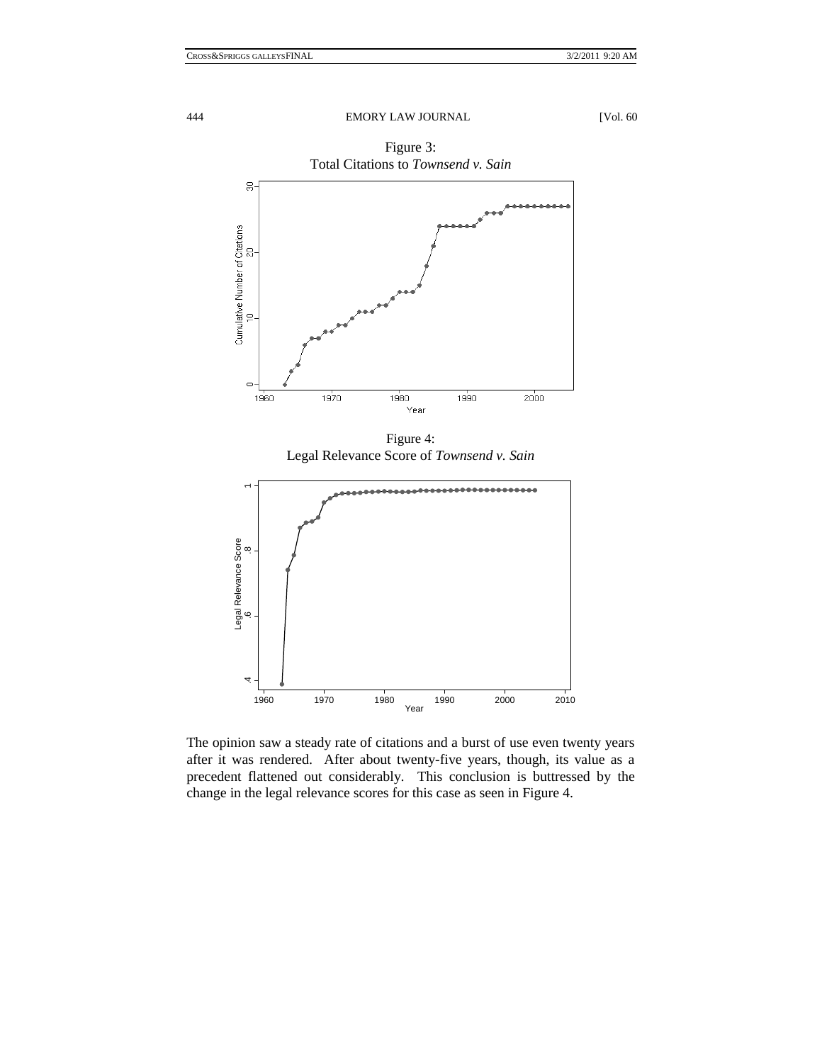Figure 3:
Total Citations to *Townsend v. Sain*

Figure 4:
Legal Relevance Score of *Townsend v. Sain*

The opinion saw a steady rate of citations and a burst of use even twenty years after it was rendered. After about twenty-five years, though, its value as a precedent flattened out considerably. This conclusion is buttressed by the change in the legal relevance scores for this case as seen in Figure 4.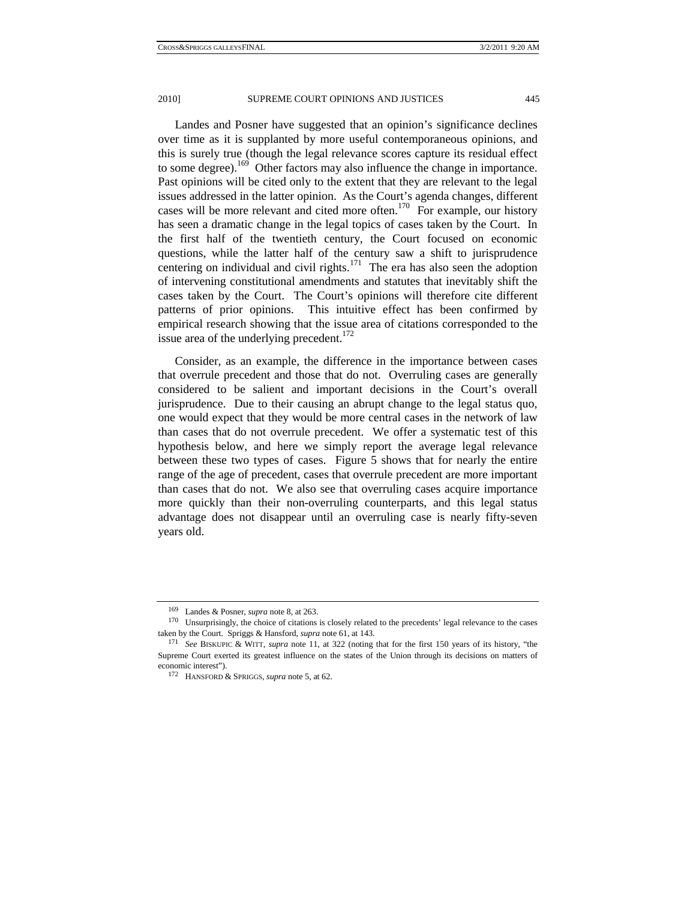Landes and Posner have suggested that an opinion's significance declines over time as it is supplanted by more useful contemporaneous opinions, and this is surely true (though the legal relevance scores capture its residual effect to some degree).[169] Other factors may also influence the change in importance. Past opinions will be cited only to the extent that they are relevant to the legal issues addressed in the latter opinion. As the Court's agenda changes, different cases will be more relevant and cited more often.[170] For example, our history has seen a dramatic change in the legal topics of cases taken by the Court. In the first half of the twentieth century, the Court focused on economic questions, while the latter half of the century saw a shift to jurisprudence centering on individual and civil rights.[171] The era has also seen the adoption of intervening constitutional amendments and statutes that inevitably shift the cases taken by the Court. The Court's opinions will therefore cite different patterns of prior opinions. This intuitive effect has been confirmed by empirical research showing that the issue area of citations corresponded to the issue area of the underlying precedent.[172]

Consider, as an example, the difference in the importance between cases that overrule precedent and those that do not. Overruling cases are generally considered to be salient and important decisions in the Court's overall jurisprudence. Due to their causing an abrupt change to the legal status quo, one would expect that they would be more central cases in the network of law than cases that do not overrule precedent. We offer a systematic test of this hypothesis below, and here we simply report the average legal relevance between these two types of cases. Figure 5 shows that for nearly the entire range of the age of precedent, cases that overrule precedent are more important than cases that do not. We also see that overruling cases acquire importance more quickly than their non-overruling counterparts, and this legal status advantage does not disappear until an overruling case is nearly fifty-seven years old.

---

[169] Landes & Posner, *supra* note 8, at 263.

[170] Unsurprisingly, the choice of citations is closely related to the precedents' legal relevance to the cases taken by the Court. Spriggs & Hansford, *supra* note 61, at 143.

[171] *See* BISKUPIC & WITT, *supra* note 11, at 322 (noting that for the first 150 years of its history, "the Supreme Court exerted its greatest influence on the states of the Union through its decisions on matters of economic interest").

[172] HANSFORD & SPRIGGS, *supra* note 5, at 62.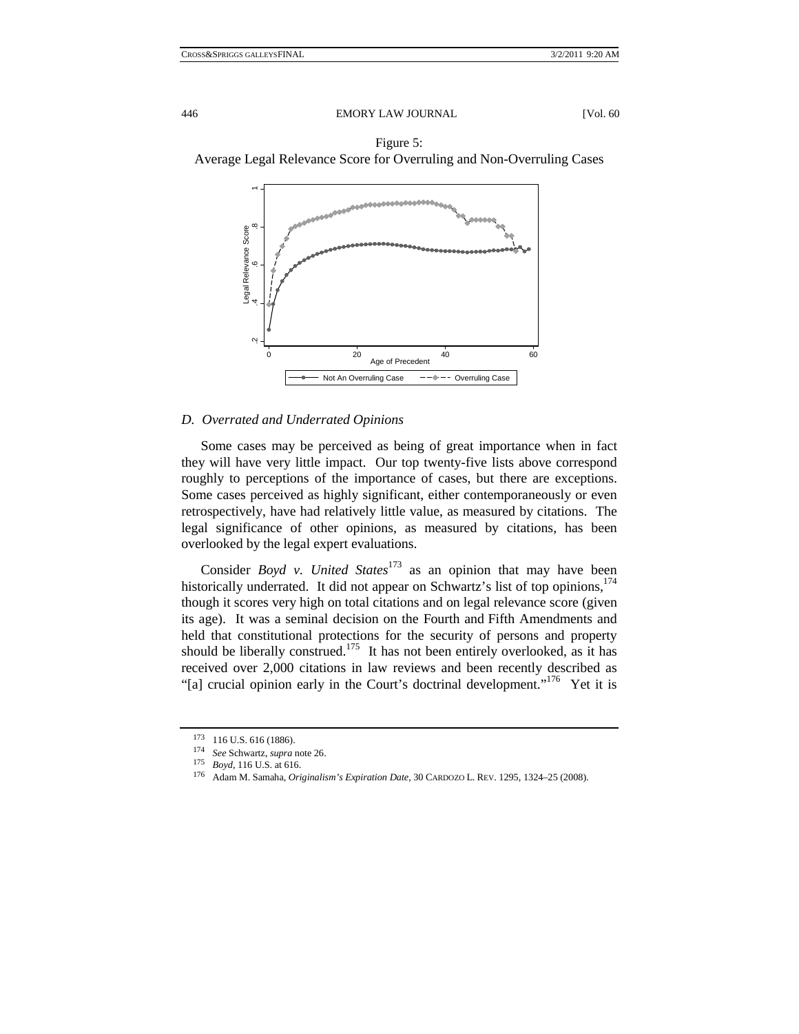Figure 5:
Average Legal Relevance Score for Overruling and Non-Overruling Cases

### *D. Overrated and Underrated Opinions*

Some cases may be perceived as being of great importance when in fact they will have very little impact. Our top twenty-five lists above correspond roughly to perceptions of the importance of cases, but there are exceptions. Some cases perceived as highly significant, either contemporaneously or even retrospectively, have had relatively little value, as measured by citations. The legal significance of other opinions, as measured by citations, has been overlooked by the legal expert evaluations.

Consider *Boyd v. United States*[173] as an opinion that may have been historically underrated. It did not appear on Schwartz's list of top opinions,[174] though it scores very high on total citations and on legal relevance score (given its age). It was a seminal decision on the Fourth and Fifth Amendments and held that constitutional protections for the security of persons and property should be liberally construed.[175] It has not been entirely overlooked, as it has received over 2,000 citations in law reviews and been recently described as "[a] crucial opinion early in the Court's doctrinal development."[176] Yet it is

---

[173] 116 U.S. 616 (1886).

[174] *See* Schwartz, *supra* note 26.

[175] *Boyd*, 116 U.S. at 616.

[176] Adam M. Samaha, *Originalism's Expiration Date*, 30 CARDOZO L. REV. 1295, 1324–25 (2008).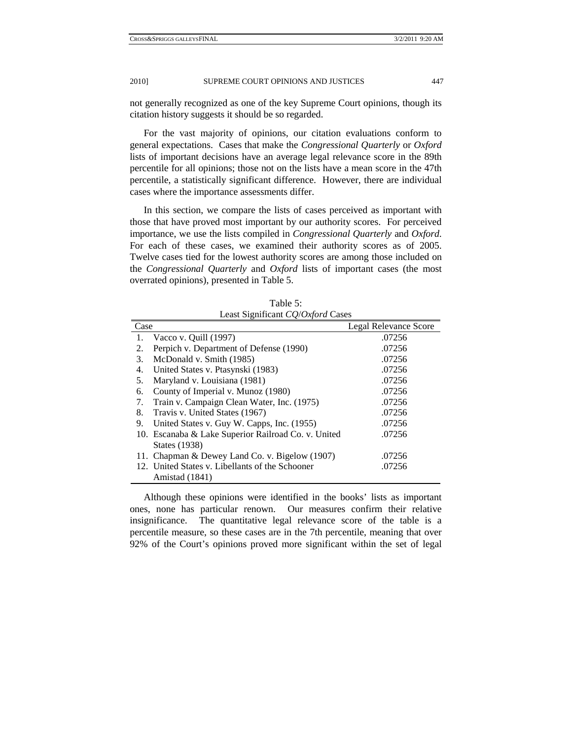not generally recognized as one of the key Supreme Court opinions, though its citation history suggests it should be so regarded.

For the vast majority of opinions, our citation evaluations conform to general expectations. Cases that make the *Congressional Quarterly* or *Oxford* lists of important decisions have an average legal relevance score in the 89th percentile for all opinions; those not on the lists have a mean score in the 47th percentile, a statistically significant difference. However, there are individual cases where the importance assessments differ.

In this section, we compare the lists of cases perceived as important with those that have proved most important by our authority scores. For perceived importance, we use the lists compiled in *Congressional Quarterly* and *Oxford*. For each of these cases, we examined their authority scores as of 2005. Twelve cases tied for the lowest authority scores are among those included on the *Congressional Quarterly* and *Oxford* lists of important cases (the most overrated opinions), presented in Table 5.

Table 5:
Least Significant *CQ*/*Oxford* Cases

| Case | Legal Relevance Score |
|---|---|
| 1. Vacco v. Quill (1997) | .07256 |
| 2. Perpich v. Department of Defense (1990) | .07256 |
| 3. McDonald v. Smith (1985) | .07256 |
| 4. United States v. Ptasynski (1983) | .07256 |
| 5. Maryland v. Louisiana (1981) | .07256 |
| 6. County of Imperial v. Munoz (1980) | .07256 |
| 7. Train v. Campaign Clean Water, Inc. (1975) | .07256 |
| 8. Travis v. United States (1967) | .07256 |
| 9. United States v. Guy W. Capps, Inc. (1955) | .07256 |
| 10. Escanaba & Lake Superior Railroad Co. v. United States (1938) | .07256 |
| 11. Chapman & Dewey Land Co. v. Bigelow (1907) | .07256 |
| 12. United States v. Libellants of the Schooner Amistad (1841) | .07256 |

Although these opinions were identified in the books' lists as important ones, none has particular renown. Our measures confirm their relative insignificance. The quantitative legal relevance score of the table is a percentile measure, so these cases are in the 7th percentile, meaning that over 92% of the Court's opinions proved more significant within the set of legal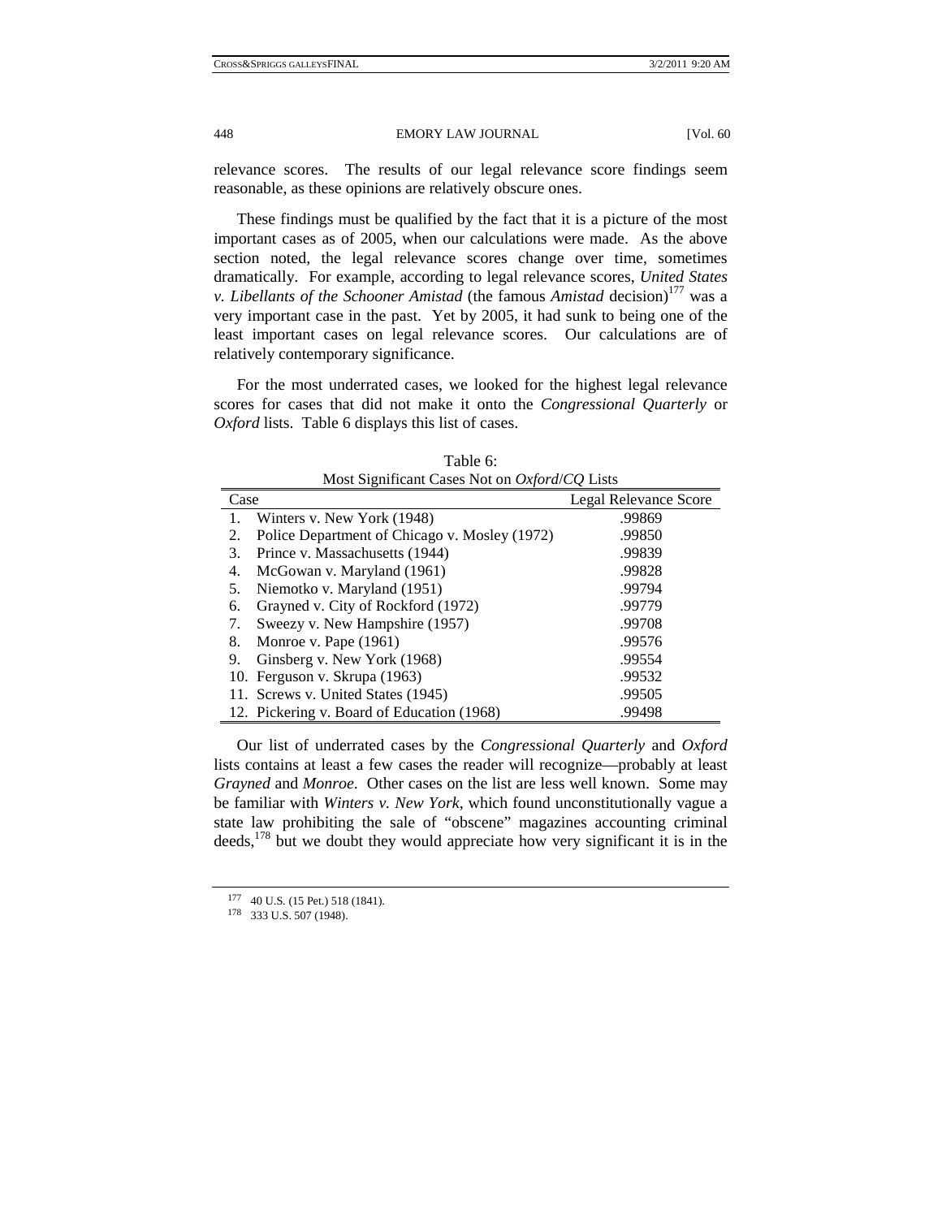relevance scores. The results of our legal relevance score findings seem reasonable, as these opinions are relatively obscure ones.

These findings must be qualified by the fact that it is a picture of the most important cases as of 2005, when our calculations were made. As the above section noted, the legal relevance scores change over time, sometimes dramatically. For example, according to legal relevance scores, *United States v. Libellants of the Schooner Amistad* (the famous *Amistad* decision)[177] was a very important case in the past. Yet by 2005, it had sunk to being one of the least important cases on legal relevance scores. Our calculations are of relatively contemporary significance.

For the most underrated cases, we looked for the highest legal relevance scores for cases that did not make it onto the *Congressional Quarterly* or *Oxford* lists. Table 6 displays this list of cases.

Table 6:
Most Significant Cases Not on *Oxford*/*CQ* Lists

| Case | Legal Relevance Score |
|---|---|
| 1. Winters v. New York (1948) | .99869 |
| 2. Police Department of Chicago v. Mosley (1972) | .99850 |
| 3. Prince v. Massachusetts (1944) | .99839 |
| 4. McGowan v. Maryland (1961) | .99828 |
| 5. Niemotko v. Maryland (1951) | .99794 |
| 6. Grayned v. City of Rockford (1972) | .99779 |
| 7. Sweezy v. New Hampshire (1957) | .99708 |
| 8. Monroe v. Pape (1961) | .99576 |
| 9. Ginsberg v. New York (1968) | .99554 |
| 10. Ferguson v. Skrupa (1963) | .99532 |
| 11. Screws v. United States (1945) | .99505 |
| 12. Pickering v. Board of Education (1968) | .99498 |

Our list of underrated cases by the *Congressional Quarterly* and *Oxford* lists contains at least a few cases the reader will recognize—probably at least *Grayned* and *Monroe*. Other cases on the list are less well known. Some may be familiar with *Winters v. New York*, which found unconstitutionally vague a state law prohibiting the sale of "obscene" magazines accounting criminal deeds,[178] but we doubt they would appreciate how very significant it is in the

[177] 40 U.S. (15 Pet.) 518 (1841).

[178] 333 U.S. 507 (1948).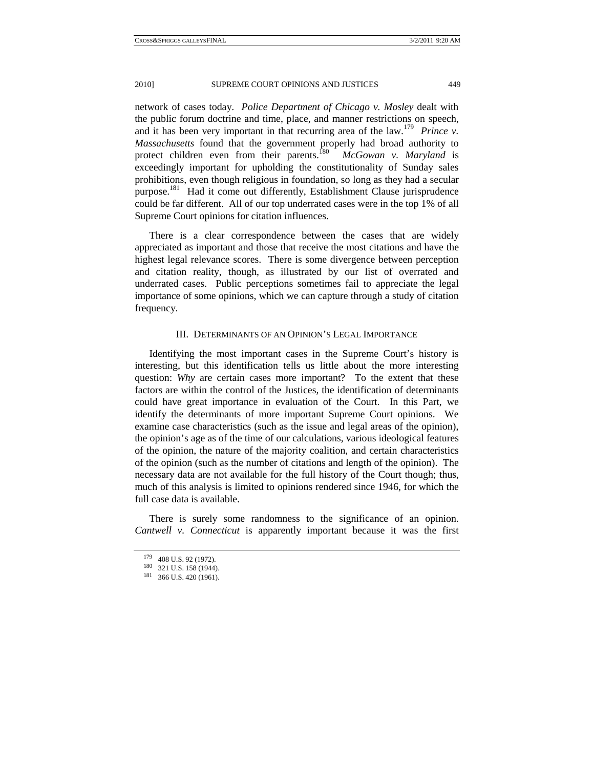network of cases today. *Police Department of Chicago v. Mosley* dealt with the public forum doctrine and time, place, and manner restrictions on speech, and it has been very important in that recurring area of the law.[179] *Prince v. Massachusetts* found that the government properly had broad authority to protect children even from their parents.[180] *McGowan v. Maryland* is exceedingly important for upholding the constitutionality of Sunday sales prohibitions, even though religious in foundation, so long as they had a secular purpose.[181] Had it come out differently, Establishment Clause jurisprudence could be far different. All of our top underrated cases were in the top 1% of all Supreme Court opinions for citation influences.

There is a clear correspondence between the cases that are widely appreciated as important and those that receive the most citations and have the highest legal relevance scores. There is some divergence between perception and citation reality, though, as illustrated by our list of overrated and underrated cases. Public perceptions sometimes fail to appreciate the legal importance of some opinions, which we can capture through a study of citation frequency.

## III. Determinants of an Opinion's Legal Importance

Identifying the most important cases in the Supreme Court's history is interesting, but this identification tells us little about the more interesting question: *Why* are certain cases more important? To the extent that these factors are within the control of the Justices, the identification of determinants could have great importance in evaluation of the Court. In this Part, we identify the determinants of more important Supreme Court opinions. We examine case characteristics (such as the issue and legal areas of the opinion), the opinion's age as of the time of our calculations, various ideological features of the opinion, the nature of the majority coalition, and certain characteristics of the opinion (such as the number of citations and length of the opinion). The necessary data are not available for the full history of the Court though; thus, much of this analysis is limited to opinions rendered since 1946, for which the full case data is available.

There is surely some randomness to the significance of an opinion. *Cantwell v. Connecticut* is apparently important because it was the first

[179] 408 U.S. 92 (1972).
[180] 321 U.S. 158 (1944).
[181] 366 U.S. 420 (1961).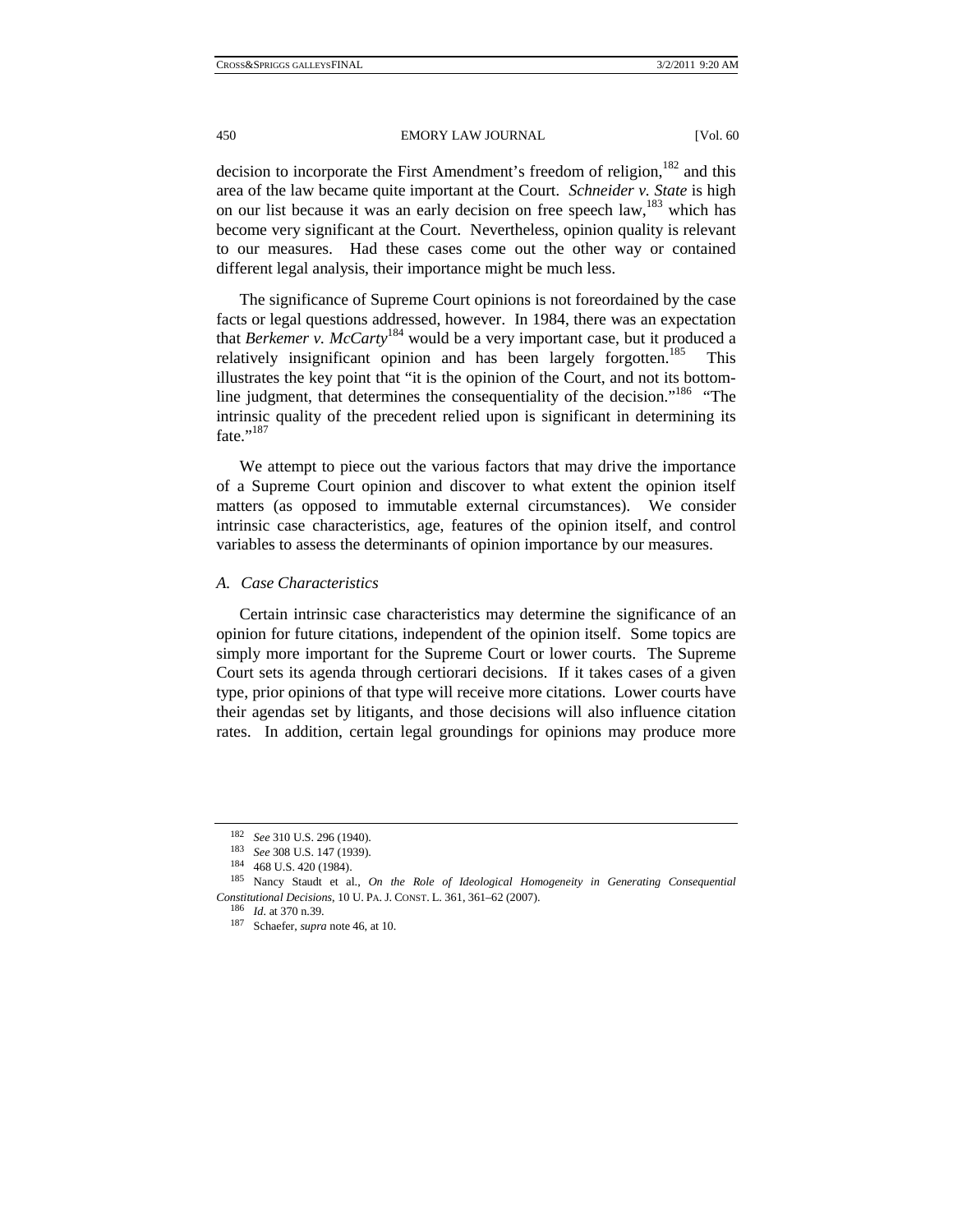decision to incorporate the First Amendment's freedom of religion,[182] and this area of the law became quite important at the Court. *Schneider v. State* is high on our list because it was an early decision on free speech law,[183] which has become very significant at the Court. Nevertheless, opinion quality is relevant to our measures. Had these cases come out the other way or contained different legal analysis, their importance might be much less.

The significance of Supreme Court opinions is not foreordained by the case facts or legal questions addressed, however. In 1984, there was an expectation that *Berkemer v. McCarty*[184] would be a very important case, but it produced a relatively insignificant opinion and has been largely forgotten.[185] This illustrates the key point that "it is the opinion of the Court, and not its bottom-line judgment, that determines the consequentiality of the decision."[186] "The intrinsic quality of the precedent relied upon is significant in determining its fate."[187]

We attempt to piece out the various factors that may drive the importance of a Supreme Court opinion and discover to what extent the opinion itself matters (as opposed to immutable external circumstances). We consider intrinsic case characteristics, age, features of the opinion itself, and control variables to assess the determinants of opinion importance by our measures.

### *A. Case Characteristics*

Certain intrinsic case characteristics may determine the significance of an opinion for future citations, independent of the opinion itself. Some topics are simply more important for the Supreme Court or lower courts. The Supreme Court sets its agenda through certiorari decisions. If it takes cases of a given type, prior opinions of that type will receive more citations. Lower courts have their agendas set by litigants, and those decisions will also influence citation rates. In addition, certain legal groundings for opinions may produce more

---

[182] *See* 310 U.S. 296 (1940).

[183] *See* 308 U.S. 147 (1939).

[184] 468 U.S. 420 (1984).

[185] Nancy Staudt et al., *On the Role of Ideological Homogeneity in Generating Consequential Constitutional Decisions*, 10 U. PA. J. CONST. L. 361, 361–62 (2007).

[186] *Id.* at 370 n.39.

[187] Schaefer, *supra* note 46, at 10.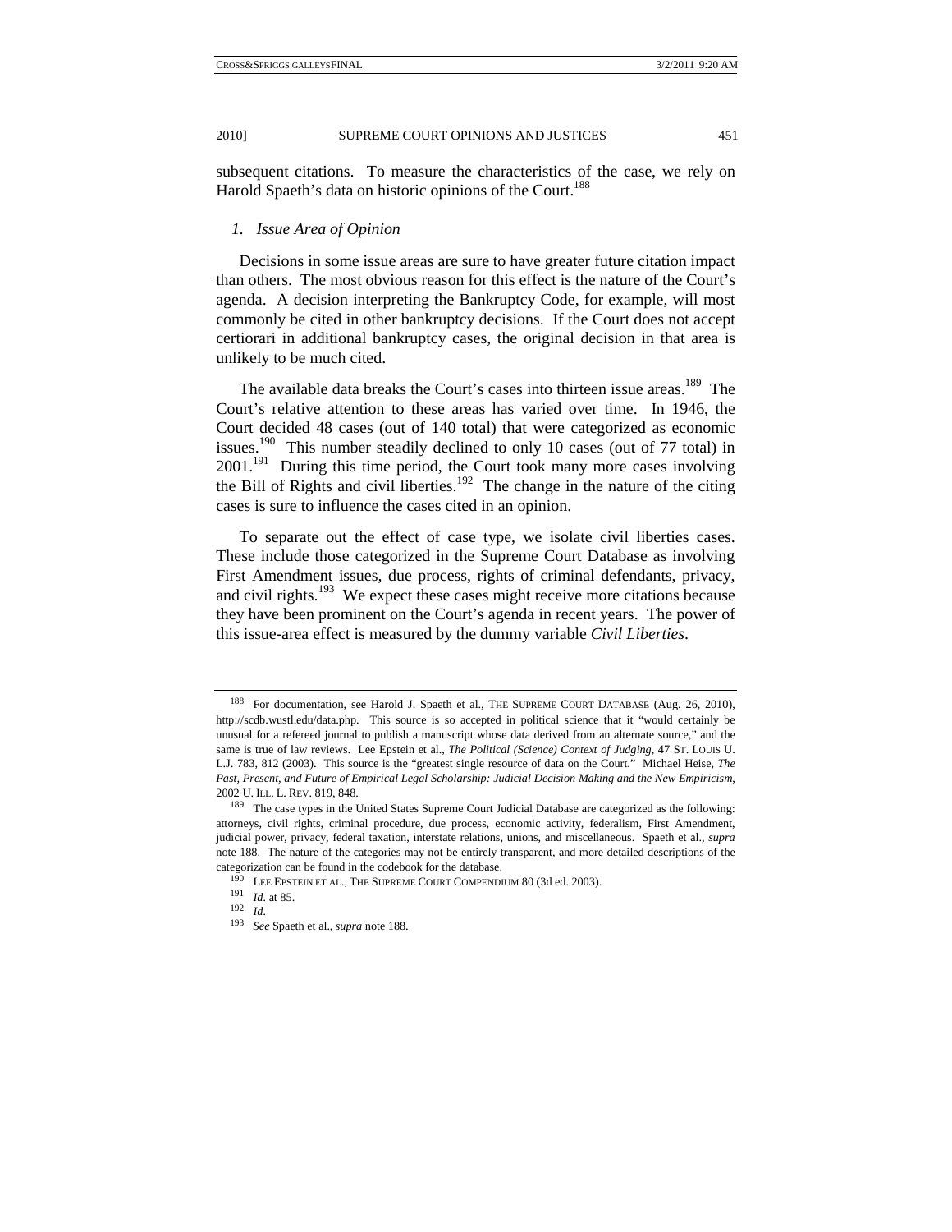subsequent citations. To measure the characteristics of the case, we rely on Harold Spaeth's data on historic opinions of the Court.[188]

### *1. Issue Area of Opinion*

Decisions in some issue areas are sure to have greater future citation impact than others. The most obvious reason for this effect is the nature of the Court's agenda. A decision interpreting the Bankruptcy Code, for example, will most commonly be cited in other bankruptcy decisions. If the Court does not accept certiorari in additional bankruptcy cases, the original decision in that area is unlikely to be much cited.

The available data breaks the Court's cases into thirteen issue areas.[189] The Court's relative attention to these areas has varied over time. In 1946, the Court decided 48 cases (out of 140 total) that were categorized as economic issues.[190] This number steadily declined to only 10 cases (out of 77 total) in 2001.[191] During this time period, the Court took many more cases involving the Bill of Rights and civil liberties.[192] The change in the nature of the citing cases is sure to influence the cases cited in an opinion.

To separate out the effect of case type, we isolate civil liberties cases. These include those categorized in the Supreme Court Database as involving First Amendment issues, due process, rights of criminal defendants, privacy, and civil rights.[193] We expect these cases might receive more citations because they have been prominent on the Court's agenda in recent years. The power of this issue-area effect is measured by the dummy variable *Civil Liberties*.

---

[188] For documentation, see Harold J. Spaeth et al., THE SUPREME COURT DATABASE (Aug. 26, 2010), http://scdb.wustl.edu/data.php. This source is so accepted in political science that it "would certainly be unusual for a refereed journal to publish a manuscript whose data derived from an alternate source," and the same is true of law reviews. Lee Epstein et al., *The Political (Science) Context of Judging*, 47 ST. LOUIS U. L.J. 783, 812 (2003). This source is the "greatest single resource of data on the Court." Michael Heise, *The Past, Present, and Future of Empirical Legal Scholarship: Judicial Decision Making and the New Empiricism*, 2002 U. ILL. L. REV. 819, 848.

[189] The case types in the United States Supreme Court Judicial Database are categorized as the following: attorneys, civil rights, criminal procedure, due process, economic activity, federalism, First Amendment, judicial power, privacy, federal taxation, interstate relations, unions, and miscellaneous. Spaeth et al., *supra* note 188. The nature of the categories may not be entirely transparent, and more detailed descriptions of the categorization can be found in the codebook for the database.

[190] LEE EPSTEIN ET AL., THE SUPREME COURT COMPENDIUM 80 (3d ed. 2003).

[191] *Id.* at 85.

[192] *Id.*

[193] *See* Spaeth et al., *supra* note 188.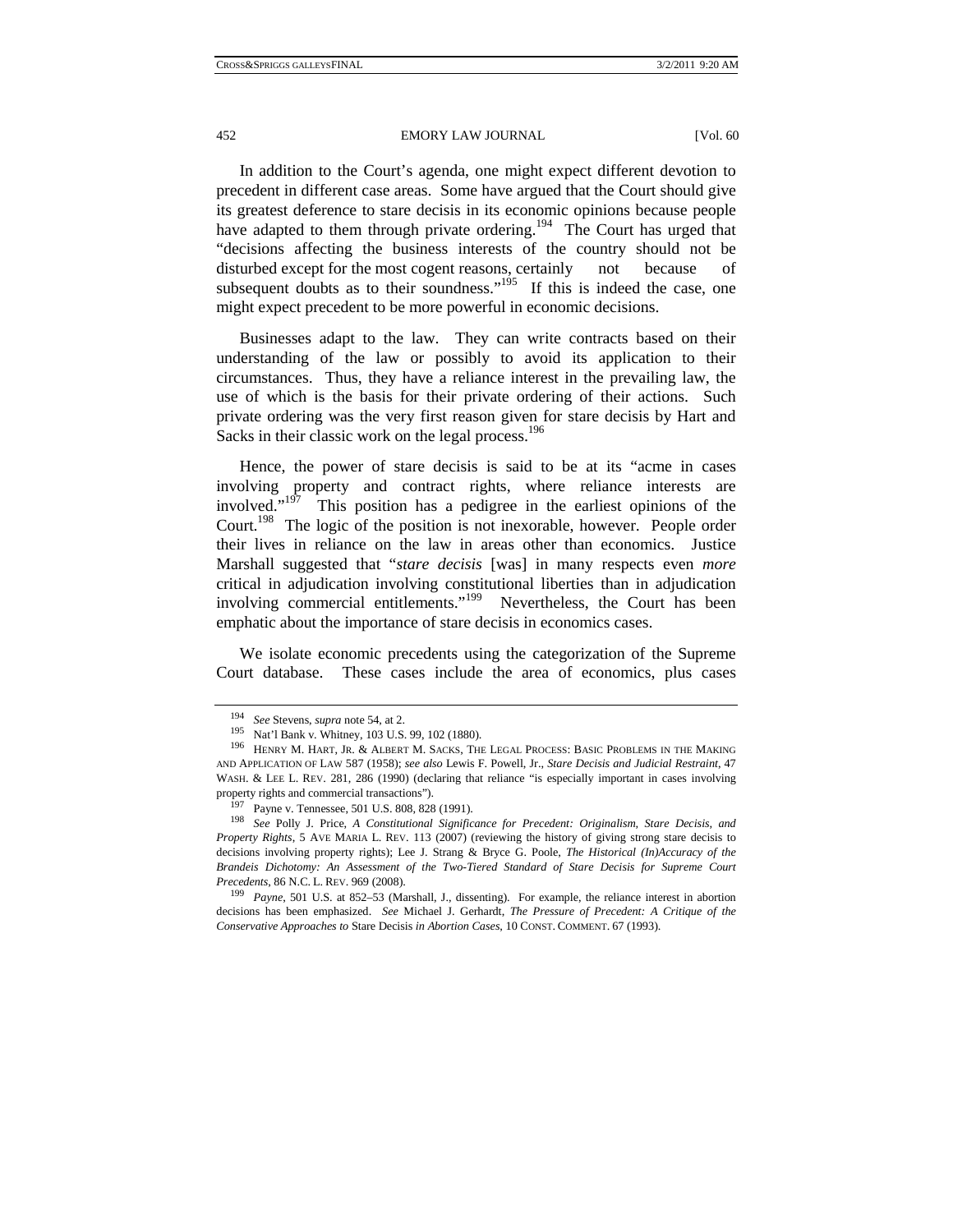In addition to the Court's agenda, one might expect different devotion to precedent in different case areas. Some have argued that the Court should give its greatest deference to stare decisis in its economic opinions because people have adapted to them through private ordering.[194] The Court has urged that "decisions affecting the business interests of the country should not be disturbed except for the most cogent reasons, certainly not because of subsequent doubts as to their soundness."[195] If this is indeed the case, one might expect precedent to be more powerful in economic decisions.

Businesses adapt to the law. They can write contracts based on their understanding of the law or possibly to avoid its application to their circumstances. Thus, they have a reliance interest in the prevailing law, the use of which is the basis for their private ordering of their actions. Such private ordering was the very first reason given for stare decisis by Hart and Sacks in their classic work on the legal process.[196]

Hence, the power of stare decisis is said to be at its "acme in cases involving property and contract rights, where reliance interests are involved."[197] This position has a pedigree in the earliest opinions of the Court.[198] The logic of the position is not inexorable, however. People order their lives in reliance on the law in areas other than economics. Justice Marshall suggested that "*stare decisis* [was] in many respects even *more* critical in adjudication involving constitutional liberties than in adjudication involving commercial entitlements."[199] Nevertheless, the Court has been emphatic about the importance of stare decisis in economics cases.

We isolate economic precedents using the categorization of the Supreme Court database. These cases include the area of economics, plus cases

---

194 *See* Stevens, *supra* note 54, at 2.

195 Nat'l Bank v. Whitney, 103 U.S. 99, 102 (1880).

196 HENRY M. HART, JR. & ALBERT M. SACKS, THE LEGAL PROCESS: BASIC PROBLEMS IN THE MAKING AND APPLICATION OF LAW 587 (1958); *see also* Lewis F. Powell, Jr., *Stare Decisis and Judicial Restraint*, 47 WASH. & LEE L. REV. 281, 286 (1990) (declaring that reliance "is especially important in cases involving property rights and commercial transactions").

197 Payne v. Tennessee, 501 U.S. 808, 828 (1991).

198 *See* Polly J. Price, *A Constitutional Significance for Precedent: Originalism, Stare Decisis, and Property Rights*, 5 AVE MARIA L. REV. 113 (2007) (reviewing the history of giving strong stare decisis to decisions involving property rights); Lee J. Strang & Bryce G. Poole, *The Historical (In)Accuracy of the Brandeis Dichotomy: An Assessment of the Two-Tiered Standard of Stare Decisis for Supreme Court Precedents*, 86 N.C. L. REV. 969 (2008).

199 *Payne*, 501 U.S. at 852–53 (Marshall, J., dissenting). For example, the reliance interest in abortion decisions has been emphasized. *See* Michael J. Gerhardt, *The Pressure of Precedent: A Critique of the Conservative Approaches to* Stare Decisis *in Abortion Cases*, 10 CONST. COMMENT. 67 (1993).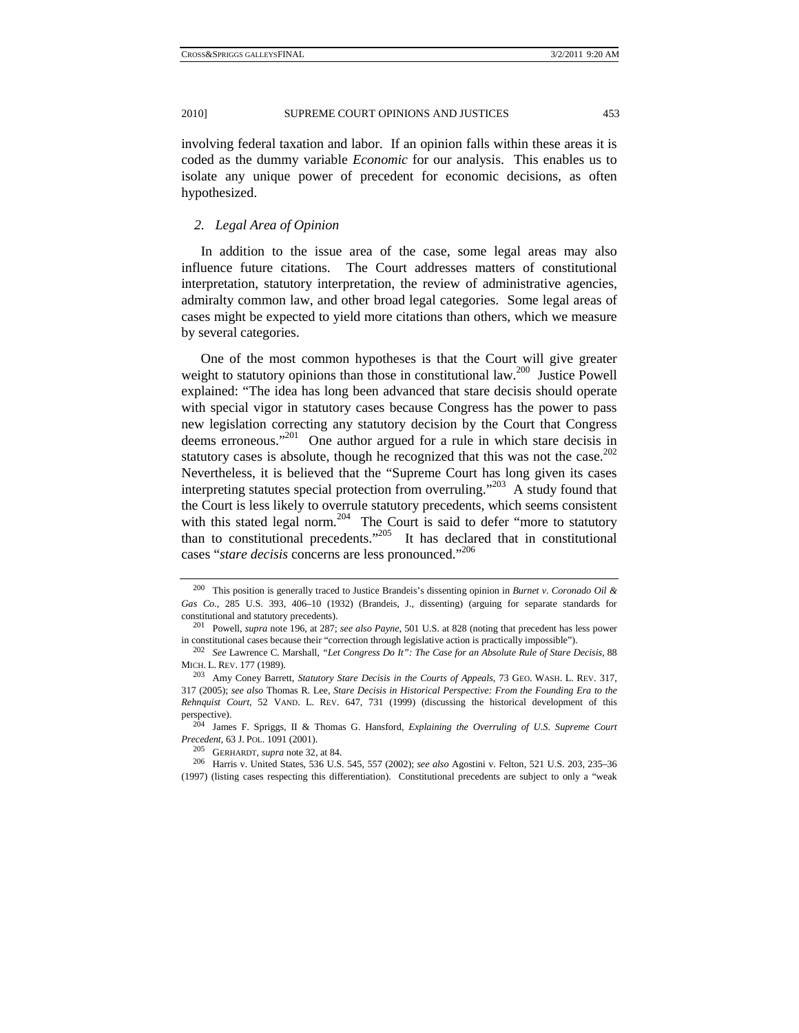involving federal taxation and labor. If an opinion falls within these areas it is coded as the dummy variable *Economic* for our analysis. This enables us to isolate any unique power of precedent for economic decisions, as often hypothesized.

### *2. Legal Area of Opinion*

In addition to the issue area of the case, some legal areas may also influence future citations. The Court addresses matters of constitutional interpretation, statutory interpretation, the review of administrative agencies, admiralty common law, and other broad legal categories. Some legal areas of cases might be expected to yield more citations than others, which we measure by several categories.

One of the most common hypotheses is that the Court will give greater weight to statutory opinions than those in constitutional law.[200] Justice Powell explained: "The idea has long been advanced that stare decisis should operate with special vigor in statutory cases because Congress has the power to pass new legislation correcting any statutory decision by the Court that Congress deems erroneous."[201] One author argued for a rule in which stare decisis in statutory cases is absolute, though he recognized that this was not the case.[202] Nevertheless, it is believed that the "Supreme Court has long given its cases interpreting statutes special protection from overruling."[203] A study found that the Court is less likely to overrule statutory precedents, which seems consistent with this stated legal norm.[204] The Court is said to defer "more to statutory than to constitutional precedents."[205] It has declared that in constitutional cases "*stare decisis* concerns are less pronounced."[206]

---

[200] This position is generally traced to Justice Brandeis's dissenting opinion in *Burnet v. Coronado Oil & Gas Co.*, 285 U.S. 393, 406–10 (1932) (Brandeis, J., dissenting) (arguing for separate standards for constitutional and statutory precedents).

[201] Powell, *supra* note 196, at 287; *see also Payne*, 501 U.S. at 828 (noting that precedent has less power in constitutional cases because their "correction through legislative action is practically impossible").

[202] *See* Lawrence C. Marshall, *"Let Congress Do It": The Case for an Absolute Rule of Stare Decisis*, 88 MICH. L. REV. 177 (1989).

[203] Amy Coney Barrett, *Statutory Stare Decisis in the Courts of Appeals*, 73 GEO. WASH. L. REV. 317, 317 (2005); *see also* Thomas R. Lee, *Stare Decisis in Historical Perspective: From the Founding Era to the Rehnquist Court*, 52 VAND. L. REV. 647, 731 (1999) (discussing the historical development of this perspective).

[204] James F. Spriggs, II & Thomas G. Hansford, *Explaining the Overruling of U.S. Supreme Court Precedent*, 63 J. POL. 1091 (2001).

[205] GERHARDT, *supra* note 32, at 84.

[206] Harris v. United States, 536 U.S. 545, 557 (2002); *see also* Agostini v. Felton, 521 U.S. 203, 235–36 (1997) (listing cases respecting this differentiation). Constitutional precedents are subject to only a "weak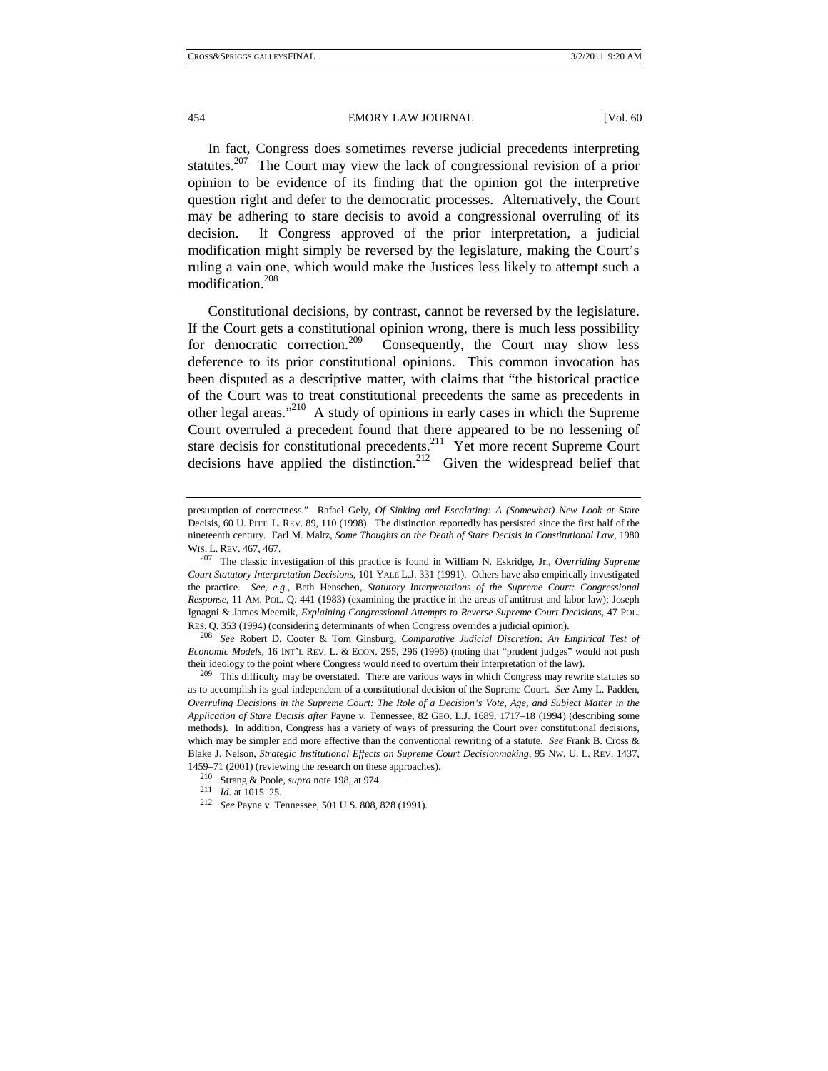In fact, Congress does sometimes reverse judicial precedents interpreting statutes.[207] The Court may view the lack of congressional revision of a prior opinion to be evidence of its finding that the opinion got the interpretive question right and defer to the democratic processes. Alternatively, the Court may be adhering to stare decisis to avoid a congressional overruling of its decision. If Congress approved of the prior interpretation, a judicial modification might simply be reversed by the legislature, making the Court's ruling a vain one, which would make the Justices less likely to attempt such a modification.[208]

Constitutional decisions, by contrast, cannot be reversed by the legislature. If the Court gets a constitutional opinion wrong, there is much less possibility for democratic correction.[209] Consequently, the Court may show less deference to its prior constitutional opinions. This common invocation has been disputed as a descriptive matter, with claims that "the historical practice of the Court was to treat constitutional precedents the same as precedents in other legal areas."[210] A study of opinions in early cases in which the Supreme Court overruled a precedent found that there appeared to be no lessening of stare decisis for constitutional precedents.[211] Yet more recent Supreme Court decisions have applied the distinction.[212] Given the widespread belief that

---

presumption of correctness." Rafael Gely, *Of Sinking and Escalating: A (Somewhat) New Look at* Stare Decisis, 60 U. PITT. L. REV. 89, 110 (1998). The distinction reportedly has persisted since the first half of the nineteenth century. Earl M. Maltz, *Some Thoughts on the Death of Stare Decisis in Constitutional Law*, 1980 WIS. L. REV. 467, 467.

[207] The classic investigation of this practice is found in William N. Eskridge, Jr., *Overriding Supreme Court Statutory Interpretation Decisions*, 101 YALE L.J. 331 (1991). Others have also empirically investigated the practice. *See, e.g.*, Beth Henschen, *Statutory Interpretations of the Supreme Court: Congressional Response*, 11 AM. POL. Q. 441 (1983) (examining the practice in the areas of antitrust and labor law); Joseph Ignagni & James Meernik, *Explaining Congressional Attempts to Reverse Supreme Court Decisions*, 47 POL. RES. Q. 353 (1994) (considering determinants of when Congress overrides a judicial opinion).

[208] *See* Robert D. Cooter & Tom Ginsburg, *Comparative Judicial Discretion: An Empirical Test of Economic Models*, 16 INT'L REV. L. & ECON. 295, 296 (1996) (noting that "prudent judges" would not push their ideology to the point where Congress would need to overturn their interpretation of the law).

[209] This difficulty may be overstated. There are various ways in which Congress may rewrite statutes so as to accomplish its goal independent of a constitutional decision of the Supreme Court. *See* Amy L. Padden, *Overruling Decisions in the Supreme Court: The Role of a Decision's Vote, Age, and Subject Matter in the Application of Stare Decisis after* Payne v. Tennessee, 82 GEO. L.J. 1689, 1717–18 (1994) (describing some methods). In addition, Congress has a variety of ways of pressuring the Court over constitutional decisions, which may be simpler and more effective than the conventional rewriting of a statute. *See* Frank B. Cross & Blake J. Nelson, *Strategic Institutional Effects on Supreme Court Decisionmaking*, 95 NW. U. L. REV. 1437, 1459–71 (2001) (reviewing the research on these approaches).

[210] Strang & Poole, *supra* note 198, at 974.

[211] *Id.* at 1015–25.

[212] *See* Payne v. Tennessee, 501 U.S. 808, 828 (1991).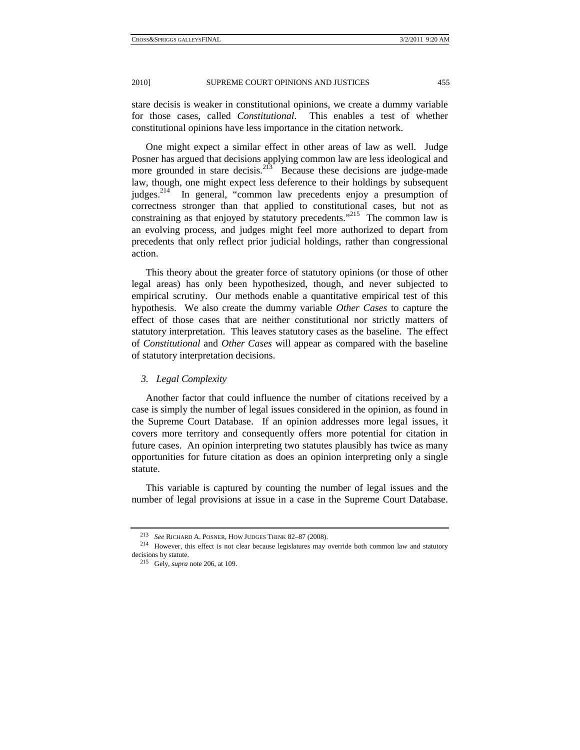stare decisis is weaker in constitutional opinions, we create a dummy variable for those cases, called *Constitutional*. This enables a test of whether constitutional opinions have less importance in the citation network.

One might expect a similar effect in other areas of law as well. Judge Posner has argued that decisions applying common law are less ideological and more grounded in stare decisis.[213] Because these decisions are judge-made law, though, one might expect less deference to their holdings by subsequent judges.[214] In general, "common law precedents enjoy a presumption of correctness stronger than that applied to constitutional cases, but not as constraining as that enjoyed by statutory precedents."[215] The common law is an evolving process, and judges might feel more authorized to depart from precedents that only reflect prior judicial holdings, rather than congressional action.

This theory about the greater force of statutory opinions (or those of other legal areas) has only been hypothesized, though, and never subjected to empirical scrutiny. Our methods enable a quantitative empirical test of this hypothesis. We also create the dummy variable *Other Cases* to capture the effect of those cases that are neither constitutional nor strictly matters of statutory interpretation. This leaves statutory cases as the baseline. The effect of *Constitutional* and *Other Cases* will appear as compared with the baseline of statutory interpretation decisions.

### *3. Legal Complexity*

Another factor that could influence the number of citations received by a case is simply the number of legal issues considered in the opinion, as found in the Supreme Court Database. If an opinion addresses more legal issues, it covers more territory and consequently offers more potential for citation in future cases. An opinion interpreting two statutes plausibly has twice as many opportunities for future citation as does an opinion interpreting only a single statute.

This variable is captured by counting the number of legal issues and the number of legal provisions at issue in a case in the Supreme Court Database.

---

[213] *See* RICHARD A. POSNER, HOW JUDGES THINK 82–87 (2008).

[214] However, this effect is not clear because legislatures may override both common law and statutory decisions by statute.

[215] Gely, *supra* note 206, at 109.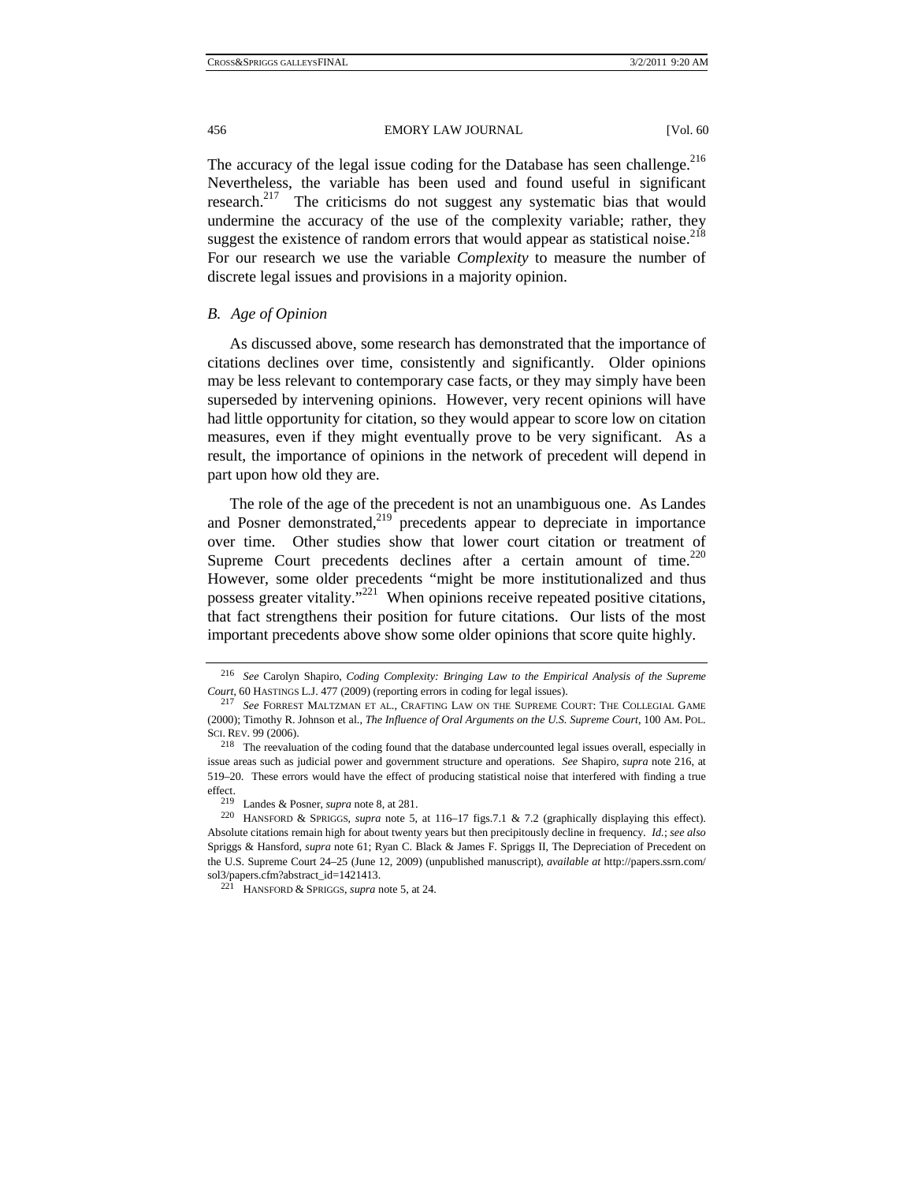The accuracy of the legal issue coding for the Database has seen challenge.[216] Nevertheless, the variable has been used and found useful in significant research.[217] The criticisms do not suggest any systematic bias that would undermine the accuracy of the use of the complexity variable; rather, they suggest the existence of random errors that would appear as statistical noise.[218] For our research we use the variable *Complexity* to measure the number of discrete legal issues and provisions in a majority opinion.

### *B. Age of Opinion*

As discussed above, some research has demonstrated that the importance of citations declines over time, consistently and significantly. Older opinions may be less relevant to contemporary case facts, or they may simply have been superseded by intervening opinions. However, very recent opinions will have had little opportunity for citation, so they would appear to score low on citation measures, even if they might eventually prove to be very significant. As a result, the importance of opinions in the network of precedent will depend in part upon how old they are.

The role of the age of the precedent is not an unambiguous one. As Landes and Posner demonstrated,[219] precedents appear to depreciate in importance over time. Other studies show that lower court citation or treatment of Supreme Court precedents declines after a certain amount of time.[220] However, some older precedents "might be more institutionalized and thus possess greater vitality."[221] When opinions receive repeated positive citations, that fact strengthens their position for future citations. Our lists of the most important precedents above show some older opinions that score quite highly.

---

216 *See* Carolyn Shapiro, *Coding Complexity: Bringing Law to the Empirical Analysis of the Supreme Court*, 60 HASTINGS L.J. 477 (2009) (reporting errors in coding for legal issues).

217 *See* FORREST MALTZMAN ET AL., CRAFTING LAW ON THE SUPREME COURT: THE COLLEGIAL GAME (2000); Timothy R. Johnson et al., *The Influence of Oral Arguments on the U.S. Supreme Court*, 100 AM. POL. SCI. REV. 99 (2006).

218 The reevaluation of the coding found that the database undercounted legal issues overall, especially in issue areas such as judicial power and government structure and operations. *See* Shapiro, *supra* note 216, at 519–20. These errors would have the effect of producing statistical noise that interfered with finding a true effect.

219 Landes & Posner, *supra* note 8, at 281.

220 HANSFORD & SPRIGGS, *supra* note 5, at 116–17 figs.7.1 & 7.2 (graphically displaying this effect). Absolute citations remain high for about twenty years but then precipitously decline in frequency. *Id.*; *see also* Spriggs & Hansford, *supra* note 61; Ryan C. Black & James F. Spriggs II, The Depreciation of Precedent on the U.S. Supreme Court 24–25 (June 12, 2009) (unpublished manuscript), *available at* http://papers.ssrn.com/sol3/papers.cfm?abstract_id=1421413.

221 HANSFORD & SPRIGGS, *supra* note 5, at 24.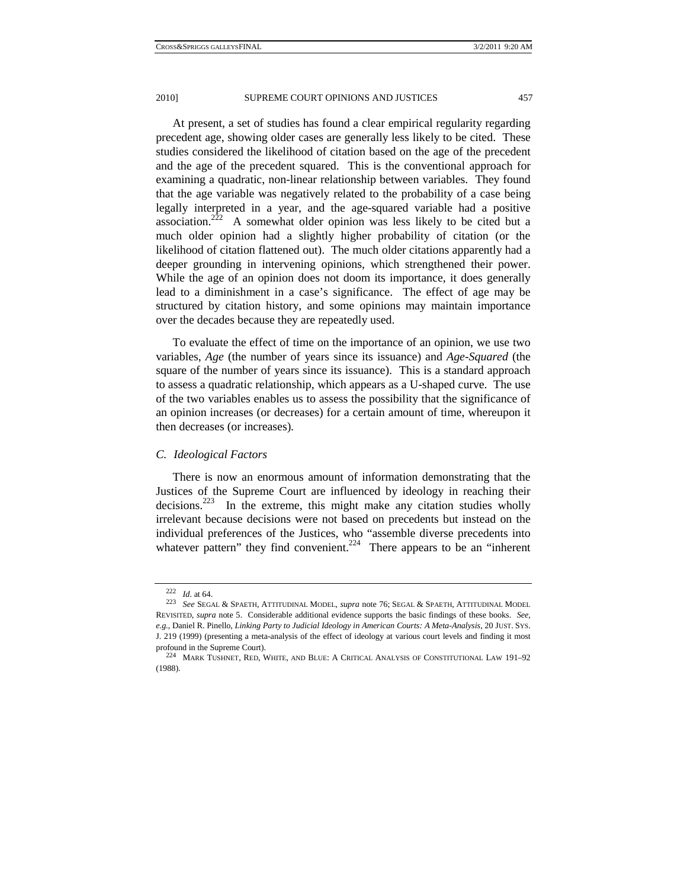At present, a set of studies has found a clear empirical regularity regarding precedent age, showing older cases are generally less likely to be cited. These studies considered the likelihood of citation based on the age of the precedent and the age of the precedent squared. This is the conventional approach for examining a quadratic, non-linear relationship between variables. They found that the age variable was negatively related to the probability of a case being legally interpreted in a year, and the age-squared variable had a positive association.[222] A somewhat older opinion was less likely to be cited but a much older opinion had a slightly higher probability of citation (or the likelihood of citation flattened out). The much older citations apparently had a deeper grounding in intervening opinions, which strengthened their power. While the age of an opinion does not doom its importance, it does generally lead to a diminishment in a case's significance. The effect of age may be structured by citation history, and some opinions may maintain importance over the decades because they are repeatedly used.

To evaluate the effect of time on the importance of an opinion, we use two variables, *Age* (the number of years since its issuance) and *Age-Squared* (the square of the number of years since its issuance). This is a standard approach to assess a quadratic relationship, which appears as a U-shaped curve. The use of the two variables enables us to assess the possibility that the significance of an opinion increases (or decreases) for a certain amount of time, whereupon it then decreases (or increases).

### *C. Ideological Factors*

There is now an enormous amount of information demonstrating that the Justices of the Supreme Court are influenced by ideology in reaching their decisions.[223] In the extreme, this might make any citation studies wholly irrelevant because decisions were not based on precedents but instead on the individual preferences of the Justices, who "assemble diverse precedents into whatever pattern" they find convenient.[224] There appears to be an "inherent

---

[222] *Id.* at 64.

[223] *See* SEGAL & SPAETH, ATTITUDINAL MODEL, *supra* note 76; SEGAL & SPAETH, ATTITUDINAL MODEL REVISITED, *supra* note 5. Considerable additional evidence supports the basic findings of these books. *See, e.g.*, Daniel R. Pinello, *Linking Party to Judicial Ideology in American Courts: A Meta-Analysis*, 20 JUST. SYS. J. 219 (1999) (presenting a meta-analysis of the effect of ideology at various court levels and finding it most profound in the Supreme Court).

[224] MARK TUSHNET, RED, WHITE, AND BLUE: A CRITICAL ANALYSIS OF CONSTITUTIONAL LAW 191–92 (1988).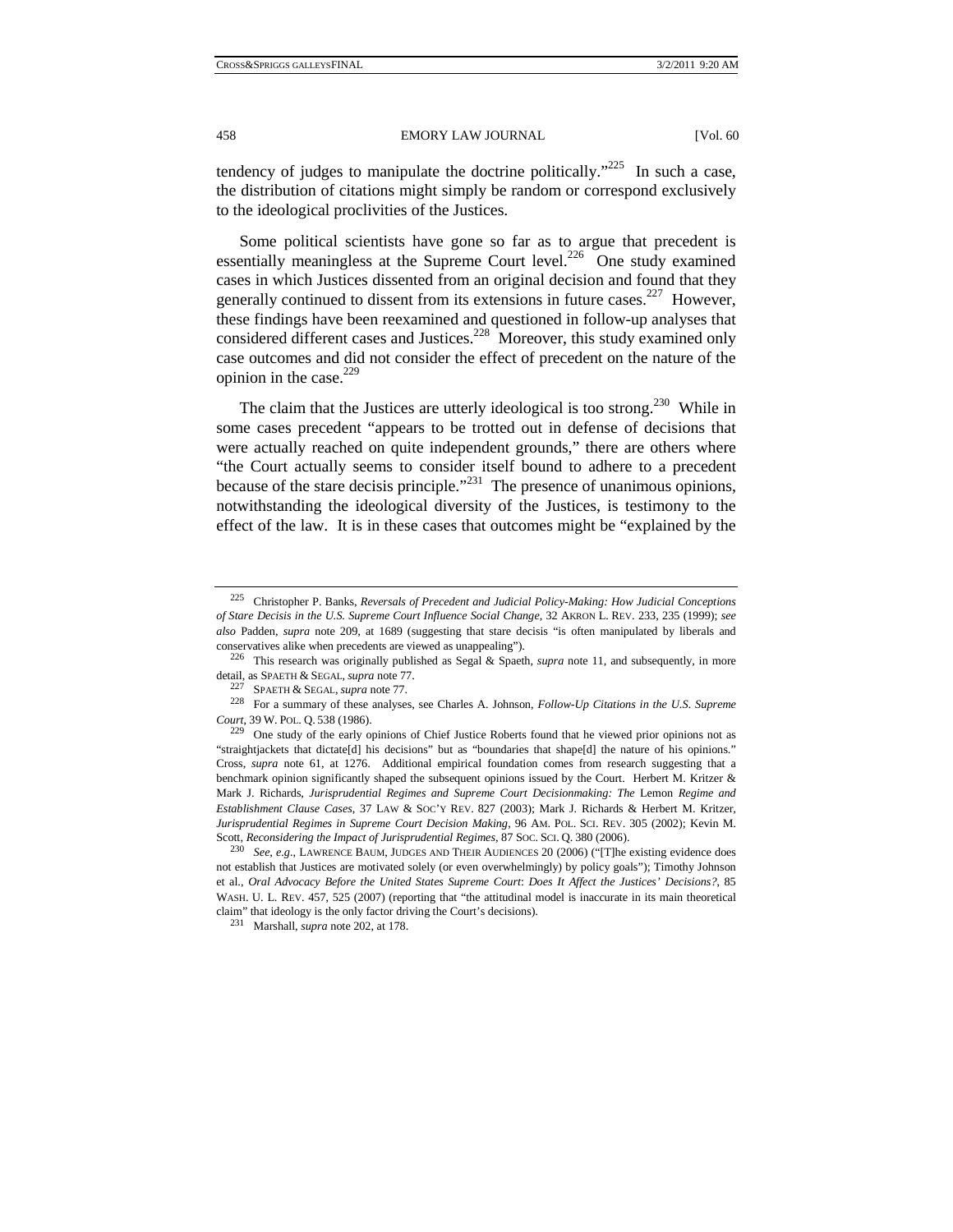tendency of judges to manipulate the doctrine politically."[225] In such a case, the distribution of citations might simply be random or correspond exclusively to the ideological proclivities of the Justices.

Some political scientists have gone so far as to argue that precedent is essentially meaningless at the Supreme Court level.[226] One study examined cases in which Justices dissented from an original decision and found that they generally continued to dissent from its extensions in future cases.[227] However, these findings have been reexamined and questioned in follow-up analyses that considered different cases and Justices.[228] Moreover, this study examined only case outcomes and did not consider the effect of precedent on the nature of the opinion in the case.[229]

The claim that the Justices are utterly ideological is too strong.[230] While in some cases precedent "appears to be trotted out in defense of decisions that were actually reached on quite independent grounds," there are others where "the Court actually seems to consider itself bound to adhere to a precedent because of the stare decisis principle."[231] The presence of unanimous opinions, notwithstanding the ideological diversity of the Justices, is testimony to the effect of the law. It is in these cases that outcomes might be "explained by the

---

[225] Christopher P. Banks, *Reversals of Precedent and Judicial Policy-Making: How Judicial Conceptions of Stare Decisis in the U.S. Supreme Court Influence Social Change*, 32 AKRON L. REV. 233, 235 (1999); *see also* Padden, *supra* note 209, at 1689 (suggesting that stare decisis "is often manipulated by liberals and conservatives alike when precedents are viewed as unappealing").

[226] This research was originally published as Segal & Spaeth, *supra* note 11, and subsequently, in more detail, as SPAETH & SEGAL, *supra* note 77.

[227] SPAETH & SEGAL, *supra* note 77.

[228] For a summary of these analyses, see Charles A. Johnson, *Follow-Up Citations in the U.S. Supreme Court*, 39 W. POL. Q. 538 (1986).

[229] One study of the early opinions of Chief Justice Roberts found that he viewed prior opinions not as "straightjackets that dictate[d] his decisions" but as "boundaries that shape[d] the nature of his opinions." Cross, *supra* note 61, at 1276. Additional empirical foundation comes from research suggesting that a benchmark opinion significantly shaped the subsequent opinions issued by the Court. Herbert M. Kritzer & Mark J. Richards, *Jurisprudential Regimes and Supreme Court Decisionmaking: The* Lemon *Regime and Establishment Clause Cases*, 37 LAW & SOC'Y REV. 827 (2003); Mark J. Richards & Herbert M. Kritzer, *Jurisprudential Regimes in Supreme Court Decision Making*, 96 AM. POL. SCI. REV. 305 (2002); Kevin M. Scott, *Reconsidering the Impact of Jurisprudential Regimes*, 87 SOC. SCI. Q. 380 (2006).

[230] *See, e.g.*, LAWRENCE BAUM, JUDGES AND THEIR AUDIENCES 20 (2006) ("[T]he existing evidence does not establish that Justices are motivated solely (or even overwhelmingly) by policy goals"); Timothy Johnson et al., *Oral Advocacy Before the United States Supreme Court: Does It Affect the Justices' Decisions?*, 85 WASH. U. L. REV. 457, 525 (2007) (reporting that "the attitudinal model is inaccurate in its main theoretical claim" that ideology is the only factor driving the Court's decisions).

[231] Marshall, *supra* note 202, at 178.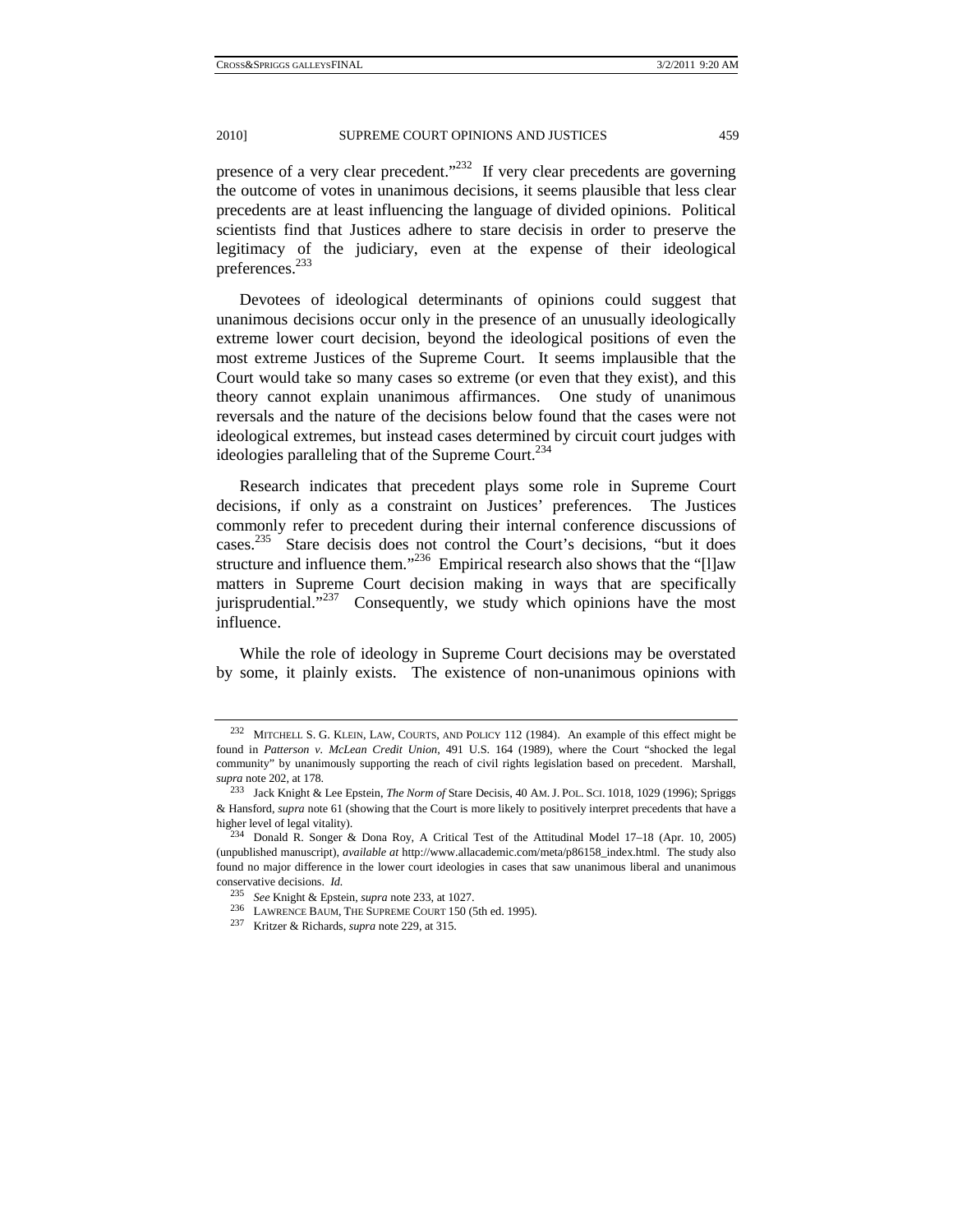presence of a very clear precedent."[232] If very clear precedents are governing the outcome of votes in unanimous decisions, it seems plausible that less clear precedents are at least influencing the language of divided opinions. Political scientists find that Justices adhere to stare decisis in order to preserve the legitimacy of the judiciary, even at the expense of their ideological preferences.[233]

Devotees of ideological determinants of opinions could suggest that unanimous decisions occur only in the presence of an unusually ideologically extreme lower court decision, beyond the ideological positions of even the most extreme Justices of the Supreme Court. It seems implausible that the Court would take so many cases so extreme (or even that they exist), and this theory cannot explain unanimous affirmances. One study of unanimous reversals and the nature of the decisions below found that the cases were not ideological extremes, but instead cases determined by circuit court judges with ideologies paralleling that of the Supreme Court.[234]

Research indicates that precedent plays some role in Supreme Court decisions, if only as a constraint on Justices' preferences. The Justices commonly refer to precedent during their internal conference discussions of cases.[235] Stare decisis does not control the Court's decisions, "but it does structure and influence them."[236] Empirical research also shows that the "[l]aw matters in Supreme Court decision making in ways that are specifically jurisprudential."[237] Consequently, we study which opinions have the most influence.

While the role of ideology in Supreme Court decisions may be overstated by some, it plainly exists. The existence of non-unanimous opinions with

---

232 MITCHELL S. G. KLEIN, LAW, COURTS, AND POLICY 112 (1984). An example of this effect might be found in *Patterson v. McLean Credit Union*, 491 U.S. 164 (1989), where the Court "shocked the legal community" by unanimously supporting the reach of civil rights legislation based on precedent. Marshall, *supra* note 202, at 178.

233 Jack Knight & Lee Epstein, *The Norm of* Stare Decisis, 40 AM. J. POL. SCI. 1018, 1029 (1996); Spriggs & Hansford, *supra* note 61 (showing that the Court is more likely to positively interpret precedents that have a higher level of legal vitality).

234 Donald R. Songer & Dona Roy, A Critical Test of the Attitudinal Model 17–18 (Apr. 10, 2005) (unpublished manuscript), *available at* http://www.allacademic.com/meta/p86158_index.html. The study also found no major difference in the lower court ideologies in cases that saw unanimous liberal and unanimous conservative decisions. *Id.*

235 *See* Knight & Epstein, *supra* note 233, at 1027.

236 LAWRENCE BAUM, THE SUPREME COURT 150 (5th ed. 1995).

237 Kritzer & Richards, *supra* note 229, at 315.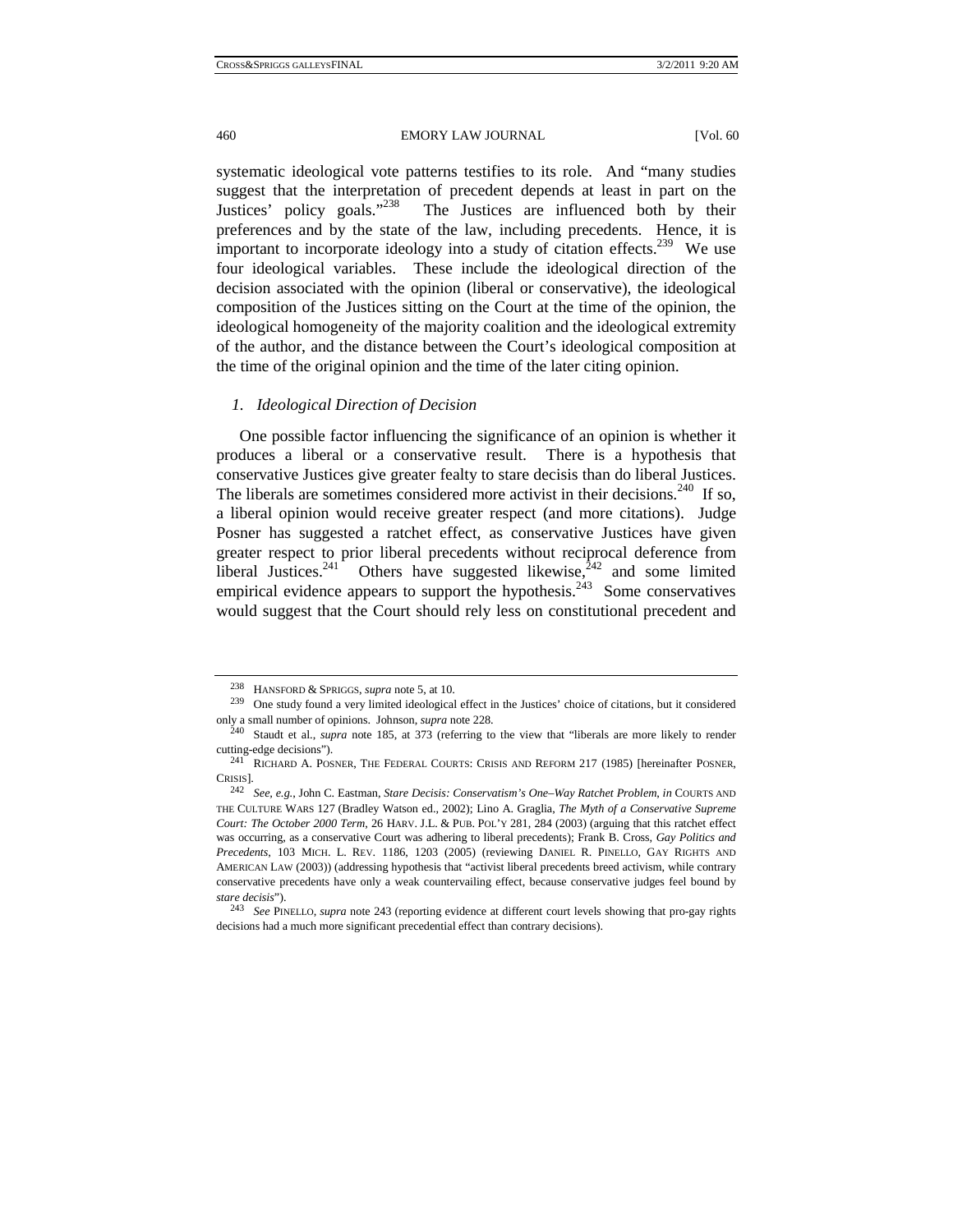systematic ideological vote patterns testifies to its role. And "many studies suggest that the interpretation of precedent depends at least in part on the Justices' policy goals."[238] The Justices are influenced both by their preferences and by the state of the law, including precedents. Hence, it is important to incorporate ideology into a study of citation effects.[239] We use four ideological variables. These include the ideological direction of the decision associated with the opinion (liberal or conservative), the ideological composition of the Justices sitting on the Court at the time of the opinion, the ideological homogeneity of the majority coalition and the ideological extremity of the author, and the distance between the Court's ideological composition at the time of the original opinion and the time of the later citing opinion.

### *1. Ideological Direction of Decision*

One possible factor influencing the significance of an opinion is whether it produces a liberal or a conservative result. There is a hypothesis that conservative Justices give greater fealty to stare decisis than do liberal Justices. The liberals are sometimes considered more activist in their decisions.[240] If so, a liberal opinion would receive greater respect (and more citations). Judge Posner has suggested a ratchet effect, as conservative Justices have given greater respect to prior liberal precedents without reciprocal deference from liberal Justices.[241] Others have suggested likewise,[242] and some limited empirical evidence appears to support the hypothesis.[243] Some conservatives would suggest that the Court should rely less on constitutional precedent and

---

238 HANSFORD & SPRIGGS, *supra* note 5, at 10.

239 One study found a very limited ideological effect in the Justices' choice of citations, but it considered only a small number of opinions. Johnson, *supra* note 228.

240 Staudt et al., *supra* note 185, at 373 (referring to the view that "liberals are more likely to render cutting-edge decisions").

241 RICHARD A. POSNER, THE FEDERAL COURTS: CRISIS AND REFORM 217 (1985) [hereinafter POSNER, CRISIS].

242 *See, e.g.*, John C. Eastman, *Stare Decisis: Conservatism's One–Way Ratchet Problem*, *in* COURTS AND THE CULTURE WARS 127 (Bradley Watson ed., 2002); Lino A. Graglia, *The Myth of a Conservative Supreme Court: The October 2000 Term*, 26 HARV. J.L. & PUB. POL'Y 281, 284 (2003) (arguing that this ratchet effect was occurring, as a conservative Court was adhering to liberal precedents); Frank B. Cross, *Gay Politics and Precedents*, 103 MICH. L. REV. 1186, 1203 (2005) (reviewing DANIEL R. PINELLO, GAY RIGHTS AND AMERICAN LAW (2003)) (addressing hypothesis that "activist liberal precedents breed activism, while contrary conservative precedents have only a weak countervailing effect, because conservative judges feel bound by *stare decisis*").

243 *See* PINELLO, *supra* note 243 (reporting evidence at different court levels showing that pro-gay rights decisions had a much more significant precedential effect than contrary decisions).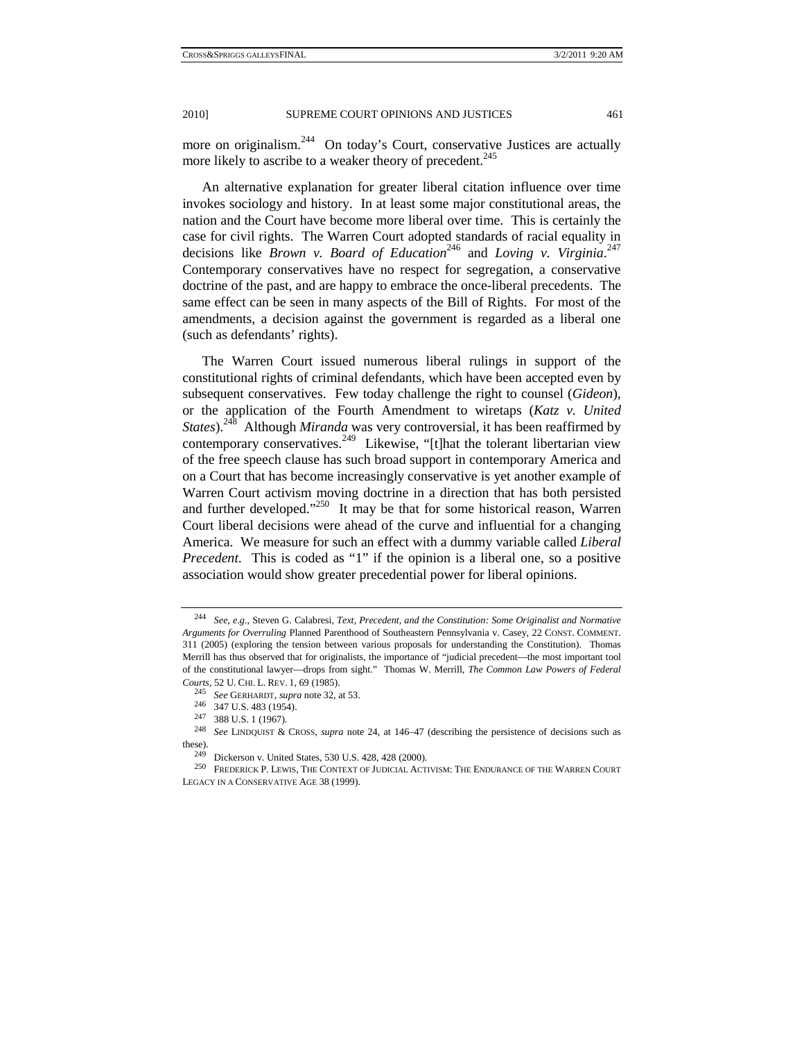more on originalism.[244] On today's Court, conservative Justices are actually more likely to ascribe to a weaker theory of precedent.[245]

An alternative explanation for greater liberal citation influence over time invokes sociology and history. In at least some major constitutional areas, the nation and the Court have become more liberal over time. This is certainly the case for civil rights. The Warren Court adopted standards of racial equality in decisions like *Brown v. Board of Education*[246] and *Loving v. Virginia*.[247] Contemporary conservatives have no respect for segregation, a conservative doctrine of the past, and are happy to embrace the once-liberal precedents. The same effect can be seen in many aspects of the Bill of Rights. For most of the amendments, a decision against the government is regarded as a liberal one (such as defendants' rights).

The Warren Court issued numerous liberal rulings in support of the constitutional rights of criminal defendants, which have been accepted even by subsequent conservatives. Few today challenge the right to counsel (*Gideon*), or the application of the Fourth Amendment to wiretaps (*Katz v. United States*).[248] Although *Miranda* was very controversial, it has been reaffirmed by contemporary conservatives.[249] Likewise, "[t]hat the tolerant libertarian view of the free speech clause has such broad support in contemporary America and on a Court that has become increasingly conservative is yet another example of Warren Court activism moving doctrine in a direction that has both persisted and further developed."[250] It may be that for some historical reason, Warren Court liberal decisions were ahead of the curve and influential for a changing America. We measure for such an effect with a dummy variable called *Liberal Precedent*. This is coded as "1" if the opinion is a liberal one, so a positive association would show greater precedential power for liberal opinions.

---

[244] *See, e.g.*, Steven G. Calabresi, *Text, Precedent, and the Constitution: Some Originalist and Normative Arguments for Overruling* Planned Parenthood of Southeastern Pennsylvania v. Casey, 22 CONST. COMMENT. 311 (2005) (exploring the tension between various proposals for understanding the Constitution). Thomas Merrill has thus observed that for originalists, the importance of "judicial precedent—the most important tool of the constitutional lawyer—drops from sight." Thomas W. Merrill, *The Common Law Powers of Federal Courts*, 52 U. CHI. L. REV. 1, 69 (1985).

[245] *See* GERHARDT, *supra* note 32, at 53.

[246] 347 U.S. 483 (1954).

[247] 388 U.S. 1 (1967).

[248] *See* LINDQUIST & CROSS, *supra* note 24, at 146–47 (describing the persistence of decisions such as these).

[249] Dickerson v. United States, 530 U.S. 428, 428 (2000).

[250] FREDERICK P. LEWIS, THE CONTEXT OF JUDICIAL ACTIVISM: THE ENDURANCE OF THE WARREN COURT LEGACY IN A CONSERVATIVE AGE 38 (1999).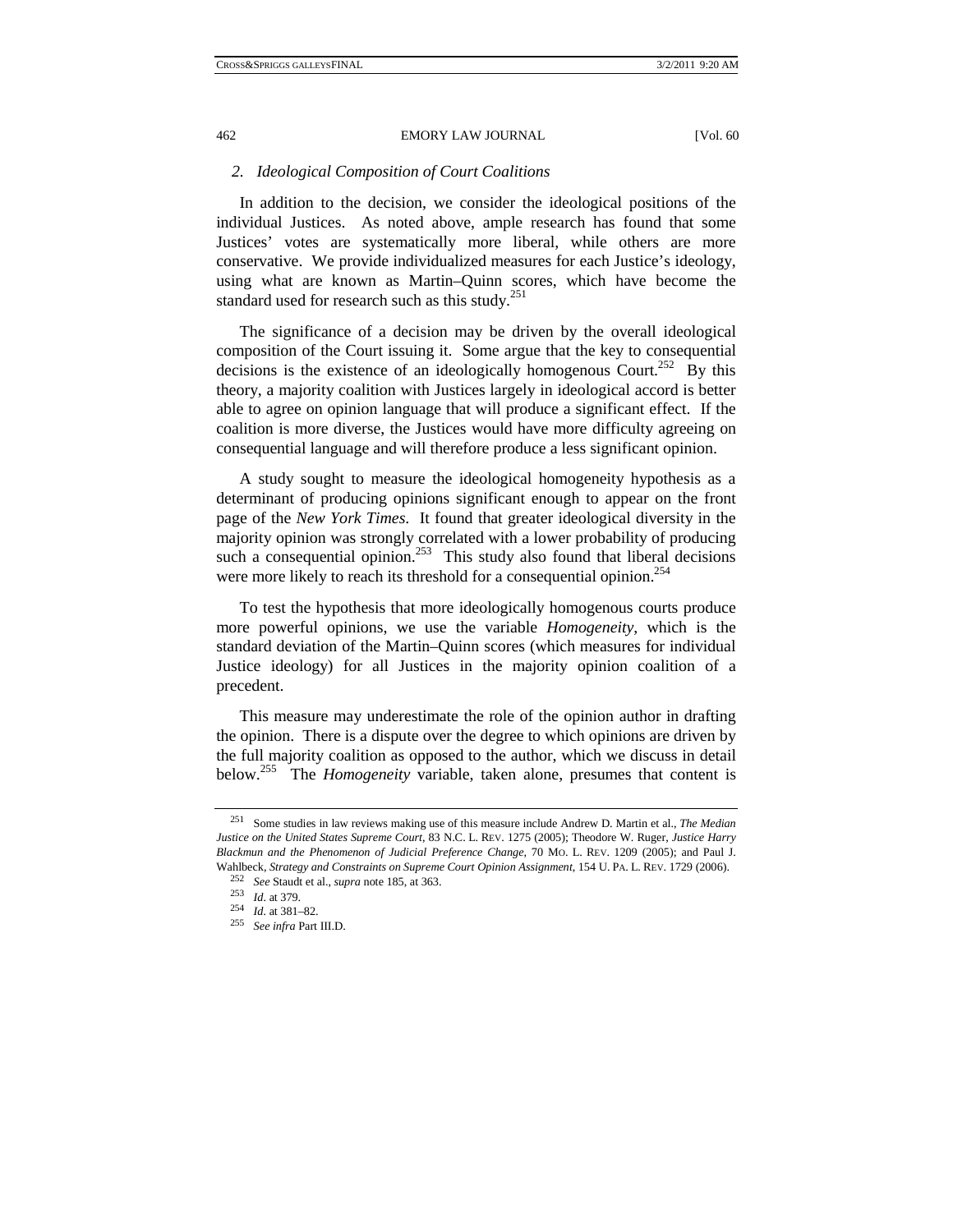### *2. Ideological Composition of Court Coalitions*

In addition to the decision, we consider the ideological positions of the individual Justices. As noted above, ample research has found that some Justices' votes are systematically more liberal, while others are more conservative. We provide individualized measures for each Justice's ideology, using what are known as Martin–Quinn scores, which have become the standard used for research such as this study.[251]

The significance of a decision may be driven by the overall ideological composition of the Court issuing it. Some argue that the key to consequential decisions is the existence of an ideologically homogenous Court.[252] By this theory, a majority coalition with Justices largely in ideological accord is better able to agree on opinion language that will produce a significant effect. If the coalition is more diverse, the Justices would have more difficulty agreeing on consequential language and will therefore produce a less significant opinion.

A study sought to measure the ideological homogeneity hypothesis as a determinant of producing opinions significant enough to appear on the front page of the *New York Times*. It found that greater ideological diversity in the majority opinion was strongly correlated with a lower probability of producing such a consequential opinion.[253] This study also found that liberal decisions were more likely to reach its threshold for a consequential opinion.[254]

To test the hypothesis that more ideologically homogenous courts produce more powerful opinions, we use the variable *Homogeneity*, which is the standard deviation of the Martin–Quinn scores (which measures for individual Justice ideology) for all Justices in the majority opinion coalition of a precedent.

This measure may underestimate the role of the opinion author in drafting the opinion. There is a dispute over the degree to which opinions are driven by the full majority coalition as opposed to the author, which we discuss in detail below.[255] The *Homogeneity* variable, taken alone, presumes that content is

---

[251] Some studies in law reviews making use of this measure include Andrew D. Martin et al., *The Median Justice on the United States Supreme Court*, 83 N.C. L. REV. 1275 (2005); Theodore W. Ruger, *Justice Harry Blackmun and the Phenomenon of Judicial Preference Change*, 70 MO. L. REV. 1209 (2005); and Paul J. Wahlbeck, *Strategy and Constraints on Supreme Court Opinion Assignment*, 154 U. PA. L. REV. 1729 (2006).

[252] *See* Staudt et al., *supra* note 185, at 363.

[253] *Id.* at 379.

[254] *Id.* at 381–82.

[255] *See infra* Part III.D.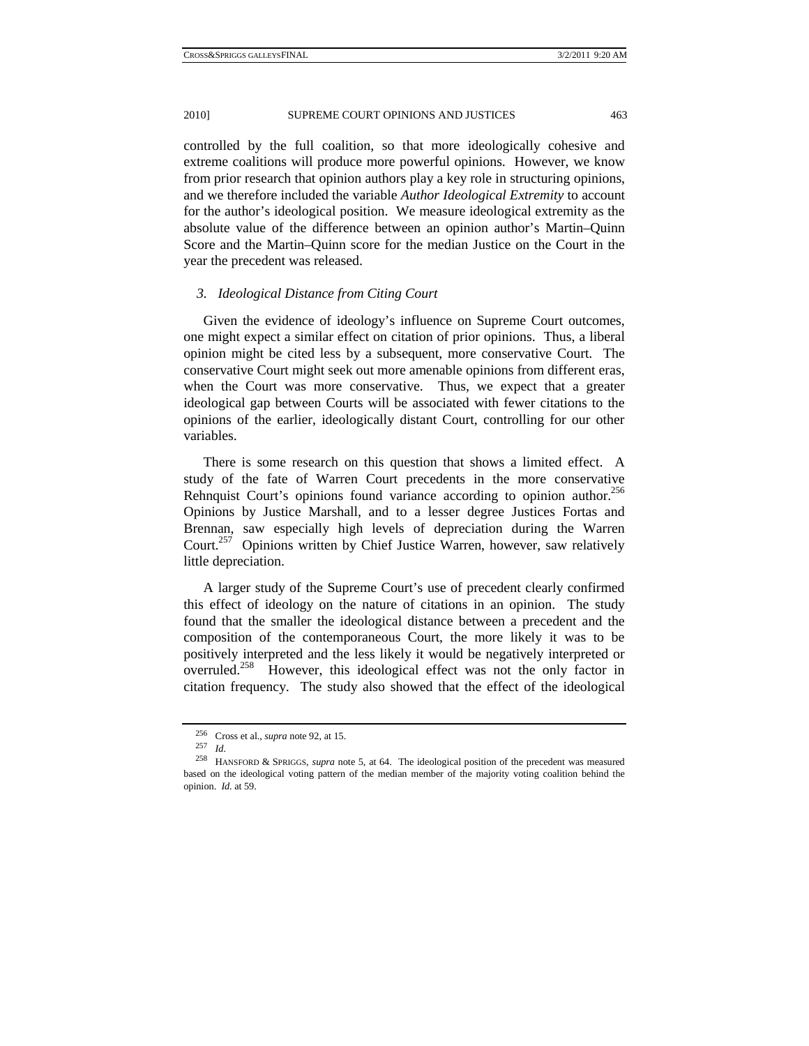controlled by the full coalition, so that more ideologically cohesive and extreme coalitions will produce more powerful opinions. However, we know from prior research that opinion authors play a key role in structuring opinions, and we therefore included the variable *Author Ideological Extremity* to account for the author's ideological position. We measure ideological extremity as the absolute value of the difference between an opinion author's Martin–Quinn Score and the Martin–Quinn score for the median Justice on the Court in the year the precedent was released.

### *3. Ideological Distance from Citing Court*

Given the evidence of ideology's influence on Supreme Court outcomes, one might expect a similar effect on citation of prior opinions. Thus, a liberal opinion might be cited less by a subsequent, more conservative Court. The conservative Court might seek out more amenable opinions from different eras, when the Court was more conservative. Thus, we expect that a greater ideological gap between Courts will be associated with fewer citations to the opinions of the earlier, ideologically distant Court, controlling for our other variables.

There is some research on this question that shows a limited effect. A study of the fate of Warren Court precedents in the more conservative Rehnquist Court's opinions found variance according to opinion author.[256] Opinions by Justice Marshall, and to a lesser degree Justices Fortas and Brennan, saw especially high levels of depreciation during the Warren Court.[257] Opinions written by Chief Justice Warren, however, saw relatively little depreciation.

A larger study of the Supreme Court's use of precedent clearly confirmed this effect of ideology on the nature of citations in an opinion. The study found that the smaller the ideological distance between a precedent and the composition of the contemporaneous Court, the more likely it was to be positively interpreted and the less likely it would be negatively interpreted or overruled.[258] However, this ideological effect was not the only factor in citation frequency. The study also showed that the effect of the ideological

---

[256] Cross et al., *supra* note 92, at 15.

[257] *Id*.

[258] HANSFORD & SPRIGGS, *supra* note 5, at 64. The ideological position of the precedent was measured based on the ideological voting pattern of the median member of the majority voting coalition behind the opinion. *Id.* at 59.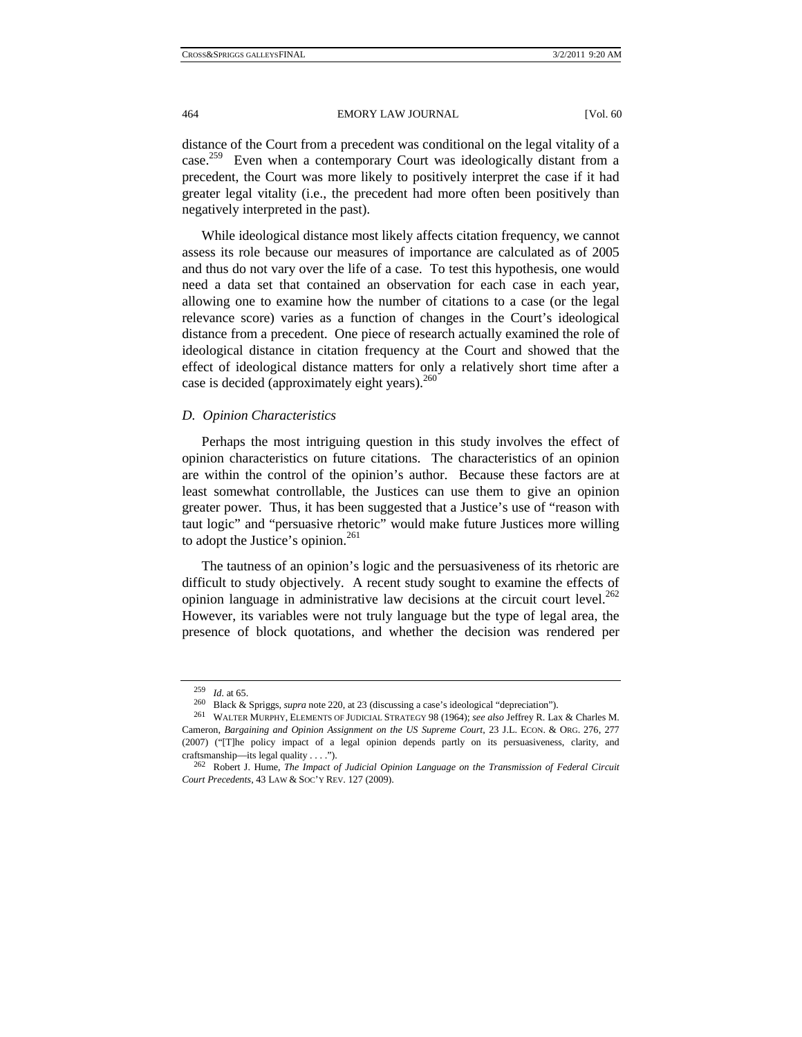distance of the Court from a precedent was conditional on the legal vitality of a case.[259] Even when a contemporary Court was ideologically distant from a precedent, the Court was more likely to positively interpret the case if it had greater legal vitality (i.e., the precedent had more often been positively than negatively interpreted in the past).

While ideological distance most likely affects citation frequency, we cannot assess its role because our measures of importance are calculated as of 2005 and thus do not vary over the life of a case. To test this hypothesis, one would need a data set that contained an observation for each case in each year, allowing one to examine how the number of citations to a case (or the legal relevance score) varies as a function of changes in the Court's ideological distance from a precedent. One piece of research actually examined the role of ideological distance in citation frequency at the Court and showed that the effect of ideological distance matters for only a relatively short time after a case is decided (approximately eight years).[260]

### *D. Opinion Characteristics*

Perhaps the most intriguing question in this study involves the effect of opinion characteristics on future citations. The characteristics of an opinion are within the control of the opinion's author. Because these factors are at least somewhat controllable, the Justices can use them to give an opinion greater power. Thus, it has been suggested that a Justice's use of "reason with taut logic" and "persuasive rhetoric" would make future Justices more willing to adopt the Justice's opinion.[261]

The tautness of an opinion's logic and the persuasiveness of its rhetoric are difficult to study objectively. A recent study sought to examine the effects of opinion language in administrative law decisions at the circuit court level.[262] However, its variables were not truly language but the type of legal area, the presence of block quotations, and whether the decision was rendered per

---

[259] *Id.* at 65.

[260] Black & Spriggs, *supra* note 220, at 23 (discussing a case's ideological "depreciation").

[261] WALTER MURPHY, ELEMENTS OF JUDICIAL STRATEGY 98 (1964); *see also* Jeffrey R. Lax & Charles M. Cameron, *Bargaining and Opinion Assignment on the US Supreme Court*, 23 J.L. ECON. & ORG. 276, 277 (2007) ("[T]he policy impact of a legal opinion depends partly on its persuasiveness, clarity, and craftsmanship—its legal quality . . . .").

[262] Robert J. Hume, *The Impact of Judicial Opinion Language on the Transmission of Federal Circuit Court Precedents*, 43 LAW & SOC'Y REV. 127 (2009).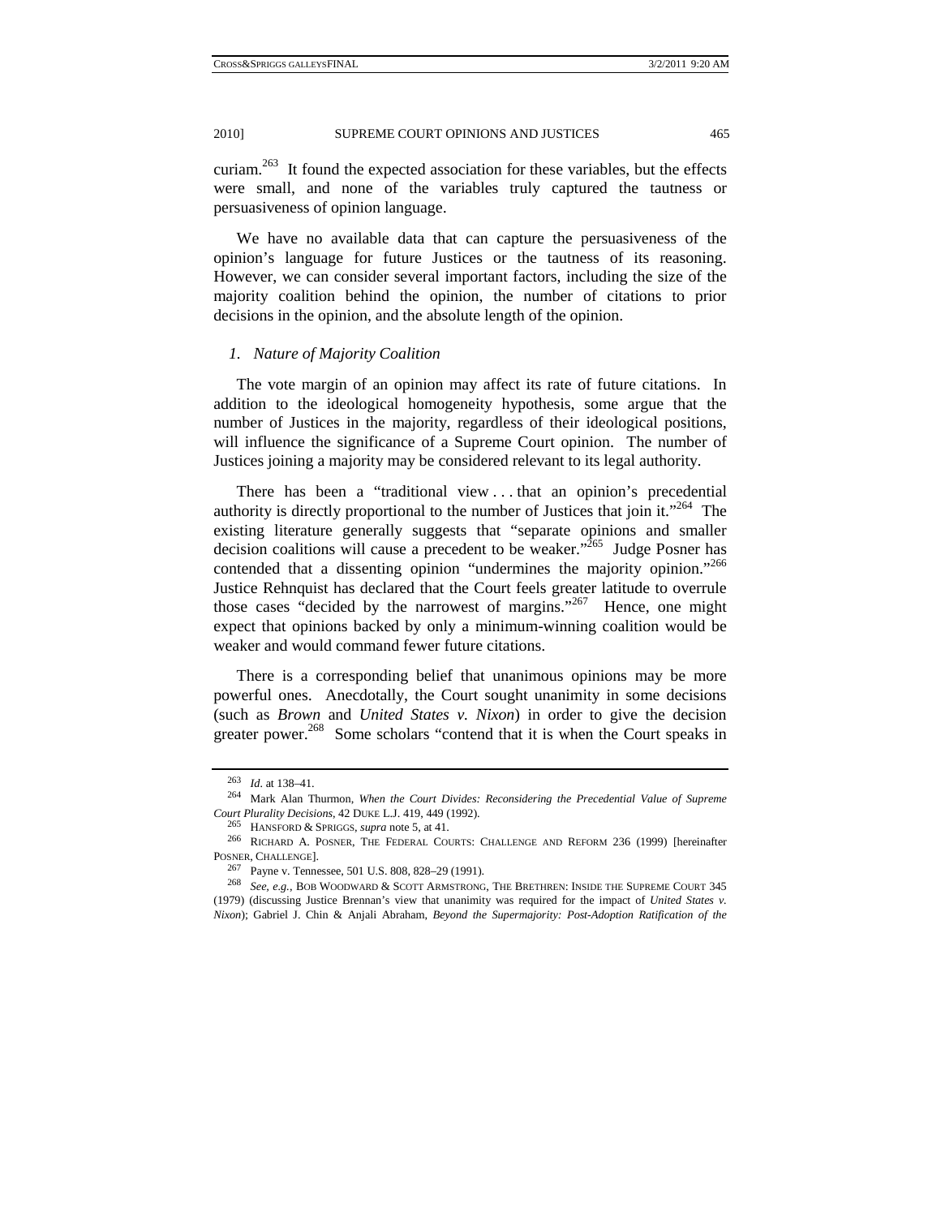curiam.[263] It found the expected association for these variables, but the effects were small, and none of the variables truly captured the tautness or persuasiveness of opinion language.

We have no available data that can capture the persuasiveness of the opinion's language for future Justices or the tautness of its reasoning. However, we can consider several important factors, including the size of the majority coalition behind the opinion, the number of citations to prior decisions in the opinion, and the absolute length of the opinion.

### *1. Nature of Majority Coalition*

The vote margin of an opinion may affect its rate of future citations. In addition to the ideological homogeneity hypothesis, some argue that the number of Justices in the majority, regardless of their ideological positions, will influence the significance of a Supreme Court opinion. The number of Justices joining a majority may be considered relevant to its legal authority.

There has been a "traditional view . . . that an opinion's precedential authority is directly proportional to the number of Justices that join it."[264] The existing literature generally suggests that "separate opinions and smaller decision coalitions will cause a precedent to be weaker."[265] Judge Posner has contended that a dissenting opinion "undermines the majority opinion."[266] Justice Rehnquist has declared that the Court feels greater latitude to overrule those cases "decided by the narrowest of margins."[267] Hence, one might expect that opinions backed by only a minimum-winning coalition would be weaker and would command fewer future citations.

There is a corresponding belief that unanimous opinions may be more powerful ones. Anecdotally, the Court sought unanimity in some decisions (such as *Brown* and *United States v. Nixon*) in order to give the decision greater power.[268] Some scholars "contend that it is when the Court speaks in

---

[263] *Id.* at 138–41.

[264] Mark Alan Thurmon, *When the Court Divides: Reconsidering the Precedential Value of Supreme Court Plurality Decisions*, 42 DUKE L.J. 419, 449 (1992).

[265] HANSFORD & SPRIGGS, *supra* note 5, at 41.

[266] RICHARD A. POSNER, THE FEDERAL COURTS: CHALLENGE AND REFORM 236 (1999) [hereinafter POSNER, CHALLENGE].

[267] Payne v. Tennessee, 501 U.S. 808, 828–29 (1991).

[268] *See, e.g.*, BOB WOODWARD & SCOTT ARMSTRONG, THE BRETHREN: INSIDE THE SUPREME COURT 345 (1979) (discussing Justice Brennan's view that unanimity was required for the impact of *United States v. Nixon*); Gabriel J. Chin & Anjali Abraham, *Beyond the Supermajority: Post-Adoption Ratification of the*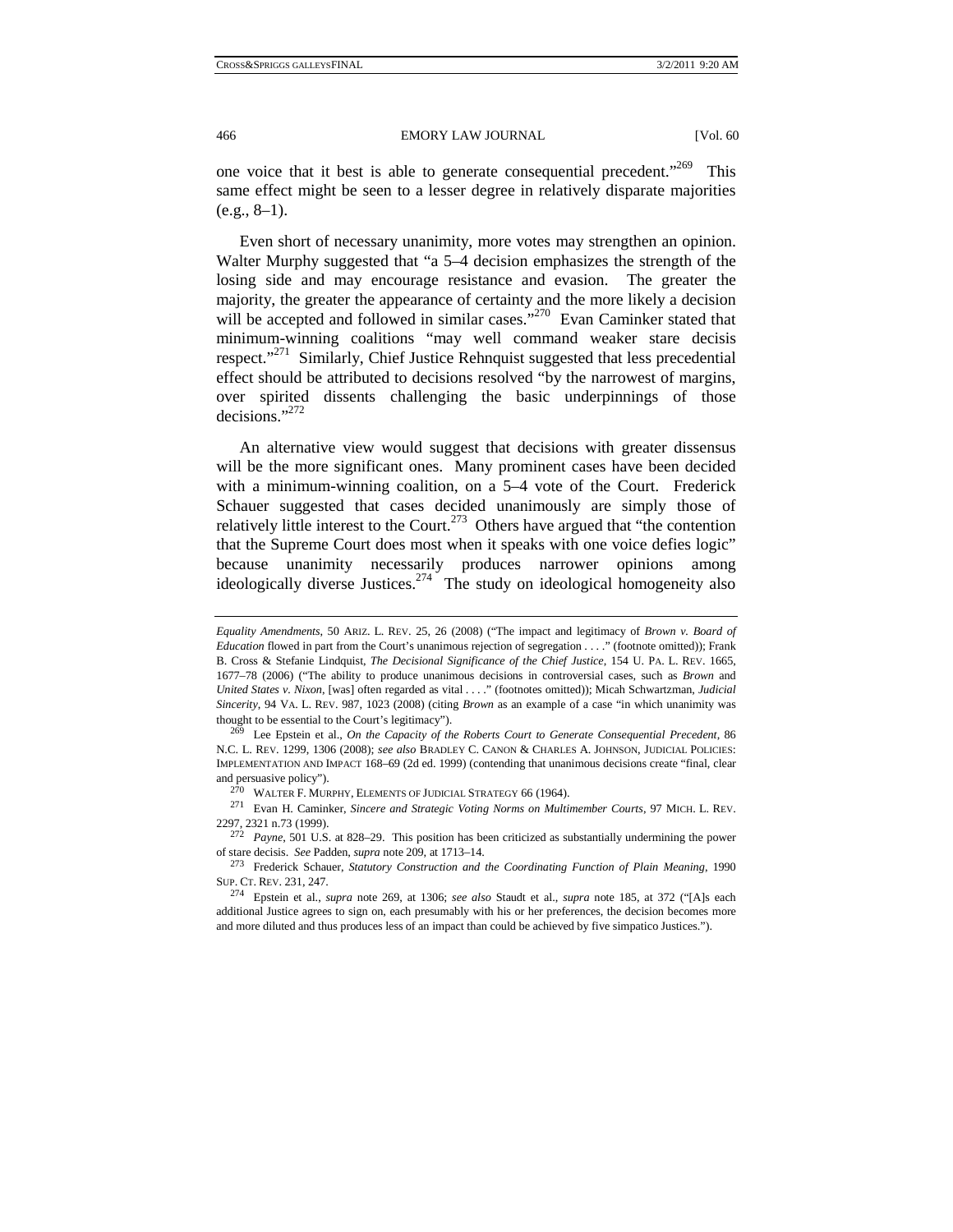one voice that it best is able to generate consequential precedent."[269] This same effect might be seen to a lesser degree in relatively disparate majorities (e.g., 8–1).

Even short of necessary unanimity, more votes may strengthen an opinion. Walter Murphy suggested that "a 5–4 decision emphasizes the strength of the losing side and may encourage resistance and evasion. The greater the majority, the greater the appearance of certainty and the more likely a decision will be accepted and followed in similar cases."[270] Evan Caminker stated that minimum-winning coalitions "may well command weaker stare decisis respect."[271] Similarly, Chief Justice Rehnquist suggested that less precedential effect should be attributed to decisions resolved "by the narrowest of margins, over spirited dissents challenging the basic underpinnings of those decisions."[272]

An alternative view would suggest that decisions with greater dissensus will be the more significant ones. Many prominent cases have been decided with a minimum-winning coalition, on a 5–4 vote of the Court. Frederick Schauer suggested that cases decided unanimously are simply those of relatively little interest to the Court.[273] Others have argued that "the contention that the Supreme Court does most when it speaks with one voice defies logic" because unanimity necessarily produces narrower opinions among ideologically diverse Justices.[274] The study on ideological homogeneity also

---

*Equality Amendments*, 50 ARIZ. L. REV. 25, 26 (2008) ("The impact and legitimacy of *Brown v. Board of Education* flowed in part from the Court's unanimous rejection of segregation . . . ." (footnote omitted)); Frank B. Cross & Stefanie Lindquist, *The Decisional Significance of the Chief Justice*, 154 U. PA. L. REV. 1665, 1677–78 (2006) ("The ability to produce unanimous decisions in controversial cases, such as *Brown* and *United States v. Nixon*, [was] often regarded as vital . . . ." (footnotes omitted)); Micah Schwartzman, *Judicial Sincerity*, 94 VA. L. REV. 987, 1023 (2008) (citing *Brown* as an example of a case "in which unanimity was thought to be essential to the Court's legitimacy").

[269] Lee Epstein et al., *On the Capacity of the Roberts Court to Generate Consequential Precedent*, 86 N.C. L. REV. 1299, 1306 (2008); *see also* BRADLEY C. CANON & CHARLES A. JOHNSON, JUDICIAL POLICIES: IMPLEMENTATION AND IMPACT 168–69 (2d ed. 1999) (contending that unanimous decisions create "final, clear and persuasive policy").

[270] WALTER F. MURPHY, ELEMENTS OF JUDICIAL STRATEGY 66 (1964).

[271] Evan H. Caminker, *Sincere and Strategic Voting Norms on Multimember Courts*, 97 MICH. L. REV. 2297, 2321 n.73 (1999).

[272] *Payne*, 501 U.S. at 828–29. This position has been criticized as substantially undermining the power of stare decisis. *See* Padden, *supra* note 209, at 1713–14.

[273] Frederick Schauer, *Statutory Construction and the Coordinating Function of Plain Meaning*, 1990 SUP. CT. REV. 231, 247.

[274] Epstein et al., *supra* note 269, at 1306; *see also* Staudt et al., *supra* note 185, at 372 ("[A]s each additional Justice agrees to sign on, each presumably with his or her preferences, the decision becomes more and more diluted and thus produces less of an impact than could be achieved by five simpatico Justices.").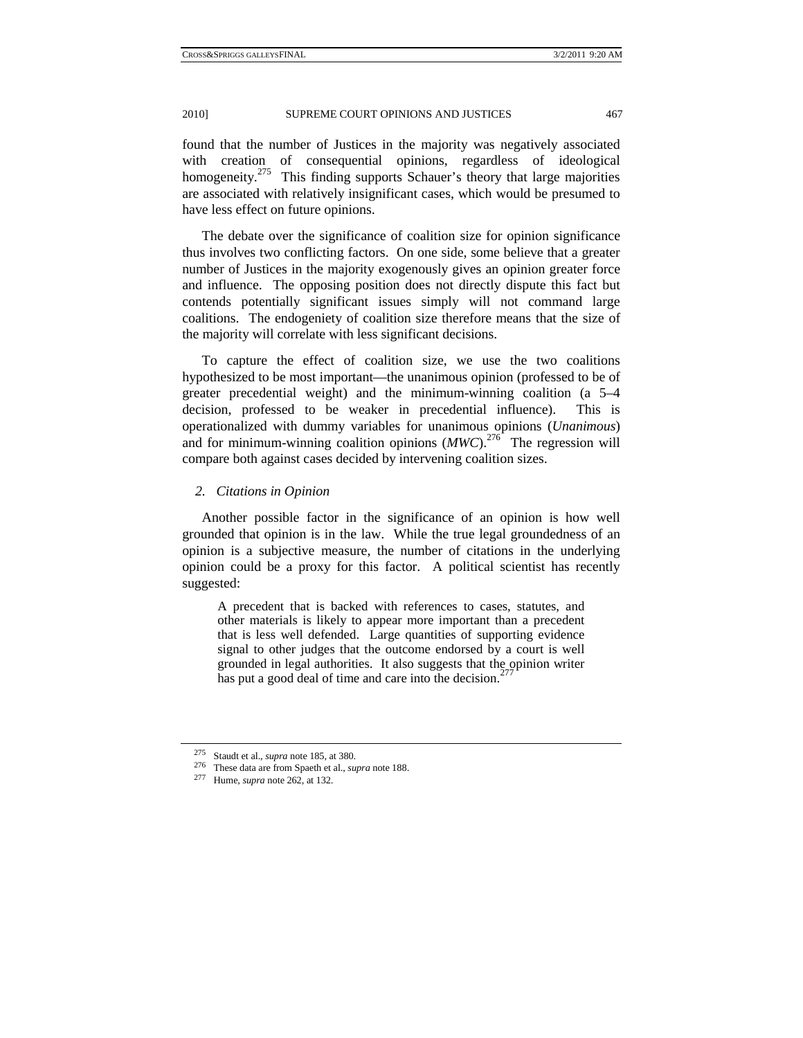found that the number of Justices in the majority was negatively associated with creation of consequential opinions, regardless of ideological homogeneity.[275] This finding supports Schauer's theory that large majorities are associated with relatively insignificant cases, which would be presumed to have less effect on future opinions.

The debate over the significance of coalition size for opinion significance thus involves two conflicting factors. On one side, some believe that a greater number of Justices in the majority exogenously gives an opinion greater force and influence. The opposing position does not directly dispute this fact but contends potentially significant issues simply will not command large coalitions. The endogeniety of coalition size therefore means that the size of the majority will correlate with less significant decisions.

To capture the effect of coalition size, we use the two coalitions hypothesized to be most important—the unanimous opinion (professed to be of greater precedential weight) and the minimum-winning coalition (a 5–4 decision, professed to be weaker in precedential influence). This is operationalized with dummy variables for unanimous opinions (*Unanimous*) and for minimum-winning coalition opinions (*MWC*).[276] The regression will compare both against cases decided by intervening coalition sizes.

### *2. Citations in Opinion*

Another possible factor in the significance of an opinion is how well grounded that opinion is in the law. While the true legal groundedness of an opinion is a subjective measure, the number of citations in the underlying opinion could be a proxy for this factor. A political scientist has recently suggested:

> A precedent that is backed with references to cases, statutes, and other materials is likely to appear more important than a precedent that is less well defended. Large quantities of supporting evidence signal to other judges that the outcome endorsed by a court is well grounded in legal authorities. It also suggests that the opinion writer has put a good deal of time and care into the decision.[277]

---

[275] Staudt et al., *supra* note 185, at 380.

[276] These data are from Spaeth et al., *supra* note 188.

[277] Hume, *supra* note 262, at 132.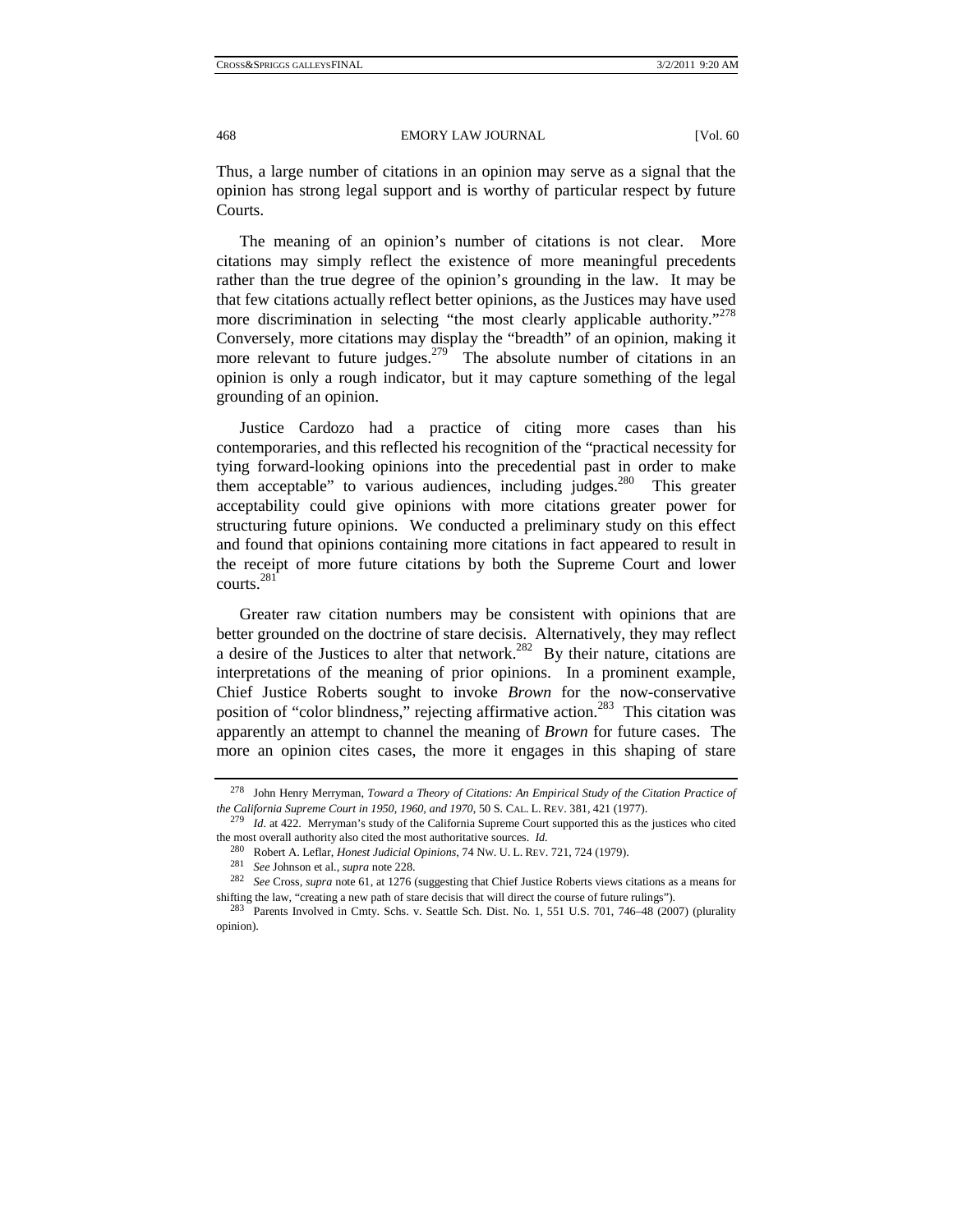Thus, a large number of citations in an opinion may serve as a signal that the opinion has strong legal support and is worthy of particular respect by future Courts.

The meaning of an opinion's number of citations is not clear. More citations may simply reflect the existence of more meaningful precedents rather than the true degree of the opinion's grounding in the law. It may be that few citations actually reflect better opinions, as the Justices may have used more discrimination in selecting "the most clearly applicable authority."[278] Conversely, more citations may display the "breadth" of an opinion, making it more relevant to future judges.[279] The absolute number of citations in an opinion is only a rough indicator, but it may capture something of the legal grounding of an opinion.

Justice Cardozo had a practice of citing more cases than his contemporaries, and this reflected his recognition of the "practical necessity for tying forward-looking opinions into the precedential past in order to make them acceptable" to various audiences, including judges.[280] This greater acceptability could give opinions with more citations greater power for structuring future opinions. We conducted a preliminary study on this effect and found that opinions containing more citations in fact appeared to result in the receipt of more future citations by both the Supreme Court and lower courts.[281]

Greater raw citation numbers may be consistent with opinions that are better grounded on the doctrine of stare decisis. Alternatively, they may reflect a desire of the Justices to alter that network.[282] By their nature, citations are interpretations of the meaning of prior opinions. In a prominent example, Chief Justice Roberts sought to invoke *Brown* for the now-conservative position of "color blindness," rejecting affirmative action.[283] This citation was apparently an attempt to channel the meaning of *Brown* for future cases. The more an opinion cites cases, the more it engages in this shaping of stare

---

[278] John Henry Merryman, *Toward a Theory of Citations: An Empirical Study of the Citation Practice of the California Supreme Court in 1950, 1960, and 1970*, 50 S. CAL. L. REV. 381, 421 (1977).

[279] *Id.* at 422. Merryman's study of the California Supreme Court supported this as the justices who cited the most overall authority also cited the most authoritative sources. *Id.*

[280] Robert A. Leflar, *Honest Judicial Opinions*, 74 NW. U. L. REV. 721, 724 (1979).

[281] *See* Johnson et al., *supra* note 228.

[282] *See* Cross, *supra* note 61, at 1276 (suggesting that Chief Justice Roberts views citations as a means for shifting the law, "creating a new path of stare decisis that will direct the course of future rulings").

[283] Parents Involved in Cmty. Schs. v. Seattle Sch. Dist. No. 1, 551 U.S. 701, 746–48 (2007) (plurality opinion).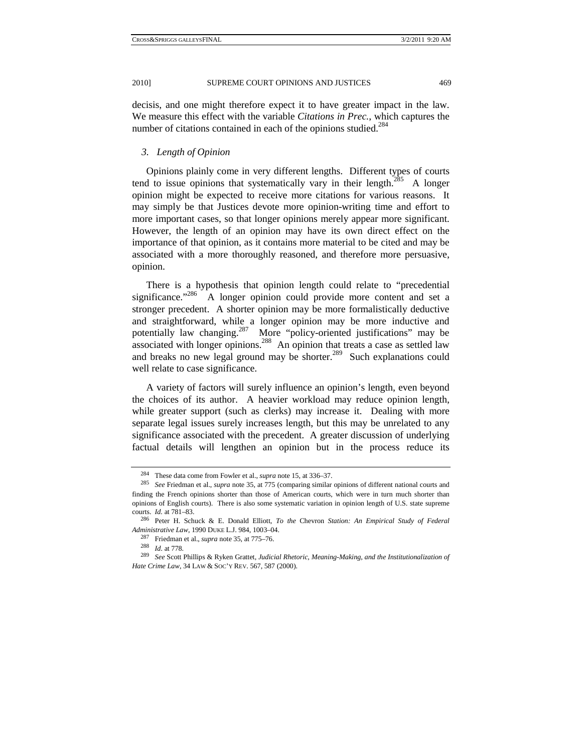decisis, and one might therefore expect it to have greater impact in the law. We measure this effect with the variable *Citations in Prec.*, which captures the number of citations contained in each of the opinions studied.[284]

### *3. Length of Opinion*

Opinions plainly come in very different lengths. Different types of courts tend to issue opinions that systematically vary in their length.[285] A longer opinion might be expected to receive more citations for various reasons. It may simply be that Justices devote more opinion-writing time and effort to more important cases, so that longer opinions merely appear more significant. However, the length of an opinion may have its own direct effect on the importance of that opinion, as it contains more material to be cited and may be associated with a more thoroughly reasoned, and therefore more persuasive, opinion.

There is a hypothesis that opinion length could relate to "precedential significance."[286] A longer opinion could provide more content and set a stronger precedent. A shorter opinion may be more formalistically deductive and straightforward, while a longer opinion may be more inductive and potentially law changing.[287] More "policy-oriented justifications" may be associated with longer opinions.[288] An opinion that treats a case as settled law and breaks no new legal ground may be shorter.[289] Such explanations could well relate to case significance.

A variety of factors will surely influence an opinion's length, even beyond the choices of its author. A heavier workload may reduce opinion length, while greater support (such as clerks) may increase it. Dealing with more separate legal issues surely increases length, but this may be unrelated to any significance associated with the precedent. A greater discussion of underlying factual details will lengthen an opinion but in the process reduce its

---

[284] These data come from Fowler et al., *supra* note 15, at 336–37.

[285] *See* Friedman et al., *supra* note 35, at 775 (comparing similar opinions of different national courts and finding the French opinions shorter than those of American courts, which were in turn much shorter than opinions of English courts). There is also some systematic variation in opinion length of U.S. state supreme courts. *Id.* at 781–83.

[286] Peter H. Schuck & E. Donald Elliott, *To the* Chevron *Station: An Empirical Study of Federal Administrative Law*, 1990 DUKE L.J. 984, 1003–04.

[287] Friedman et al., *supra* note 35, at 775–76.

[288] *Id.* at 778.

[289] *See* Scott Phillips & Ryken Grattet, *Judicial Rhetoric, Meaning-Making, and the Institutionalization of Hate Crime Law*, 34 LAW & SOC'Y REV. 567, 587 (2000).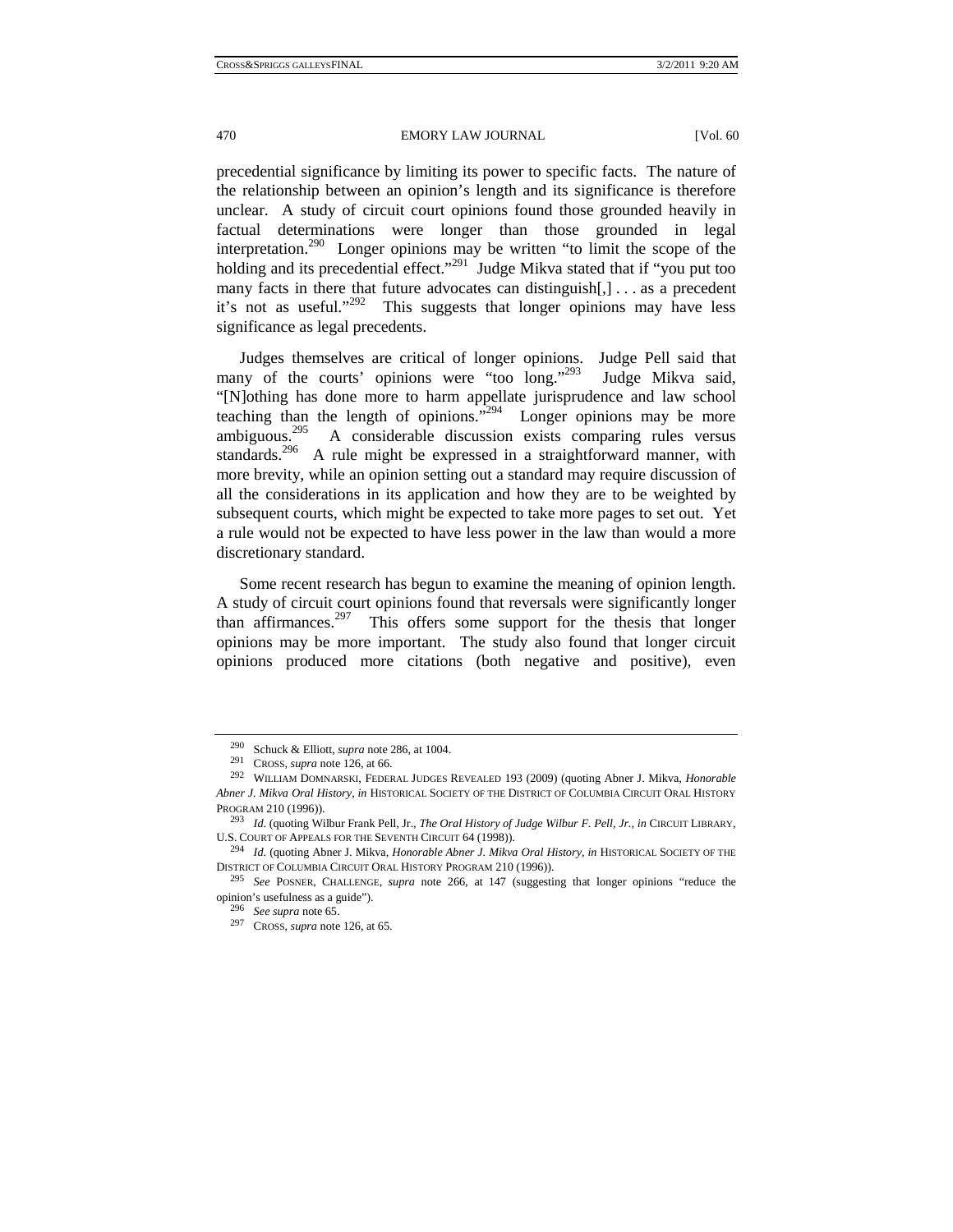precedential significance by limiting its power to specific facts. The nature of the relationship between an opinion's length and its significance is therefore unclear. A study of circuit court opinions found those grounded heavily in factual determinations were longer than those grounded in legal interpretation.[290] Longer opinions may be written "to limit the scope of the holding and its precedential effect."[291] Judge Mikva stated that if "you put too many facts in there that future advocates can distinguish[,] . . . as a precedent it's not as useful."[292] This suggests that longer opinions may have less significance as legal precedents.

Judges themselves are critical of longer opinions. Judge Pell said that many of the courts' opinions were "too long."[293] Judge Mikva said, "[N]othing has done more to harm appellate jurisprudence and law school teaching than the length of opinions."[294] Longer opinions may be more ambiguous.[295] A considerable discussion exists comparing rules versus standards.[296] A rule might be expressed in a straightforward manner, with more brevity, while an opinion setting out a standard may require discussion of all the considerations in its application and how they are to be weighted by subsequent courts, which might be expected to take more pages to set out. Yet a rule would not be expected to have less power in the law than would a more discretionary standard.

Some recent research has begun to examine the meaning of opinion length. A study of circuit court opinions found that reversals were significantly longer than affirmances.[297] This offers some support for the thesis that longer opinions may be more important. The study also found that longer circuit opinions produced more citations (both negative and positive), even

---

[290] Schuck & Elliott, *supra* note 286, at 1004.

[291] CROSS, *supra* note 126, at 66.

[292] WILLIAM DOMNARSKI, FEDERAL JUDGES REVEALED 193 (2009) (quoting Abner J. Mikva, *Honorable Abner J. Mikva Oral History*, *in* HISTORICAL SOCIETY OF THE DISTRICT OF COLUMBIA CIRCUIT ORAL HISTORY PROGRAM 210 (1996)).

[293] *Id.* (quoting Wilbur Frank Pell, Jr., *The Oral History of Judge Wilbur F. Pell, Jr.*, *in* CIRCUIT LIBRARY, U.S. COURT OF APPEALS FOR THE SEVENTH CIRCUIT 64 (1998)).

[294] *Id.* (quoting Abner J. Mikva, *Honorable Abner J. Mikva Oral History*, *in* HISTORICAL SOCIETY OF THE DISTRICT OF COLUMBIA CIRCUIT ORAL HISTORY PROGRAM 210 (1996)).

[295] *See* POSNER, CHALLENGE, *supra* note 266, at 147 (suggesting that longer opinions "reduce the opinion's usefulness as a guide").

[296] *See supra* note 65.

[297] CROSS, *supra* note 126, at 65.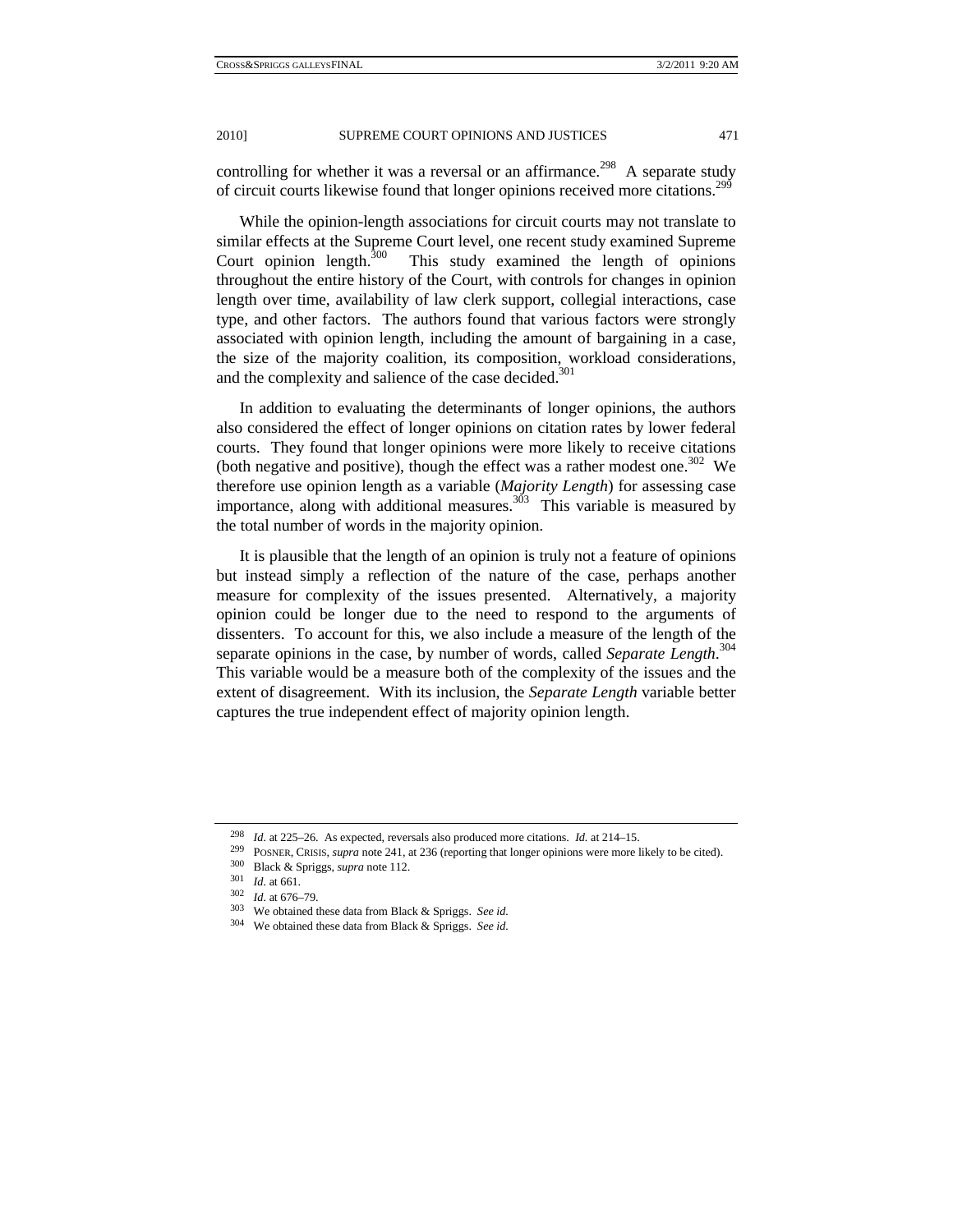controlling for whether it was a reversal or an affirmance.[298] A separate study of circuit courts likewise found that longer opinions received more citations.[299]

While the opinion-length associations for circuit courts may not translate to similar effects at the Supreme Court level, one recent study examined Supreme Court opinion length.[300] This study examined the length of opinions throughout the entire history of the Court, with controls for changes in opinion length over time, availability of law clerk support, collegial interactions, case type, and other factors. The authors found that various factors were strongly associated with opinion length, including the amount of bargaining in a case, the size of the majority coalition, its composition, workload considerations, and the complexity and salience of the case decided.[301]

In addition to evaluating the determinants of longer opinions, the authors also considered the effect of longer opinions on citation rates by lower federal courts. They found that longer opinions were more likely to receive citations (both negative and positive), though the effect was a rather modest one.[302] We therefore use opinion length as a variable (*Majority Length*) for assessing case importance, along with additional measures.[303] This variable is measured by the total number of words in the majority opinion.

It is plausible that the length of an opinion is truly not a feature of opinions but instead simply a reflection of the nature of the case, perhaps another measure for complexity of the issues presented. Alternatively, a majority opinion could be longer due to the need to respond to the arguments of dissenters. To account for this, we also include a measure of the length of the separate opinions in the case, by number of words, called *Separate Length*.[304] This variable would be a measure both of the complexity of the issues and the extent of disagreement. With its inclusion, the *Separate Length* variable better captures the true independent effect of majority opinion length.

---

[298] *Id*. at 225–26. As expected, reversals also produced more citations. *Id.* at 214–15.

[299] POSNER, CRISIS, *supra* note 241, at 236 (reporting that longer opinions were more likely to be cited).

[300] Black & Spriggs, *supra* note 112.

[301] *Id*. at 661.

[302] *Id*. at 676–79.

[303] We obtained these data from Black & Spriggs. *See id.*

[304] We obtained these data from Black & Spriggs. *See id.*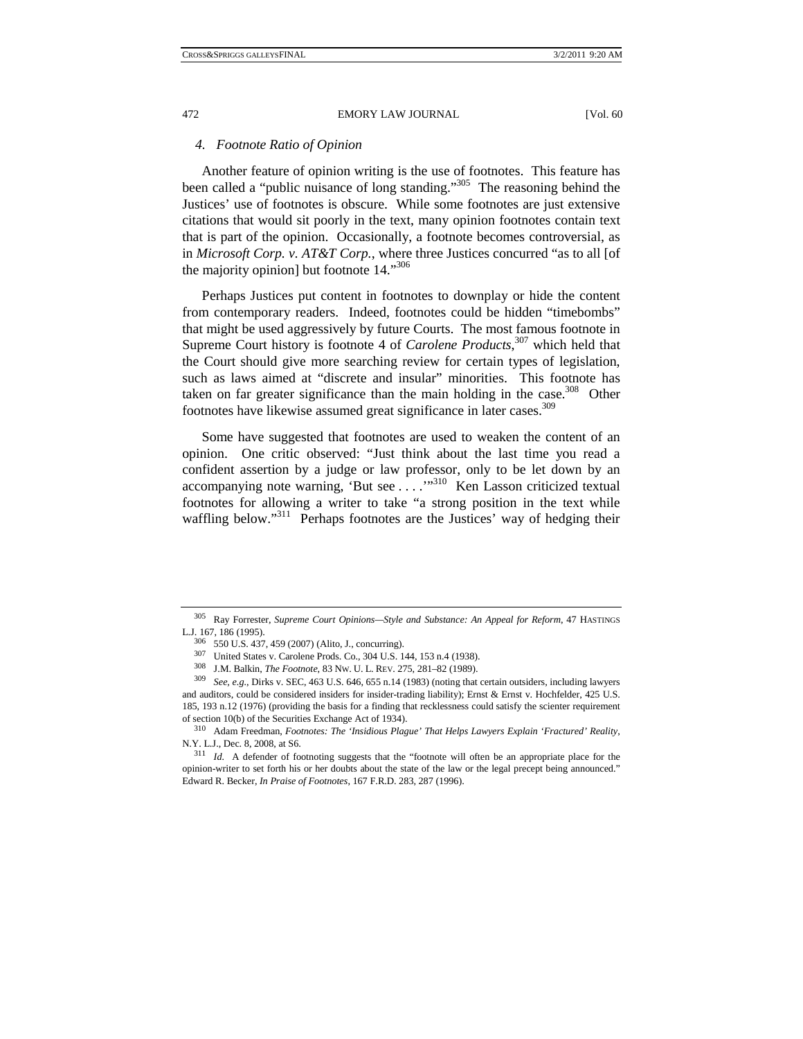#### 4. *Footnote Ratio of Opinion*

Another feature of opinion writing is the use of footnotes. This feature has been called a "public nuisance of long standing."[305] The reasoning behind the Justices' use of footnotes is obscure. While some footnotes are just extensive citations that would sit poorly in the text, many opinion footnotes contain text that is part of the opinion. Occasionally, a footnote becomes controversial, as in *Microsoft Corp. v. AT&T Corp.*, where three Justices concurred "as to all [of the majority opinion] but footnote 14."[306]

Perhaps Justices put content in footnotes to downplay or hide the content from contemporary readers. Indeed, footnotes could be hidden "timebombs" that might be used aggressively by future Courts. The most famous footnote in Supreme Court history is footnote 4 of *Carolene Products*,[307] which held that the Court should give more searching review for certain types of legislation, such as laws aimed at "discrete and insular" minorities. This footnote has taken on far greater significance than the main holding in the case.[308] Other footnotes have likewise assumed great significance in later cases.[309]

Some have suggested that footnotes are used to weaken the content of an opinion. One critic observed: "Just think about the last time you read a confident assertion by a judge or law professor, only to be let down by an accompanying note warning, 'But see . . . .'"[310] Ken Lasson criticized textual footnotes for allowing a writer to take "a strong position in the text while waffling below."[311] Perhaps footnotes are the Justices' way of hedging their

---

[305] Ray Forrester, *Supreme Court Opinions—Style and Substance: An Appeal for Reform*, 47 HASTINGS L.J. 167, 186 (1995).

[306] 550 U.S. 437, 459 (2007) (Alito, J., concurring).

[307] United States v. Carolene Prods. Co., 304 U.S. 144, 153 n.4 (1938).

[308] J.M. Balkin, *The Footnote*, 83 NW. U. L. REV. 275, 281–82 (1989).

[309] *See, e.g.*, Dirks v. SEC, 463 U.S. 646, 655 n.14 (1983) (noting that certain outsiders, including lawyers and auditors, could be considered insiders for insider-trading liability); Ernst & Ernst v. Hochfelder, 425 U.S. 185, 193 n.12 (1976) (providing the basis for a finding that recklessness could satisfy the scienter requirement of section 10(b) of the Securities Exchange Act of 1934).

[310] Adam Freedman, *Footnotes: The 'Insidious Plague' That Helps Lawyers Explain 'Fractured' Reality*, N.Y. L.J., Dec. 8, 2008, at S6.

[311] *Id.* A defender of footnoting suggests that the "footnote will often be an appropriate place for the opinion-writer to set forth his or her doubts about the state of the law or the legal precept being announced." Edward R. Becker, *In Praise of Footnotes*, 167 F.R.D. 283, 287 (1996).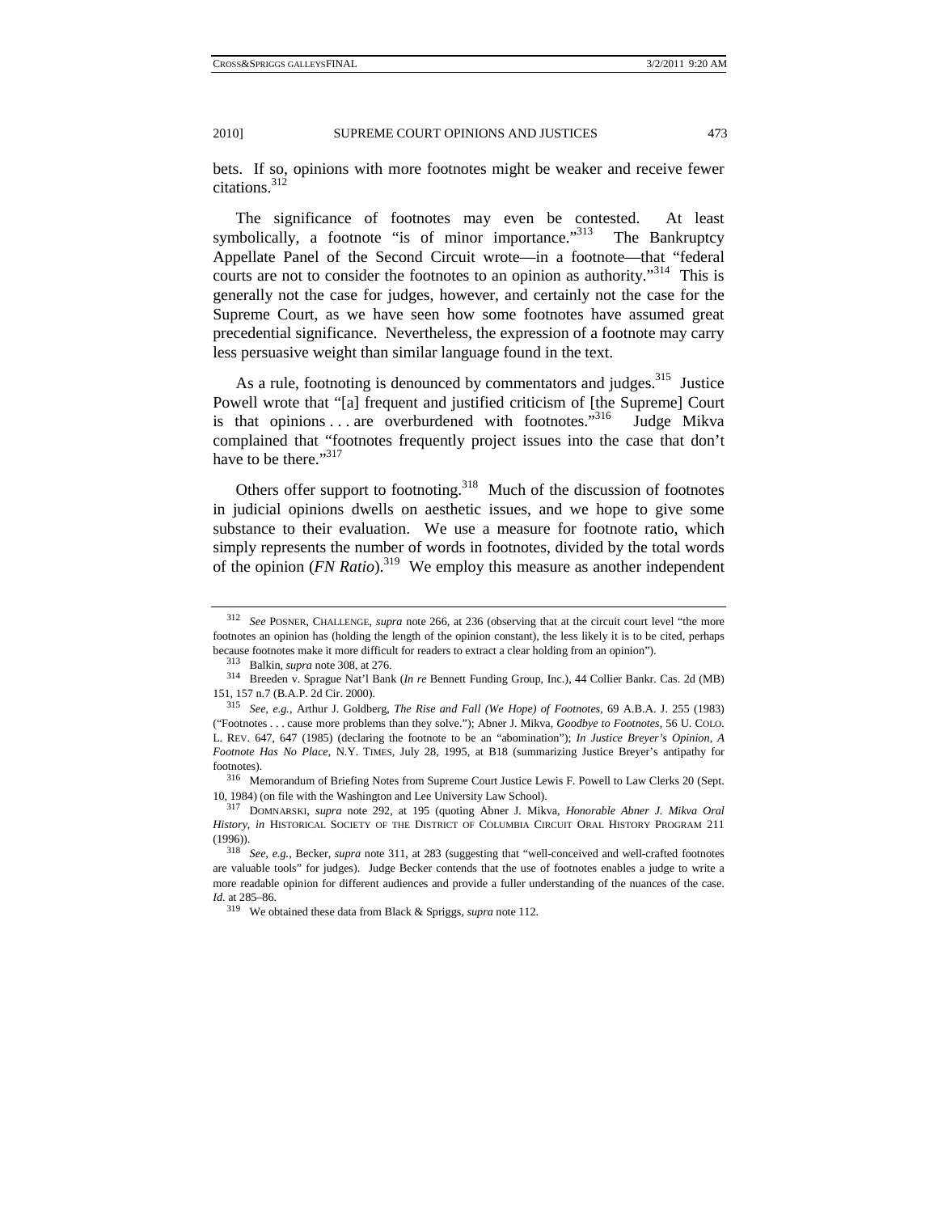bets. If so, opinions with more footnotes might be weaker and receive fewer citations.[312]

The significance of footnotes may even be contested. At least symbolically, a footnote "is of minor importance."[313] The Bankruptcy Appellate Panel of the Second Circuit wrote—in a footnote—that "federal courts are not to consider the footnotes to an opinion as authority."[314] This is generally not the case for judges, however, and certainly not the case for the Supreme Court, as we have seen how some footnotes have assumed great precedential significance. Nevertheless, the expression of a footnote may carry less persuasive weight than similar language found in the text.

As a rule, footnoting is denounced by commentators and judges.[315] Justice Powell wrote that "[a] frequent and justified criticism of [the Supreme] Court is that opinions . . . are overburdened with footnotes."[316] Judge Mikva complained that "footnotes frequently project issues into the case that don't have to be there."[317]

Others offer support to footnoting.[318] Much of the discussion of footnotes in judicial opinions dwells on aesthetic issues, and we hope to give some substance to their evaluation. We use a measure for footnote ratio, which simply represents the number of words in footnotes, divided by the total words of the opinion (*FN Ratio*).[319] We employ this measure as another independent

---

[312] *See* POSNER, CHALLENGE, *supra* note 266, at 236 (observing that at the circuit court level "the more footnotes an opinion has (holding the length of the opinion constant), the less likely it is to be cited, perhaps because footnotes make it more difficult for readers to extract a clear holding from an opinion").

[313] Balkin, *supra* note 308, at 276.

[314] Breeden v. Sprague Nat'l Bank (*In re* Bennett Funding Group, Inc.), 44 Collier Bankr. Cas. 2d (MB) 151, 157 n.7 (B.A.P. 2d Cir. 2000).

[315] *See, e.g.*, Arthur J. Goldberg, *The Rise and Fall (We Hope) of Footnotes*, 69 A.B.A. J. 255 (1983) ("Footnotes . . . cause more problems than they solve."); Abner J. Mikva, *Goodbye to Footnotes*, 56 U. COLO. L. REV. 647, 647 (1985) (declaring the footnote to be an "abomination"); *In Justice Breyer's Opinion, A Footnote Has No Place*, N.Y. TIMES, July 28, 1995, at B18 (summarizing Justice Breyer's antipathy for footnotes).

[316] Memorandum of Briefing Notes from Supreme Court Justice Lewis F. Powell to Law Clerks 20 (Sept. 10, 1984) (on file with the Washington and Lee University Law School).

[317] DOMNARSKI, *supra* note 292, at 195 (quoting Abner J. Mikva, *Honorable Abner J. Mikva Oral History*, *in* HISTORICAL SOCIETY OF THE DISTRICT OF COLUMBIA CIRCUIT ORAL HISTORY PROGRAM 211 (1996)).

[318] *See, e.g.*, Becker, *supra* note 311, at 283 (suggesting that "well-conceived and well-crafted footnotes are valuable tools" for judges). Judge Becker contends that the use of footnotes enables a judge to write a more readable opinion for different audiences and provide a fuller understanding of the nuances of the case. *Id.* at 285–86.

[319] We obtained these data from Black & Spriggs, *supra* note 112.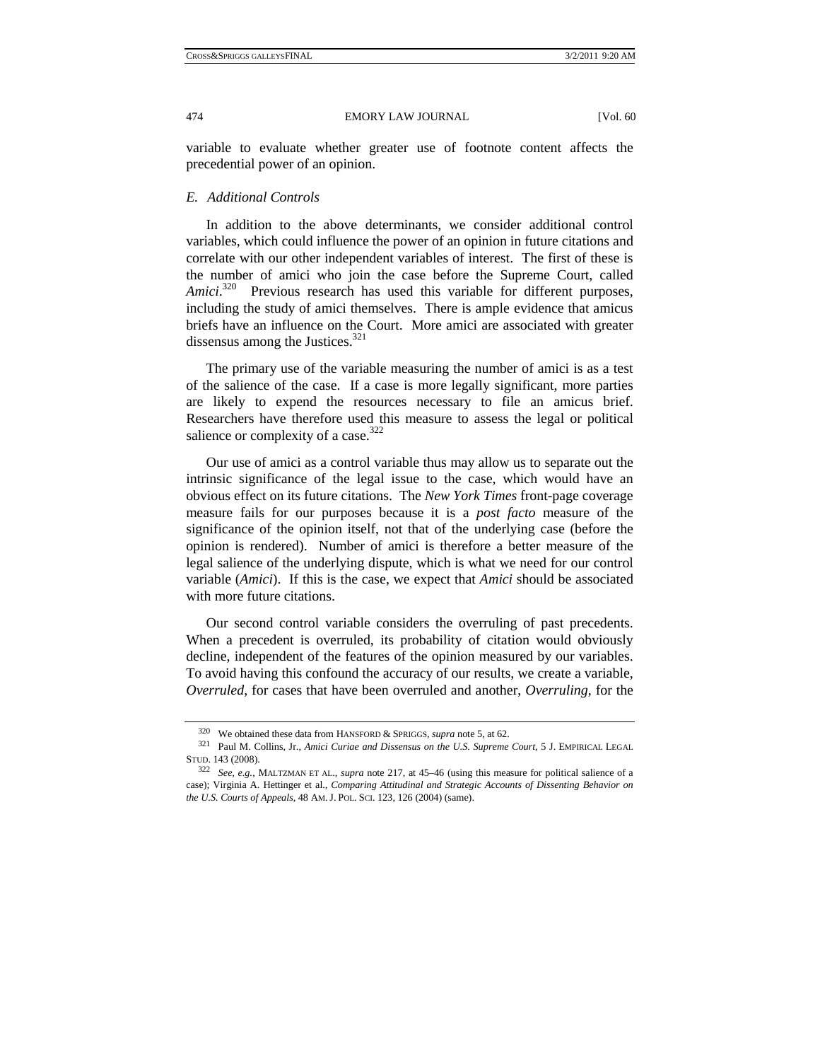variable to evaluate whether greater use of footnote content affects the precedential power of an opinion.

### *E. Additional Controls*

In addition to the above determinants, we consider additional control variables, which could influence the power of an opinion in future citations and correlate with our other independent variables of interest. The first of these is the number of amici who join the case before the Supreme Court, called *Amici*.[320] Previous research has used this variable for different purposes, including the study of amici themselves. There is ample evidence that amicus briefs have an influence on the Court. More amici are associated with greater dissensus among the Justices.[321]

The primary use of the variable measuring the number of amici is as a test of the salience of the case. If a case is more legally significant, more parties are likely to expend the resources necessary to file an amicus brief. Researchers have therefore used this measure to assess the legal or political salience or complexity of a case.[322]

Our use of amici as a control variable thus may allow us to separate out the intrinsic significance of the legal issue to the case, which would have an obvious effect on its future citations. The *New York Times* front-page coverage measure fails for our purposes because it is a *post facto* measure of the significance of the opinion itself, not that of the underlying case (before the opinion is rendered). Number of amici is therefore a better measure of the legal salience of the underlying dispute, which is what we need for our control variable (*Amici*). If this is the case, we expect that *Amici* should be associated with more future citations.

Our second control variable considers the overruling of past precedents. When a precedent is overruled, its probability of citation would obviously decline, independent of the features of the opinion measured by our variables. To avoid having this confound the accuracy of our results, we create a variable, *Overruled*, for cases that have been overruled and another, *Overruling*, for the

---

[320] We obtained these data from HANSFORD & SPRIGGS, *supra* note 5, at 62.

[321] Paul M. Collins, Jr., *Amici Curiae and Dissensus on the U.S. Supreme Court*, 5 J. EMPIRICAL LEGAL STUD. 143 (2008).

[322] *See, e.g.*, MALTZMAN ET AL., *supra* note 217, at 45–46 (using this measure for political salience of a case); Virginia A. Hettinger et al., *Comparing Attitudinal and Strategic Accounts of Dissenting Behavior on the U.S. Courts of Appeals*, 48 AM. J. POL. SCI. 123, 126 (2004) (same).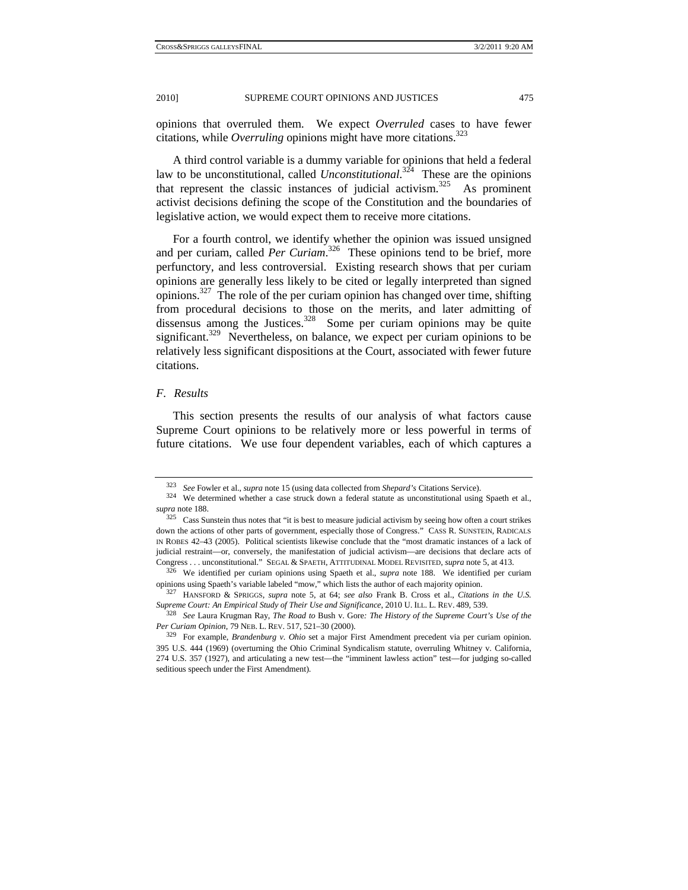opinions that overruled them. We expect *Overruled* cases to have fewer citations, while *Overruling* opinions might have more citations.[323]

A third control variable is a dummy variable for opinions that held a federal law to be unconstitutional, called *Unconstitutional*.[324] These are the opinions that represent the classic instances of judicial activism.[325] As prominent activist decisions defining the scope of the Constitution and the boundaries of legislative action, we would expect them to receive more citations.

For a fourth control, we identify whether the opinion was issued unsigned and per curiam, called *Per Curiam*.[326] These opinions tend to be brief, more perfunctory, and less controversial. Existing research shows that per curiam opinions are generally less likely to be cited or legally interpreted than signed opinions.[327] The role of the per curiam opinion has changed over time, shifting from procedural decisions to those on the merits, and later admitting of dissensus among the Justices.[328] Some per curiam opinions may be quite significant.[329] Nevertheless, on balance, we expect per curiam opinions to be relatively less significant dispositions at the Court, associated with fewer future citations.

### *F. Results*

This section presents the results of our analysis of what factors cause Supreme Court opinions to be relatively more or less powerful in terms of future citations. We use four dependent variables, each of which captures a

---

[323] *See* Fowler et al., *supra* note 15 (using data collected from *Shepard's* Citations Service).

[324] We determined whether a case struck down a federal statute as unconstitutional using Spaeth et al., *supra* note 188.

[325] Cass Sunstein thus notes that "it is best to measure judicial activism by seeing how often a court strikes down the actions of other parts of government, especially those of Congress." CASS R. SUNSTEIN, RADICALS IN ROBES 42–43 (2005). Political scientists likewise conclude that the "most dramatic instances of a lack of judicial restraint—or, conversely, the manifestation of judicial activism—are decisions that declare acts of Congress . . . unconstitutional." SEGAL & SPAETH, ATTITUDINAL MODEL REVISITED, *supra* note 5, at 413.

[326] We identified per curiam opinions using Spaeth et al., *supra* note 188. We identified per curiam opinions using Spaeth's variable labeled "mow," which lists the author of each majority opinion.

[327] HANSFORD & SPRIGGS, *supra* note 5, at 64; *see also* Frank B. Cross et al., *Citations in the U.S. Supreme Court: An Empirical Study of Their Use and Significance*, 2010 U. ILL. L. REV. 489, 539.

[328] *See* Laura Krugman Ray, *The Road to* Bush v. Gore*: The History of the Supreme Court's Use of the Per Curiam Opinion*, 79 NEB. L. REV. 517, 521–30 (2000).

[329] For example, *Brandenburg v. Ohio* set a major First Amendment precedent via per curiam opinion. 395 U.S. 444 (1969) (overturning the Ohio Criminal Syndicalism statute, overruling Whitney v. California, 274 U.S. 357 (1927), and articulating a new test—the "imminent lawless action" test—for judging so-called seditious speech under the First Amendment).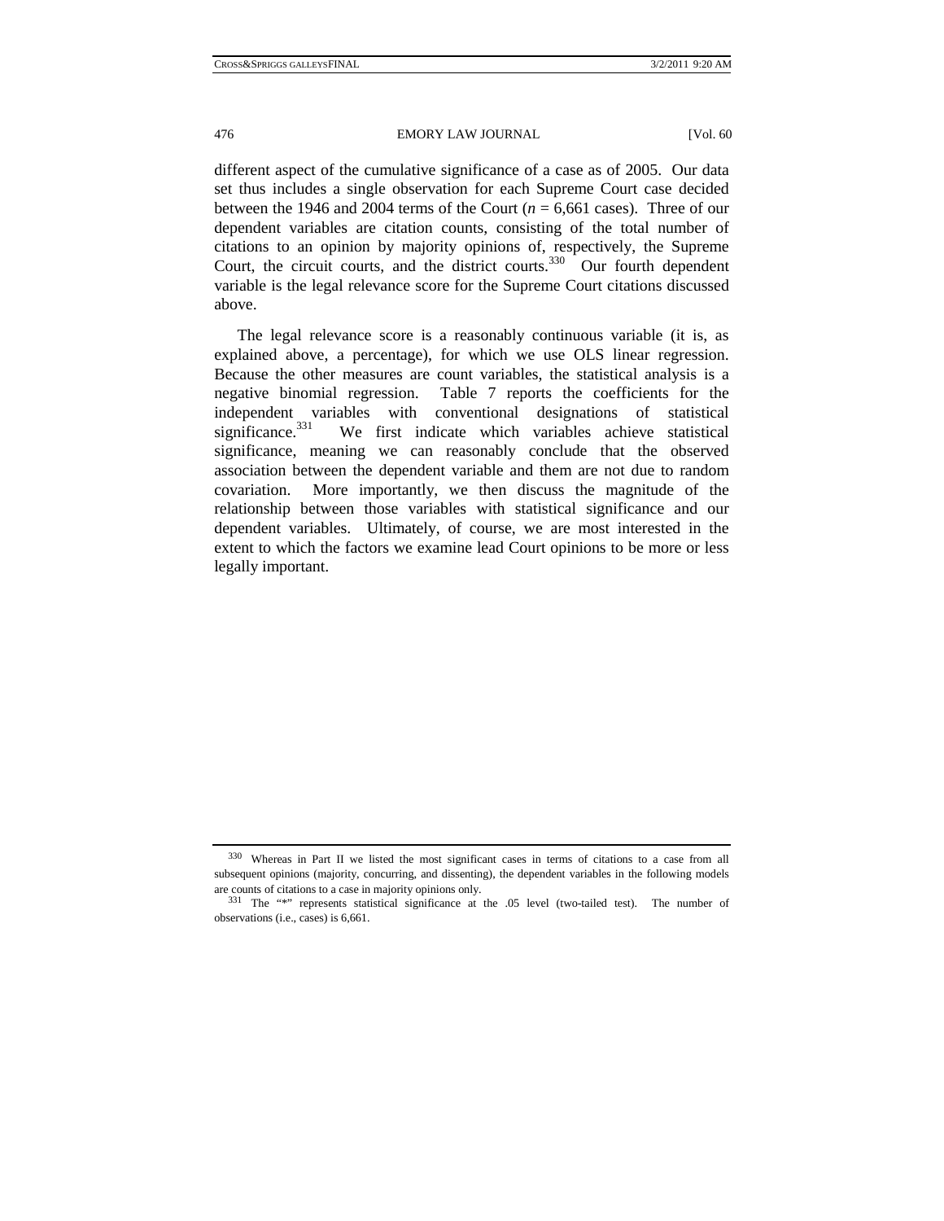different aspect of the cumulative significance of a case as of 2005. Our data set thus includes a single observation for each Supreme Court case decided between the 1946 and 2004 terms of the Court ($n$ = 6,661 cases). Three of our dependent variables are citation counts, consisting of the total number of citations to an opinion by majority opinions of, respectively, the Supreme Court, the circuit courts, and the district courts.[330] Our fourth dependent variable is the legal relevance score for the Supreme Court citations discussed above.

The legal relevance score is a reasonably continuous variable (it is, as explained above, a percentage), for which we use OLS linear regression. Because the other measures are count variables, the statistical analysis is a negative binomial regression. Table 7 reports the coefficients for the independent variables with conventional designations of statistical significance.[331] We first indicate which variables achieve statistical significance, meaning we can reasonably conclude that the observed association between the dependent variable and them are not due to random covariation. More importantly, we then discuss the magnitude of the relationship between those variables with statistical significance and our dependent variables. Ultimately, of course, we are most interested in the extent to which the factors we examine lead Court opinions to be more or less legally important.

---

[330] Whereas in Part II we listed the most significant cases in terms of citations to a case from all subsequent opinions (majority, concurring, and dissenting), the dependent variables in the following models are counts of citations to a case in majority opinions only.

[331] The "*" represents statistical significance at the .05 level (two-tailed test). The number of observations (i.e., cases) is 6,661.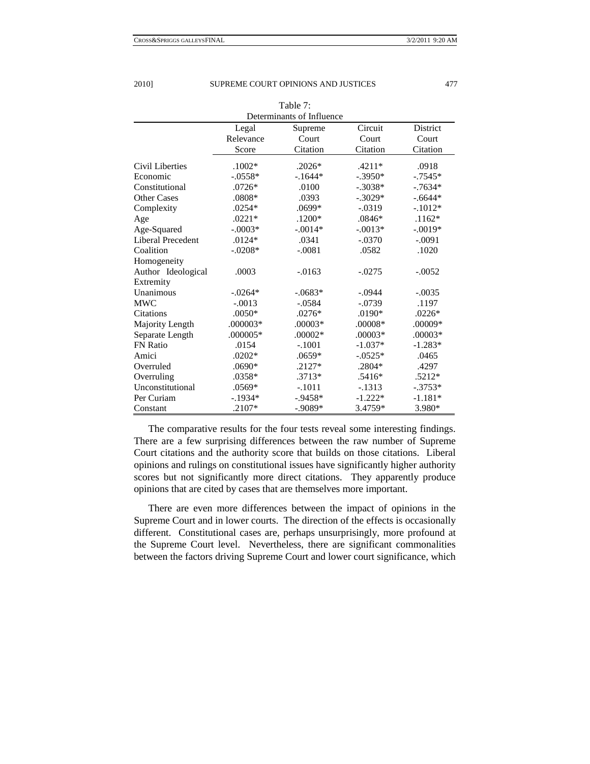Table 7:
Determinants of Influence

| | Legal Relevance Score | Supreme Court Citation | Circuit Court Citation | District Court Citation |
|---|---|---|---|---|
| Civil Liberties | .1002* | .2026* | .4211* | .0918 |
| Economic | -.0558* | -.1644* | -.3950* | -.7545* |
| Constitutional | .0726* | .0100 | -.3038* | -.7634* |
| Other Cases | .0808* | .0393 | -.3029* | -.6644* |
| Complexity | .0254* | .0699* | -.0319 | -.1012* |
| Age | .0221* | .1200* | .0846* | .1162* |
| Age-Squared | -.0003* | -.0014* | -.0013* | -.0019* |
| Liberal Precedent | .0124* | .0341 | -.0370 | -.0091 |
| Coalition Homogeneity | -.0208* | -.0081 | .0582 | .1020 |
| Author Ideological Extremity | .0003 | -.0163 | -.0275 | -.0052 |
| Unanimous | -.0264* | -.0683* | -.0944 | -.0035 |
| MWC | -.0013 | -.0584 | -.0739 | .1197 |
| Citations | .0050* | .0276* | .0190* | .0226* |
| Majority Length | .000003* | .00003* | .00008* | .00009* |
| Separate Length | .000005* | .00002* | .00003* | .00003* |
| FN Ratio | .0154 | -.1001 | -1.037* | -1.283* |
| Amici | .0202* | .0659* | -.0525* | .0465 |
| Overruled | .0690* | .2127* | .2804* | .4297 |
| Overruling | .0358* | .3713* | .5416* | .5212* |
| Unconstitutional | .0569* | -.1011 | -.1313 | -.3753* |
| Per Curiam | -.1934* | -.9458* | -1.222* | -1.181* |
| Constant | .2107* | -.9089* | 3.4759* | 3.980* |

The comparative results for the four tests reveal some interesting findings. There are a few surprising differences between the raw number of Supreme Court citations and the authority score that builds on those citations. Liberal opinions and rulings on constitutional issues have significantly higher authority scores but not significantly more direct citations. They apparently produce opinions that are cited by cases that are themselves more important.

There are even more differences between the impact of opinions in the Supreme Court and in lower courts. The direction of the effects is occasionally different. Constitutional cases are, perhaps unsurprisingly, more profound at the Supreme Court level. Nevertheless, there are significant commonalities between the factors driving Supreme Court and lower court significance, which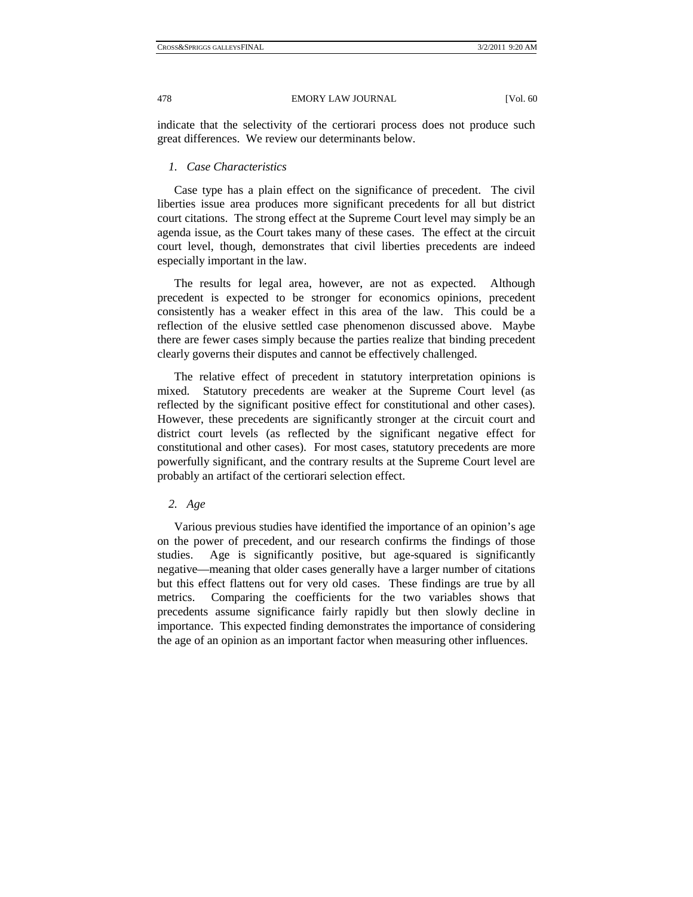indicate that the selectivity of the certiorari process does not produce such great differences. We review our determinants below.

### *1. Case Characteristics*

Case type has a plain effect on the significance of precedent. The civil liberties issue area produces more significant precedents for all but district court citations. The strong effect at the Supreme Court level may simply be an agenda issue, as the Court takes many of these cases. The effect at the circuit court level, though, demonstrates that civil liberties precedents are indeed especially important in the law.

The results for legal area, however, are not as expected. Although precedent is expected to be stronger for economics opinions, precedent consistently has a weaker effect in this area of the law. This could be a reflection of the elusive settled case phenomenon discussed above. Maybe there are fewer cases simply because the parties realize that binding precedent clearly governs their disputes and cannot be effectively challenged.

The relative effect of precedent in statutory interpretation opinions is mixed. Statutory precedents are weaker at the Supreme Court level (as reflected by the significant positive effect for constitutional and other cases). However, these precedents are significantly stronger at the circuit court and district court levels (as reflected by the significant negative effect for constitutional and other cases). For most cases, statutory precedents are more powerfully significant, and the contrary results at the Supreme Court level are probably an artifact of the certiorari selection effect.

### *2. Age*

Various previous studies have identified the importance of an opinion's age on the power of precedent, and our research confirms the findings of those studies. Age is significantly positive, but age-squared is significantly negative—meaning that older cases generally have a larger number of citations but this effect flattens out for very old cases. These findings are true by all metrics. Comparing the coefficients for the two variables shows that precedents assume significance fairly rapidly but then slowly decline in importance. This expected finding demonstrates the importance of considering the age of an opinion as an important factor when measuring other influences.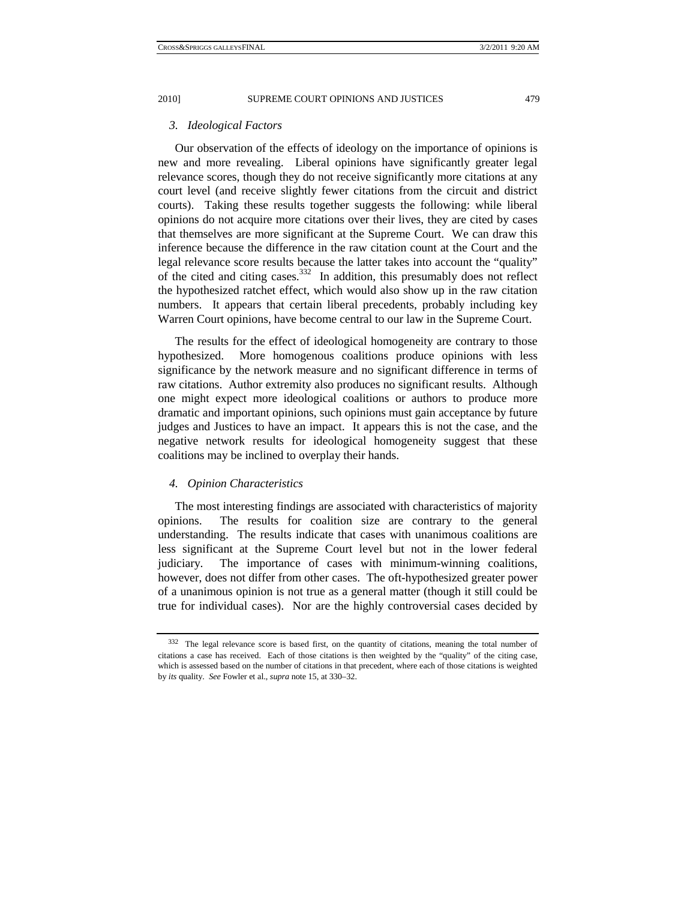### *3. Ideological Factors*

Our observation of the effects of ideology on the importance of opinions is new and more revealing. Liberal opinions have significantly greater legal relevance scores, though they do not receive significantly more citations at any court level (and receive slightly fewer citations from the circuit and district courts). Taking these results together suggests the following: while liberal opinions do not acquire more citations over their lives, they are cited by cases that themselves are more significant at the Supreme Court. We can draw this inference because the difference in the raw citation count at the Court and the legal relevance score results because the latter takes into account the "quality" of the cited and citing cases.[332] In addition, this presumably does not reflect the hypothesized ratchet effect, which would also show up in the raw citation numbers. It appears that certain liberal precedents, probably including key Warren Court opinions, have become central to our law in the Supreme Court.

The results for the effect of ideological homogeneity are contrary to those hypothesized. More homogenous coalitions produce opinions with less significance by the network measure and no significant difference in terms of raw citations. Author extremity also produces no significant results. Although one might expect more ideological coalitions or authors to produce more dramatic and important opinions, such opinions must gain acceptance by future judges and Justices to have an impact. It appears this is not the case, and the negative network results for ideological homogeneity suggest that these coalitions may be inclined to overplay their hands.

### *4. Opinion Characteristics*

The most interesting findings are associated with characteristics of majority opinions. The results for coalition size are contrary to the general understanding. The results indicate that cases with unanimous coalitions are less significant at the Supreme Court level but not in the lower federal judiciary. The importance of cases with minimum-winning coalitions, however, does not differ from other cases. The oft-hypothesized greater power of a unanimous opinion is not true as a general matter (though it still could be true for individual cases). Nor are the highly controversial cases decided by

---

[332] The legal relevance score is based first, on the quantity of citations, meaning the total number of citations a case has received. Each of those citations is then weighted by the "quality" of the citing case, which is assessed based on the number of citations in that precedent, where each of those citations is weighted by *its* quality. *See* Fowler et al., *supra* note 15, at 330–32.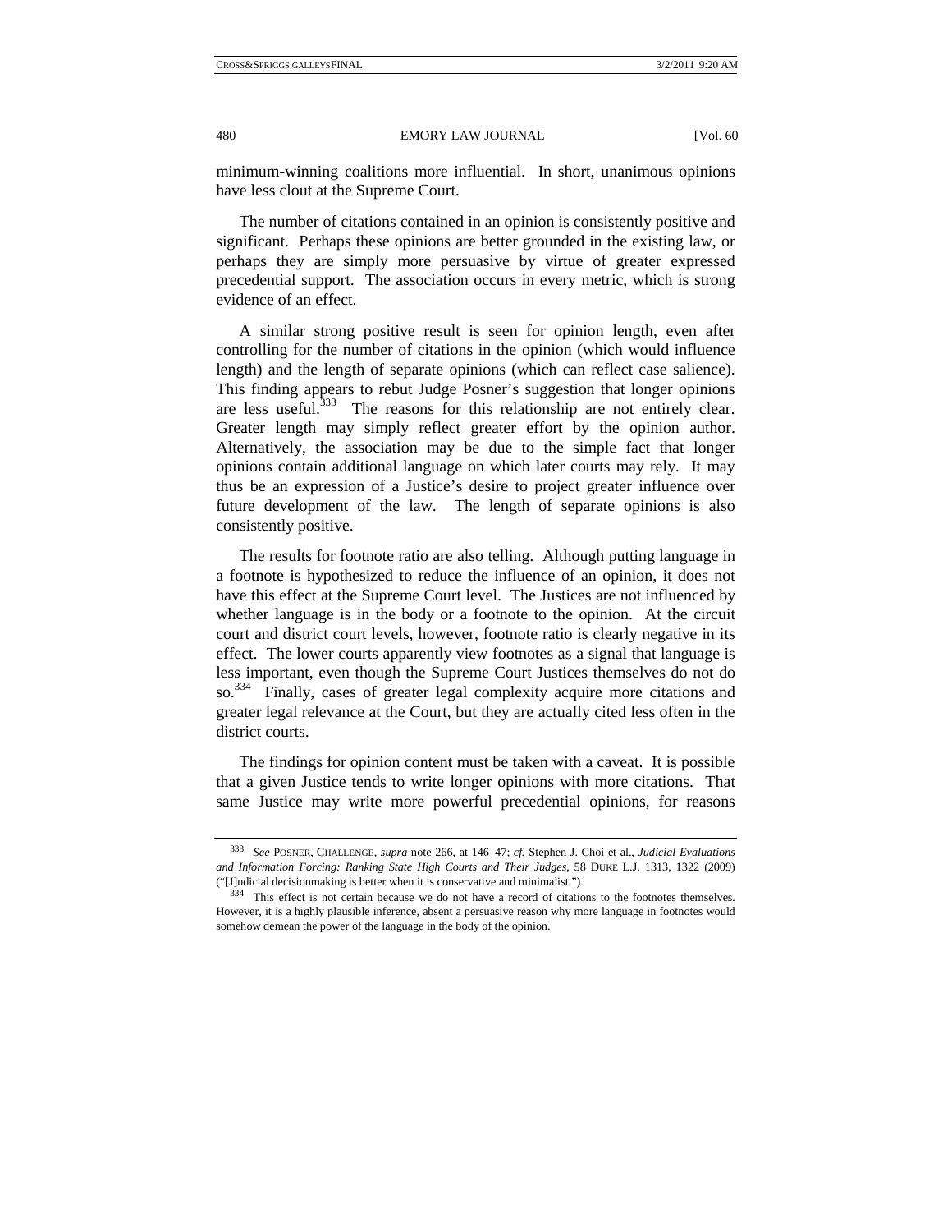minimum-winning coalitions more influential. In short, unanimous opinions have less clout at the Supreme Court.

The number of citations contained in an opinion is consistently positive and significant. Perhaps these opinions are better grounded in the existing law, or perhaps they are simply more persuasive by virtue of greater expressed precedential support. The association occurs in every metric, which is strong evidence of an effect.

A similar strong positive result is seen for opinion length, even after controlling for the number of citations in the opinion (which would influence length) and the length of separate opinions (which can reflect case salience). This finding appears to rebut Judge Posner's suggestion that longer opinions are less useful.[333] The reasons for this relationship are not entirely clear. Greater length may simply reflect greater effort by the opinion author. Alternatively, the association may be due to the simple fact that longer opinions contain additional language on which later courts may rely. It may thus be an expression of a Justice's desire to project greater influence over future development of the law. The length of separate opinions is also consistently positive.

The results for footnote ratio are also telling. Although putting language in a footnote is hypothesized to reduce the influence of an opinion, it does not have this effect at the Supreme Court level. The Justices are not influenced by whether language is in the body or a footnote to the opinion. At the circuit court and district court levels, however, footnote ratio is clearly negative in its effect. The lower courts apparently view footnotes as a signal that language is less important, even though the Supreme Court Justices themselves do not do so.[334] Finally, cases of greater legal complexity acquire more citations and greater legal relevance at the Court, but they are actually cited less often in the district courts.

The findings for opinion content must be taken with a caveat. It is possible that a given Justice tends to write longer opinions with more citations. That same Justice may write more powerful precedential opinions, for reasons

---

[333] *See* POSNER, CHALLENGE, *supra* note 266, at 146–47; *cf.* Stephen J. Choi et al., *Judicial Evaluations and Information Forcing: Ranking State High Courts and Their Judges*, 58 DUKE L.J. 1313, 1322 (2009) ("[J]udicial decisionmaking is better when it is conservative and minimalist.").

[334] This effect is not certain because we do not have a record of citations to the footnotes themselves. However, it is a highly plausible inference, absent a persuasive reason why more language in footnotes would somehow demean the power of the language in the body of the opinion.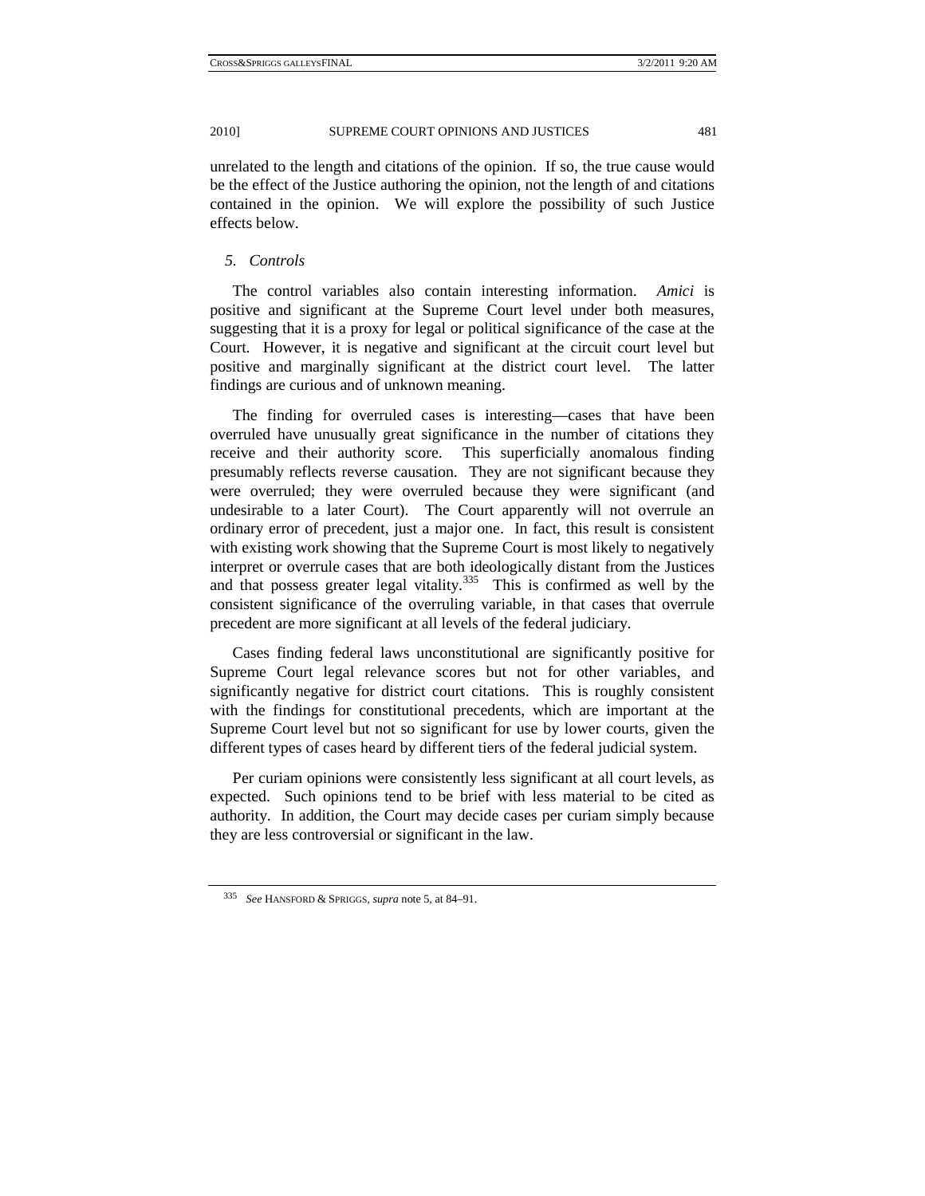unrelated to the length and citations of the opinion. If so, the true cause would be the effect of the Justice authoring the opinion, not the length of and citations contained in the opinion. We will explore the possibility of such Justice effects below.

### *5. Controls*

The control variables also contain interesting information. *Amici* is positive and significant at the Supreme Court level under both measures, suggesting that it is a proxy for legal or political significance of the case at the Court. However, it is negative and significant at the circuit court level but positive and marginally significant at the district court level. The latter findings are curious and of unknown meaning.

The finding for overruled cases is interesting—cases that have been overruled have unusually great significance in the number of citations they receive and their authority score. This superficially anomalous finding presumably reflects reverse causation. They are not significant because they were overruled; they were overruled because they were significant (and undesirable to a later Court). The Court apparently will not overrule an ordinary error of precedent, just a major one. In fact, this result is consistent with existing work showing that the Supreme Court is most likely to negatively interpret or overrule cases that are both ideologically distant from the Justices and that possess greater legal vitality.[335] This is confirmed as well by the consistent significance of the overruling variable, in that cases that overrule precedent are more significant at all levels of the federal judiciary.

Cases finding federal laws unconstitutional are significantly positive for Supreme Court legal relevance scores but not for other variables, and significantly negative for district court citations. This is roughly consistent with the findings for constitutional precedents, which are important at the Supreme Court level but not so significant for use by lower courts, given the different types of cases heard by different tiers of the federal judicial system.

Per curiam opinions were consistently less significant at all court levels, as expected. Such opinions tend to be brief with less material to be cited as authority. In addition, the Court may decide cases per curiam simply because they are less controversial or significant in the law.

---

[335] *See* HANSFORD & SPRIGGS, *supra* note 5, at 84–91.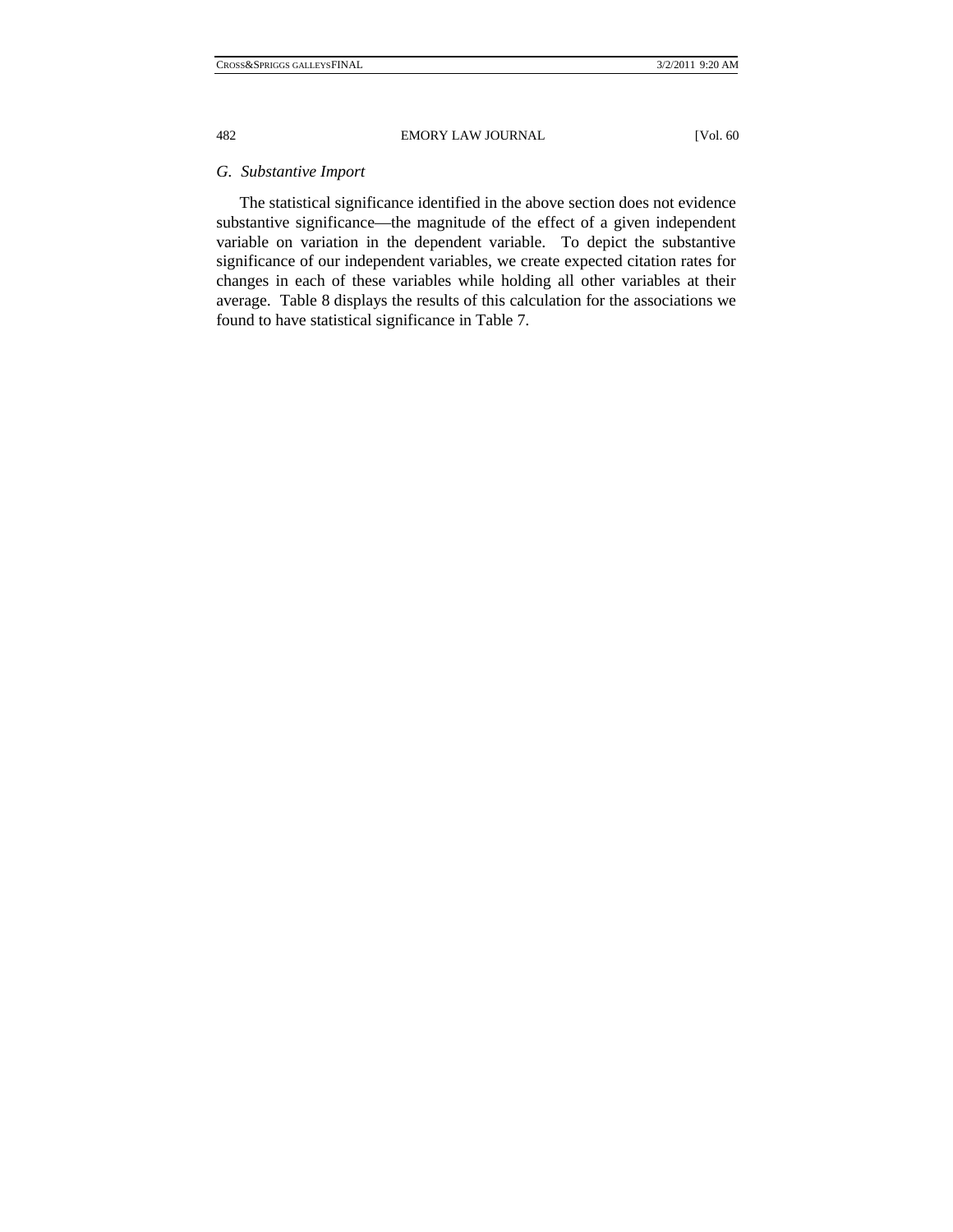### *G. Substantive Import*

The statistical significance identified in the above section does not evidence substantive significance—the magnitude of the effect of a given independent variable on variation in the dependent variable. To depict the substantive significance of our independent variables, we create expected citation rates for changes in each of these variables while holding all other variables at their average. Table 8 displays the results of this calculation for the associations we found to have statistical significance in Table 7.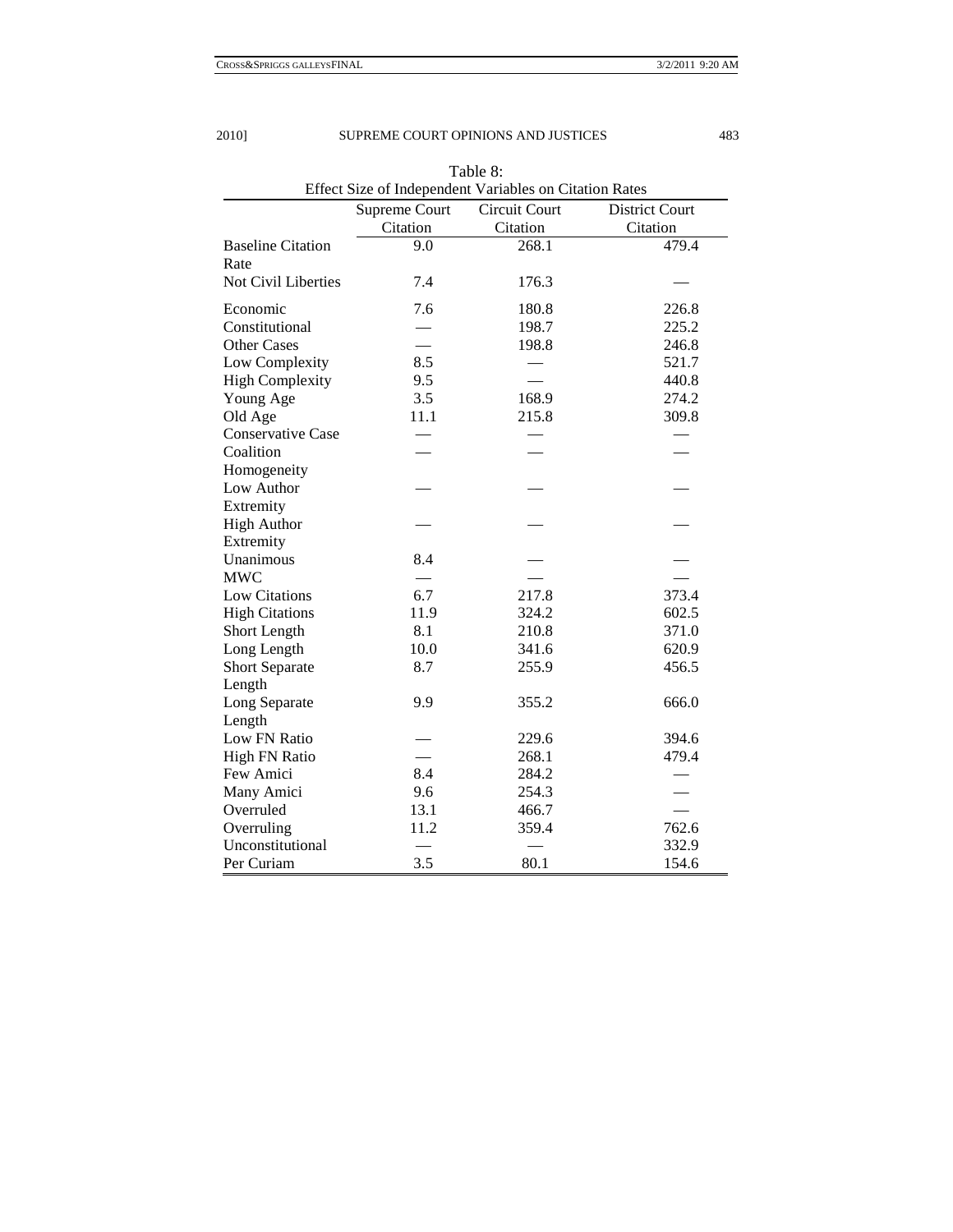Table 8:
Effect Size of Independent Variables on Citation Rates

| | Supreme Court Citation | Circuit Court Citation | District Court Citation |
|---|---|---|---|
| Baseline Citation Rate | 9.0 | 268.1 | 479.4 |
| Not Civil Liberties | 7.4 | 176.3 | — |
| Economic | 7.6 | 180.8 | 226.8 |
| Constitutional | — | 198.7 | 225.2 |
| Other Cases | — | 198.8 | 246.8 |
| Low Complexity | 8.5 | — | 521.7 |
| High Complexity | 9.5 | — | 440.8 |
| Young Age | 3.5 | 168.9 | 274.2 |
| Old Age | 11.1 | 215.8 | 309.8 |
| Conservative Case | — | — | — |
| Coalition Homogeneity | — | — | — |
| Low Author Extremity | — | — | — |
| High Author Extremity | — | — | — |
| Unanimous | 8.4 | — | — |
| MWC | — | — | — |
| Low Citations | 6.7 | 217.8 | 373.4 |
| High Citations | 11.9 | 324.2 | 602.5 |
| Short Length | 8.1 | 210.8 | 371.0 |
| Long Length | 10.0 | 341.6 | 620.9 |
| Short Separate Length | 8.7 | 255.9 | 456.5 |
| Long Separate Length | 9.9 | 355.2 | 666.0 |
| Low FN Ratio | — | 229.6 | 394.6 |
| High FN Ratio | — | 268.1 | 479.4 |
| Few Amici | 8.4 | 284.2 | — |
| Many Amici | 9.6 | 254.3 | — |
| Overruled | 13.1 | 466.7 | — |
| Overruling | 11.2 | 359.4 | 762.6 |
| Unconstitutional | — | — | 332.9 |
| Per Curiam | 3.5 | 80.1 | 154.6 |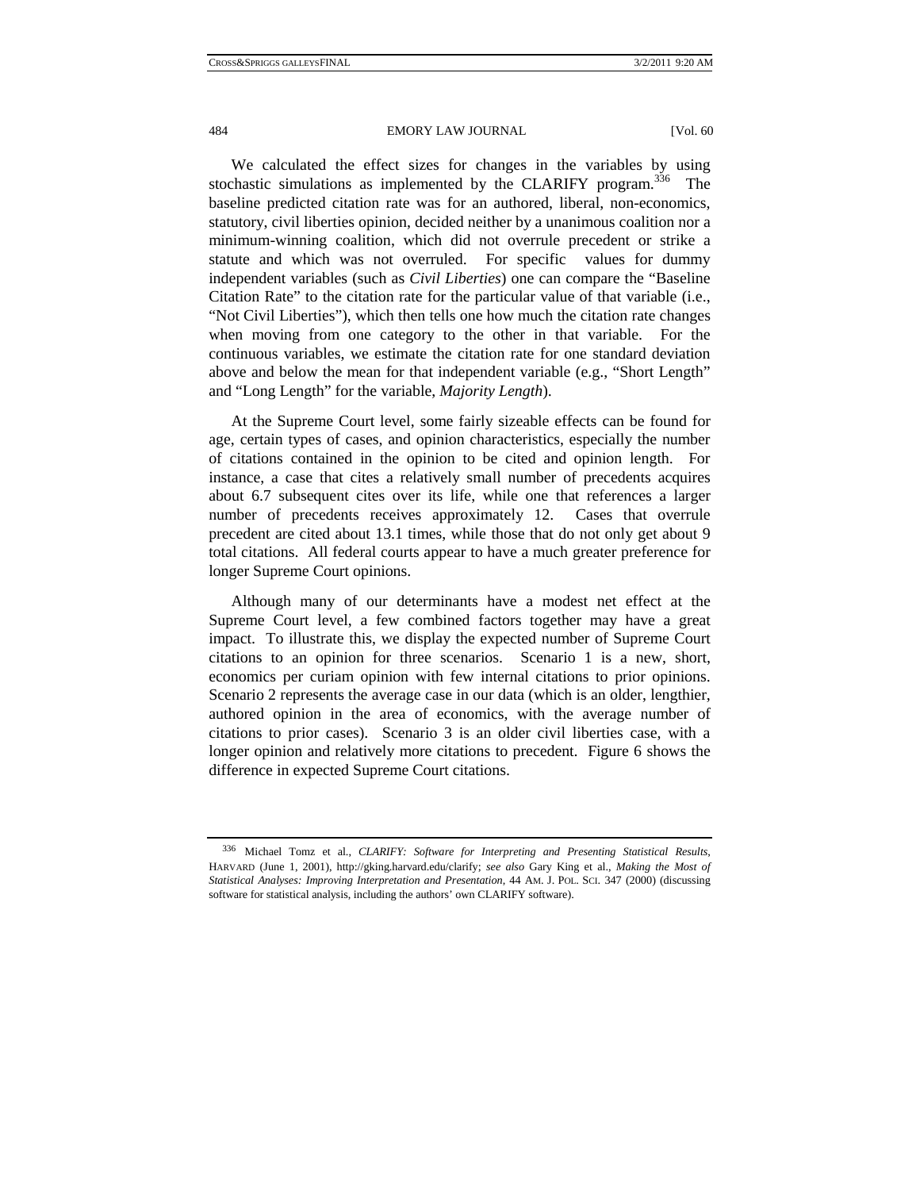We calculated the effect sizes for changes in the variables by using stochastic simulations as implemented by the CLARIFY program.[336] The baseline predicted citation rate was for an authored, liberal, non-economics, statutory, civil liberties opinion, decided neither by a unanimous coalition nor a minimum-winning coalition, which did not overrule precedent or strike a statute and which was not overruled. For specific values for dummy independent variables (such as *Civil Liberties*) one can compare the "Baseline Citation Rate" to the citation rate for the particular value of that variable (i.e., "Not Civil Liberties"), which then tells one how much the citation rate changes when moving from one category to the other in that variable. For the continuous variables, we estimate the citation rate for one standard deviation above and below the mean for that independent variable (e.g., "Short Length" and "Long Length" for the variable, *Majority Length*).

At the Supreme Court level, some fairly sizeable effects can be found for age, certain types of cases, and opinion characteristics, especially the number of citations contained in the opinion to be cited and opinion length. For instance, a case that cites a relatively small number of precedents acquires about 6.7 subsequent cites over its life, while one that references a larger number of precedents receives approximately 12. Cases that overrule precedent are cited about 13.1 times, while those that do not only get about 9 total citations. All federal courts appear to have a much greater preference for longer Supreme Court opinions.

Although many of our determinants have a modest net effect at the Supreme Court level, a few combined factors together may have a great impact. To illustrate this, we display the expected number of Supreme Court citations to an opinion for three scenarios. Scenario 1 is a new, short, economics per curiam opinion with few internal citations to prior opinions. Scenario 2 represents the average case in our data (which is an older, lengthier, authored opinion in the area of economics, with the average number of citations to prior cases). Scenario 3 is an older civil liberties case, with a longer opinion and relatively more citations to precedent. Figure 6 shows the difference in expected Supreme Court citations.

---

[336] Michael Tomz et al., *CLARIFY: Software for Interpreting and Presenting Statistical Results*, HARVARD (June 1, 2001), http://gking.harvard.edu/clarify; *see also* Gary King et al., *Making the Most of Statistical Analyses: Improving Interpretation and Presentation*, 44 AM. J. POL. SCI. 347 (2000) (discussing software for statistical analysis, including the authors' own CLARIFY software).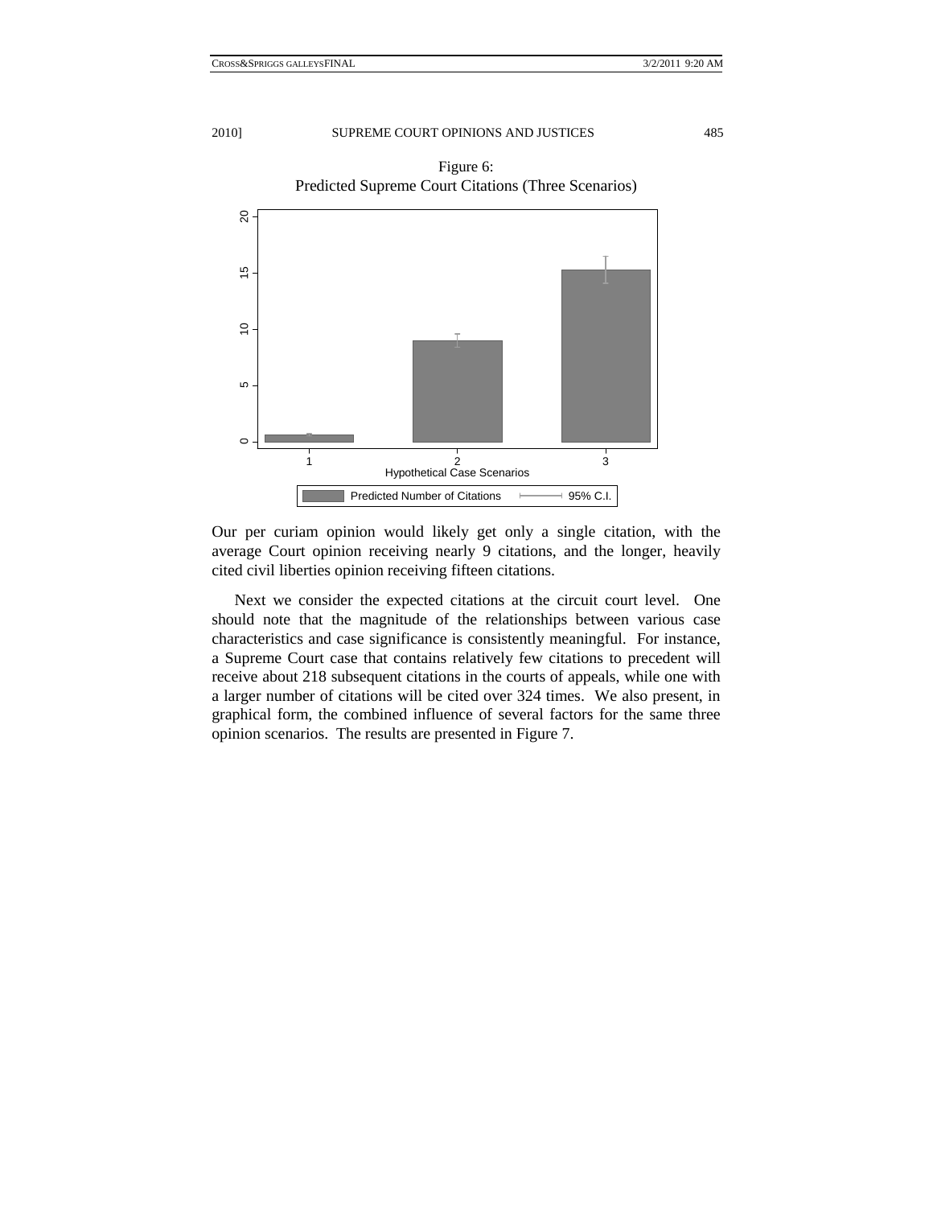Figure 6:
Predicted Supreme Court Citations (Three Scenarios)

Our per curiam opinion would likely get only a single citation, with the average Court opinion receiving nearly 9 citations, and the longer, heavily cited civil liberties opinion receiving fifteen citations.

Next we consider the expected citations at the circuit court level. One should note that the magnitude of the relationships between various case characteristics and case significance is consistently meaningful. For instance, a Supreme Court case that contains relatively few citations to precedent will receive about 218 subsequent citations in the courts of appeals, while one with a larger number of citations will be cited over 324 times. We also present, in graphical form, the combined influence of several factors for the same three opinion scenarios. The results are presented in Figure 7.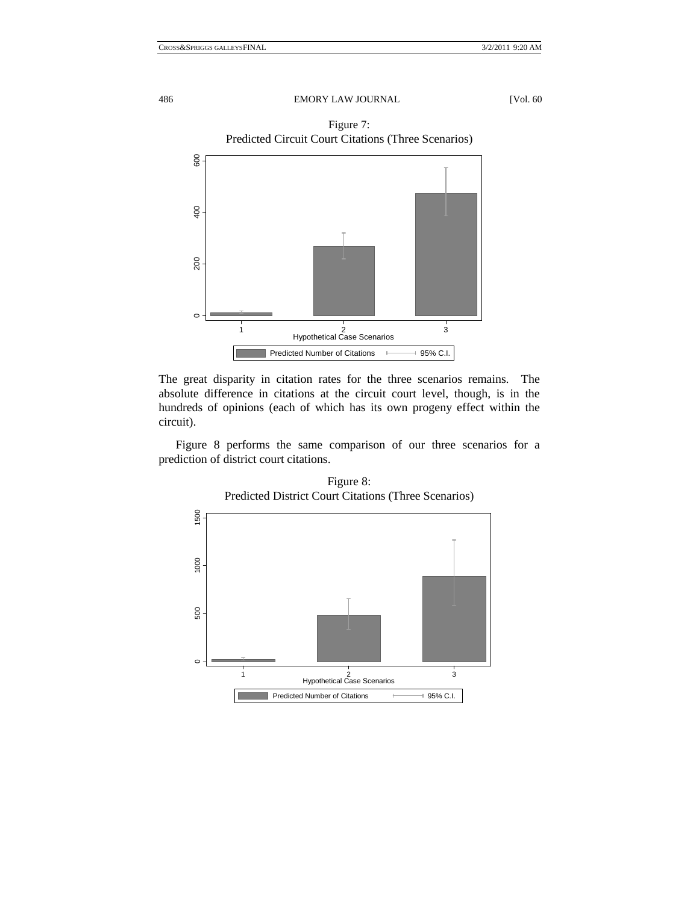Figure 7:
Predicted Circuit Court Citations (Three Scenarios)

The great disparity in citation rates for the three scenarios remains. The absolute difference in citations at the circuit court level, though, is in the hundreds of opinions (each of which has its own progeny effect within the circuit).

Figure 8 performs the same comparison of our three scenarios for a prediction of district court citations.

Figure 8:
Predicted District Court Citations (Three Scenarios)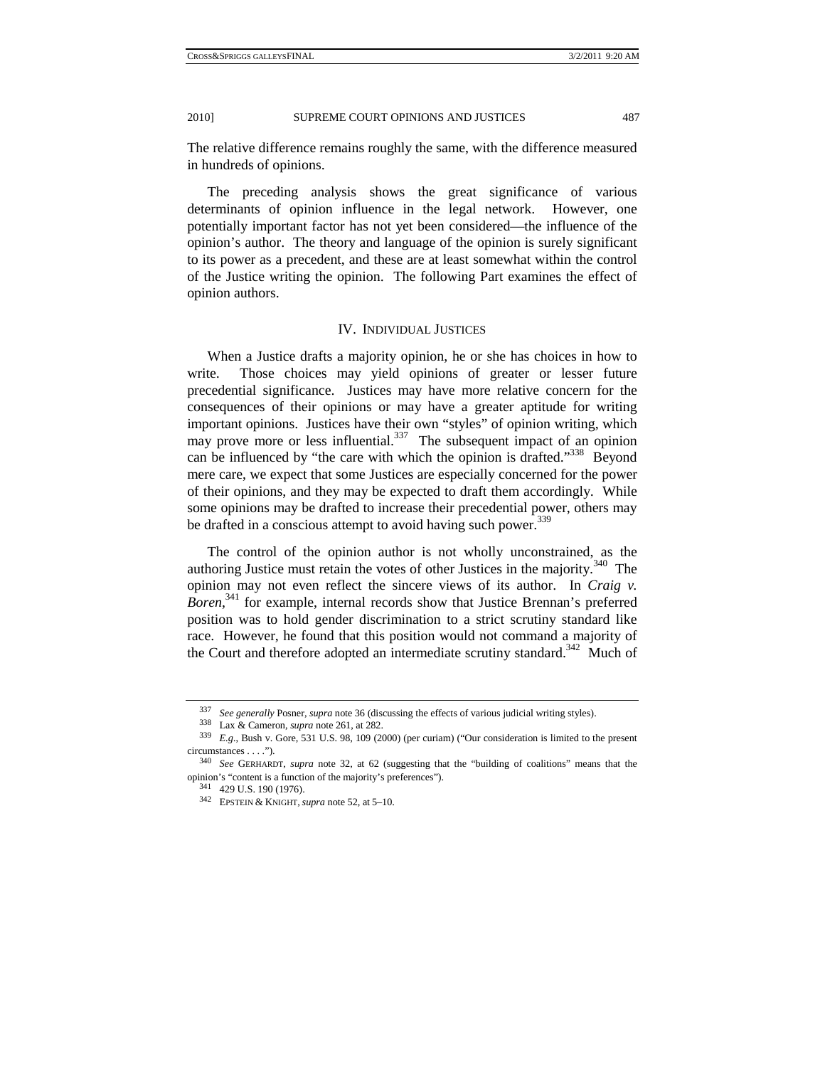The relative difference remains roughly the same, with the difference measured in hundreds of opinions.

The preceding analysis shows the great significance of various determinants of opinion influence in the legal network. However, one potentially important factor has not yet been considered—the influence of the opinion's author. The theory and language of the opinion is surely significant to its power as a precedent, and these are at least somewhat within the control of the Justice writing the opinion. The following Part examines the effect of opinion authors.

## IV. Individual Justices

When a Justice drafts a majority opinion, he or she has choices in how to write. Those choices may yield opinions of greater or lesser future precedential significance. Justices may have more relative concern for the consequences of their opinions or may have a greater aptitude for writing important opinions. Justices have their own "styles" of opinion writing, which may prove more or less influential.[337] The subsequent impact of an opinion can be influenced by "the care with which the opinion is drafted."[338] Beyond mere care, we expect that some Justices are especially concerned for the power of their opinions, and they may be expected to draft them accordingly. While some opinions may be drafted to increase their precedential power, others may be drafted in a conscious attempt to avoid having such power.[339]

The control of the opinion author is not wholly unconstrained, as the authoring Justice must retain the votes of other Justices in the majority.[340] The opinion may not even reflect the sincere views of its author. In *Craig v. Boren*,[341] for example, internal records show that Justice Brennan's preferred position was to hold gender discrimination to a strict scrutiny standard like race. However, he found that this position would not command a majority of the Court and therefore adopted an intermediate scrutiny standard.[342] Much of

---

[337] *See generally* Posner, *supra* note 36 (discussing the effects of various judicial writing styles).

[338] Lax & Cameron, *supra* note 261, at 282.

[339] *E.g.*, Bush v. Gore, 531 U.S. 98, 109 (2000) (per curiam) ("Our consideration is limited to the present circumstances . . . .").

[340] *See* GERHARDT, *supra* note 32, at 62 (suggesting that the "building of coalitions" means that the opinion's "content is a function of the majority's preferences").

[341] 429 U.S. 190 (1976).

[342] EPSTEIN & KNIGHT, *supra* note 52, at 5–10.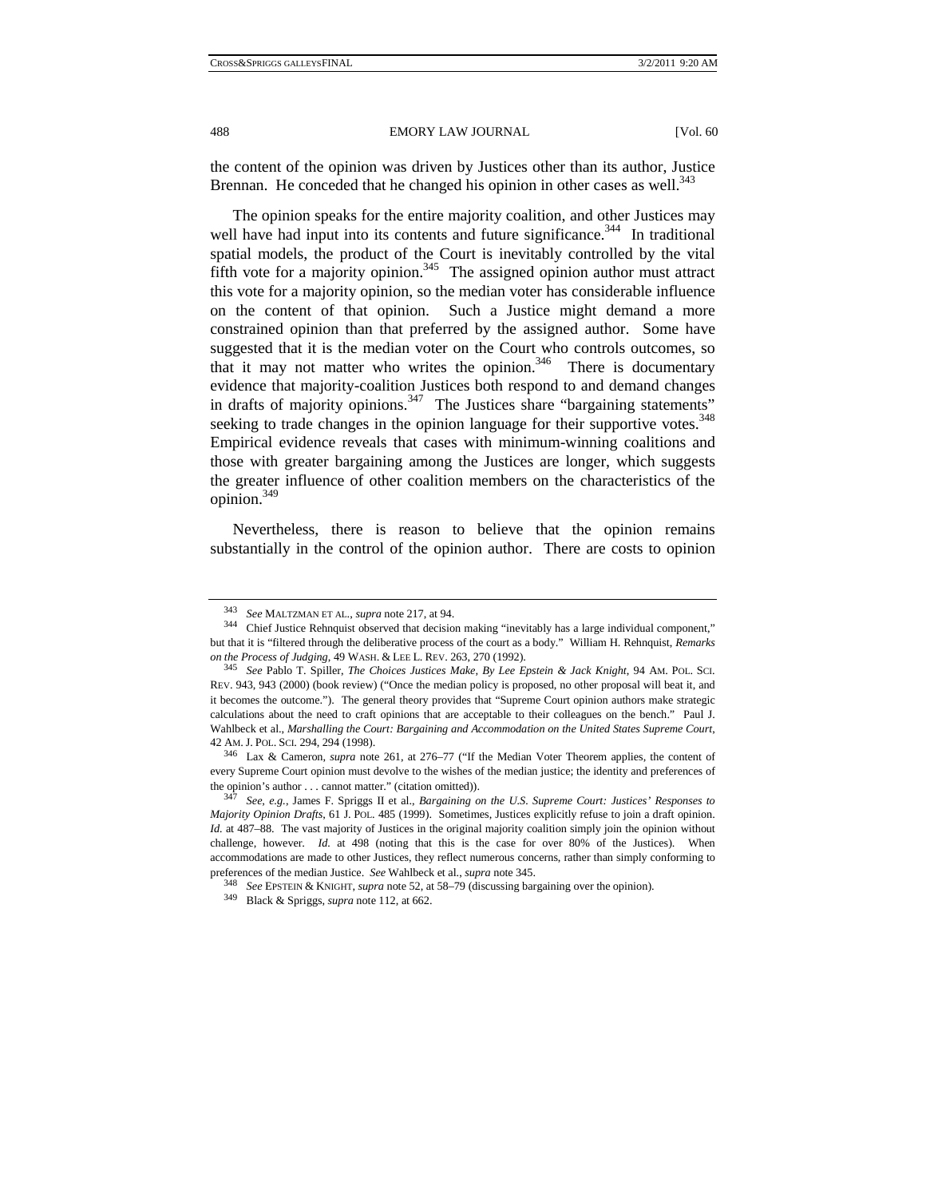the content of the opinion was driven by Justices other than its author, Justice Brennan. He conceded that he changed his opinion in other cases as well.[343]

The opinion speaks for the entire majority coalition, and other Justices may well have had input into its contents and future significance.[344] In traditional spatial models, the product of the Court is inevitably controlled by the vital fifth vote for a majority opinion.[345] The assigned opinion author must attract this vote for a majority opinion, so the median voter has considerable influence on the content of that opinion. Such a Justice might demand a more constrained opinion than that preferred by the assigned author. Some have suggested that it is the median voter on the Court who controls outcomes, so that it may not matter who writes the opinion.[346] There is documentary evidence that majority-coalition Justices both respond to and demand changes in drafts of majority opinions.[347] The Justices share "bargaining statements" seeking to trade changes in the opinion language for their supportive votes.[348] Empirical evidence reveals that cases with minimum-winning coalitions and those with greater bargaining among the Justices are longer, which suggests the greater influence of other coalition members on the characteristics of the opinion.[349]

Nevertheless, there is reason to believe that the opinion remains substantially in the control of the opinion author. There are costs to opinion

---

[343] *See* MALTZMAN ET AL., *supra* note 217, at 94.

[344] Chief Justice Rehnquist observed that decision making "inevitably has a large individual component," but that it is "filtered through the deliberative process of the court as a body." William H. Rehnquist, *Remarks on the Process of Judging*, 49 WASH. & LEE L. REV. 263, 270 (1992).

[345] *See* Pablo T. Spiller, *The Choices Justices Make, By Lee Epstein & Jack Knight*, 94 AM. POL. SCI. REV. 943, 943 (2000) (book review) ("Once the median policy is proposed, no other proposal will beat it, and it becomes the outcome."). The general theory provides that "Supreme Court opinion authors make strategic calculations about the need to craft opinions that are acceptable to their colleagues on the bench." Paul J. Wahlbeck et al., *Marshalling the Court: Bargaining and Accommodation on the United States Supreme Court*, 42 AM. J. POL. SCI. 294, 294 (1998).

[346] Lax & Cameron, *supra* note 261, at 276–77 ("If the Median Voter Theorem applies, the content of every Supreme Court opinion must devolve to the wishes of the median justice; the identity and preferences of the opinion's author . . . cannot matter." (citation omitted)).

[347] *See, e.g.*, James F. Spriggs II et al., *Bargaining on the U.S. Supreme Court: Justices' Responses to Majority Opinion Drafts*, 61 J. POL. 485 (1999). Sometimes, Justices explicitly refuse to join a draft opinion. *Id.* at 487–88. The vast majority of Justices in the original majority coalition simply join the opinion without challenge, however. *Id.* at 498 (noting that this is the case for over 80% of the Justices). When accommodations are made to other Justices, they reflect numerous concerns, rather than simply conforming to preferences of the median Justice. *See* Wahlbeck et al., *supra* note 345.

[348] *See* EPSTEIN & KNIGHT, *supra* note 52, at 58–79 (discussing bargaining over the opinion).

[349] Black & Spriggs, *supra* note 112, at 662.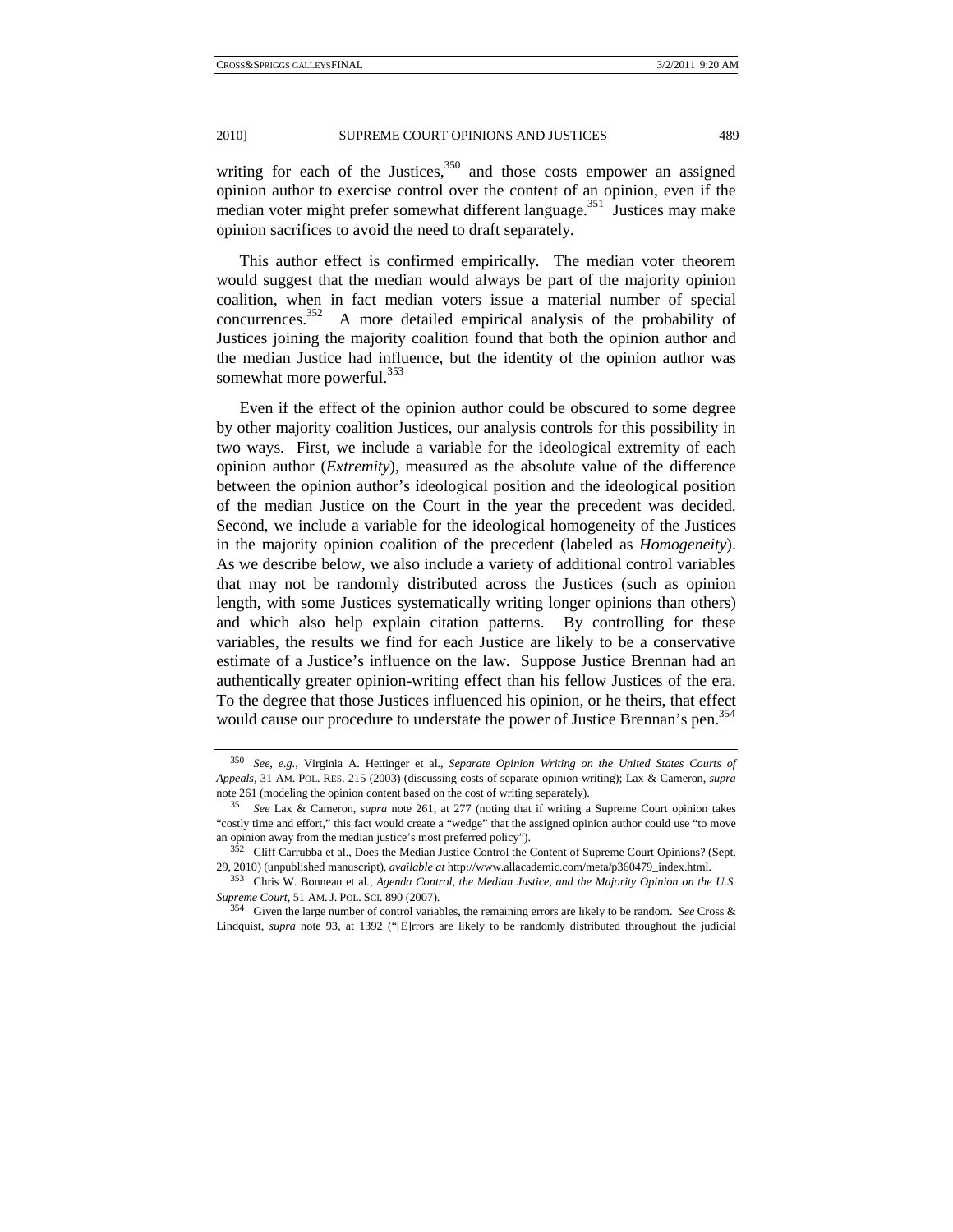writing for each of the Justices,[350] and those costs empower an assigned opinion author to exercise control over the content of an opinion, even if the median voter might prefer somewhat different language.[351] Justices may make opinion sacrifices to avoid the need to draft separately.

This author effect is confirmed empirically. The median voter theorem would suggest that the median would always be part of the majority opinion coalition, when in fact median voters issue a material number of special concurrences.[352] A more detailed empirical analysis of the probability of Justices joining the majority coalition found that both the opinion author and the median Justice had influence, but the identity of the opinion author was somewhat more powerful.[353]

Even if the effect of the opinion author could be obscured to some degree by other majority coalition Justices, our analysis controls for this possibility in two ways. First, we include a variable for the ideological extremity of each opinion author (*Extremity*), measured as the absolute value of the difference between the opinion author's ideological position and the ideological position of the median Justice on the Court in the year the precedent was decided. Second, we include a variable for the ideological homogeneity of the Justices in the majority opinion coalition of the precedent (labeled as *Homogeneity*). As we describe below, we also include a variety of additional control variables that may not be randomly distributed across the Justices (such as opinion length, with some Justices systematically writing longer opinions than others) and which also help explain citation patterns. By controlling for these variables, the results we find for each Justice are likely to be a conservative estimate of a Justice's influence on the law. Suppose Justice Brennan had an authentically greater opinion-writing effect than his fellow Justices of the era. To the degree that those Justices influenced his opinion, or he theirs, that effect would cause our procedure to understate the power of Justice Brennan's pen.[354]

---

[350] *See, e.g.*, Virginia A. Hettinger et al., *Separate Opinion Writing on the United States Courts of Appeals*, 31 AM. POL. RES. 215 (2003) (discussing costs of separate opinion writing); Lax & Cameron, *supra* note 261 (modeling the opinion content based on the cost of writing separately).

[351] *See* Lax & Cameron, *supra* note 261, at 277 (noting that if writing a Supreme Court opinion takes "costly time and effort," this fact would create a "wedge" that the assigned opinion author could use "to move an opinion away from the median justice's most preferred policy").

[352] Cliff Carrubba et al., Does the Median Justice Control the Content of Supreme Court Opinions? (Sept. 29, 2010) (unpublished manuscript), *available at* http://www.allacademic.com/meta/p360479_index.html.

[353] Chris W. Bonneau et al., *Agenda Control, the Median Justice, and the Majority Opinion on the U.S. Supreme Court*, 51 AM. J. POL. SCI. 890 (2007).

[354] Given the large number of control variables, the remaining errors are likely to be random. *See* Cross & Lindquist, *supra* note 93, at 1392 ("[E]rrors are likely to be randomly distributed throughout the judicial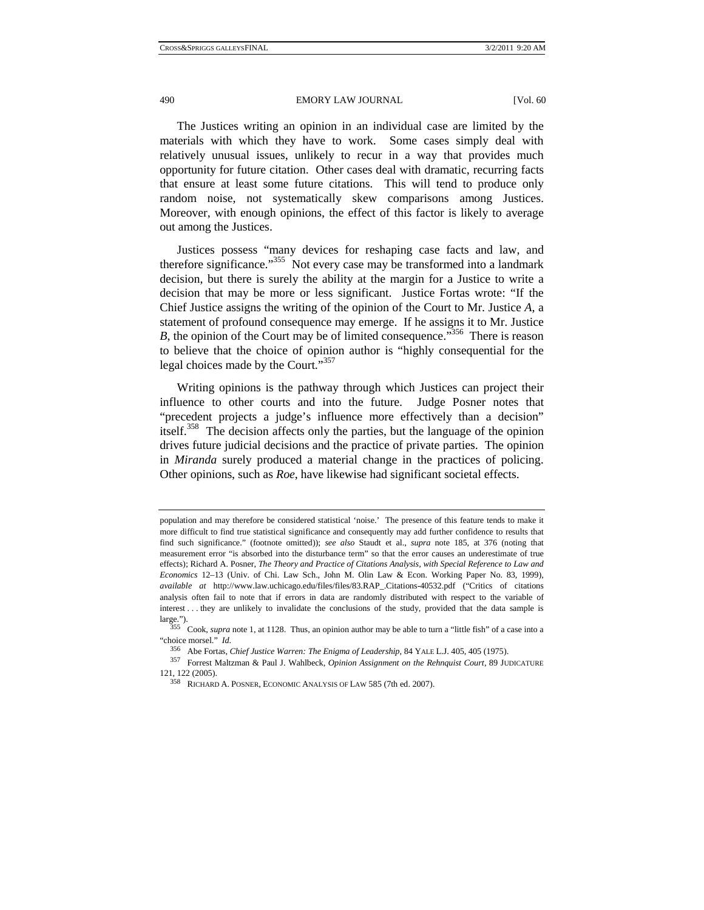The Justices writing an opinion in an individual case are limited by the materials with which they have to work. Some cases simply deal with relatively unusual issues, unlikely to recur in a way that provides much opportunity for future citation. Other cases deal with dramatic, recurring facts that ensure at least some future citations. This will tend to produce only random noise, not systematically skew comparisons among Justices. Moreover, with enough opinions, the effect of this factor is likely to average out among the Justices.

Justices possess "many devices for reshaping case facts and law, and therefore significance."[355] Not every case may be transformed into a landmark decision, but there is surely the ability at the margin for a Justice to write a decision that may be more or less significant. Justice Fortas wrote: "If the Chief Justice assigns the writing of the opinion of the Court to Mr. Justice *A*, a statement of profound consequence may emerge. If he assigns it to Mr. Justice *B*, the opinion of the Court may be of limited consequence."[356] There is reason to believe that the choice of opinion author is "highly consequential for the legal choices made by the Court."[357]

Writing opinions is the pathway through which Justices can project their influence to other courts and into the future. Judge Posner notes that "precedent projects a judge's influence more effectively than a decision" itself.[358] The decision affects only the parties, but the language of the opinion drives future judicial decisions and the practice of private parties. The opinion in *Miranda* surely produced a material change in the practices of policing. Other opinions, such as *Roe*, have likewise had significant societal effects.

---

population and may therefore be considered statistical 'noise.' The presence of this feature tends to make it more difficult to find true statistical significance and consequently may add further confidence to results that find such significance." (footnote omitted)); *see also* Staudt et al., *supra* note 185, at 376 (noting that measurement error "is absorbed into the disturbance term" so that the error causes an underestimate of true effects); Richard A. Posner, *The Theory and Practice of Citations Analysis, with Special Reference to Law and Economics* 12–13 (Univ. of Chi. Law Sch., John M. Olin Law & Econ. Working Paper No. 83, 1999), *available at* http://www.law.uchicago.edu/files/files/83.RAP_.Citations-40532.pdf ("Critics of citations analysis often fail to note that if errors in data are randomly distributed with respect to the variable of interest . . . they are unlikely to invalidate the conclusions of the study, provided that the data sample is large.").

[355] Cook, *supra* note 1, at 1128. Thus, an opinion author may be able to turn a "little fish" of a case into a "choice morsel." *Id.*

[356] Abe Fortas, *Chief Justice Warren: The Enigma of Leadership*, 84 YALE L.J. 405, 405 (1975).

[357] Forrest Maltzman & Paul J. Wahlbeck, *Opinion Assignment on the Rehnquist Court*, 89 JUDICATURE 121, 122 (2005).

[358] RICHARD A. POSNER, ECONOMIC ANALYSIS OF LAW 585 (7th ed. 2007).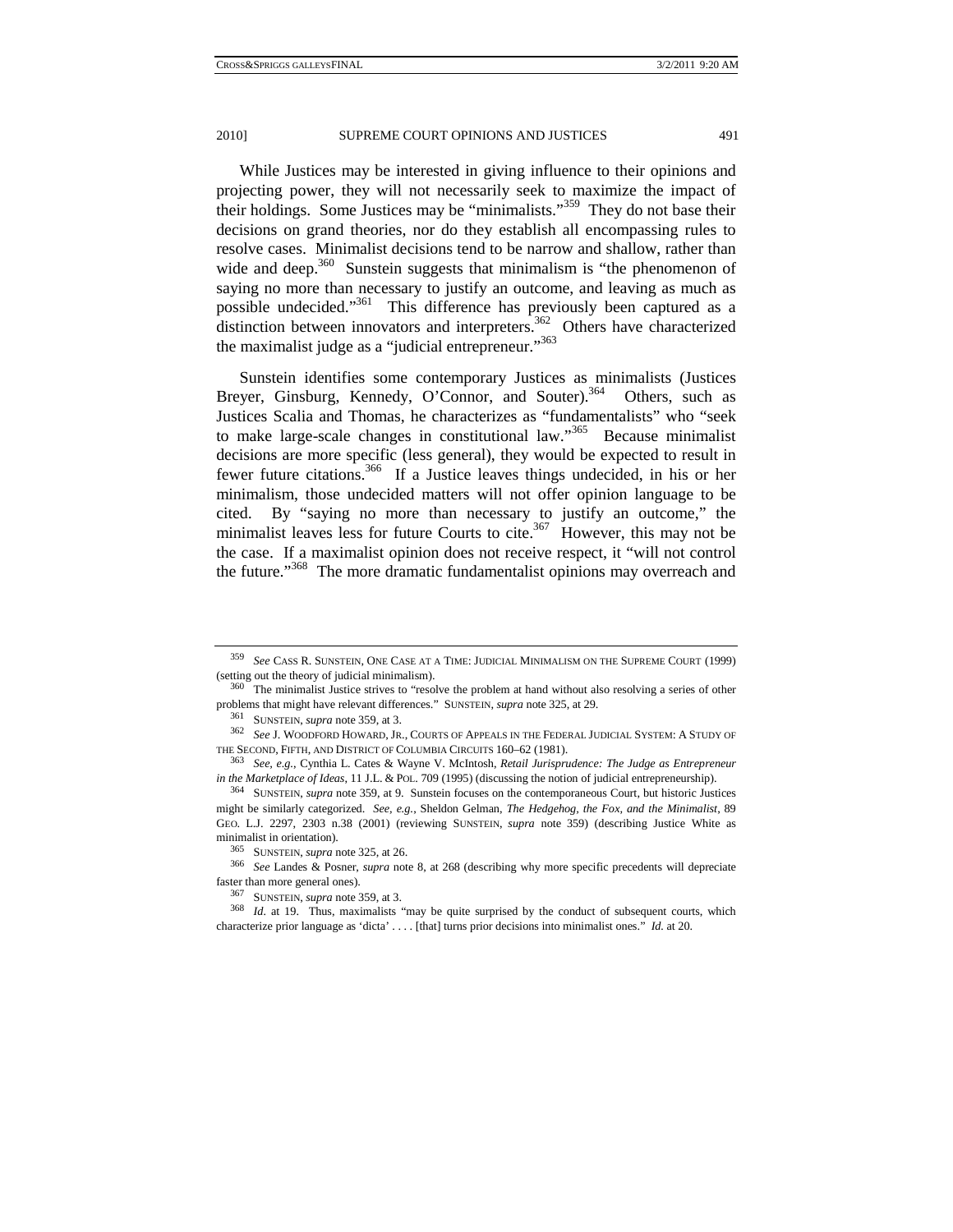While Justices may be interested in giving influence to their opinions and projecting power, they will not necessarily seek to maximize the impact of their holdings. Some Justices may be "minimalists."[359] They do not base their decisions on grand theories, nor do they establish all encompassing rules to resolve cases. Minimalist decisions tend to be narrow and shallow, rather than wide and deep.[360] Sunstein suggests that minimalism is "the phenomenon of saying no more than necessary to justify an outcome, and leaving as much as possible undecided."[361] This difference has previously been captured as a distinction between innovators and interpreters.[362] Others have characterized the maximalist judge as a "judicial entrepreneur."[363]

Sunstein identifies some contemporary Justices as minimalists (Justices Breyer, Ginsburg, Kennedy, O'Connor, and Souter).[364] Others, such as Justices Scalia and Thomas, he characterizes as "fundamentalists" who "seek to make large-scale changes in constitutional law."[365] Because minimalist decisions are more specific (less general), they would be expected to result in fewer future citations.[366] If a Justice leaves things undecided, in his or her minimalism, those undecided matters will not offer opinion language to be cited. By "saying no more than necessary to justify an outcome," the minimalist leaves less for future Courts to cite.[367] However, this may not be the case. If a maximalist opinion does not receive respect, it "will not control the future."[368] The more dramatic fundamentalist opinions may overreach and

---

[359] *See* CASS R. SUNSTEIN, ONE CASE AT A TIME: JUDICIAL MINIMALISM ON THE SUPREME COURT (1999) (setting out the theory of judicial minimalism).

[360] The minimalist Justice strives to "resolve the problem at hand without also resolving a series of other problems that might have relevant differences." SUNSTEIN, *supra* note 325, at 29.

[361] SUNSTEIN, *supra* note 359, at 3.

[362] *See* J. WOODFORD HOWARD, JR., COURTS OF APPEALS IN THE FEDERAL JUDICIAL SYSTEM: A STUDY OF THE SECOND, FIFTH, AND DISTRICT OF COLUMBIA CIRCUITS 160–62 (1981).

[363] *See, e.g.*, Cynthia L. Cates & Wayne V. McIntosh, *Retail Jurisprudence: The Judge as Entrepreneur in the Marketplace of Ideas*, 11 J.L. & POL. 709 (1995) (discussing the notion of judicial entrepreneurship).

[364] SUNSTEIN, *supra* note 359, at 9. Sunstein focuses on the contemporaneous Court, but historic Justices might be similarly categorized. *See, e.g.*, Sheldon Gelman, *The Hedgehog, the Fox, and the Minimalist*, 89 GEO. L.J. 2297, 2303 n.38 (2001) (reviewing SUNSTEIN, *supra* note 359) (describing Justice White as minimalist in orientation).

[365] SUNSTEIN, *supra* note 325, at 26.

[366] *See* Landes & Posner, *supra* note 8, at 268 (describing why more specific precedents will depreciate faster than more general ones).

[367] SUNSTEIN, *supra* note 359, at 3.

[368] *Id.* at 19. Thus, maximalists "may be quite surprised by the conduct of subsequent courts, which characterize prior language as 'dicta' . . . . [that] turns prior decisions into minimalist ones." *Id.* at 20.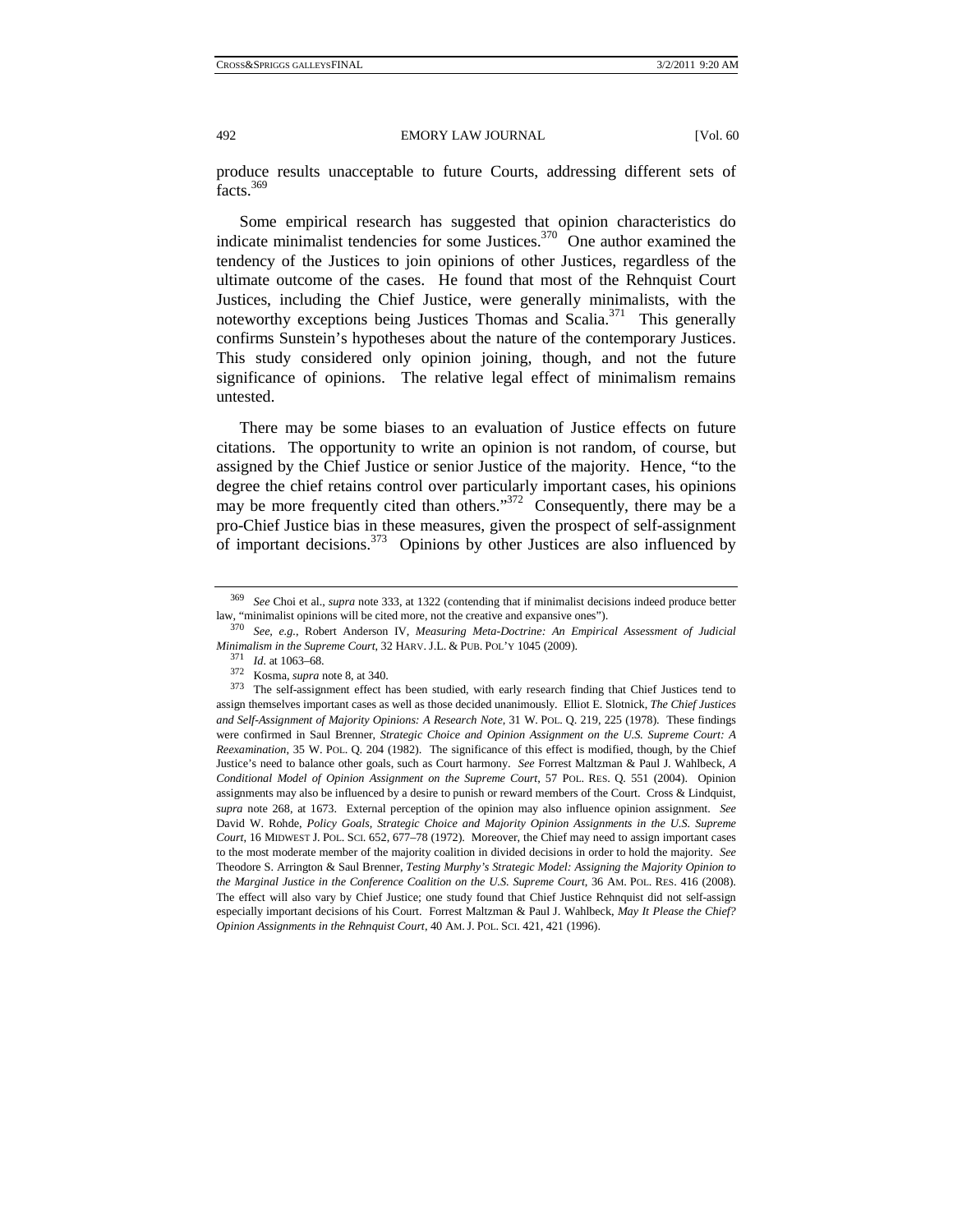produce results unacceptable to future Courts, addressing different sets of facts.[369]

Some empirical research has suggested that opinion characteristics do indicate minimalist tendencies for some Justices.[370] One author examined the tendency of the Justices to join opinions of other Justices, regardless of the ultimate outcome of the cases. He found that most of the Rehnquist Court Justices, including the Chief Justice, were generally minimalists, with the noteworthy exceptions being Justices Thomas and Scalia.[371] This generally confirms Sunstein's hypotheses about the nature of the contemporary Justices. This study considered only opinion joining, though, and not the future significance of opinions. The relative legal effect of minimalism remains untested.

There may be some biases to an evaluation of Justice effects on future citations. The opportunity to write an opinion is not random, of course, but assigned by the Chief Justice or senior Justice of the majority. Hence, "to the degree the chief retains control over particularly important cases, his opinions may be more frequently cited than others."[372] Consequently, there may be a pro-Chief Justice bias in these measures, given the prospect of self-assignment of important decisions.[373] Opinions by other Justices are also influenced by

---

369 *See* Choi et al., *supra* note 333, at 1322 (contending that if minimalist decisions indeed produce better law, "minimalist opinions will be cited more, not the creative and expansive ones").

370 *See, e.g.*, Robert Anderson IV, *Measuring Meta-Doctrine: An Empirical Assessment of Judicial Minimalism in the Supreme Court*, 32 HARV. J.L. & PUB. POL'Y 1045 (2009).

371 *Id*. at 1063–68.

372 Kosma, *supra* note 8, at 340.

373 The self-assignment effect has been studied, with early research finding that Chief Justices tend to assign themselves important cases as well as those decided unanimously. Elliot E. Slotnick, *The Chief Justices and Self-Assignment of Majority Opinions: A Research Note*, 31 W. POL. Q. 219, 225 (1978). These findings were confirmed in Saul Brenner, *Strategic Choice and Opinion Assignment on the U.S. Supreme Court: A Reexamination*, 35 W. POL. Q. 204 (1982). The significance of this effect is modified, though, by the Chief Justice's need to balance other goals, such as Court harmony. *See* Forrest Maltzman & Paul J. Wahlbeck, *A Conditional Model of Opinion Assignment on the Supreme Court*, 57 POL. RES. Q. 551 (2004). Opinion assignments may also be influenced by a desire to punish or reward members of the Court. Cross & Lindquist, *supra* note 268, at 1673. External perception of the opinion may also influence opinion assignment. *See* David W. Rohde, *Policy Goals, Strategic Choice and Majority Opinion Assignments in the U.S. Supreme Court*, 16 MIDWEST J. POL. SCI. 652, 677–78 (1972). Moreover, the Chief may need to assign important cases to the most moderate member of the majority coalition in divided decisions in order to hold the majority. *See* Theodore S. Arrington & Saul Brenner, *Testing Murphy's Strategic Model: Assigning the Majority Opinion to the Marginal Justice in the Conference Coalition on the U.S. Supreme Court*, 36 AM. POL. RES. 416 (2008). The effect will also vary by Chief Justice; one study found that Chief Justice Rehnquist did not self-assign especially important decisions of his Court. Forrest Maltzman & Paul J. Wahlbeck, *May It Please the Chief? Opinion Assignments in the Rehnquist Court*, 40 AM. J. POL. SCI. 421, 421 (1996).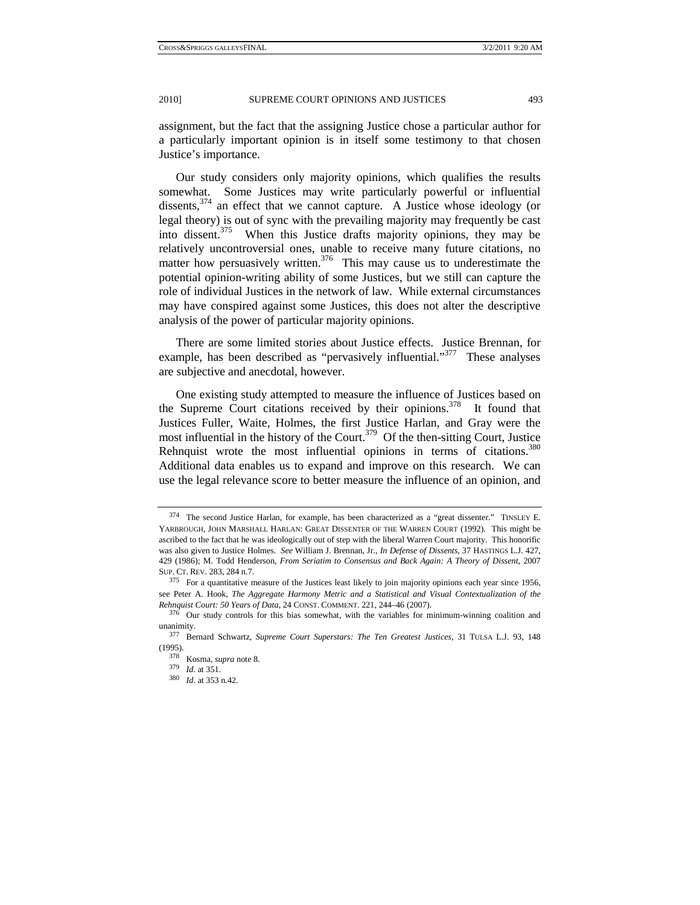assignment, but the fact that the assigning Justice chose a particular author for a particularly important opinion is in itself some testimony to that chosen Justice's importance.

Our study considers only majority opinions, which qualifies the results somewhat. Some Justices may write particularly powerful or influential dissents,[374] an effect that we cannot capture. A Justice whose ideology (or legal theory) is out of sync with the prevailing majority may frequently be cast into dissent.[375] When this Justice drafts majority opinions, they may be relatively uncontroversial ones, unable to receive many future citations, no matter how persuasively written.[376] This may cause us to underestimate the potential opinion-writing ability of some Justices, but we still can capture the role of individual Justices in the network of law. While external circumstances may have conspired against some Justices, this does not alter the descriptive analysis of the power of particular majority opinions.

There are some limited stories about Justice effects. Justice Brennan, for example, has been described as "pervasively influential."[377] These analyses are subjective and anecdotal, however.

One existing study attempted to measure the influence of Justices based on the Supreme Court citations received by their opinions.[378] It found that Justices Fuller, Waite, Holmes, the first Justice Harlan, and Gray were the most influential in the history of the Court.[379] Of the then-sitting Court, Justice Rehnquist wrote the most influential opinions in terms of citations.[380] Additional data enables us to expand and improve on this research. We can use the legal relevance score to better measure the influence of an opinion, and

---

[374] The second Justice Harlan, for example, has been characterized as a "great dissenter." TINSLEY E. YARBROUGH, JOHN MARSHALL HARLAN: GREAT DISSENTER OF THE WARREN COURT (1992). This might be ascribed to the fact that he was ideologically out of step with the liberal Warren Court majority. This honorific was also given to Justice Holmes. *See* William J. Brennan, Jr., *In Defense of Dissents*, 37 HASTINGS L.J. 427, 429 (1986); M. Todd Henderson, *From Seriatim to Consensus and Back Again: A Theory of Dissent*, 2007 SUP. CT. REV. 283, 284 n.7.

[375] For a quantitative measure of the Justices least likely to join majority opinions each year since 1956, see Peter A. Hook, *The Aggregate Harmony Metric and a Statistical and Visual Contextualization of the Rehnquist Court: 50 Years of Data*, 24 CONST. COMMENT. 221, 244–46 (2007).

[376] Our study controls for this bias somewhat, with the variables for minimum-winning coalition and unanimity.

[377] Bernard Schwartz, *Supreme Court Superstars: The Ten Greatest Justices*, 31 TULSA L.J. 93, 148 (1995).

[378] Kosma, *supra* note 8.

[379] *Id*. at 351.

[380] *Id*. at 353 n.42.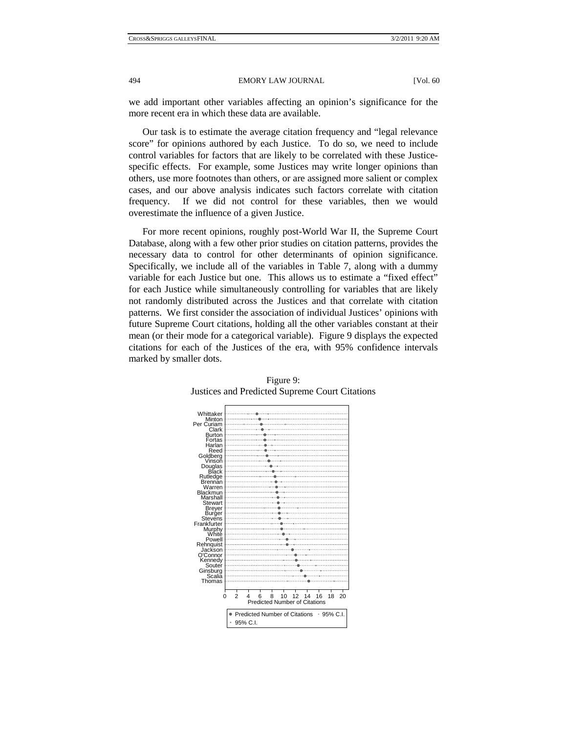we add important other variables affecting an opinion's significance for the more recent era in which these data are available.

Our task is to estimate the average citation frequency and "legal relevance score" for opinions authored by each Justice. To do so, we need to include control variables for factors that are likely to be correlated with these Justice-specific effects. For example, some Justices may write longer opinions than others, use more footnotes than others, or are assigned more salient or complex cases, and our above analysis indicates such factors correlate with citation frequency. If we did not control for these variables, then we would overestimate the influence of a given Justice.

For more recent opinions, roughly post-World War II, the Supreme Court Database, along with a few other prior studies on citation patterns, provides the necessary data to control for other determinants of opinion significance. Specifically, we include all of the variables in Table 7, along with a dummy variable for each Justice but one. This allows us to estimate a "fixed effect" for each Justice while simultaneously controlling for variables that are likely not randomly distributed across the Justices and that correlate with citation patterns. We first consider the association of individual Justices' opinions with future Supreme Court citations, holding all the other variables constant at their mean (or their mode for a categorical variable). Figure 9 displays the expected citations for each of the Justices of the era, with 95% confidence intervals marked by smaller dots.

Figure 9:
Justices and Predicted Supreme Court Citations

Whittaker
Minton
Per Curiam
Clark
Burton
Fortas
Harlan
Reed
Goldberg
Vinson
Douglas
Black
Rutledge
Brennan
Warren
Blackmun
Marshall
Stewart
Breyer
Burger
Stevens
Frankfurter
Murphy
White
Powell
Rehnquist
Jackson
O'Connor
Kennedy
Souter
Ginsburg
Scalia
Thomas

0 2 4 6 8 10 12 14 16 18 20
Predicted Number of Citations

● Predicted Number of Citations · 95% C.I.
· 95% C.I.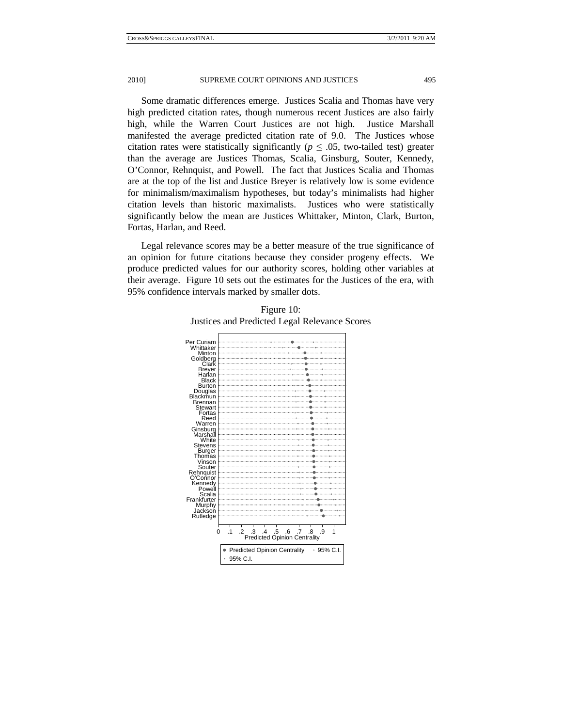Some dramatic differences emerge. Justices Scalia and Thomas have very high predicted citation rates, though numerous recent Justices are also fairly high, while the Warren Court Justices are not high. Justice Marshall manifested the average predicted citation rate of 9.0. The Justices whose citation rates were statistically significantly ($p \leq .05$, two-tailed test) greater than the average are Justices Thomas, Scalia, Ginsburg, Souter, Kennedy, O'Connor, Rehnquist, and Powell. The fact that Justices Scalia and Thomas are at the top of the list and Justice Breyer is relatively low is some evidence for minimalism/maximalism hypotheses, but today's minimalists had higher citation levels than historic maximalists. Justices who were statistically significantly below the mean are Justices Whittaker, Minton, Clark, Burton, Fortas, Harlan, and Reed.

Legal relevance scores may be a better measure of the true significance of an opinion for future citations because they consider progeny effects. We produce predicted values for our authority scores, holding other variables at their average. Figure 10 sets out the estimates for the Justices of the era, with 95% confidence intervals marked by smaller dots.

Figure 10:
Justices and Predicted Legal Relevance Scores

Per Curiam
Whittaker
Minton
Goldberg
Clark
Breyer
Harlan
Black
Burton
Douglas
Blackmun
Brennan
Stewart
Fortas
Reed
Warren
Ginsburg
Marshall
White
Stevens
Burger
Thomas
Vinson
Souter
Rehnquist
O'Connor
Kennedy
Powell
Scalia
Frankfurter
Murphy
Jackson
Rutledge

0 .1 .2 .3 .4 .5 .6 .7 .8 .9 1
Predicted Opinion Centrality

● Predicted Opinion Centrality · 95% C.I.
· 95% C.I.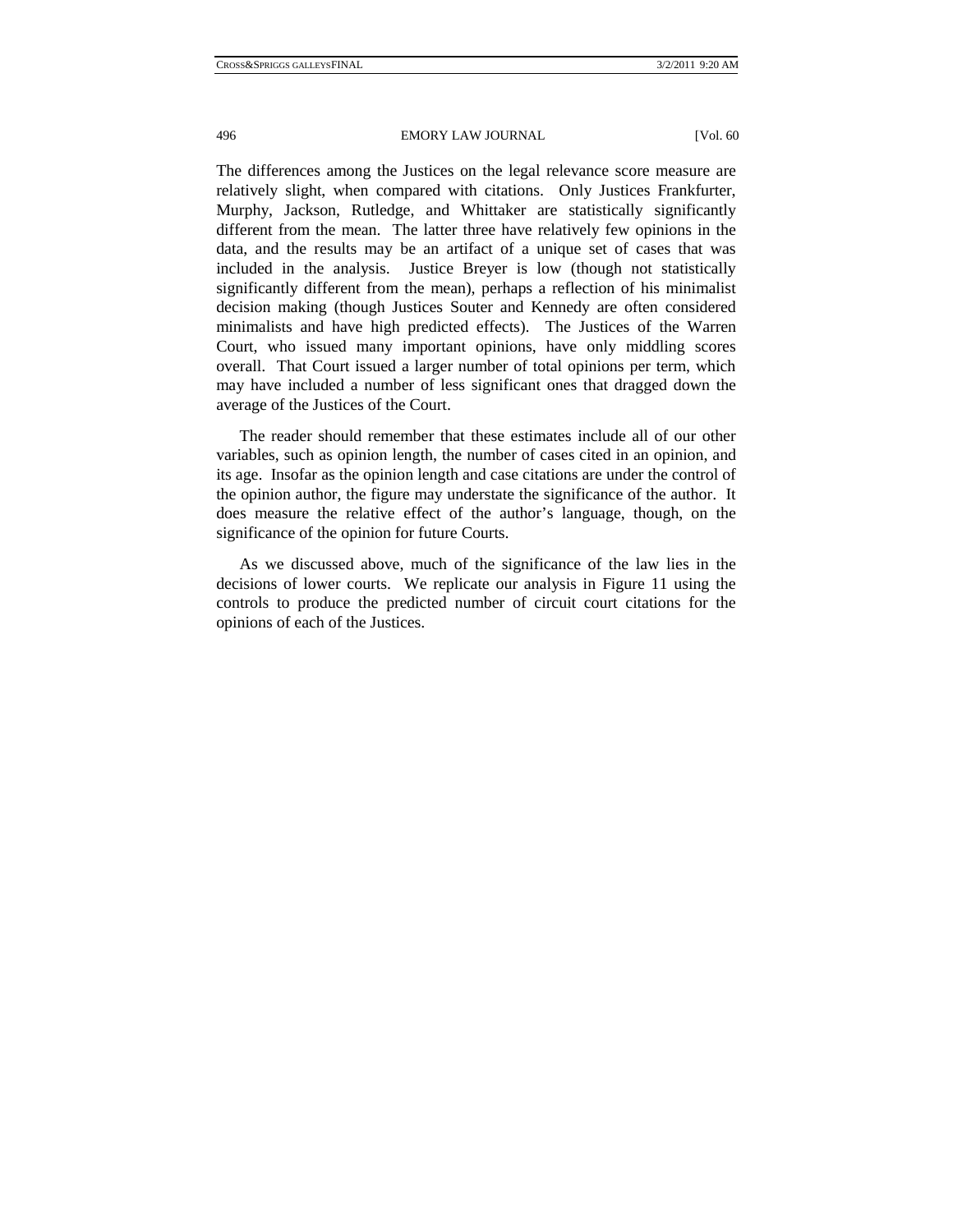The differences among the Justices on the legal relevance score measure are relatively slight, when compared with citations. Only Justices Frankfurter, Murphy, Jackson, Rutledge, and Whittaker are statistically significantly different from the mean. The latter three have relatively few opinions in the data, and the results may be an artifact of a unique set of cases that was included in the analysis. Justice Breyer is low (though not statistically significantly different from the mean), perhaps a reflection of his minimalist decision making (though Justices Souter and Kennedy are often considered minimalists and have high predicted effects). The Justices of the Warren Court, who issued many important opinions, have only middling scores overall. That Court issued a larger number of total opinions per term, which may have included a number of less significant ones that dragged down the average of the Justices of the Court.

The reader should remember that these estimates include all of our other variables, such as opinion length, the number of cases cited in an opinion, and its age. Insofar as the opinion length and case citations are under the control of the opinion author, the figure may understate the significance of the author. It does measure the relative effect of the author's language, though, on the significance of the opinion for future Courts.

As we discussed above, much of the significance of the law lies in the decisions of lower courts. We replicate our analysis in Figure 11 using the controls to produce the predicted number of circuit court citations for the opinions of each of the Justices.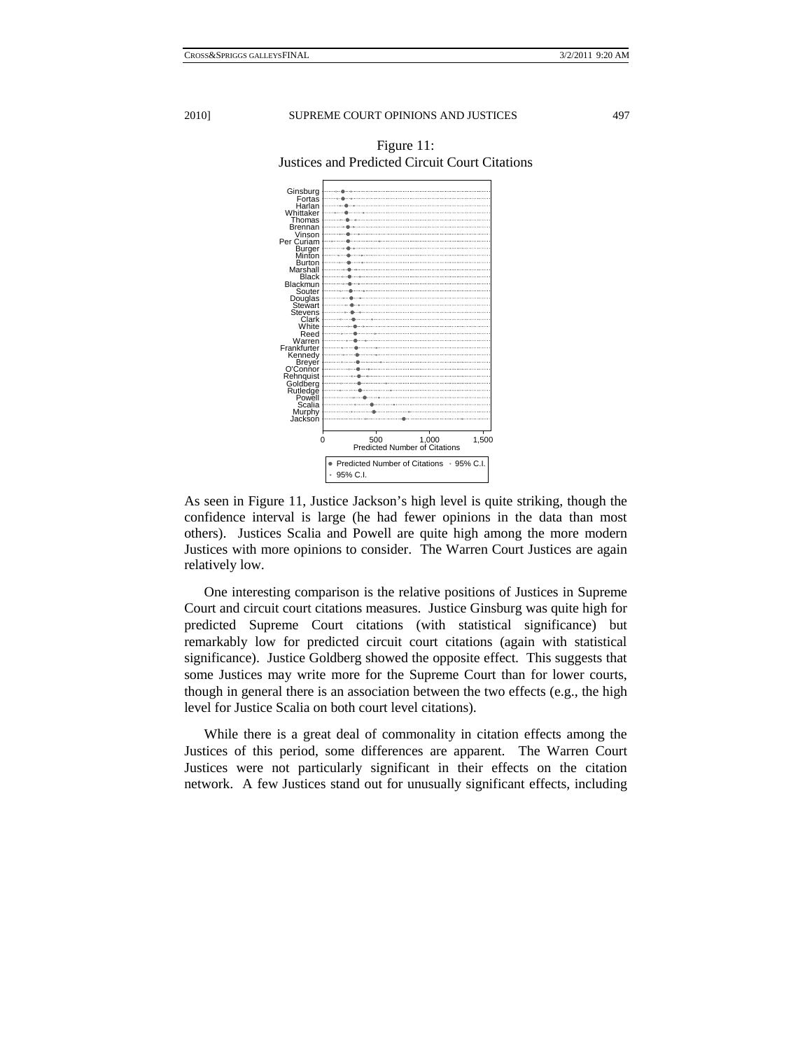Figure 11:
Justices and Predicted Circuit Court Citations

As seen in Figure 11, Justice Jackson's high level is quite striking, though the confidence interval is large (he had fewer opinions in the data than most others). Justices Scalia and Powell are quite high among the more modern Justices with more opinions to consider. The Warren Court Justices are again relatively low.

One interesting comparison is the relative positions of Justices in Supreme Court and circuit court citations measures. Justice Ginsburg was quite high for predicted Supreme Court citations (with statistical significance) but remarkably low for predicted circuit court citations (again with statistical significance). Justice Goldberg showed the opposite effect. This suggests that some Justices may write more for the Supreme Court than for lower courts, though in general there is an association between the two effects (e.g., the high level for Justice Scalia on both court level citations).

While there is a great deal of commonality in citation effects among the Justices of this period, some differences are apparent. The Warren Court Justices were not particularly significant in their effects on the citation network. A few Justices stand out for unusually significant effects, including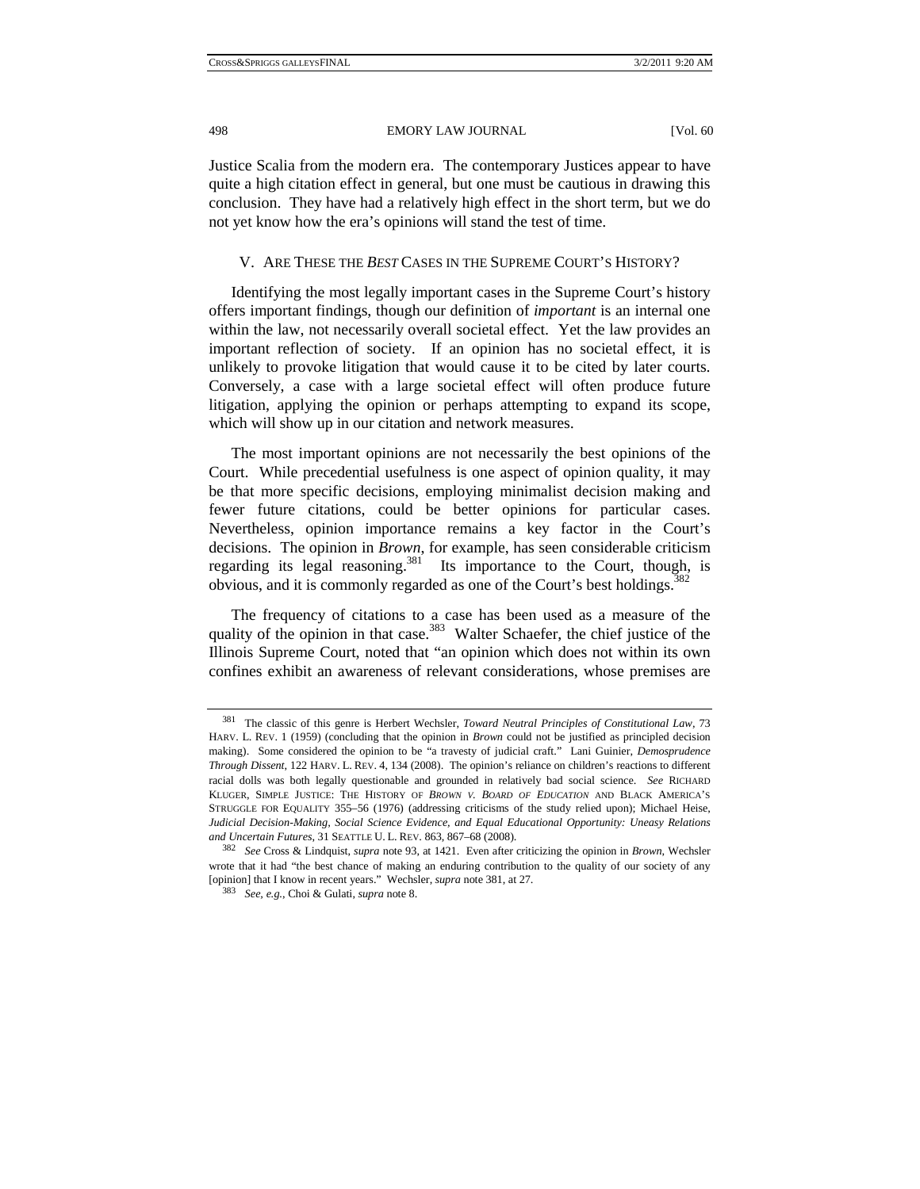Justice Scalia from the modern era. The contemporary Justices appear to have quite a high citation effect in general, but one must be cautious in drawing this conclusion. They have had a relatively high effect in the short term, but we do not yet know how the era's opinions will stand the test of time.

## V. ARE THESE THE *BEST* CASES IN THE SUPREME COURT'S HISTORY?

Identifying the most legally important cases in the Supreme Court's history offers important findings, though our definition of *important* is an internal one within the law, not necessarily overall societal effect. Yet the law provides an important reflection of society. If an opinion has no societal effect, it is unlikely to provoke litigation that would cause it to be cited by later courts. Conversely, a case with a large societal effect will often produce future litigation, applying the opinion or perhaps attempting to expand its scope, which will show up in our citation and network measures.

The most important opinions are not necessarily the best opinions of the Court. While precedential usefulness is one aspect of opinion quality, it may be that more specific decisions, employing minimalist decision making and fewer future citations, could be better opinions for particular cases. Nevertheless, opinion importance remains a key factor in the Court's decisions. The opinion in *Brown*, for example, has seen considerable criticism regarding its legal reasoning.[381] Its importance to the Court, though, is obvious, and it is commonly regarded as one of the Court's best holdings.[382]

The frequency of citations to a case has been used as a measure of the quality of the opinion in that case.[383] Walter Schaefer, the chief justice of the Illinois Supreme Court, noted that "an opinion which does not within its own confines exhibit an awareness of relevant considerations, whose premises are

---

381 The classic of this genre is Herbert Wechsler, *Toward Neutral Principles of Constitutional Law*, 73 HARV. L. REV. 1 (1959) (concluding that the opinion in *Brown* could not be justified as principled decision making). Some considered the opinion to be "a travesty of judicial craft." Lani Guinier, *Demosprudence Through Dissent*, 122 HARV. L. REV. 4, 134 (2008). The opinion's reliance on children's reactions to different racial dolls was both legally questionable and grounded in relatively bad social science. *See* RICHARD KLUGER, SIMPLE JUSTICE: THE HISTORY OF *BROWN V. BOARD OF EDUCATION* AND BLACK AMERICA'S STRUGGLE FOR EQUALITY 355–56 (1976) (addressing criticisms of the study relied upon); Michael Heise, *Judicial Decision-Making, Social Science Evidence, and Equal Educational Opportunity: Uneasy Relations and Uncertain Futures*, 31 SEATTLE U. L. REV. 863, 867–68 (2008).

382 *See* Cross & Lindquist, *supra* note 93, at 1421. Even after criticizing the opinion in *Brown*, Wechsler wrote that it had "the best chance of making an enduring contribution to the quality of our society of any [opinion] that I know in recent years." Wechsler, *supra* note 381, at 27.

383 *See, e.g.*, Choi & Gulati, *supra* note 8.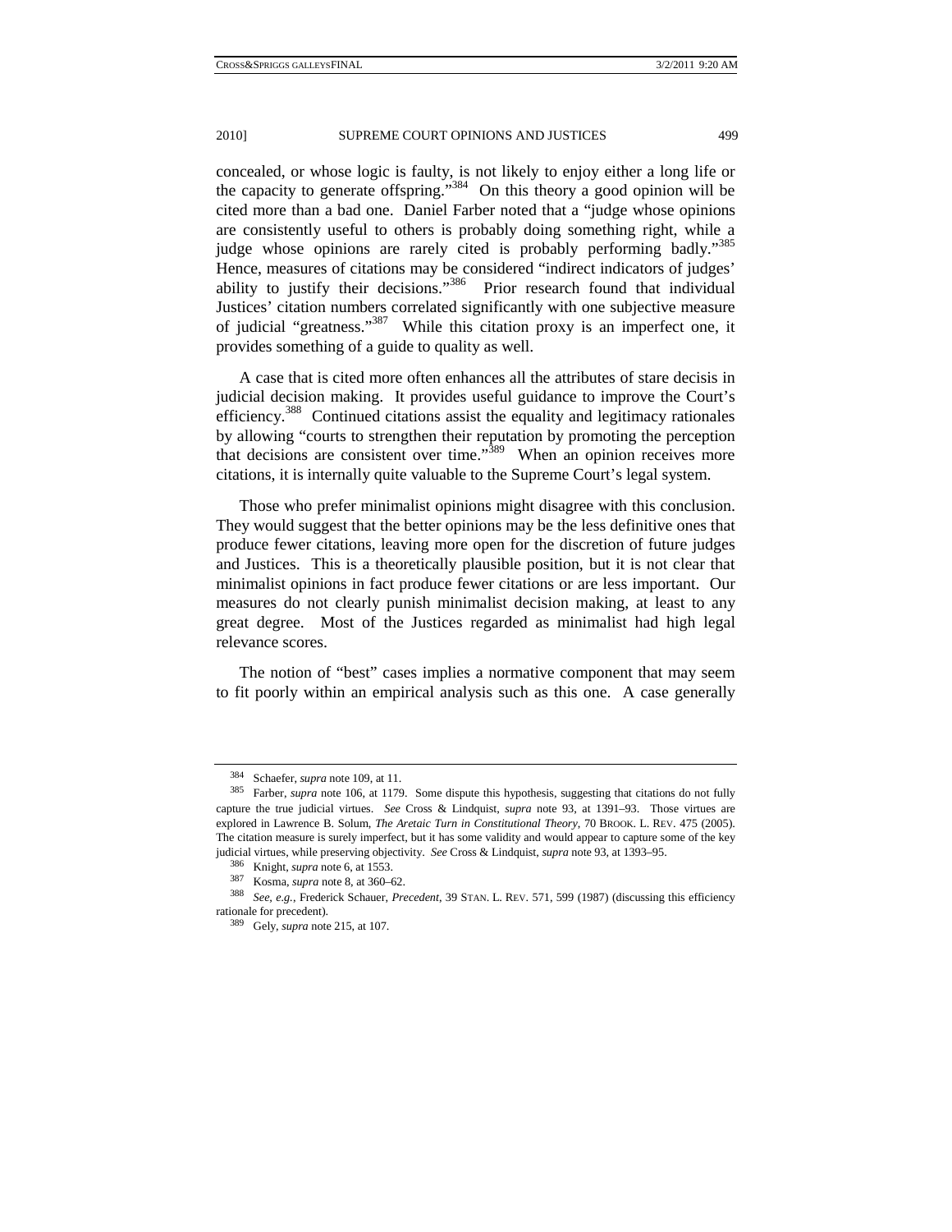concealed, or whose logic is faulty, is not likely to enjoy either a long life or the capacity to generate offspring."[384] On this theory a good opinion will be cited more than a bad one. Daniel Farber noted that a "judge whose opinions are consistently useful to others is probably doing something right, while a judge whose opinions are rarely cited is probably performing badly."[385] Hence, measures of citations may be considered "indirect indicators of judges' ability to justify their decisions."[386] Prior research found that individual Justices' citation numbers correlated significantly with one subjective measure of judicial "greatness."[387] While this citation proxy is an imperfect one, it provides something of a guide to quality as well.

A case that is cited more often enhances all the attributes of stare decisis in judicial decision making. It provides useful guidance to improve the Court's efficiency.[388] Continued citations assist the equality and legitimacy rationales by allowing "courts to strengthen their reputation by promoting the perception that decisions are consistent over time."[389] When an opinion receives more citations, it is internally quite valuable to the Supreme Court's legal system.

Those who prefer minimalist opinions might disagree with this conclusion. They would suggest that the better opinions may be the less definitive ones that produce fewer citations, leaving more open for the discretion of future judges and Justices. This is a theoretically plausible position, but it is not clear that minimalist opinions in fact produce fewer citations or are less important. Our measures do not clearly punish minimalist decision making, at least to any great degree. Most of the Justices regarded as minimalist had high legal relevance scores.

The notion of "best" cases implies a normative component that may seem to fit poorly within an empirical analysis such as this one. A case generally

---

[384] Schaefer, *supra* note 109, at 11.

[385] Farber, *supra* note 106, at 1179. Some dispute this hypothesis, suggesting that citations do not fully capture the true judicial virtues. *See* Cross & Lindquist, *supra* note 93, at 1391–93. Those virtues are explored in Lawrence B. Solum, *The Aretaic Turn in Constitutional Theory*, 70 BROOK. L. REV. 475 (2005). The citation measure is surely imperfect, but it has some validity and would appear to capture some of the key judicial virtues, while preserving objectivity. *See* Cross & Lindquist, *supra* note 93, at 1393–95.

[386] Knight, *supra* note 6, at 1553.

[387] Kosma, *supra* note 8, at 360–62.

[388] *See, e.g.*, Frederick Schauer, *Precedent*, 39 STAN. L. REV. 571, 599 (1987) (discussing this efficiency rationale for precedent).

[389] Gely, *supra* note 215, at 107.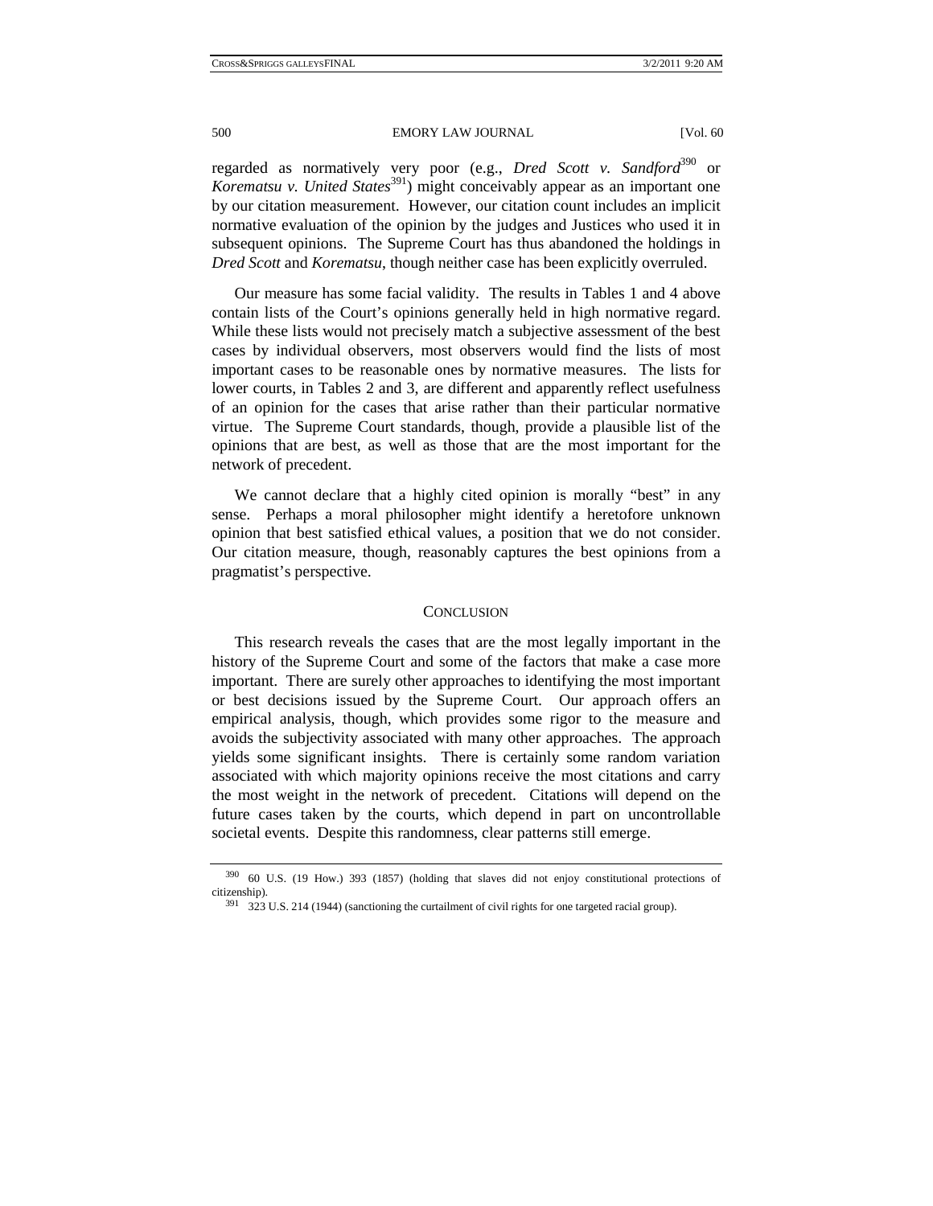regarded as normatively very poor (e.g., *Dred Scott v. Sandford*[390] or *Korematsu v. United States*[391]) might conceivably appear as an important one by our citation measurement. However, our citation count includes an implicit normative evaluation of the opinion by the judges and Justices who used it in subsequent opinions. The Supreme Court has thus abandoned the holdings in *Dred Scott* and *Korematsu*, though neither case has been explicitly overruled.

Our measure has some facial validity. The results in Tables 1 and 4 above contain lists of the Court's opinions generally held in high normative regard. While these lists would not precisely match a subjective assessment of the best cases by individual observers, most observers would find the lists of most important cases to be reasonable ones by normative measures. The lists for lower courts, in Tables 2 and 3, are different and apparently reflect usefulness of an opinion for the cases that arise rather than their particular normative virtue. The Supreme Court standards, though, provide a plausible list of the opinions that are best, as well as those that are the most important for the network of precedent.

We cannot declare that a highly cited opinion is morally "best" in any sense. Perhaps a moral philosopher might identify a heretofore unknown opinion that best satisfied ethical values, a position that we do not consider. Our citation measure, though, reasonably captures the best opinions from a pragmatist's perspective.

## CONCLUSION

This research reveals the cases that are the most legally important in the history of the Supreme Court and some of the factors that make a case more important. There are surely other approaches to identifying the most important or best decisions issued by the Supreme Court. Our approach offers an empirical analysis, though, which provides some rigor to the measure and avoids the subjectivity associated with many other approaches. The approach yields some significant insights. There is certainly some random variation associated with which majority opinions receive the most citations and carry the most weight in the network of precedent. Citations will depend on the future cases taken by the courts, which depend in part on uncontrollable societal events. Despite this randomness, clear patterns still emerge.

---

[390] 60 U.S. (19 How.) 393 (1857) (holding that slaves did not enjoy constitutional protections of citizenship).

[391] 323 U.S. 214 (1944) (sanctioning the curtailment of civil rights for one targeted racial group).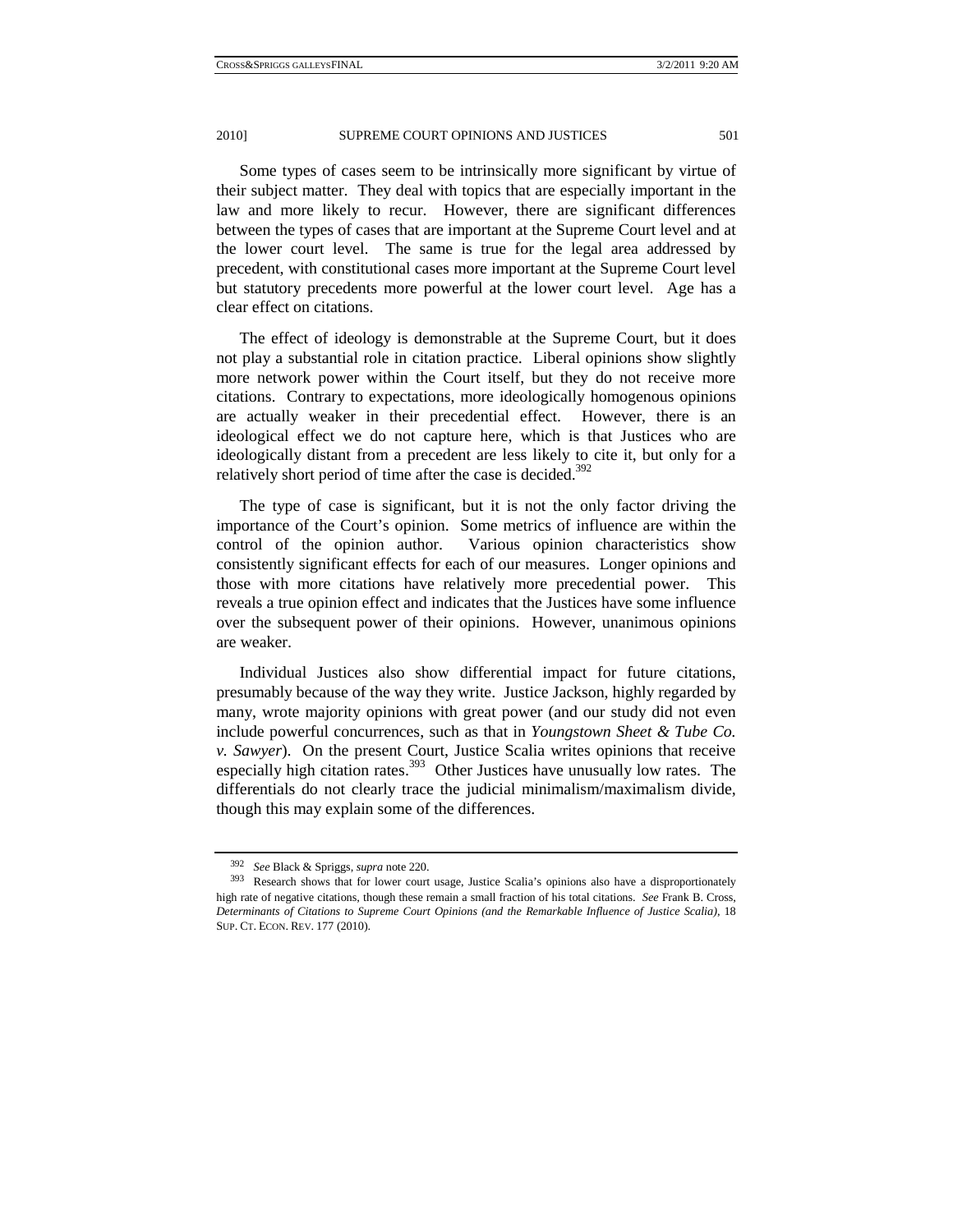Some types of cases seem to be intrinsically more significant by virtue of their subject matter. They deal with topics that are especially important in the law and more likely to recur. However, there are significant differences between the types of cases that are important at the Supreme Court level and at the lower court level. The same is true for the legal area addressed by precedent, with constitutional cases more important at the Supreme Court level but statutory precedents more powerful at the lower court level. Age has a clear effect on citations.

The effect of ideology is demonstrable at the Supreme Court, but it does not play a substantial role in citation practice. Liberal opinions show slightly more network power within the Court itself, but they do not receive more citations. Contrary to expectations, more ideologically homogenous opinions are actually weaker in their precedential effect. However, there is an ideological effect we do not capture here, which is that Justices who are ideologically distant from a precedent are less likely to cite it, but only for a relatively short period of time after the case is decided.[392]

The type of case is significant, but it is not the only factor driving the importance of the Court's opinion. Some metrics of influence are within the control of the opinion author. Various opinion characteristics show consistently significant effects for each of our measures. Longer opinions and those with more citations have relatively more precedential power. This reveals a true opinion effect and indicates that the Justices have some influence over the subsequent power of their opinions. However, unanimous opinions are weaker.

Individual Justices also show differential impact for future citations, presumably because of the way they write. Justice Jackson, highly regarded by many, wrote majority opinions with great power (and our study did not even include powerful concurrences, such as that in *Youngstown Sheet & Tube Co. v. Sawyer*). On the present Court, Justice Scalia writes opinions that receive especially high citation rates.[393] Other Justices have unusually low rates. The differentials do not clearly trace the judicial minimalism/maximalism divide, though this may explain some of the differences.

---

[392] *See* Black & Spriggs, *supra* note 220.

[393] Research shows that for lower court usage, Justice Scalia's opinions also have a disproportionately high rate of negative citations, though these remain a small fraction of his total citations. *See* Frank B. Cross, *Determinants of Citations to Supreme Court Opinions (and the Remarkable Influence of Justice Scalia)*, 18 SUP. CT. ECON. REV. 177 (2010).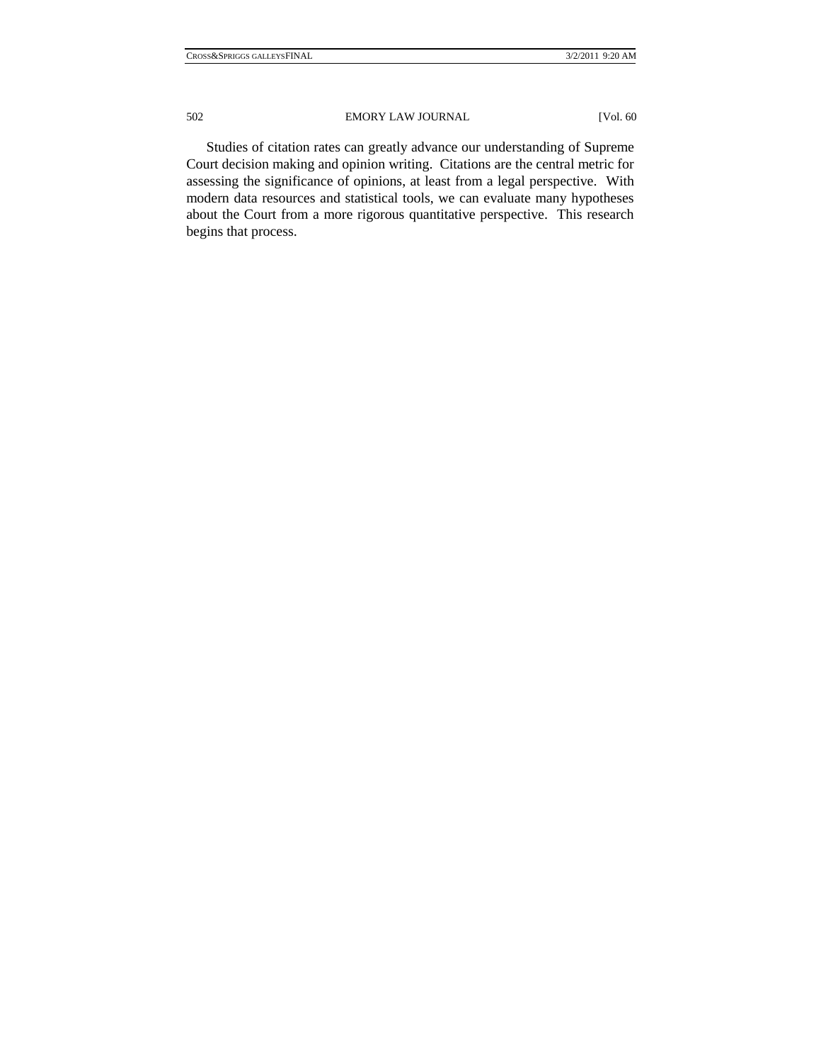Studies of citation rates can greatly advance our understanding of Supreme Court decision making and opinion writing. Citations are the central metric for assessing the significance of opinions, at least from a legal perspective. With modern data resources and statistical tools, we can evaluate many hypotheses about the Court from a more rigorous quantitative perspective. This research begins that process.